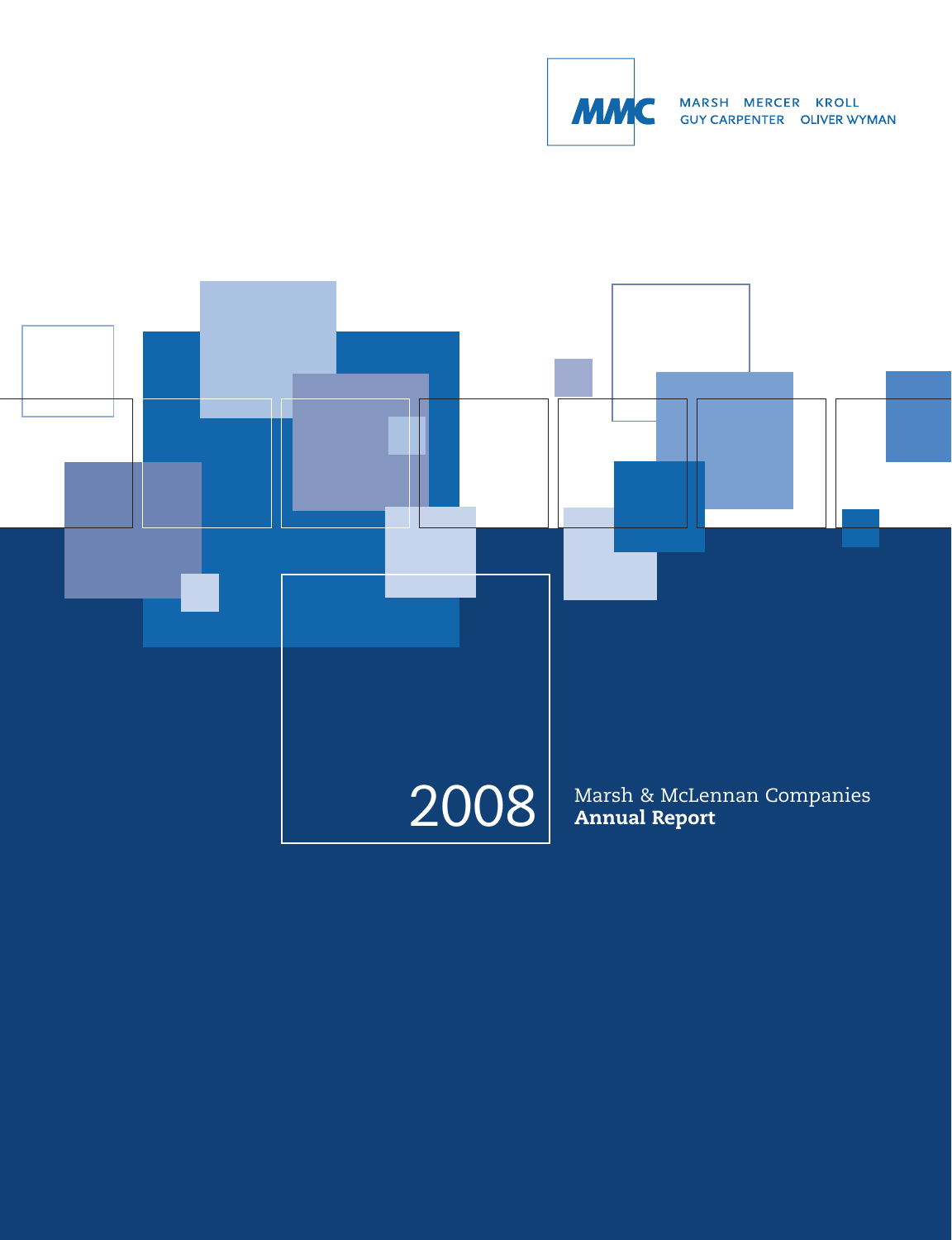MMC

MARSH MERCER KROLL
GUY CARPENTER OLIVER WYMAN

# 2008

Marsh & McLennan Companies
**Annual Report**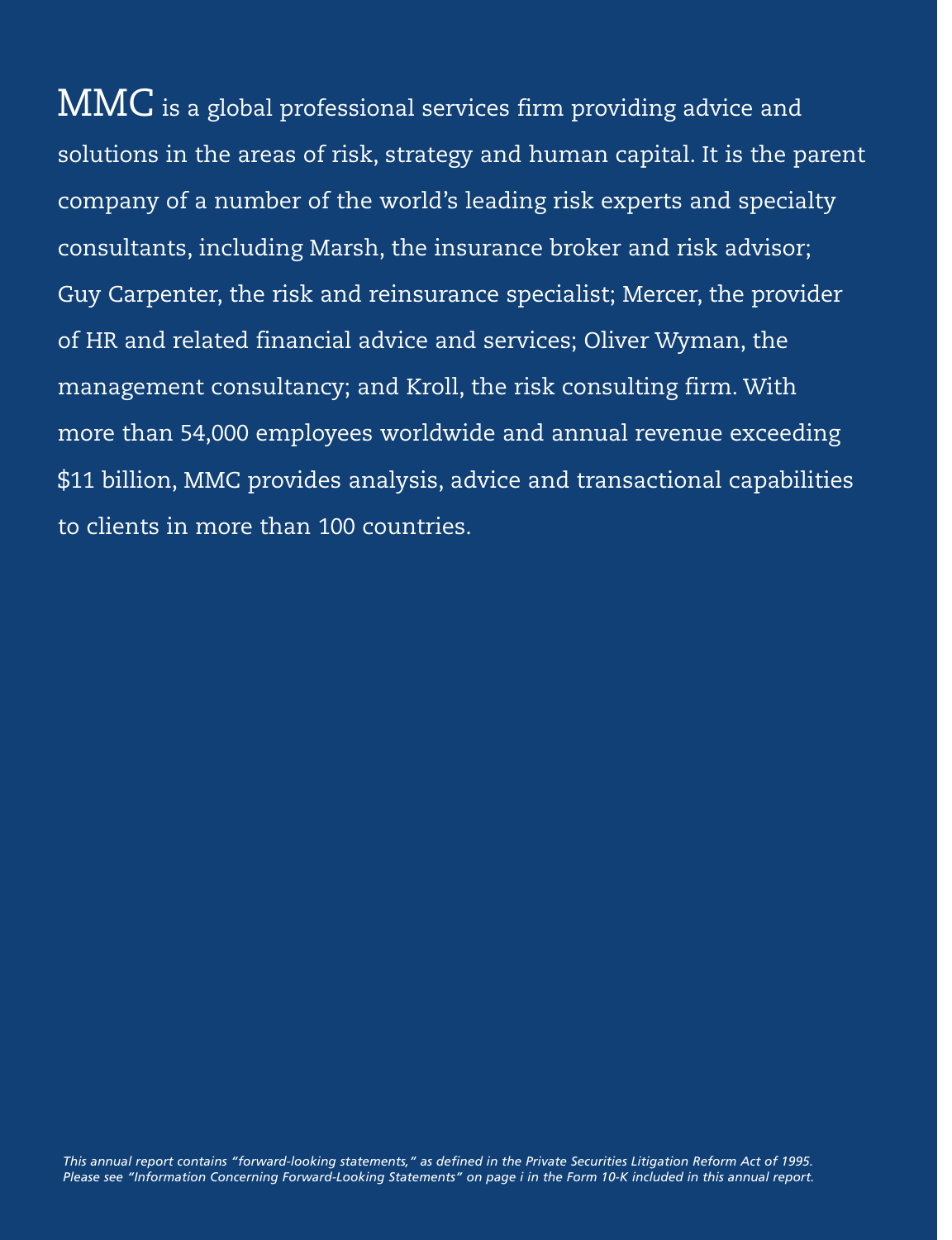MMC is a global professional services firm providing advice and solutions in the areas of risk, strategy and human capital. It is the parent company of a number of the world's leading risk experts and specialty consultants, including Marsh, the insurance broker and risk advisor; Guy Carpenter, the risk and reinsurance specialist; Mercer, the provider of HR and related financial advice and services; Oliver Wyman, the management consultancy; and Kroll, the risk consulting firm. With more than 54,000 employees worldwide and annual revenue exceeding $11 billion, MMC provides analysis, advice and transactional capabilities to clients in more than 100 countries.

*This annual report contains "forward-looking statements," as defined in the Private Securities Litigation Reform Act of 1995. Please see "Information Concerning Forward-Looking Statements" on page i in the Form 10-K included in this annual report.*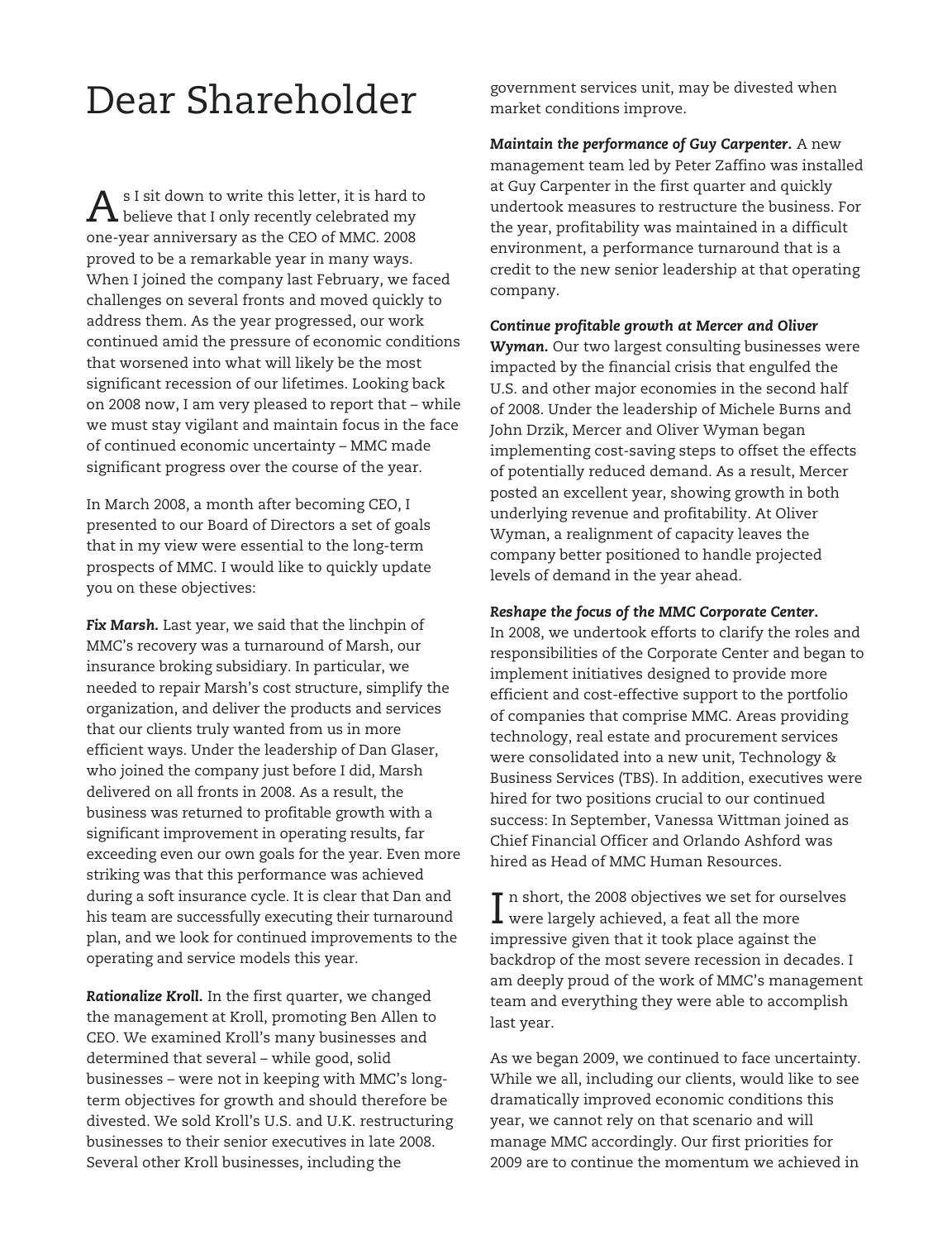# Dear Shareholder

As I sit down to write this letter, it is hard to believe that I only recently celebrated my one-year anniversary as the CEO of MMC. 2008 proved to be a remarkable year in many ways. When I joined the company last February, we faced challenges on several fronts and moved quickly to address them. As the year progressed, our work continued amid the pressure of economic conditions that worsened into what will likely be the most significant recession of our lifetimes. Looking back on 2008 now, I am very pleased to report that – while we must stay vigilant and maintain focus in the face of continued economic uncertainty – MMC made significant progress over the course of the year.

In March 2008, a month after becoming CEO, I presented to our Board of Directors a set of goals that in my view were essential to the long-term prospects of MMC. I would like to quickly update you on these objectives:

***Fix Marsh.*** Last year, we said that the linchpin of MMC's recovery was a turnaround of Marsh, our insurance broking subsidiary. In particular, we needed to repair Marsh's cost structure, simplify the organization, and deliver the products and services that our clients truly wanted from us in more efficient ways. Under the leadership of Dan Glaser, who joined the company just before I did, Marsh delivered on all fronts in 2008. As a result, the business was returned to profitable growth with a significant improvement in operating results, far exceeding even our own goals for the year. Even more striking was that this performance was achieved during a soft insurance cycle. It is clear that Dan and his team are successfully executing their turnaround plan, and we look for continued improvements to the operating and service models this year.

***Rationalize Kroll.*** In the first quarter, we changed the management at Kroll, promoting Ben Allen to CEO. We examined Kroll's many businesses and determined that several – while good, solid businesses – were not in keeping with MMC's long-term objectives for growth and should therefore be divested. We sold Kroll's U.S. and U.K. restructuring businesses to their senior executives in late 2008. Several other Kroll businesses, including the government services unit, may be divested when market conditions improve.

***Maintain the performance of Guy Carpenter.*** A new management team led by Peter Zaffino was installed at Guy Carpenter in the first quarter and quickly undertook measures to restructure the business. For the year, profitability was maintained in a difficult environment, a performance turnaround that is a credit to the new senior leadership at that operating company.

***Continue profitable growth at Mercer and Oliver Wyman.*** Our two largest consulting businesses were impacted by the financial crisis that engulfed the U.S. and other major economies in the second half of 2008. Under the leadership of Michele Burns and John Drzik, Mercer and Oliver Wyman began implementing cost-saving steps to offset the effects of potentially reduced demand. As a result, Mercer posted an excellent year, showing growth in both underlying revenue and profitability. At Oliver Wyman, a realignment of capacity leaves the company better positioned to handle projected levels of demand in the year ahead.

***Reshape the focus of the MMC Corporate Center.*** In 2008, we undertook efforts to clarify the roles and responsibilities of the Corporate Center and began to implement initiatives designed to provide more efficient and cost-effective support to the portfolio of companies that comprise MMC. Areas providing technology, real estate and procurement services were consolidated into a new unit, Technology & Business Services (TBS). In addition, executives were hired for two positions crucial to our continued success: In September, Vanessa Wittman joined as Chief Financial Officer and Orlando Ashford was hired as Head of MMC Human Resources.

In short, the 2008 objectives we set for ourselves were largely achieved, a feat all the more impressive given that it took place against the backdrop of the most severe recession in decades. I am deeply proud of the work of MMC's management team and everything they were able to accomplish last year.

As we began 2009, we continued to face uncertainty. While we all, including our clients, would like to see dramatically improved economic conditions this year, we cannot rely on that scenario and will manage MMC accordingly. Our first priorities for 2009 are to continue the momentum we achieved in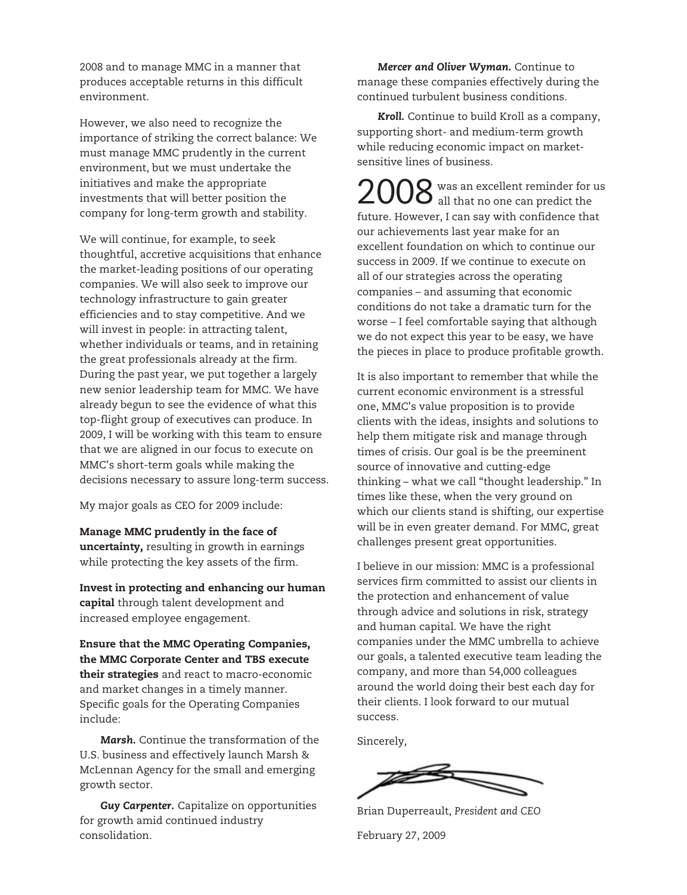2008 and to manage MMC in a manner that produces acceptable returns in this difficult environment.

However, we also need to recognize the importance of striking the correct balance: We must manage MMC prudently in the current environment, but we must undertake the initiatives and make the appropriate investments that will better position the company for long-term growth and stability.

We will continue, for example, to seek thoughtful, accretive acquisitions that enhance the market-leading positions of our operating companies. We will also seek to improve our technology infrastructure to gain greater efficiencies and to stay competitive. And we will invest in people: in attracting talent, whether individuals or teams, and in retaining the great professionals already at the firm. During the past year, we put together a largely new senior leadership team for MMC. We have already begun to see the evidence of what this top-flight group of executives can produce. In 2009, I will be working with this team to ensure that we are aligned in our focus to execute on MMC's short-term goals while making the decisions necessary to assure long-term success.

My major goals as CEO for 2009 include:

**Manage MMC prudently in the face of uncertainty,** resulting in growth in earnings while protecting the key assets of the firm.

**Invest in protecting and enhancing our human capital** through talent development and increased employee engagement.

**Ensure that the MMC Operating Companies, the MMC Corporate Center and TBS execute their strategies** and react to macro-economic and market changes in a timely manner. Specific goals for the Operating Companies include:

***Marsh.*** Continue the transformation of the U.S. business and effectively launch Marsh & McLennan Agency for the small and emerging growth sector.

***Guy Carpenter.*** Capitalize on opportunities for growth amid continued industry consolidation.

***Mercer and Oliver Wyman.*** Continue to manage these companies effectively during the continued turbulent business conditions.

***Kroll.*** Continue to build Kroll as a company, supporting short- and medium-term growth while reducing economic impact on market-sensitive lines of business.

2008 was an excellent reminder for us all that no one can predict the future. However, I can say with confidence that our achievements last year make for an excellent foundation on which to continue our success in 2009. If we continue to execute on all of our strategies across the operating companies – and assuming that economic conditions do not take a dramatic turn for the worse – I feel comfortable saying that although we do not expect this year to be easy, we have the pieces in place to produce profitable growth.

It is also important to remember that while the current economic environment is a stressful one, MMC's value proposition is to provide clients with the ideas, insights and solutions to help them mitigate risk and manage through times of crisis. Our goal is be the preeminent source of innovative and cutting-edge thinking – what we call "thought leadership." In times like these, when the very ground on which our clients stand is shifting, our expertise will be in even greater demand. For MMC, great challenges present great opportunities.

I believe in our mission: MMC is a professional services firm committed to assist our clients in the protection and enhancement of value through advice and solutions in risk, strategy and human capital. We have the right companies under the MMC umbrella to achieve our goals, a talented executive team leading the company, and more than 54,000 colleagues around the world doing their best each day for their clients. I look forward to our mutual success.

Sincerely,

Brian Duperreault, *President and CEO*

February 27, 2009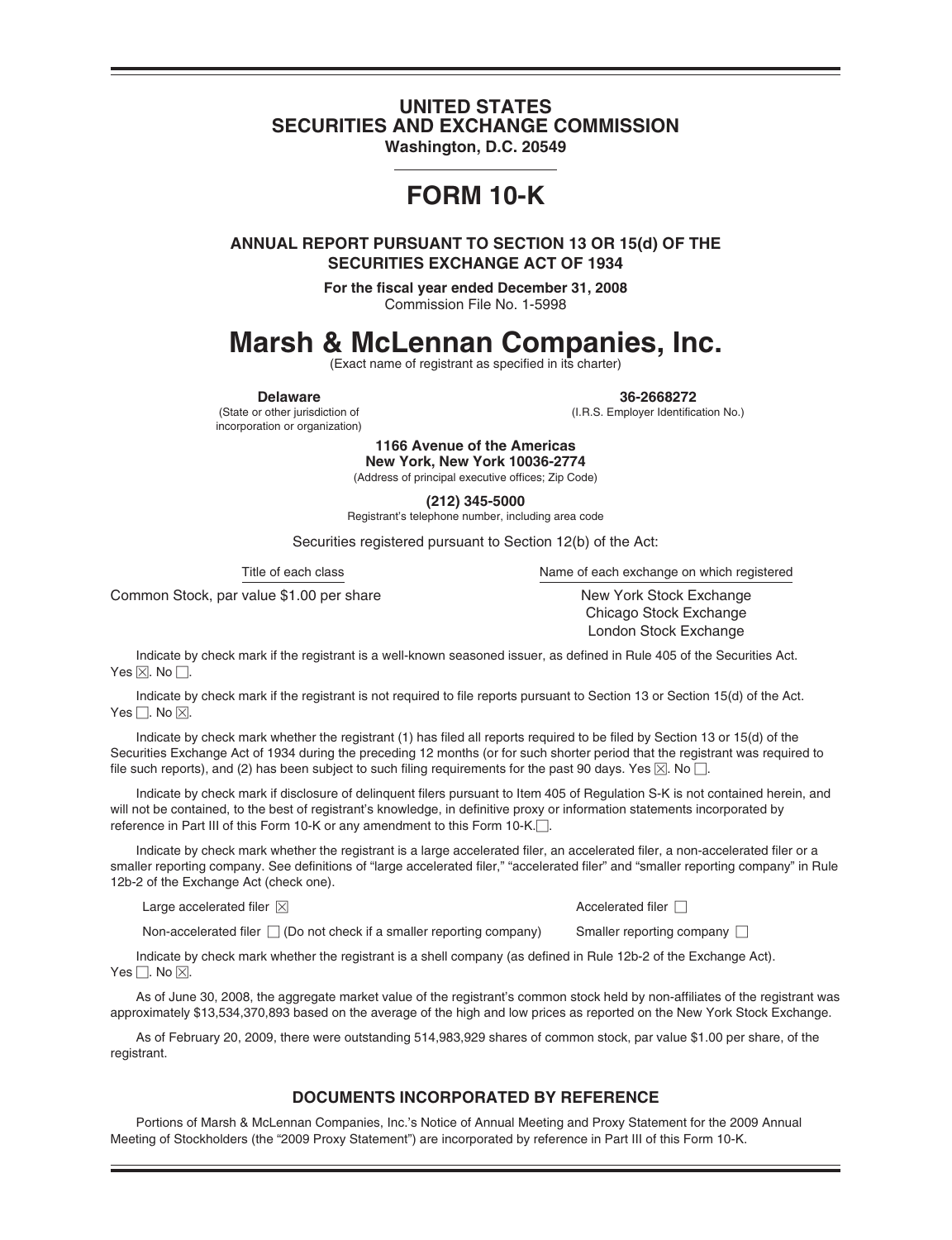# UNITED STATES
# SECURITIES AND EXCHANGE COMMISSION

**Washington, D.C. 20549**

# FORM 10-K

**ANNUAL REPORT PURSUANT TO SECTION 13 OR 15(d) OF THE SECURITIES EXCHANGE ACT OF 1934**

**For the fiscal year ended December 31, 2008**
Commission File No. 1-5998

# Marsh & McLennan Companies, Inc.

(Exact name of registrant as specified in its charter)

| **Delaware** | **36-2668272** |
|---|---|
| (State or other jurisdiction of incorporation or organization) | (I.R.S. Employer Identification No.) |

**1166 Avenue of the Americas**
**New York, New York 10036-2774**
(Address of principal executive offices; Zip Code)

**(212) 345-5000**
Registrant's telephone number, including area code

Securities registered pursuant to Section 12(b) of the Act:

| Title of each class | Name of each exchange on which registered |
|---|---|
| Common Stock, par value $1.00 per share | New York Stock Exchange |
| | Chicago Stock Exchange |
| | London Stock Exchange |

Indicate by check mark if the registrant is a well-known seasoned issuer, as defined in Rule 405 of the Securities Act. Yes ☒. No ☐.

Indicate by check mark if the registrant is not required to file reports pursuant to Section 13 or Section 15(d) of the Act. Yes ☐. No ☒.

Indicate by check mark whether the registrant (1) has filed all reports required to be filed by Section 13 or 15(d) of the Securities Exchange Act of 1934 during the preceding 12 months (or for such shorter period that the registrant was required to file such reports), and (2) has been subject to such filing requirements for the past 90 days. Yes ☒. No ☐.

Indicate by check mark if disclosure of delinquent filers pursuant to Item 405 of Regulation S-K is not contained herein, and will not be contained, to the best of registrant's knowledge, in definitive proxy or information statements incorporated by reference in Part III of this Form 10-K or any amendment to this Form 10-K.☐.

Indicate by check mark whether the registrant is a large accelerated filer, an accelerated filer, a non-accelerated filer or a smaller reporting company. See definitions of "large accelerated filer," "accelerated filer" and "smaller reporting company" in Rule 12b-2 of the Exchange Act (check one).

| | |
|---|---|
| Large accelerated filer ☒ | Accelerated filer ☐ |
| Non-accelerated filer ☐ (Do not check if a smaller reporting company) | Smaller reporting company ☐ |

Indicate by check mark whether the registrant is a shell company (as defined in Rule 12b-2 of the Exchange Act). Yes ☐. No ☒.

As of June 30, 2008, the aggregate market value of the registrant's common stock held by non-affiliates of the registrant was approximately $13,534,370,893 based on the average of the high and low prices as reported on the New York Stock Exchange.

As of February 20, 2009, there were outstanding 514,983,929 shares of common stock, par value $1.00 per share, of the registrant.

## DOCUMENTS INCORPORATED BY REFERENCE

Portions of Marsh & McLennan Companies, Inc.'s Notice of Annual Meeting and Proxy Statement for the 2009 Annual Meeting of Stockholders (the "2009 Proxy Statement") are incorporated by reference in Part III of this Form 10-K.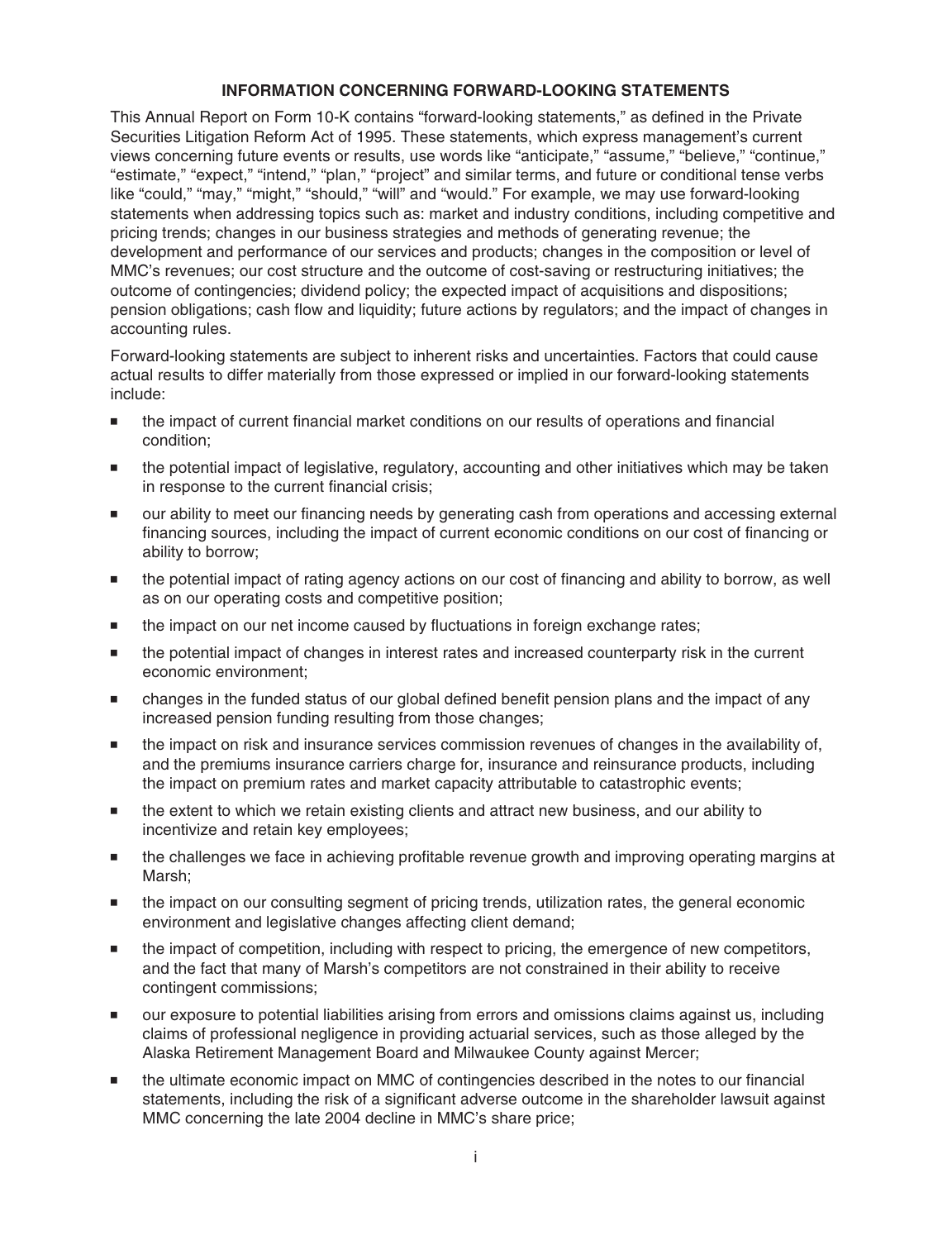## INFORMATION CONCERNING FORWARD-LOOKING STATEMENTS

This Annual Report on Form 10-K contains "forward-looking statements," as defined in the Private Securities Litigation Reform Act of 1995. These statements, which express management's current views concerning future events or results, use words like "anticipate," "assume," "believe," "continue," "estimate," "expect," "intend," "plan," "project" and similar terms, and future or conditional tense verbs like "could," "may," "might," "should," "will" and "would." For example, we may use forward-looking statements when addressing topics such as: market and industry conditions, including competitive and pricing trends; changes in our business strategies and methods of generating revenue; the development and performance of our services and products; changes in the composition or level of MMC's revenues; our cost structure and the outcome of cost-saving or restructuring initiatives; the outcome of contingencies; dividend policy; the expected impact of acquisitions and dispositions; pension obligations; cash flow and liquidity; future actions by regulators; and the impact of changes in accounting rules.

Forward-looking statements are subject to inherent risks and uncertainties. Factors that could cause actual results to differ materially from those expressed or implied in our forward-looking statements include:

- the impact of current financial market conditions on our results of operations and financial condition;
- the potential impact of legislative, regulatory, accounting and other initiatives which may be taken in response to the current financial crisis;
- our ability to meet our financing needs by generating cash from operations and accessing external financing sources, including the impact of current economic conditions on our cost of financing or ability to borrow;
- the potential impact of rating agency actions on our cost of financing and ability to borrow, as well as on our operating costs and competitive position;
- the impact on our net income caused by fluctuations in foreign exchange rates;
- the potential impact of changes in interest rates and increased counterparty risk in the current economic environment;
- changes in the funded status of our global defined benefit pension plans and the impact of any increased pension funding resulting from those changes;
- the impact on risk and insurance services commission revenues of changes in the availability of, and the premiums insurance carriers charge for, insurance and reinsurance products, including the impact on premium rates and market capacity attributable to catastrophic events;
- the extent to which we retain existing clients and attract new business, and our ability to incentivize and retain key employees;
- the challenges we face in achieving profitable revenue growth and improving operating margins at Marsh;
- the impact on our consulting segment of pricing trends, utilization rates, the general economic environment and legislative changes affecting client demand;
- the impact of competition, including with respect to pricing, the emergence of new competitors, and the fact that many of Marsh's competitors are not constrained in their ability to receive contingent commissions;
- our exposure to potential liabilities arising from errors and omissions claims against us, including claims of professional negligence in providing actuarial services, such as those alleged by the Alaska Retirement Management Board and Milwaukee County against Mercer;
- the ultimate economic impact on MMC of contingencies described in the notes to our financial statements, including the risk of a significant adverse outcome in the shareholder lawsuit against MMC concerning the late 2004 decline in MMC's share price;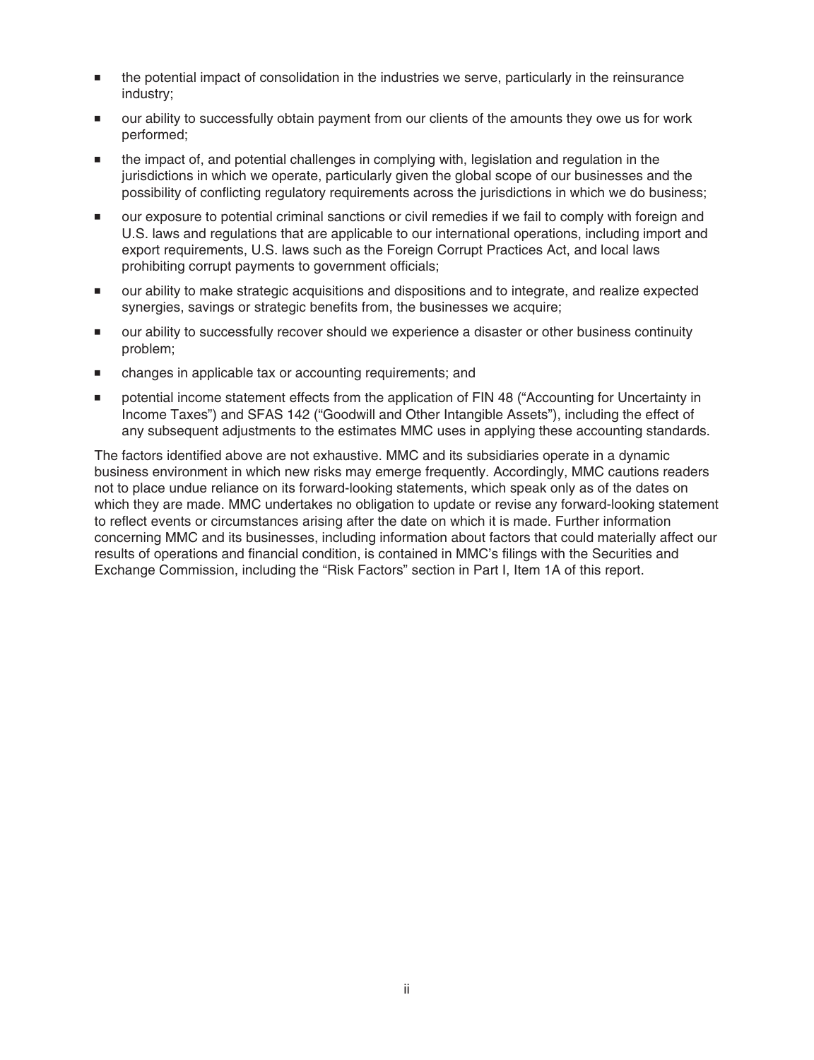- the potential impact of consolidation in the industries we serve, particularly in the reinsurance industry;
- our ability to successfully obtain payment from our clients of the amounts they owe us for work performed;
- the impact of, and potential challenges in complying with, legislation and regulation in the jurisdictions in which we operate, particularly given the global scope of our businesses and the possibility of conflicting regulatory requirements across the jurisdictions in which we do business;
- our exposure to potential criminal sanctions or civil remedies if we fail to comply with foreign and U.S. laws and regulations that are applicable to our international operations, including import and export requirements, U.S. laws such as the Foreign Corrupt Practices Act, and local laws prohibiting corrupt payments to government officials;
- our ability to make strategic acquisitions and dispositions and to integrate, and realize expected synergies, savings or strategic benefits from, the businesses we acquire;
- our ability to successfully recover should we experience a disaster or other business continuity problem;
- changes in applicable tax or accounting requirements; and
- potential income statement effects from the application of FIN 48 ("Accounting for Uncertainty in Income Taxes") and SFAS 142 ("Goodwill and Other Intangible Assets"), including the effect of any subsequent adjustments to the estimates MMC uses in applying these accounting standards.

The factors identified above are not exhaustive. MMC and its subsidiaries operate in a dynamic business environment in which new risks may emerge frequently. Accordingly, MMC cautions readers not to place undue reliance on its forward-looking statements, which speak only as of the dates on which they are made. MMC undertakes no obligation to update or revise any forward-looking statement to reflect events or circumstances arising after the date on which it is made. Further information concerning MMC and its businesses, including information about factors that could materially affect our results of operations and financial condition, is contained in MMC's filings with the Securities and Exchange Commission, including the "Risk Factors" section in Part I, Item 1A of this report.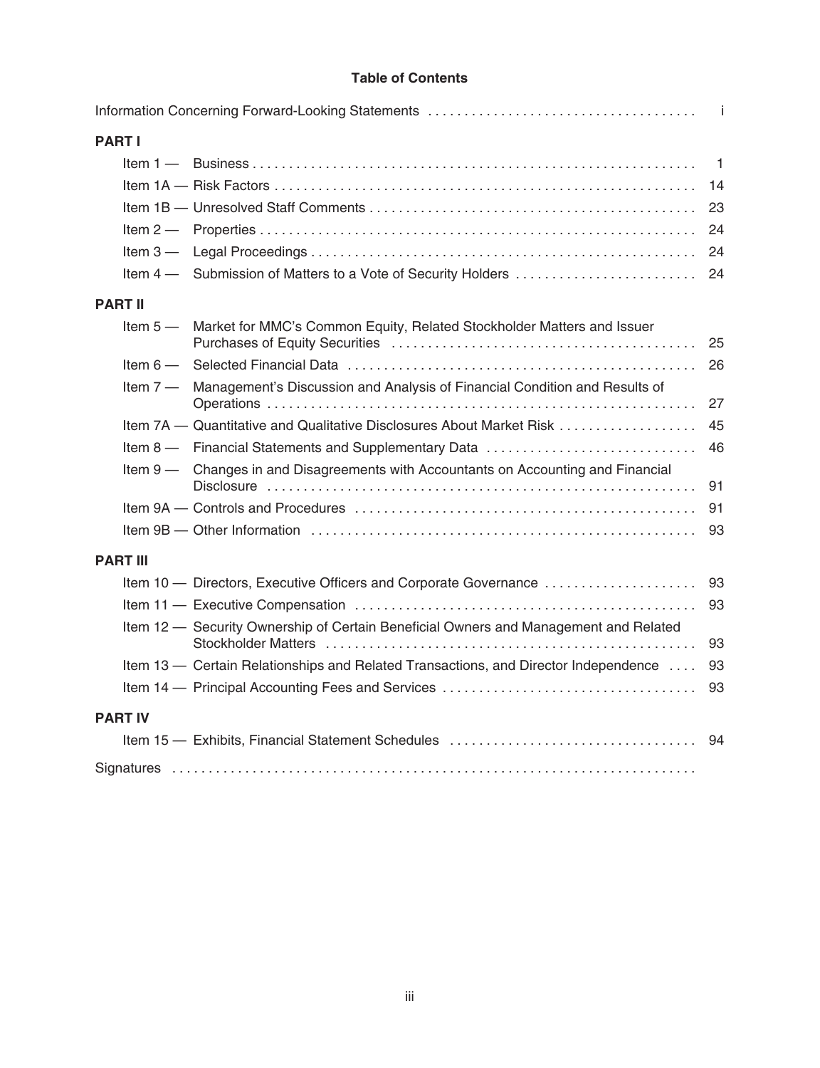# Table of Contents

| | | |
|---|---|---|
| Information Concerning Forward-Looking Statements | | i |
| **PART I** | | |
| Item 1 — | Business | 1 |
| Item 1A — | Risk Factors | 14 |
| Item 1B — | Unresolved Staff Comments | 23 |
| Item 2 — | Properties | 24 |
| Item 3 — | Legal Proceedings | 24 |
| Item 4 — | Submission of Matters to a Vote of Security Holders | 24 |
| **PART II** | | |
| Item 5 — | Market for MMC's Common Equity, Related Stockholder Matters and Issuer Purchases of Equity Securities | 25 |
| Item 6 — | Selected Financial Data | 26 |
| Item 7 — | Management's Discussion and Analysis of Financial Condition and Results of Operations | 27 |
| Item 7A — | Quantitative and Qualitative Disclosures About Market Risk | 45 |
| Item 8 — | Financial Statements and Supplementary Data | 46 |
| Item 9 — | Changes in and Disagreements with Accountants on Accounting and Financial Disclosure | 91 |
| Item 9A — | Controls and Procedures | 91 |
| Item 9B — | Other Information | 93 |
| **PART III** | | |
| Item 10 — | Directors, Executive Officers and Corporate Governance | 93 |
| Item 11 — | Executive Compensation | 93 |
| Item 12 — | Security Ownership of Certain Beneficial Owners and Management and Related Stockholder Matters | 93 |
| Item 13 — | Certain Relationships and Related Transactions, and Director Independence | 93 |
| Item 14 — | Principal Accounting Fees and Services | 93 |
| **PART IV** | | |
| Item 15 — | Exhibits, Financial Statement Schedules | 94 |
| Signatures | | |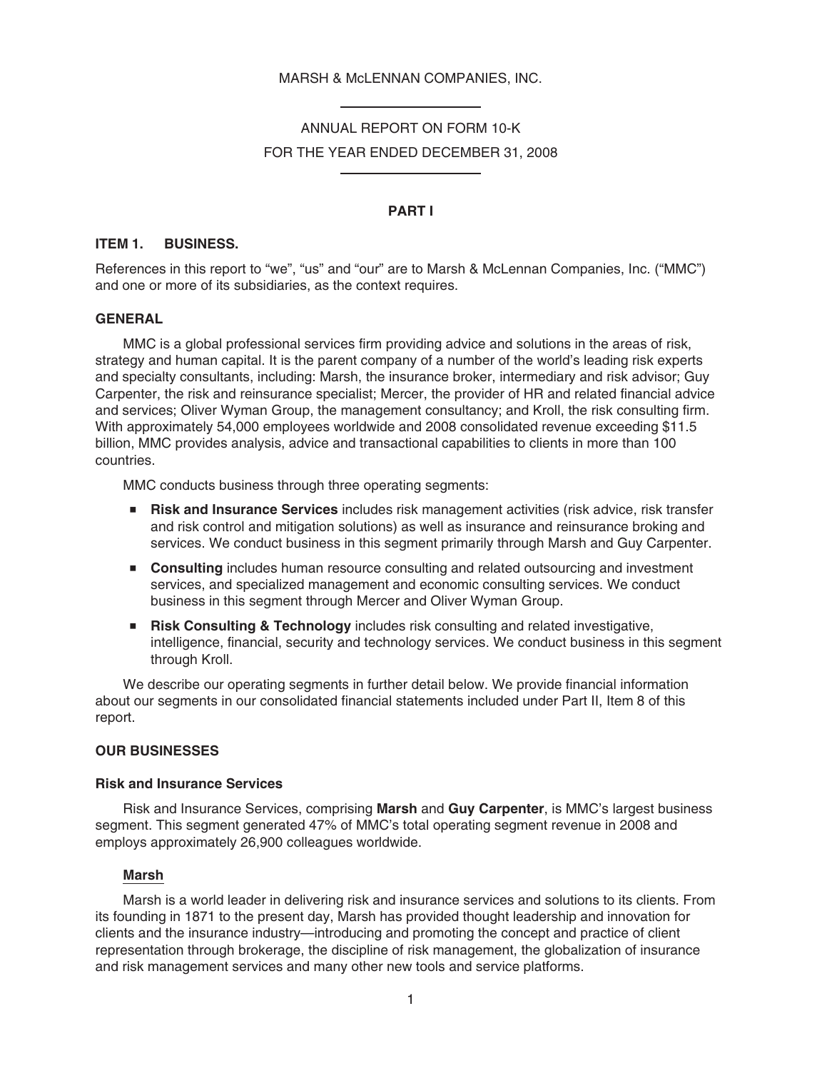MARSH & McLENNAN COMPANIES, INC.

ANNUAL REPORT ON FORM 10-K

FOR THE YEAR ENDED DECEMBER 31, 2008

## PART I

### ITEM 1. BUSINESS.

References in this report to "we", "us" and "our" are to Marsh & McLennan Companies, Inc. ("MMC") and one or more of its subsidiaries, as the context requires.

### GENERAL

MMC is a global professional services firm providing advice and solutions in the areas of risk, strategy and human capital. It is the parent company of a number of the world's leading risk experts and specialty consultants, including: Marsh, the insurance broker, intermediary and risk advisor; Guy Carpenter, the risk and reinsurance specialist; Mercer, the provider of HR and related financial advice and services; Oliver Wyman Group, the management consultancy; and Kroll, the risk consulting firm. With approximately 54,000 employees worldwide and 2008 consolidated revenue exceeding $11.5 billion, MMC provides analysis, advice and transactional capabilities to clients in more than 100 countries.

MMC conducts business through three operating segments:

- **Risk and Insurance Services** includes risk management activities (risk advice, risk transfer and risk control and mitigation solutions) as well as insurance and reinsurance broking and services. We conduct business in this segment primarily through Marsh and Guy Carpenter.
- **Consulting** includes human resource consulting and related outsourcing and investment services, and specialized management and economic consulting services. We conduct business in this segment through Mercer and Oliver Wyman Group.
- **Risk Consulting & Technology** includes risk consulting and related investigative, intelligence, financial, security and technology services. We conduct business in this segment through Kroll.

We describe our operating segments in further detail below. We provide financial information about our segments in our consolidated financial statements included under Part II, Item 8 of this report.

### OUR BUSINESSES

#### Risk and Insurance Services

Risk and Insurance Services, comprising **Marsh** and **Guy Carpenter**, is MMC's largest business segment. This segment generated 47% of MMC's total operating segment revenue in 2008 and employs approximately 26,900 colleagues worldwide.

##### Marsh

Marsh is a world leader in delivering risk and insurance services and solutions to its clients. From its founding in 1871 to the present day, Marsh has provided thought leadership and innovation for clients and the insurance industry—introducing and promoting the concept and practice of client representation through brokerage, the discipline of risk management, the globalization of insurance and risk management services and many other new tools and service platforms.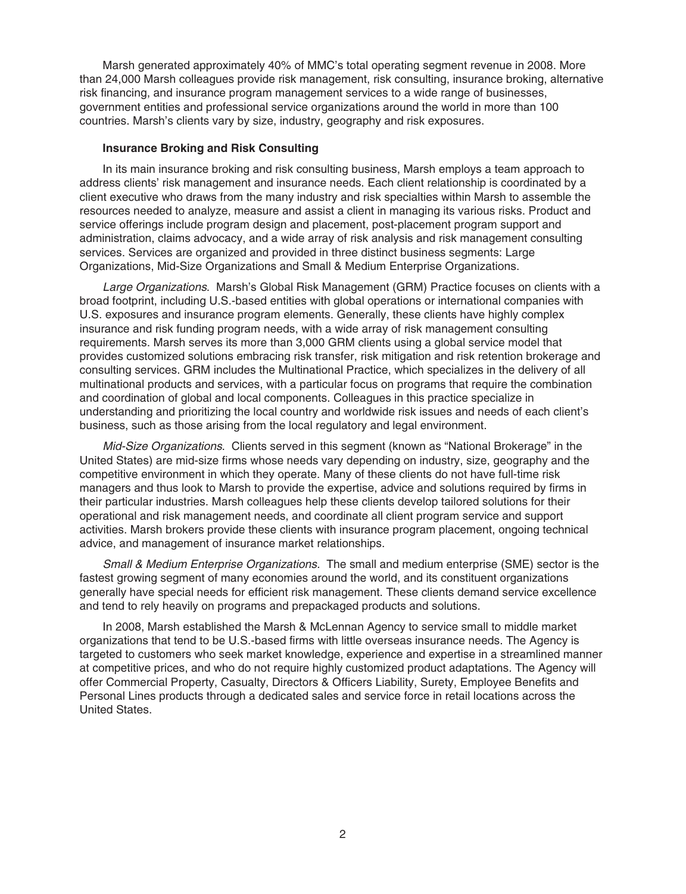Marsh generated approximately 40% of MMC's total operating segment revenue in 2008. More than 24,000 Marsh colleagues provide risk management, risk consulting, insurance broking, alternative risk financing, and insurance program management services to a wide range of businesses, government entities and professional service organizations around the world in more than 100 countries. Marsh's clients vary by size, industry, geography and risk exposures.

**Insurance Broking and Risk Consulting**

In its main insurance broking and risk consulting business, Marsh employs a team approach to address clients' risk management and insurance needs. Each client relationship is coordinated by a client executive who draws from the many industry and risk specialties within Marsh to assemble the resources needed to analyze, measure and assist a client in managing its various risks. Product and service offerings include program design and placement, post-placement program support and administration, claims advocacy, and a wide array of risk analysis and risk management consulting services. Services are organized and provided in three distinct business segments: Large Organizations, Mid-Size Organizations and Small & Medium Enterprise Organizations.

*Large Organizations*. Marsh's Global Risk Management (GRM) Practice focuses on clients with a broad footprint, including U.S.-based entities with global operations or international companies with U.S. exposures and insurance program elements. Generally, these clients have highly complex insurance and risk funding program needs, with a wide array of risk management consulting requirements. Marsh serves its more than 3,000 GRM clients using a global service model that provides customized solutions embracing risk transfer, risk mitigation and risk retention brokerage and consulting services. GRM includes the Multinational Practice, which specializes in the delivery of all multinational products and services, with a particular focus on programs that require the combination and coordination of global and local components. Colleagues in this practice specialize in understanding and prioritizing the local country and worldwide risk issues and needs of each client's business, such as those arising from the local regulatory and legal environment.

*Mid-Size Organizations*. Clients served in this segment (known as "National Brokerage" in the United States) are mid-size firms whose needs vary depending on industry, size, geography and the competitive environment in which they operate. Many of these clients do not have full-time risk managers and thus look to Marsh to provide the expertise, advice and solutions required by firms in their particular industries. Marsh colleagues help these clients develop tailored solutions for their operational and risk management needs, and coordinate all client program service and support activities. Marsh brokers provide these clients with insurance program placement, ongoing technical advice, and management of insurance market relationships.

*Small & Medium Enterprise Organizations*. The small and medium enterprise (SME) sector is the fastest growing segment of many economies around the world, and its constituent organizations generally have special needs for efficient risk management. These clients demand service excellence and tend to rely heavily on programs and prepackaged products and solutions.

In 2008, Marsh established the Marsh & McLennan Agency to service small to middle market organizations that tend to be U.S.-based firms with little overseas insurance needs. The Agency is targeted to customers who seek market knowledge, experience and expertise in a streamlined manner at competitive prices, and who do not require highly customized product adaptations. The Agency will offer Commercial Property, Casualty, Directors & Officers Liability, Surety, Employee Benefits and Personal Lines products through a dedicated sales and service force in retail locations across the United States.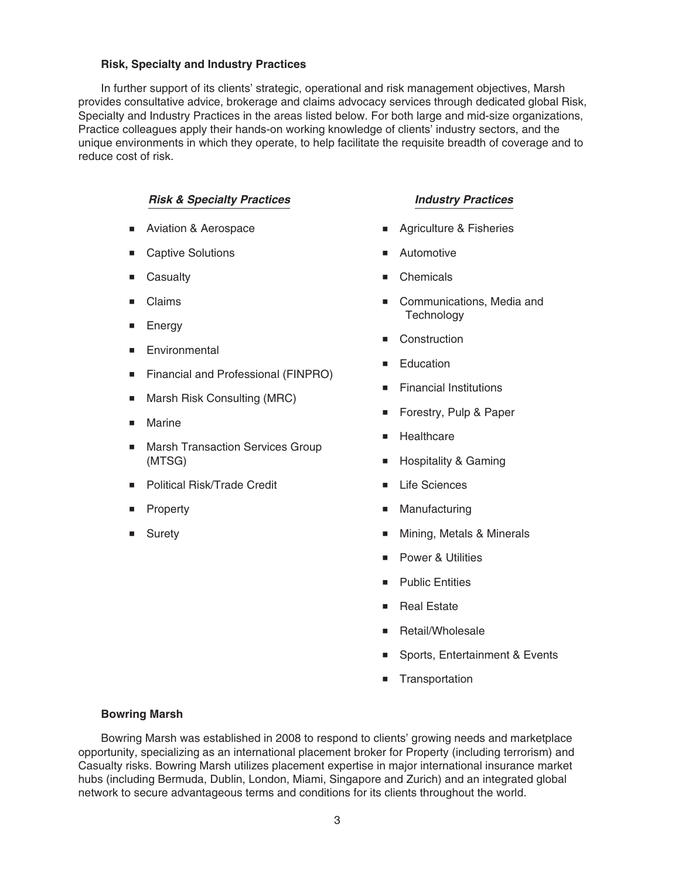### Risk, Specialty and Industry Practices

In further support of its clients' strategic, operational and risk management objectives, Marsh provides consultative advice, brokerage and claims advocacy services through dedicated global Risk, Specialty and Industry Practices in the areas listed below. For both large and mid-size organizations, Practice colleagues apply their hands-on working knowledge of clients' industry sectors, and the unique environments in which they operate, to help facilitate the requisite breadth of coverage and to reduce cost of risk.

***Risk & Specialty Practices***

- Aviation & Aerospace
- Captive Solutions
- Casualty
- Claims
- Energy
- Environmental
- Financial and Professional (FINPRO)
- Marsh Risk Consulting (MRC)
- Marine
- Marsh Transaction Services Group (MTSG)
- Political Risk/Trade Credit
- Property
- Surety

***Industry Practices***

- Agriculture & Fisheries
- Automotive
- Chemicals
- Communications, Media and Technology
- Construction
- Education
- Financial Institutions
- Forestry, Pulp & Paper
- Healthcare
- Hospitality & Gaming
- Life Sciences
- Manufacturing
- Mining, Metals & Minerals
- Power & Utilities
- Public Entities
- Real Estate
- Retail/Wholesale
- Sports, Entertainment & Events
- Transportation

### Bowring Marsh

Bowring Marsh was established in 2008 to respond to clients' growing needs and marketplace opportunity, specializing as an international placement broker for Property (including terrorism) and Casualty risks. Bowring Marsh utilizes placement expertise in major international insurance market hubs (including Bermuda, Dublin, London, Miami, Singapore and Zurich) and an integrated global network to secure advantageous terms and conditions for its clients throughout the world.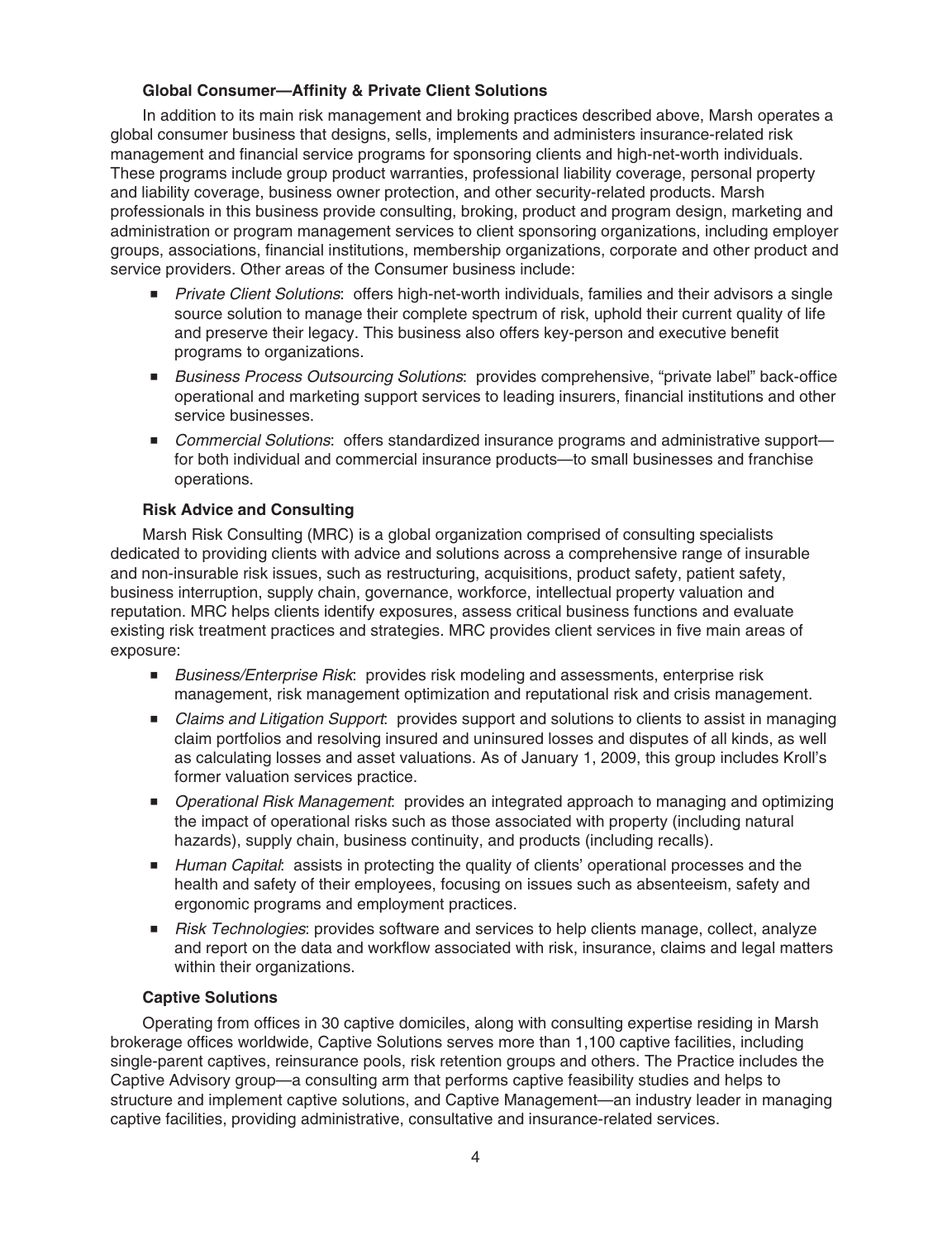### Global Consumer—Affinity & Private Client Solutions

In addition to its main risk management and broking practices described above, Marsh operates a global consumer business that designs, sells, implements and administers insurance-related risk management and financial service programs for sponsoring clients and high-net-worth individuals. These programs include group product warranties, professional liability coverage, personal property and liability coverage, business owner protection, and other security-related products. Marsh professionals in this business provide consulting, broking, product and program design, marketing and administration or program management services to client sponsoring organizations, including employer groups, associations, financial institutions, membership organizations, corporate and other product and service providers. Other areas of the Consumer business include:

- *Private Client Solutions*: offers high-net-worth individuals, families and their advisors a single source solution to manage their complete spectrum of risk, uphold their current quality of life and preserve their legacy. This business also offers key-person and executive benefit programs to organizations.
- *Business Process Outsourcing Solutions*: provides comprehensive, "private label" back-office operational and marketing support services to leading insurers, financial institutions and other service businesses.
- *Commercial Solutions*: offers standardized insurance programs and administrative support—for both individual and commercial insurance products—to small businesses and franchise operations.

### Risk Advice and Consulting

Marsh Risk Consulting (MRC) is a global organization comprised of consulting specialists dedicated to providing clients with advice and solutions across a comprehensive range of insurable and non-insurable risk issues, such as restructuring, acquisitions, product safety, patient safety, business interruption, supply chain, governance, workforce, intellectual property valuation and reputation. MRC helps clients identify exposures, assess critical business functions and evaluate existing risk treatment practices and strategies. MRC provides client services in five main areas of exposure:

- *Business/Enterprise Risk*: provides risk modeling and assessments, enterprise risk management, risk management optimization and reputational risk and crisis management.
- *Claims and Litigation Support*: provides support and solutions to clients to assist in managing claim portfolios and resolving insured and uninsured losses and disputes of all kinds, as well as calculating losses and asset valuations. As of January 1, 2009, this group includes Kroll's former valuation services practice.
- *Operational Risk Management*: provides an integrated approach to managing and optimizing the impact of operational risks such as those associated with property (including natural hazards), supply chain, business continuity, and products (including recalls).
- *Human Capital*: assists in protecting the quality of clients' operational processes and the health and safety of their employees, focusing on issues such as absenteeism, safety and ergonomic programs and employment practices.
- *Risk Technologies*: provides software and services to help clients manage, collect, analyze and report on the data and workflow associated with risk, insurance, claims and legal matters within their organizations.

### Captive Solutions

Operating from offices in 30 captive domiciles, along with consulting expertise residing in Marsh brokerage offices worldwide, Captive Solutions serves more than 1,100 captive facilities, including single-parent captives, reinsurance pools, risk retention groups and others. The Practice includes the Captive Advisory group—a consulting arm that performs captive feasibility studies and helps to structure and implement captive solutions, and Captive Management—an industry leader in managing captive facilities, providing administrative, consultative and insurance-related services.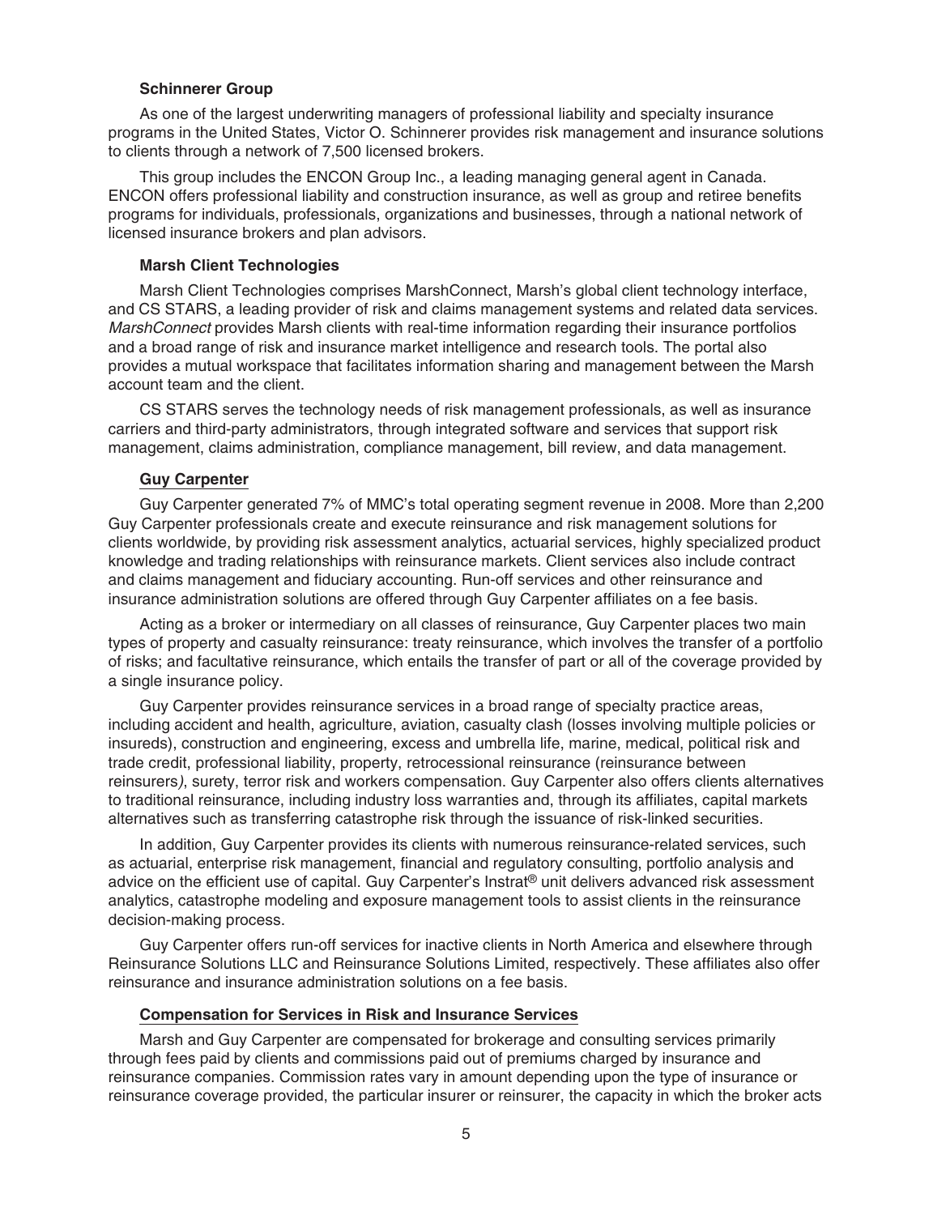### Schinnerer Group

As one of the largest underwriting managers of professional liability and specialty insurance programs in the United States, Victor O. Schinnerer provides risk management and insurance solutions to clients through a network of 7,500 licensed brokers.

This group includes the ENCON Group Inc., a leading managing general agent in Canada. ENCON offers professional liability and construction insurance, as well as group and retiree benefits programs for individuals, professionals, organizations and businesses, through a national network of licensed insurance brokers and plan advisors.

### Marsh Client Technologies

Marsh Client Technologies comprises MarshConnect, Marsh's global client technology interface, and CS STARS, a leading provider of risk and claims management systems and related data services. *MarshConnect* provides Marsh clients with real-time information regarding their insurance portfolios and a broad range of risk and insurance market intelligence and research tools. The portal also provides a mutual workspace that facilitates information sharing and management between the Marsh account team and the client.

CS STARS serves the technology needs of risk management professionals, as well as insurance carriers and third-party administrators, through integrated software and services that support risk management, claims administration, compliance management, bill review, and data management.

### Guy Carpenter

Guy Carpenter generated 7% of MMC's total operating segment revenue in 2008. More than 2,200 Guy Carpenter professionals create and execute reinsurance and risk management solutions for clients worldwide, by providing risk assessment analytics, actuarial services, highly specialized product knowledge and trading relationships with reinsurance markets. Client services also include contract and claims management and fiduciary accounting. Run-off services and other reinsurance and insurance administration solutions are offered through Guy Carpenter affiliates on a fee basis.

Acting as a broker or intermediary on all classes of reinsurance, Guy Carpenter places two main types of property and casualty reinsurance: treaty reinsurance, which involves the transfer of a portfolio of risks; and facultative reinsurance, which entails the transfer of part or all of the coverage provided by a single insurance policy.

Guy Carpenter provides reinsurance services in a broad range of specialty practice areas, including accident and health, agriculture, aviation, casualty clash (losses involving multiple policies or insureds), construction and engineering, excess and umbrella life, marine, medical, political risk and trade credit, professional liability, property, retrocessional reinsurance (reinsurance between reinsurers), surety, terror risk and workers compensation. Guy Carpenter also offers clients alternatives to traditional reinsurance, including industry loss warranties and, through its affiliates, capital markets alternatives such as transferring catastrophe risk through the issuance of risk-linked securities.

In addition, Guy Carpenter provides its clients with numerous reinsurance-related services, such as actuarial, enterprise risk management, financial and regulatory consulting, portfolio analysis and advice on the efficient use of capital. Guy Carpenter's Instrat® unit delivers advanced risk assessment analytics, catastrophe modeling and exposure management tools to assist clients in the reinsurance decision-making process.

Guy Carpenter offers run-off services for inactive clients in North America and elsewhere through Reinsurance Solutions LLC and Reinsurance Solutions Limited, respectively. These affiliates also offer reinsurance and insurance administration solutions on a fee basis.

### Compensation for Services in Risk and Insurance Services

Marsh and Guy Carpenter are compensated for brokerage and consulting services primarily through fees paid by clients and commissions paid out of premiums charged by insurance and reinsurance companies. Commission rates vary in amount depending upon the type of insurance or reinsurance coverage provided, the particular insurer or reinsurer, the capacity in which the broker acts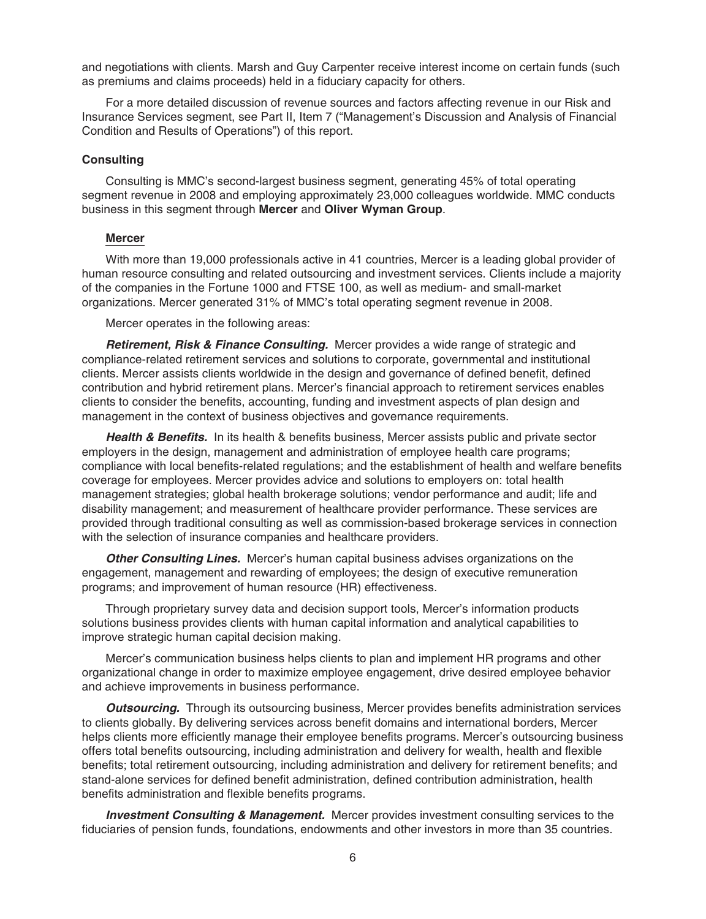and negotiations with clients. Marsh and Guy Carpenter receive interest income on certain funds (such as premiums and claims proceeds) held in a fiduciary capacity for others.

For a more detailed discussion of revenue sources and factors affecting revenue in our Risk and Insurance Services segment, see Part II, Item 7 ("Management's Discussion and Analysis of Financial Condition and Results of Operations") of this report.

### Consulting

Consulting is MMC's second-largest business segment, generating 45% of total operating segment revenue in 2008 and employing approximately 23,000 colleagues worldwide. MMC conducts business in this segment through **Mercer** and **Oliver Wyman Group**.

#### Mercer

With more than 19,000 professionals active in 41 countries, Mercer is a leading global provider of human resource consulting and related outsourcing and investment services. Clients include a majority of the companies in the Fortune 1000 and FTSE 100, as well as medium- and small-market organizations. Mercer generated 31% of MMC's total operating segment revenue in 2008.

Mercer operates in the following areas:

***Retirement, Risk & Finance Consulting.*** Mercer provides a wide range of strategic and compliance-related retirement services and solutions to corporate, governmental and institutional clients. Mercer assists clients worldwide in the design and governance of defined benefit, defined contribution and hybrid retirement plans. Mercer's financial approach to retirement services enables clients to consider the benefits, accounting, funding and investment aspects of plan design and management in the context of business objectives and governance requirements.

***Health & Benefits.*** In its health & benefits business, Mercer assists public and private sector employers in the design, management and administration of employee health care programs; compliance with local benefits-related regulations; and the establishment of health and welfare benefits coverage for employees. Mercer provides advice and solutions to employers on: total health management strategies; global health brokerage solutions; vendor performance and audit; life and disability management; and measurement of healthcare provider performance. These services are provided through traditional consulting as well as commission-based brokerage services in connection with the selection of insurance companies and healthcare providers.

***Other Consulting Lines.*** Mercer's human capital business advises organizations on the engagement, management and rewarding of employees; the design of executive remuneration programs; and improvement of human resource (HR) effectiveness.

Through proprietary survey data and decision support tools, Mercer's information products solutions business provides clients with human capital information and analytical capabilities to improve strategic human capital decision making.

Mercer's communication business helps clients to plan and implement HR programs and other organizational change in order to maximize employee engagement, drive desired employee behavior and achieve improvements in business performance.

***Outsourcing.*** Through its outsourcing business, Mercer provides benefits administration services to clients globally. By delivering services across benefit domains and international borders, Mercer helps clients more efficiently manage their employee benefits programs. Mercer's outsourcing business offers total benefits outsourcing, including administration and delivery for wealth, health and flexible benefits; total retirement outsourcing, including administration and delivery for retirement benefits; and stand-alone services for defined benefit administration, defined contribution administration, health benefits administration and flexible benefits programs.

***Investment Consulting & Management.*** Mercer provides investment consulting services to the fiduciaries of pension funds, foundations, endowments and other investors in more than 35 countries.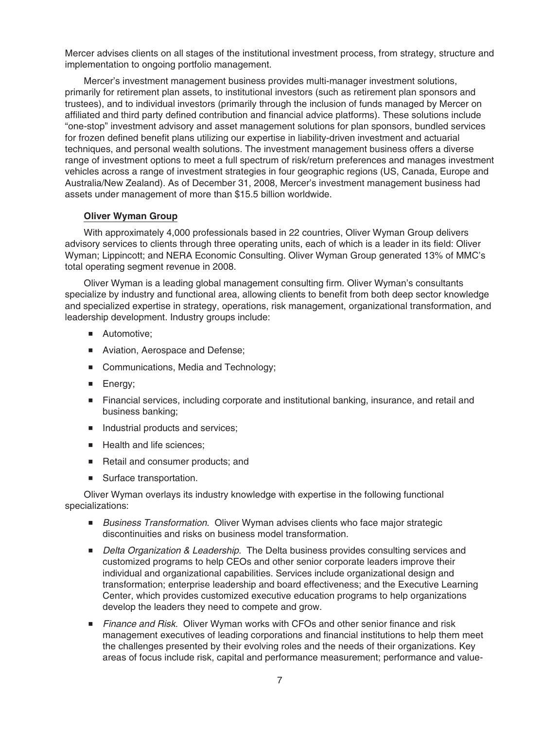Mercer advises clients on all stages of the institutional investment process, from strategy, structure and implementation to ongoing portfolio management.

Mercer's investment management business provides multi-manager investment solutions, primarily for retirement plan assets, to institutional investors (such as retirement plan sponsors and trustees), and to individual investors (primarily through the inclusion of funds managed by Mercer on affiliated and third party defined contribution and financial advice platforms). These solutions include "one-stop" investment advisory and asset management solutions for plan sponsors, bundled services for frozen defined benefit plans utilizing our expertise in liability-driven investment and actuarial techniques, and personal wealth solutions. The investment management business offers a diverse range of investment options to meet a full spectrum of risk/return preferences and manages investment vehicles across a range of investment strategies in four geographic regions (US, Canada, Europe and Australia/New Zealand). As of December 31, 2008, Mercer's investment management business had assets under management of more than $15.5 billion worldwide.

**Oliver Wyman Group**

With approximately 4,000 professionals based in 22 countries, Oliver Wyman Group delivers advisory services to clients through three operating units, each of which is a leader in its field: Oliver Wyman; Lippincott; and NERA Economic Consulting. Oliver Wyman Group generated 13% of MMC's total operating segment revenue in 2008.

Oliver Wyman is a leading global management consulting firm. Oliver Wyman's consultants specialize by industry and functional area, allowing clients to benefit from both deep sector knowledge and specialized expertise in strategy, operations, risk management, organizational transformation, and leadership development. Industry groups include:

- Automotive;
- Aviation, Aerospace and Defense;
- Communications, Media and Technology;
- Energy;
- Financial services, including corporate and institutional banking, insurance, and retail and business banking;
- Industrial products and services;
- Health and life sciences;
- Retail and consumer products; and
- Surface transportation.

Oliver Wyman overlays its industry knowledge with expertise in the following functional specializations:

- *Business Transformation*. Oliver Wyman advises clients who face major strategic discontinuities and risks on business model transformation.
- *Delta Organization & Leadership*. The Delta business provides consulting services and customized programs to help CEOs and other senior corporate leaders improve their individual and organizational capabilities. Services include organizational design and transformation; enterprise leadership and board effectiveness; and the Executive Learning Center, which provides customized executive education programs to help organizations develop the leaders they need to compete and grow.
- *Finance and Risk*. Oliver Wyman works with CFOs and other senior finance and risk management executives of leading corporations and financial institutions to help them meet the challenges presented by their evolving roles and the needs of their organizations. Key areas of focus include risk, capital and performance measurement; performance and value-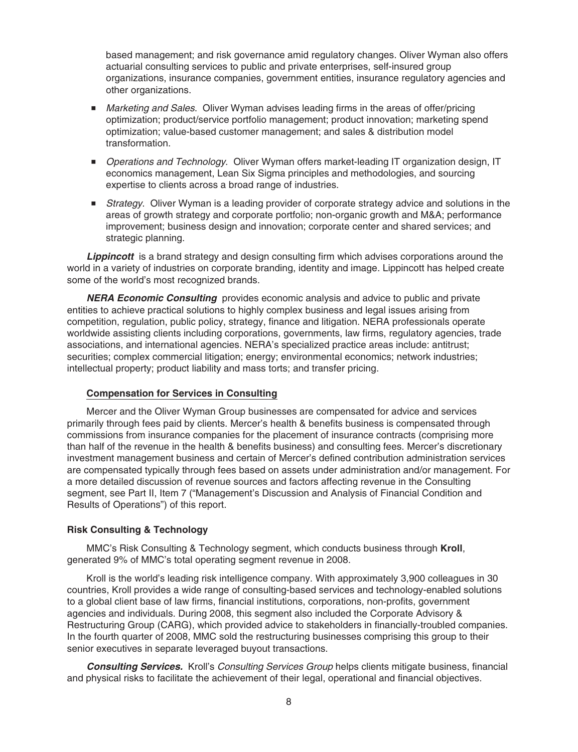based management; and risk governance amid regulatory changes. Oliver Wyman also offers actuarial consulting services to public and private enterprises, self-insured group organizations, insurance companies, government entities, insurance regulatory agencies and other organizations.

- *Marketing and Sales*. Oliver Wyman advises leading firms in the areas of offer/pricing optimization; product/service portfolio management; product innovation; marketing spend optimization; value-based customer management; and sales & distribution model transformation.
- *Operations and Technology*. Oliver Wyman offers market-leading IT organization design, IT economics management, Lean Six Sigma principles and methodologies, and sourcing expertise to clients across a broad range of industries.
- *Strategy*. Oliver Wyman is a leading provider of corporate strategy advice and solutions in the areas of growth strategy and corporate portfolio; non-organic growth and M&A; performance improvement; business design and innovation; corporate center and shared services; and strategic planning.

***Lippincott*** is a brand strategy and design consulting firm which advises corporations around the world in a variety of industries on corporate branding, identity and image. Lippincott has helped create some of the world's most recognized brands.

***NERA Economic Consulting*** provides economic analysis and advice to public and private entities to achieve practical solutions to highly complex business and legal issues arising from competition, regulation, public policy, strategy, finance and litigation. NERA professionals operate worldwide assisting clients including corporations, governments, law firms, regulatory agencies, trade associations, and international agencies. NERA's specialized practice areas include: antitrust; securities; complex commercial litigation; energy; environmental economics; network industries; intellectual property; product liability and mass torts; and transfer pricing.

#### Compensation for Services in Consulting

Mercer and the Oliver Wyman Group businesses are compensated for advice and services primarily through fees paid by clients. Mercer's health & benefits business is compensated through commissions from insurance companies for the placement of insurance contracts (comprising more than half of the revenue in the health & benefits business) and consulting fees. Mercer's discretionary investment management business and certain of Mercer's defined contribution administration services are compensated typically through fees based on assets under administration and/or management. For a more detailed discussion of revenue sources and factors affecting revenue in the Consulting segment, see Part II, Item 7 ("Management's Discussion and Analysis of Financial Condition and Results of Operations") of this report.

### Risk Consulting & Technology

MMC's Risk Consulting & Technology segment, which conducts business through **Kroll**, generated 9% of MMC's total operating segment revenue in 2008.

Kroll is the world's leading risk intelligence company. With approximately 3,900 colleagues in 30 countries, Kroll provides a wide range of consulting-based services and technology-enabled solutions to a global client base of law firms, financial institutions, corporations, non-profits, government agencies and individuals. During 2008, this segment also included the Corporate Advisory & Restructuring Group (CARG), which provided advice to stakeholders in financially-troubled companies. In the fourth quarter of 2008, MMC sold the restructuring businesses comprising this group to their senior executives in separate leveraged buyout transactions.

***Consulting Services.*** Kroll's *Consulting Services Group* helps clients mitigate business, financial and physical risks to facilitate the achievement of their legal, operational and financial objectives.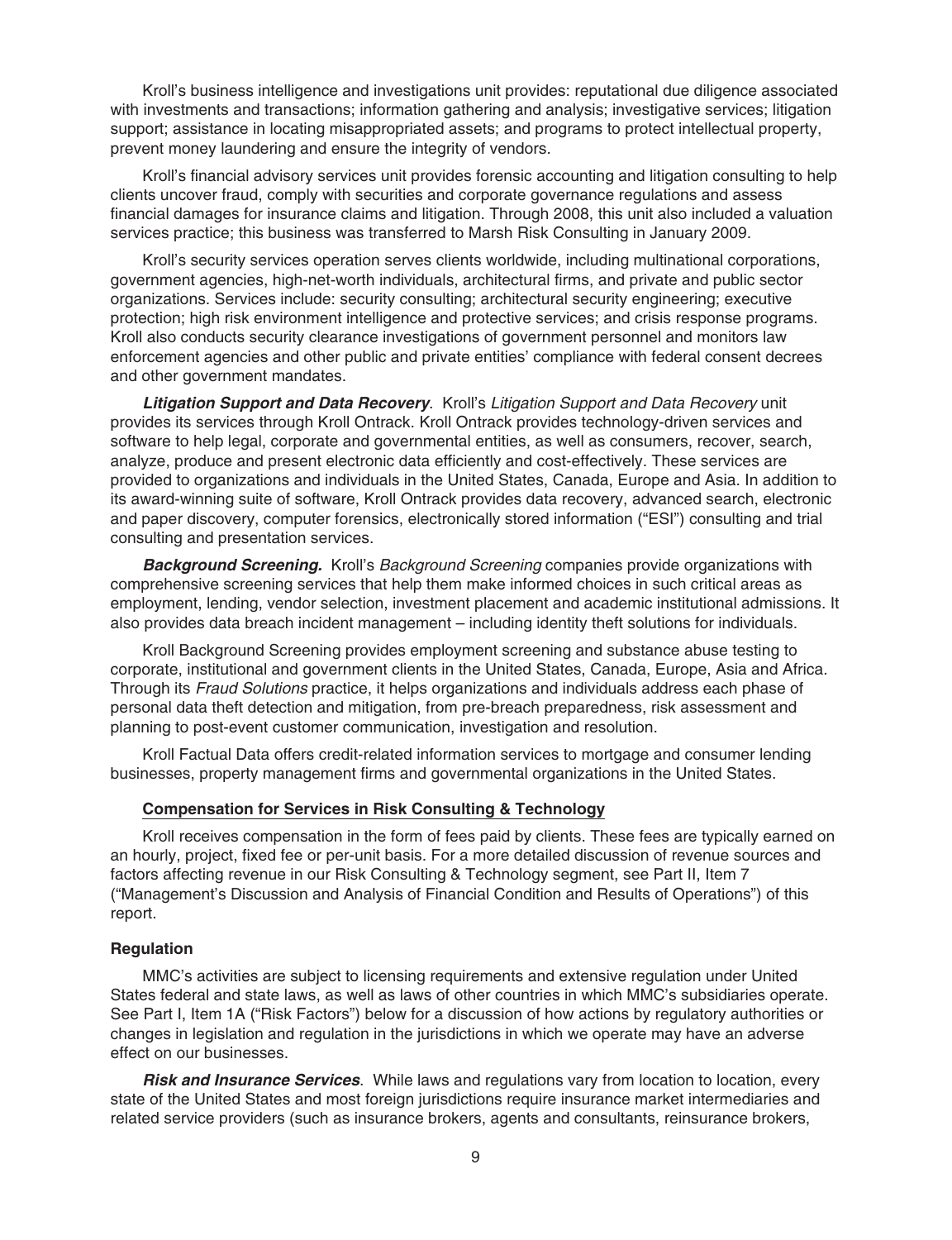Kroll's business intelligence and investigations unit provides: reputational due diligence associated with investments and transactions; information gathering and analysis; investigative services; litigation support; assistance in locating misappropriated assets; and programs to protect intellectual property, prevent money laundering and ensure the integrity of vendors.

Kroll's financial advisory services unit provides forensic accounting and litigation consulting to help clients uncover fraud, comply with securities and corporate governance regulations and assess financial damages for insurance claims and litigation. Through 2008, this unit also included a valuation services practice; this business was transferred to Marsh Risk Consulting in January 2009.

Kroll's security services operation serves clients worldwide, including multinational corporations, government agencies, high-net-worth individuals, architectural firms, and private and public sector organizations. Services include: security consulting; architectural security engineering; executive protection; high risk environment intelligence and protective services; and crisis response programs. Kroll also conducts security clearance investigations of government personnel and monitors law enforcement agencies and other public and private entities' compliance with federal consent decrees and other government mandates.

***Litigation Support and Data Recovery***. Kroll's *Litigation Support and Data Recovery* unit provides its services through Kroll Ontrack. Kroll Ontrack provides technology-driven services and software to help legal, corporate and governmental entities, as well as consumers, recover, search, analyze, produce and present electronic data efficiently and cost-effectively. These services are provided to organizations and individuals in the United States, Canada, Europe and Asia. In addition to its award-winning suite of software, Kroll Ontrack provides data recovery, advanced search, electronic and paper discovery, computer forensics, electronically stored information ("ESI") consulting and trial consulting and presentation services.

***Background Screening.*** Kroll's *Background Screening* companies provide organizations with comprehensive screening services that help them make informed choices in such critical areas as employment, lending, vendor selection, investment placement and academic institutional admissions. It also provides data breach incident management – including identity theft solutions for individuals.

Kroll Background Screening provides employment screening and substance abuse testing to corporate, institutional and government clients in the United States, Canada, Europe, Asia and Africa. Through its *Fraud Solutions* practice, it helps organizations and individuals address each phase of personal data theft detection and mitigation, from pre-breach preparedness, risk assessment and planning to post-event customer communication, investigation and resolution.

Kroll Factual Data offers credit-related information services to mortgage and consumer lending businesses, property management firms and governmental organizations in the United States.

#### Compensation for Services in Risk Consulting & Technology

Kroll receives compensation in the form of fees paid by clients. These fees are typically earned on an hourly, project, fixed fee or per-unit basis. For a more detailed discussion of revenue sources and factors affecting revenue in our Risk Consulting & Technology segment, see Part II, Item 7 ("Management's Discussion and Analysis of Financial Condition and Results of Operations") of this report.

### Regulation

MMC's activities are subject to licensing requirements and extensive regulation under United States federal and state laws, as well as laws of other countries in which MMC's subsidiaries operate. See Part I, Item 1A ("Risk Factors") below for a discussion of how actions by regulatory authorities or changes in legislation and regulation in the jurisdictions in which we operate may have an adverse effect on our businesses.

***Risk and Insurance Services***. While laws and regulations vary from location to location, every state of the United States and most foreign jurisdictions require insurance market intermediaries and related service providers (such as insurance brokers, agents and consultants, reinsurance brokers,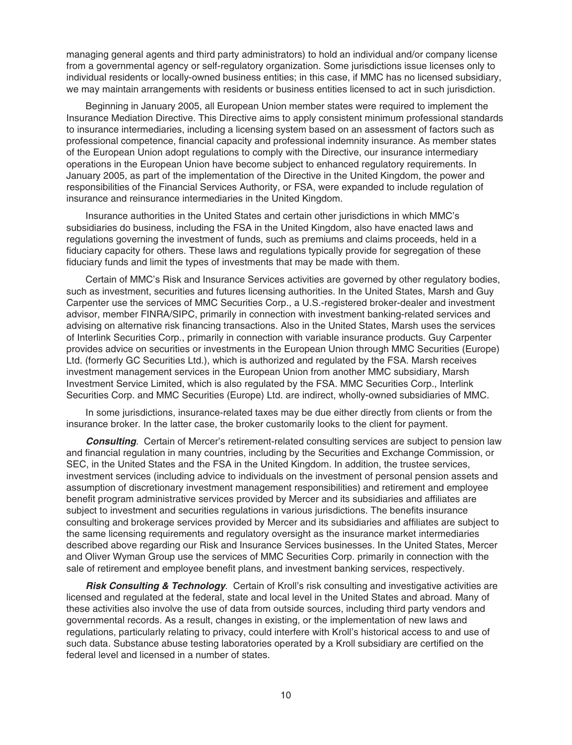managing general agents and third party administrators) to hold an individual and/or company license from a governmental agency or self-regulatory organization. Some jurisdictions issue licenses only to individual residents or locally-owned business entities; in this case, if MMC has no licensed subsidiary, we may maintain arrangements with residents or business entities licensed to act in such jurisdiction.

Beginning in January 2005, all European Union member states were required to implement the Insurance Mediation Directive. This Directive aims to apply consistent minimum professional standards to insurance intermediaries, including a licensing system based on an assessment of factors such as professional competence, financial capacity and professional indemnity insurance. As member states of the European Union adopt regulations to comply with the Directive, our insurance intermediary operations in the European Union have become subject to enhanced regulatory requirements. In January 2005, as part of the implementation of the Directive in the United Kingdom, the power and responsibilities of the Financial Services Authority, or FSA, were expanded to include regulation of insurance and reinsurance intermediaries in the United Kingdom.

Insurance authorities in the United States and certain other jurisdictions in which MMC's subsidiaries do business, including the FSA in the United Kingdom, also have enacted laws and regulations governing the investment of funds, such as premiums and claims proceeds, held in a fiduciary capacity for others. These laws and regulations typically provide for segregation of these fiduciary funds and limit the types of investments that may be made with them.

Certain of MMC's Risk and Insurance Services activities are governed by other regulatory bodies, such as investment, securities and futures licensing authorities. In the United States, Marsh and Guy Carpenter use the services of MMC Securities Corp., a U.S.-registered broker-dealer and investment advisor, member FINRA/SIPC, primarily in connection with investment banking-related services and advising on alternative risk financing transactions. Also in the United States, Marsh uses the services of Interlink Securities Corp., primarily in connection with variable insurance products. Guy Carpenter provides advice on securities or investments in the European Union through MMC Securities (Europe) Ltd. (formerly GC Securities Ltd.), which is authorized and regulated by the FSA. Marsh receives investment management services in the European Union from another MMC subsidiary, Marsh Investment Service Limited, which is also regulated by the FSA. MMC Securities Corp., Interlink Securities Corp. and MMC Securities (Europe) Ltd. are indirect, wholly-owned subsidiaries of MMC.

In some jurisdictions, insurance-related taxes may be due either directly from clients or from the insurance broker. In the latter case, the broker customarily looks to the client for payment.

***Consulting***. Certain of Mercer's retirement-related consulting services are subject to pension law and financial regulation in many countries, including by the Securities and Exchange Commission, or SEC, in the United States and the FSA in the United Kingdom. In addition, the trustee services, investment services (including advice to individuals on the investment of personal pension assets and assumption of discretionary investment management responsibilities) and retirement and employee benefit program administrative services provided by Mercer and its subsidiaries and affiliates are subject to investment and securities regulations in various jurisdictions. The benefits insurance consulting and brokerage services provided by Mercer and its subsidiaries and affiliates are subject to the same licensing requirements and regulatory oversight as the insurance market intermediaries described above regarding our Risk and Insurance Services businesses. In the United States, Mercer and Oliver Wyman Group use the services of MMC Securities Corp. primarily in connection with the sale of retirement and employee benefit plans, and investment banking services, respectively.

***Risk Consulting & Technology***. Certain of Kroll's risk consulting and investigative activities are licensed and regulated at the federal, state and local level in the United States and abroad. Many of these activities also involve the use of data from outside sources, including third party vendors and governmental records. As a result, changes in existing, or the implementation of new laws and regulations, particularly relating to privacy, could interfere with Kroll's historical access to and use of such data. Substance abuse testing laboratories operated by a Kroll subsidiary are certified on the federal level and licensed in a number of states.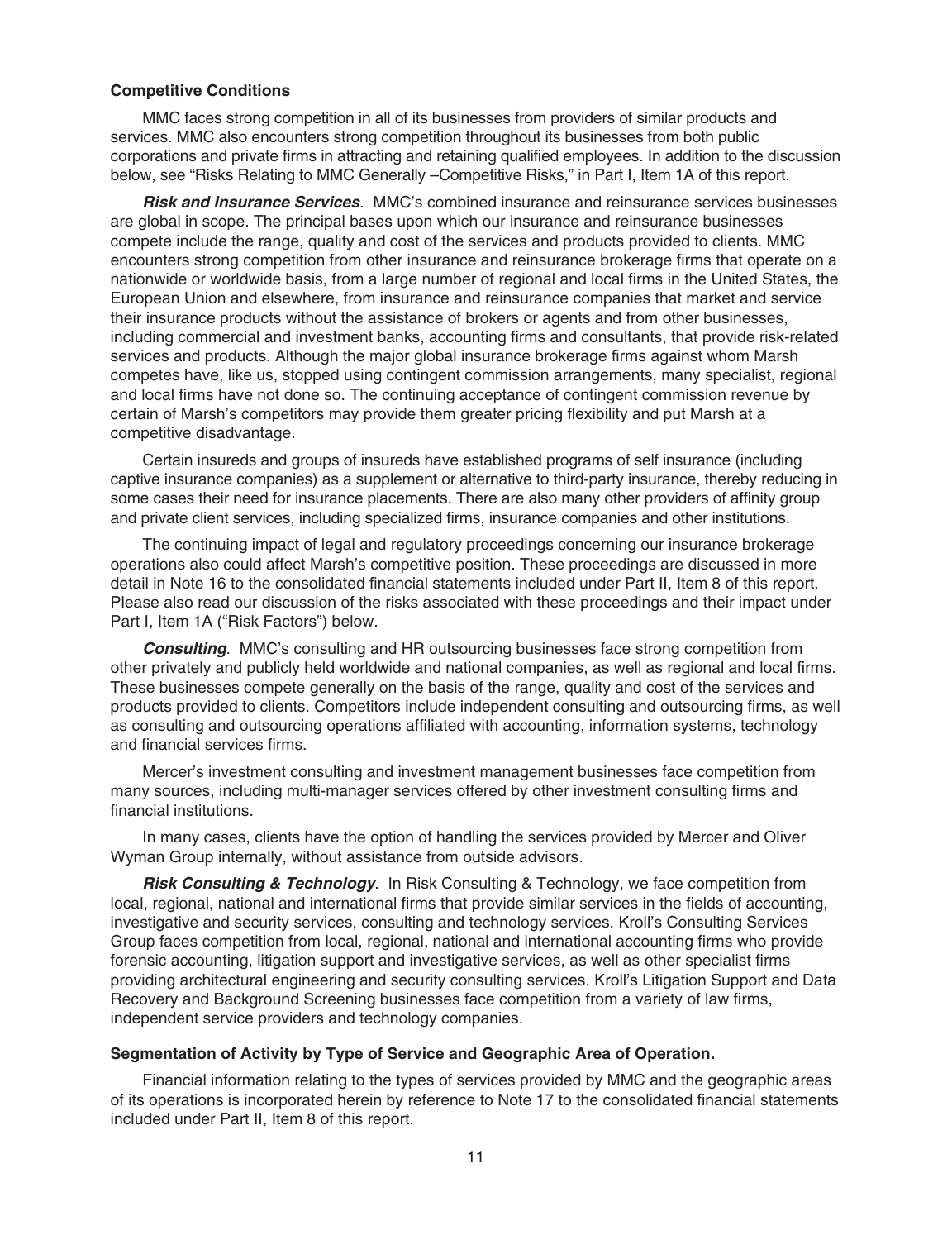### Competitive Conditions

MMC faces strong competition in all of its businesses from providers of similar products and services. MMC also encounters strong competition throughout its businesses from both public corporations and private firms in attracting and retaining qualified employees. In addition to the discussion below, see "Risks Relating to MMC Generally –Competitive Risks," in Part I, Item 1A of this report.

***Risk and Insurance Services***. MMC's combined insurance and reinsurance services businesses are global in scope. The principal bases upon which our insurance and reinsurance businesses compete include the range, quality and cost of the services and products provided to clients. MMC encounters strong competition from other insurance and reinsurance brokerage firms that operate on a nationwide or worldwide basis, from a large number of regional and local firms in the United States, the European Union and elsewhere, from insurance and reinsurance companies that market and service their insurance products without the assistance of brokers or agents and from other businesses, including commercial and investment banks, accounting firms and consultants, that provide risk-related services and products. Although the major global insurance brokerage firms against whom Marsh competes have, like us, stopped using contingent commission arrangements, many specialist, regional and local firms have not done so. The continuing acceptance of contingent commission revenue by certain of Marsh's competitors may provide them greater pricing flexibility and put Marsh at a competitive disadvantage.

Certain insureds and groups of insureds have established programs of self insurance (including captive insurance companies) as a supplement or alternative to third-party insurance, thereby reducing in some cases their need for insurance placements. There are also many other providers of affinity group and private client services, including specialized firms, insurance companies and other institutions.

The continuing impact of legal and regulatory proceedings concerning our insurance brokerage operations also could affect Marsh's competitive position. These proceedings are discussed in more detail in Note 16 to the consolidated financial statements included under Part II, Item 8 of this report. Please also read our discussion of the risks associated with these proceedings and their impact under Part I, Item 1A ("Risk Factors") below.

***Consulting***. MMC's consulting and HR outsourcing businesses face strong competition from other privately and publicly held worldwide and national companies, as well as regional and local firms. These businesses compete generally on the basis of the range, quality and cost of the services and products provided to clients. Competitors include independent consulting and outsourcing firms, as well as consulting and outsourcing operations affiliated with accounting, information systems, technology and financial services firms.

Mercer's investment consulting and investment management businesses face competition from many sources, including multi-manager services offered by other investment consulting firms and financial institutions.

In many cases, clients have the option of handling the services provided by Mercer and Oliver Wyman Group internally, without assistance from outside advisors.

***Risk Consulting & Technology***. In Risk Consulting & Technology, we face competition from local, regional, national and international firms that provide similar services in the fields of accounting, investigative and security services, consulting and technology services. Kroll's Consulting Services Group faces competition from local, regional, national and international accounting firms who provide forensic accounting, litigation support and investigative services, as well as other specialist firms providing architectural engineering and security consulting services. Kroll's Litigation Support and Data Recovery and Background Screening businesses face competition from a variety of law firms, independent service providers and technology companies.

### Segmentation of Activity by Type of Service and Geographic Area of Operation.

Financial information relating to the types of services provided by MMC and the geographic areas of its operations is incorporated herein by reference to Note 17 to the consolidated financial statements included under Part II, Item 8 of this report.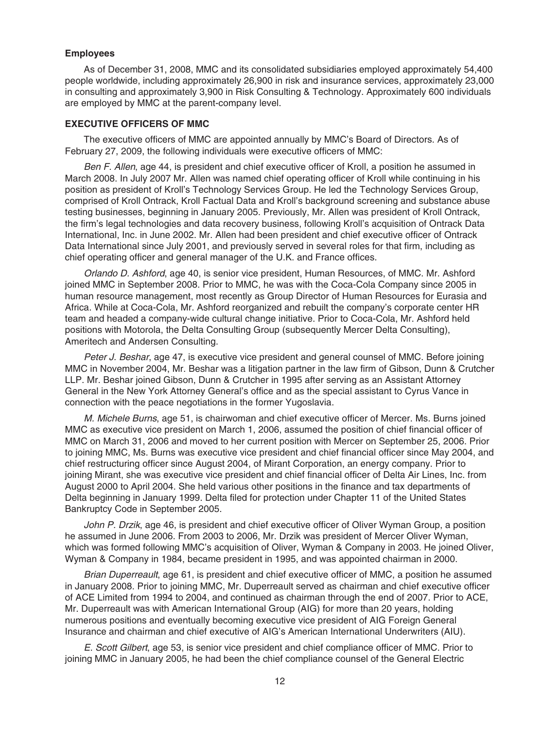### Employees

As of December 31, 2008, MMC and its consolidated subsidiaries employed approximately 54,400 people worldwide, including approximately 26,900 in risk and insurance services, approximately 23,000 in consulting and approximately 3,900 in Risk Consulting & Technology. Approximately 600 individuals are employed by MMC at the parent-company level.

### EXECUTIVE OFFICERS OF MMC

The executive officers of MMC are appointed annually by MMC's Board of Directors. As of February 27, 2009, the following individuals were executive officers of MMC:

*Ben F. Allen*, age 44, is president and chief executive officer of Kroll, a position he assumed in March 2008. In July 2007 Mr. Allen was named chief operating officer of Kroll while continuing in his position as president of Kroll's Technology Services Group. He led the Technology Services Group, comprised of Kroll Ontrack, Kroll Factual Data and Kroll's background screening and substance abuse testing businesses, beginning in January 2005. Previously, Mr. Allen was president of Kroll Ontrack, the firm's legal technologies and data recovery business, following Kroll's acquisition of Ontrack Data International, Inc. in June 2002. Mr. Allen had been president and chief executive officer of Ontrack Data International since July 2001, and previously served in several roles for that firm, including as chief operating officer and general manager of the U.K. and France offices.

*Orlando D. Ashford*, age 40, is senior vice president, Human Resources, of MMC. Mr. Ashford joined MMC in September 2008. Prior to MMC, he was with the Coca-Cola Company since 2005 in human resource management, most recently as Group Director of Human Resources for Eurasia and Africa. While at Coca-Cola, Mr. Ashford reorganized and rebuilt the company's corporate center HR team and headed a company-wide cultural change initiative. Prior to Coca-Cola, Mr. Ashford held positions with Motorola, the Delta Consulting Group (subsequently Mercer Delta Consulting), Ameritech and Andersen Consulting.

*Peter J. Beshar*, age 47, is executive vice president and general counsel of MMC. Before joining MMC in November 2004, Mr. Beshar was a litigation partner in the law firm of Gibson, Dunn & Crutcher LLP. Mr. Beshar joined Gibson, Dunn & Crutcher in 1995 after serving as an Assistant Attorney General in the New York Attorney General's office and as the special assistant to Cyrus Vance in connection with the peace negotiations in the former Yugoslavia.

*M. Michele Burns*, age 51, is chairwoman and chief executive officer of Mercer. Ms. Burns joined MMC as executive vice president on March 1, 2006, assumed the position of chief financial officer of MMC on March 31, 2006 and moved to her current position with Mercer on September 25, 2006. Prior to joining MMC, Ms. Burns was executive vice president and chief financial officer since May 2004, and chief restructuring officer since August 2004, of Mirant Corporation, an energy company. Prior to joining Mirant, she was executive vice president and chief financial officer of Delta Air Lines, Inc. from August 2000 to April 2004. She held various other positions in the finance and tax departments of Delta beginning in January 1999. Delta filed for protection under Chapter 11 of the United States Bankruptcy Code in September 2005.

*John P. Drzik*, age 46, is president and chief executive officer of Oliver Wyman Group, a position he assumed in June 2006. From 2003 to 2006, Mr. Drzik was president of Mercer Oliver Wyman, which was formed following MMC's acquisition of Oliver, Wyman & Company in 2003. He joined Oliver, Wyman & Company in 1984, became president in 1995, and was appointed chairman in 2000.

*Brian Duperreault*, age 61, is president and chief executive officer of MMC, a position he assumed in January 2008. Prior to joining MMC, Mr. Duperreault served as chairman and chief executive officer of ACE Limited from 1994 to 2004, and continued as chairman through the end of 2007. Prior to ACE, Mr. Duperreault was with American International Group (AIG) for more than 20 years, holding numerous positions and eventually becoming executive vice president of AIG Foreign General Insurance and chairman and chief executive of AIG's American International Underwriters (AIU).

*E. Scott Gilbert*, age 53, is senior vice president and chief compliance officer of MMC. Prior to joining MMC in January 2005, he had been the chief compliance counsel of the General Electric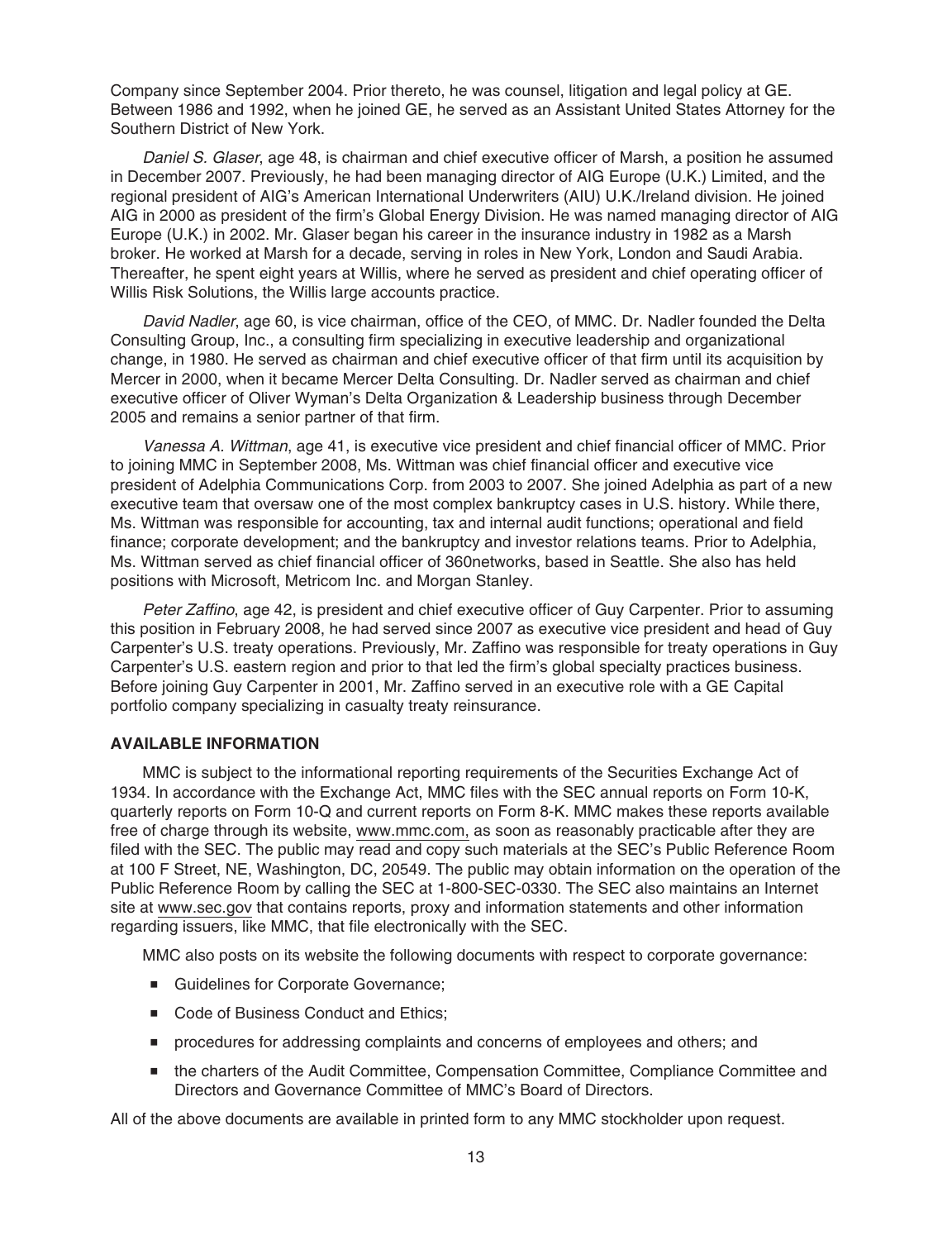Company since September 2004. Prior thereto, he was counsel, litigation and legal policy at GE. Between 1986 and 1992, when he joined GE, he served as an Assistant United States Attorney for the Southern District of New York.

*Daniel S. Glaser*, age 48, is chairman and chief executive officer of Marsh, a position he assumed in December 2007. Previously, he had been managing director of AIG Europe (U.K.) Limited, and the regional president of AIG's American International Underwriters (AIU) U.K./Ireland division. He joined AIG in 2000 as president of the firm's Global Energy Division. He was named managing director of AIG Europe (U.K.) in 2002. Mr. Glaser began his career in the insurance industry in 1982 as a Marsh broker. He worked at Marsh for a decade, serving in roles in New York, London and Saudi Arabia. Thereafter, he spent eight years at Willis, where he served as president and chief operating officer of Willis Risk Solutions, the Willis large accounts practice.

*David Nadler*, age 60, is vice chairman, office of the CEO, of MMC. Dr. Nadler founded the Delta Consulting Group, Inc., a consulting firm specializing in executive leadership and organizational change, in 1980. He served as chairman and chief executive officer of that firm until its acquisition by Mercer in 2000, when it became Mercer Delta Consulting. Dr. Nadler served as chairman and chief executive officer of Oliver Wyman's Delta Organization & Leadership business through December 2005 and remains a senior partner of that firm.

*Vanessa A. Wittman*, age 41, is executive vice president and chief financial officer of MMC. Prior to joining MMC in September 2008, Ms. Wittman was chief financial officer and executive vice president of Adelphia Communications Corp. from 2003 to 2007. She joined Adelphia as part of a new executive team that oversaw one of the most complex bankruptcy cases in U.S. history. While there, Ms. Wittman was responsible for accounting, tax and internal audit functions; operational and field finance; corporate development; and the bankruptcy and investor relations teams. Prior to Adelphia, Ms. Wittman served as chief financial officer of 360networks, based in Seattle. She also has held positions with Microsoft, Metricom Inc. and Morgan Stanley.

*Peter Zaffino*, age 42, is president and chief executive officer of Guy Carpenter. Prior to assuming this position in February 2008, he had served since 2007 as executive vice president and head of Guy Carpenter's U.S. treaty operations. Previously, Mr. Zaffino was responsible for treaty operations in Guy Carpenter's U.S. eastern region and prior to that led the firm's global specialty practices business. Before joining Guy Carpenter in 2001, Mr. Zaffino served in an executive role with a GE Capital portfolio company specializing in casualty treaty reinsurance.

### AVAILABLE INFORMATION

MMC is subject to the informational reporting requirements of the Securities Exchange Act of 1934. In accordance with the Exchange Act, MMC files with the SEC annual reports on Form 10-K, quarterly reports on Form 10-Q and current reports on Form 8-K. MMC makes these reports available free of charge through its website, www.mmc.com, as soon as reasonably practicable after they are filed with the SEC. The public may read and copy such materials at the SEC's Public Reference Room at 100 F Street, NE, Washington, DC, 20549. The public may obtain information on the operation of the Public Reference Room by calling the SEC at 1-800-SEC-0330. The SEC also maintains an Internet site at www.sec.gov that contains reports, proxy and information statements and other information regarding issuers, like MMC, that file electronically with the SEC.

MMC also posts on its website the following documents with respect to corporate governance:

- Guidelines for Corporate Governance;
- Code of Business Conduct and Ethics;
- procedures for addressing complaints and concerns of employees and others; and
- the charters of the Audit Committee, Compensation Committee, Compliance Committee and Directors and Governance Committee of MMC's Board of Directors.

All of the above documents are available in printed form to any MMC stockholder upon request.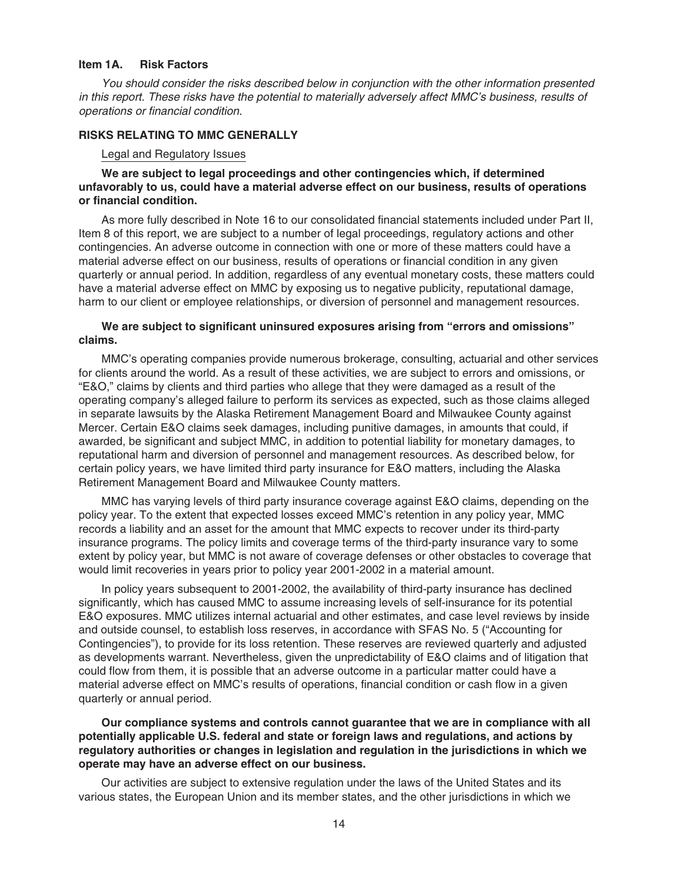## Item 1A. Risk Factors

*You should consider the risks described below in conjunction with the other information presented in this report. These risks have the potential to materially adversely affect MMC's business, results of operations or financial condition.*

### RISKS RELATING TO MMC GENERALLY

Legal and Regulatory Issues

**We are subject to legal proceedings and other contingencies which, if determined unfavorably to us, could have a material adverse effect on our business, results of operations or financial condition.**

As more fully described in Note 16 to our consolidated financial statements included under Part II, Item 8 of this report, we are subject to a number of legal proceedings, regulatory actions and other contingencies. An adverse outcome in connection with one or more of these matters could have a material adverse effect on our business, results of operations or financial condition in any given quarterly or annual period. In addition, regardless of any eventual monetary costs, these matters could have a material adverse effect on MMC by exposing us to negative publicity, reputational damage, harm to our client or employee relationships, or diversion of personnel and management resources.

**We are subject to significant uninsured exposures arising from "errors and omissions" claims.**

MMC's operating companies provide numerous brokerage, consulting, actuarial and other services for clients around the world. As a result of these activities, we are subject to errors and omissions, or "E&O," claims by clients and third parties who allege that they were damaged as a result of the operating company's alleged failure to perform its services as expected, such as those claims alleged in separate lawsuits by the Alaska Retirement Management Board and Milwaukee County against Mercer. Certain E&O claims seek damages, including punitive damages, in amounts that could, if awarded, be significant and subject MMC, in addition to potential liability for monetary damages, to reputational harm and diversion of personnel and management resources. As described below, for certain policy years, we have limited third party insurance for E&O matters, including the Alaska Retirement Management Board and Milwaukee County matters.

MMC has varying levels of third party insurance coverage against E&O claims, depending on the policy year. To the extent that expected losses exceed MMC's retention in any policy year, MMC records a liability and an asset for the amount that MMC expects to recover under its third-party insurance programs. The policy limits and coverage terms of the third-party insurance vary to some extent by policy year, but MMC is not aware of coverage defenses or other obstacles to coverage that would limit recoveries in years prior to policy year 2001-2002 in a material amount.

In policy years subsequent to 2001-2002, the availability of third-party insurance has declined significantly, which has caused MMC to assume increasing levels of self-insurance for its potential E&O exposures. MMC utilizes internal actuarial and other estimates, and case level reviews by inside and outside counsel, to establish loss reserves, in accordance with SFAS No. 5 ("Accounting for Contingencies"), to provide for its loss retention. These reserves are reviewed quarterly and adjusted as developments warrant. Nevertheless, given the unpredictability of E&O claims and of litigation that could flow from them, it is possible that an adverse outcome in a particular matter could have a material adverse effect on MMC's results of operations, financial condition or cash flow in a given quarterly or annual period.

**Our compliance systems and controls cannot guarantee that we are in compliance with all potentially applicable U.S. federal and state or foreign laws and regulations, and actions by regulatory authorities or changes in legislation and regulation in the jurisdictions in which we operate may have an adverse effect on our business.**

Our activities are subject to extensive regulation under the laws of the United States and its various states, the European Union and its member states, and the other jurisdictions in which we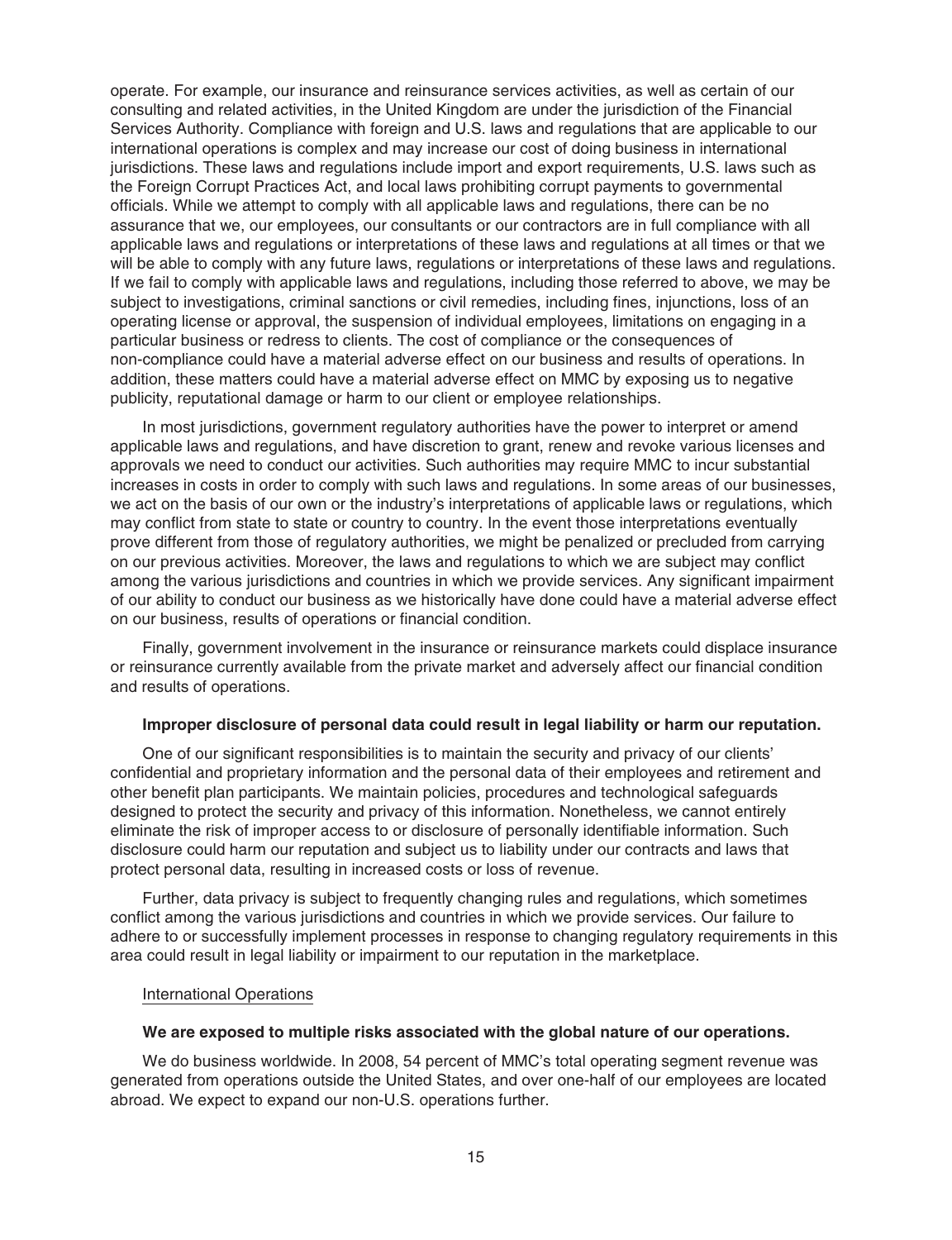operate. For example, our insurance and reinsurance services activities, as well as certain of our consulting and related activities, in the United Kingdom are under the jurisdiction of the Financial Services Authority. Compliance with foreign and U.S. laws and regulations that are applicable to our international operations is complex and may increase our cost of doing business in international jurisdictions. These laws and regulations include import and export requirements, U.S. laws such as the Foreign Corrupt Practices Act, and local laws prohibiting corrupt payments to governmental officials. While we attempt to comply with all applicable laws and regulations, there can be no assurance that we, our employees, our consultants or our contractors are in full compliance with all applicable laws and regulations or interpretations of these laws and regulations at all times or that we will be able to comply with any future laws, regulations or interpretations of these laws and regulations. If we fail to comply with applicable laws and regulations, including those referred to above, we may be subject to investigations, criminal sanctions or civil remedies, including fines, injunctions, loss of an operating license or approval, the suspension of individual employees, limitations on engaging in a particular business or redress to clients. The cost of compliance or the consequences of non-compliance could have a material adverse effect on our business and results of operations. In addition, these matters could have a material adverse effect on MMC by exposing us to negative publicity, reputational damage or harm to our client or employee relationships.

In most jurisdictions, government regulatory authorities have the power to interpret or amend applicable laws and regulations, and have discretion to grant, renew and revoke various licenses and approvals we need to conduct our activities. Such authorities may require MMC to incur substantial increases in costs in order to comply with such laws and regulations. In some areas of our businesses, we act on the basis of our own or the industry's interpretations of applicable laws or regulations, which may conflict from state to state or country to country. In the event those interpretations eventually prove different from those of regulatory authorities, we might be penalized or precluded from carrying on our previous activities. Moreover, the laws and regulations to which we are subject may conflict among the various jurisdictions and countries in which we provide services. Any significant impairment of our ability to conduct our business as we historically have done could have a material adverse effect on our business, results of operations or financial condition.

Finally, government involvement in the insurance or reinsurance markets could displace insurance or reinsurance currently available from the private market and adversely affect our financial condition and results of operations.

**Improper disclosure of personal data could result in legal liability or harm our reputation.**

One of our significant responsibilities is to maintain the security and privacy of our clients' confidential and proprietary information and the personal data of their employees and retirement and other benefit plan participants. We maintain policies, procedures and technological safeguards designed to protect the security and privacy of this information. Nonetheless, we cannot entirely eliminate the risk of improper access to or disclosure of personally identifiable information. Such disclosure could harm our reputation and subject us to liability under our contracts and laws that protect personal data, resulting in increased costs or loss of revenue.

Further, data privacy is subject to frequently changing rules and regulations, which sometimes conflict among the various jurisdictions and countries in which we provide services. Our failure to adhere to or successfully implement processes in response to changing regulatory requirements in this area could result in legal liability or impairment to our reputation in the marketplace.

International Operations

**We are exposed to multiple risks associated with the global nature of our operations.**

We do business worldwide. In 2008, 54 percent of MMC's total operating segment revenue was generated from operations outside the United States, and over one-half of our employees are located abroad. We expect to expand our non-U.S. operations further.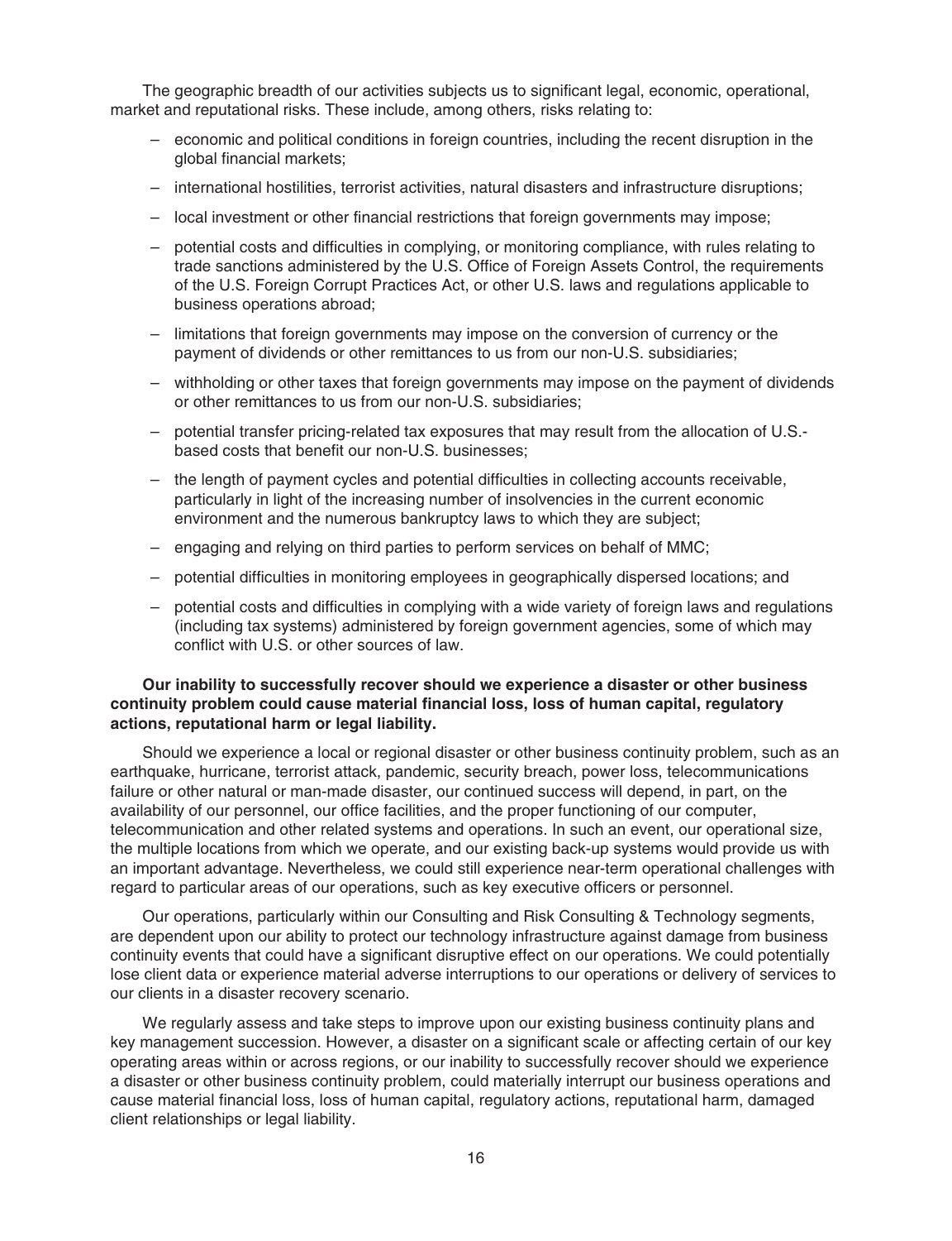The geographic breadth of our activities subjects us to significant legal, economic, operational, market and reputational risks. These include, among others, risks relating to:

- economic and political conditions in foreign countries, including the recent disruption in the global financial markets;
- international hostilities, terrorist activities, natural disasters and infrastructure disruptions;
- local investment or other financial restrictions that foreign governments may impose;
- potential costs and difficulties in complying, or monitoring compliance, with rules relating to trade sanctions administered by the U.S. Office of Foreign Assets Control, the requirements of the U.S. Foreign Corrupt Practices Act, or other U.S. laws and regulations applicable to business operations abroad;
- limitations that foreign governments may impose on the conversion of currency or the payment of dividends or other remittances to us from our non-U.S. subsidiaries;
- withholding or other taxes that foreign governments may impose on the payment of dividends or other remittances to us from our non-U.S. subsidiaries;
- potential transfer pricing-related tax exposures that may result from the allocation of U.S.-based costs that benefit our non-U.S. businesses;
- the length of payment cycles and potential difficulties in collecting accounts receivable, particularly in light of the increasing number of insolvencies in the current economic environment and the numerous bankruptcy laws to which they are subject;
- engaging and relying on third parties to perform services on behalf of MMC;
- potential difficulties in monitoring employees in geographically dispersed locations; and
- potential costs and difficulties in complying with a wide variety of foreign laws and regulations (including tax systems) administered by foreign government agencies, some of which may conflict with U.S. or other sources of law.

**Our inability to successfully recover should we experience a disaster or other business continuity problem could cause material financial loss, loss of human capital, regulatory actions, reputational harm or legal liability.**

Should we experience a local or regional disaster or other business continuity problem, such as an earthquake, hurricane, terrorist attack, pandemic, security breach, power loss, telecommunications failure or other natural or man-made disaster, our continued success will depend, in part, on the availability of our personnel, our office facilities, and the proper functioning of our computer, telecommunication and other related systems and operations. In such an event, our operational size, the multiple locations from which we operate, and our existing back-up systems would provide us with an important advantage. Nevertheless, we could still experience near-term operational challenges with regard to particular areas of our operations, such as key executive officers or personnel.

Our operations, particularly within our Consulting and Risk Consulting & Technology segments, are dependent upon our ability to protect our technology infrastructure against damage from business continuity events that could have a significant disruptive effect on our operations. We could potentially lose client data or experience material adverse interruptions to our operations or delivery of services to our clients in a disaster recovery scenario.

We regularly assess and take steps to improve upon our existing business continuity plans and key management succession. However, a disaster on a significant scale or affecting certain of our key operating areas within or across regions, or our inability to successfully recover should we experience a disaster or other business continuity problem, could materially interrupt our business operations and cause material financial loss, loss of human capital, regulatory actions, reputational harm, damaged client relationships or legal liability.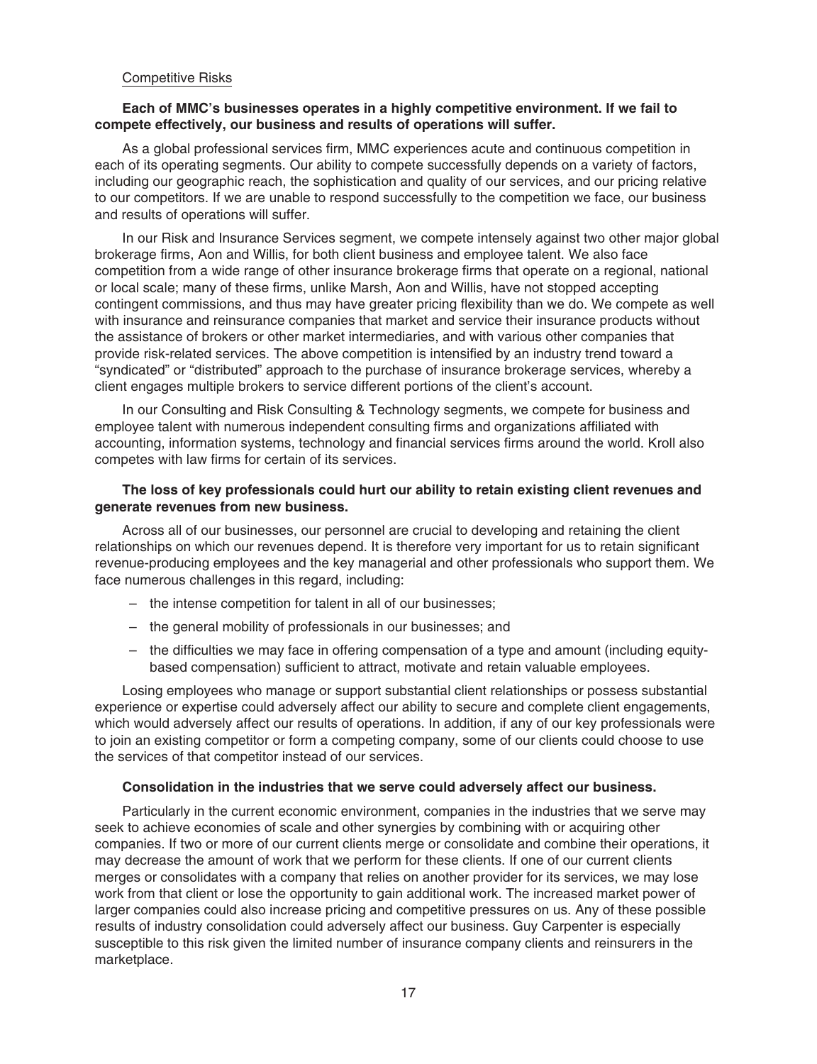Competitive Risks

**Each of MMC's businesses operates in a highly competitive environment. If we fail to compete effectively, our business and results of operations will suffer.**

As a global professional services firm, MMC experiences acute and continuous competition in each of its operating segments. Our ability to compete successfully depends on a variety of factors, including our geographic reach, the sophistication and quality of our services, and our pricing relative to our competitors. If we are unable to respond successfully to the competition we face, our business and results of operations will suffer.

In our Risk and Insurance Services segment, we compete intensely against two other major global brokerage firms, Aon and Willis, for both client business and employee talent. We also face competition from a wide range of other insurance brokerage firms that operate on a regional, national or local scale; many of these firms, unlike Marsh, Aon and Willis, have not stopped accepting contingent commissions, and thus may have greater pricing flexibility than we do. We compete as well with insurance and reinsurance companies that market and service their insurance products without the assistance of brokers or other market intermediaries, and with various other companies that provide risk-related services. The above competition is intensified by an industry trend toward a "syndicated" or "distributed" approach to the purchase of insurance brokerage services, whereby a client engages multiple brokers to service different portions of the client's account.

In our Consulting and Risk Consulting & Technology segments, we compete for business and employee talent with numerous independent consulting firms and organizations affiliated with accounting, information systems, technology and financial services firms around the world. Kroll also competes with law firms for certain of its services.

**The loss of key professionals could hurt our ability to retain existing client revenues and generate revenues from new business.**

Across all of our businesses, our personnel are crucial to developing and retaining the client relationships on which our revenues depend. It is therefore very important for us to retain significant revenue-producing employees and the key managerial and other professionals who support them. We face numerous challenges in this regard, including:

- the intense competition for talent in all of our businesses;
- the general mobility of professionals in our businesses; and
- the difficulties we may face in offering compensation of a type and amount (including equity-based compensation) sufficient to attract, motivate and retain valuable employees.

Losing employees who manage or support substantial client relationships or possess substantial experience or expertise could adversely affect our ability to secure and complete client engagements, which would adversely affect our results of operations. In addition, if any of our key professionals were to join an existing competitor or form a competing company, some of our clients could choose to use the services of that competitor instead of our services.

**Consolidation in the industries that we serve could adversely affect our business.**

Particularly in the current economic environment, companies in the industries that we serve may seek to achieve economies of scale and other synergies by combining with or acquiring other companies. If two or more of our current clients merge or consolidate and combine their operations, it may decrease the amount of work that we perform for these clients. If one of our current clients merges or consolidates with a company that relies on another provider for its services, we may lose work from that client or lose the opportunity to gain additional work. The increased market power of larger companies could also increase pricing and competitive pressures on us. Any of these possible results of industry consolidation could adversely affect our business. Guy Carpenter is especially susceptible to this risk given the limited number of insurance company clients and reinsurers in the marketplace.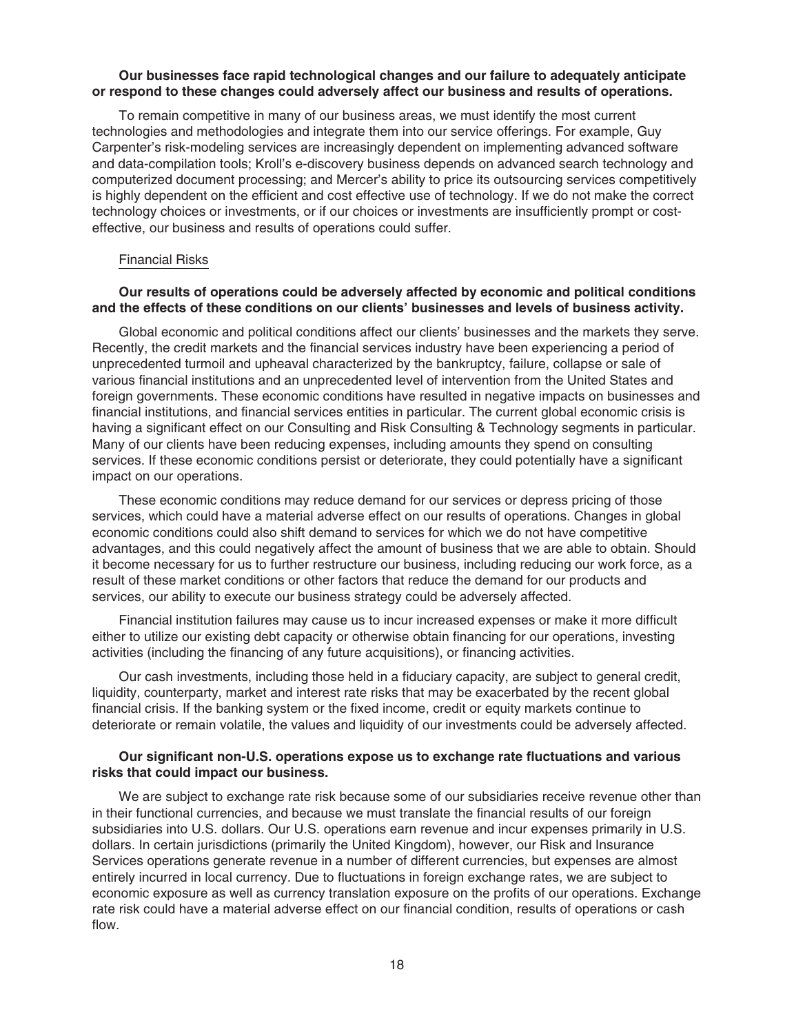**Our businesses face rapid technological changes and our failure to adequately anticipate or respond to these changes could adversely affect our business and results of operations.**

To remain competitive in many of our business areas, we must identify the most current technologies and methodologies and integrate them into our service offerings. For example, Guy Carpenter's risk-modeling services are increasingly dependent on implementing advanced software and data-compilation tools; Kroll's e-discovery business depends on advanced search technology and computerized document processing; and Mercer's ability to price its outsourcing services competitively is highly dependent on the efficient and cost effective use of technology. If we do not make the correct technology choices or investments, or if our choices or investments are insufficiently prompt or cost-effective, our business and results of operations could suffer.

Financial Risks

**Our results of operations could be adversely affected by economic and political conditions and the effects of these conditions on our clients' businesses and levels of business activity.**

Global economic and political conditions affect our clients' businesses and the markets they serve. Recently, the credit markets and the financial services industry have been experiencing a period of unprecedented turmoil and upheaval characterized by the bankruptcy, failure, collapse or sale of various financial institutions and an unprecedented level of intervention from the United States and foreign governments. These economic conditions have resulted in negative impacts on businesses and financial institutions, and financial services entities in particular. The current global economic crisis is having a significant effect on our Consulting and Risk Consulting & Technology segments in particular. Many of our clients have been reducing expenses, including amounts they spend on consulting services. If these economic conditions persist or deteriorate, they could potentially have a significant impact on our operations.

These economic conditions may reduce demand for our services or depress pricing of those services, which could have a material adverse effect on our results of operations. Changes in global economic conditions could also shift demand to services for which we do not have competitive advantages, and this could negatively affect the amount of business that we are able to obtain. Should it become necessary for us to further restructure our business, including reducing our work force, as a result of these market conditions or other factors that reduce the demand for our products and services, our ability to execute our business strategy could be adversely affected.

Financial institution failures may cause us to incur increased expenses or make it more difficult either to utilize our existing debt capacity or otherwise obtain financing for our operations, investing activities (including the financing of any future acquisitions), or financing activities.

Our cash investments, including those held in a fiduciary capacity, are subject to general credit, liquidity, counterparty, market and interest rate risks that may be exacerbated by the recent global financial crisis. If the banking system or the fixed income, credit or equity markets continue to deteriorate or remain volatile, the values and liquidity of our investments could be adversely affected.

**Our significant non-U.S. operations expose us to exchange rate fluctuations and various risks that could impact our business.**

We are subject to exchange rate risk because some of our subsidiaries receive revenue other than in their functional currencies, and because we must translate the financial results of our foreign subsidiaries into U.S. dollars. Our U.S. operations earn revenue and incur expenses primarily in U.S. dollars. In certain jurisdictions (primarily the United Kingdom), however, our Risk and Insurance Services operations generate revenue in a number of different currencies, but expenses are almost entirely incurred in local currency. Due to fluctuations in foreign exchange rates, we are subject to economic exposure as well as currency translation exposure on the profits of our operations. Exchange rate risk could have a material adverse effect on our financial condition, results of operations or cash flow.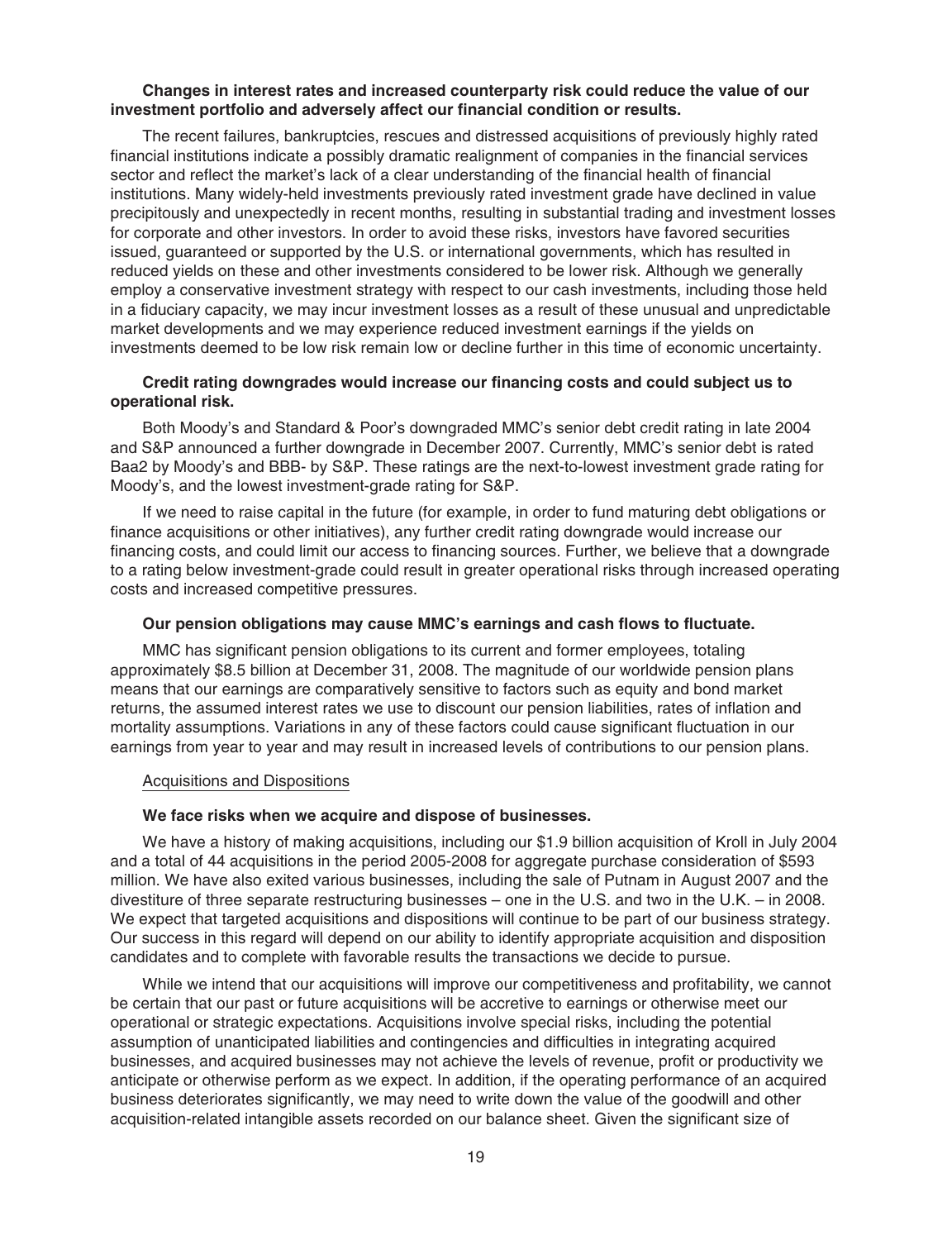**Changes in interest rates and increased counterparty risk could reduce the value of our investment portfolio and adversely affect our financial condition or results.**

The recent failures, bankruptcies, rescues and distressed acquisitions of previously highly rated financial institutions indicate a possibly dramatic realignment of companies in the financial services sector and reflect the market's lack of a clear understanding of the financial health of financial institutions. Many widely-held investments previously rated investment grade have declined in value precipitously and unexpectedly in recent months, resulting in substantial trading and investment losses for corporate and other investors. In order to avoid these risks, investors have favored securities issued, guaranteed or supported by the U.S. or international governments, which has resulted in reduced yields on these and other investments considered to be lower risk. Although we generally employ a conservative investment strategy with respect to our cash investments, including those held in a fiduciary capacity, we may incur investment losses as a result of these unusual and unpredictable market developments and we may experience reduced investment earnings if the yields on investments deemed to be low risk remain low or decline further in this time of economic uncertainty.

**Credit rating downgrades would increase our financing costs and could subject us to operational risk.**

Both Moody's and Standard & Poor's downgraded MMC's senior debt credit rating in late 2004 and S&P announced a further downgrade in December 2007. Currently, MMC's senior debt is rated Baa2 by Moody's and BBB- by S&P. These ratings are the next-to-lowest investment grade rating for Moody's, and the lowest investment-grade rating for S&P.

If we need to raise capital in the future (for example, in order to fund maturing debt obligations or finance acquisitions or other initiatives), any further credit rating downgrade would increase our financing costs, and could limit our access to financing sources. Further, we believe that a downgrade to a rating below investment-grade could result in greater operational risks through increased operating costs and increased competitive pressures.

**Our pension obligations may cause MMC's earnings and cash flows to fluctuate.**

MMC has significant pension obligations to its current and former employees, totaling approximately $8.5 billion at December 31, 2008. The magnitude of our worldwide pension plans means that our earnings are comparatively sensitive to factors such as equity and bond market returns, the assumed interest rates we use to discount our pension liabilities, rates of inflation and mortality assumptions. Variations in any of these factors could cause significant fluctuation in our earnings from year to year and may result in increased levels of contributions to our pension plans.

Acquisitions and Dispositions

**We face risks when we acquire and dispose of businesses.**

We have a history of making acquisitions, including our $1.9 billion acquisition of Kroll in July 2004 and a total of 44 acquisitions in the period 2005-2008 for aggregate purchase consideration of $593 million. We have also exited various businesses, including the sale of Putnam in August 2007 and the divestiture of three separate restructuring businesses – one in the U.S. and two in the U.K. – in 2008. We expect that targeted acquisitions and dispositions will continue to be part of our business strategy. Our success in this regard will depend on our ability to identify appropriate acquisition and disposition candidates and to complete with favorable results the transactions we decide to pursue.

While we intend that our acquisitions will improve our competitiveness and profitability, we cannot be certain that our past or future acquisitions will be accretive to earnings or otherwise meet our operational or strategic expectations. Acquisitions involve special risks, including the potential assumption of unanticipated liabilities and contingencies and difficulties in integrating acquired businesses, and acquired businesses may not achieve the levels of revenue, profit or productivity we anticipate or otherwise perform as we expect. In addition, if the operating performance of an acquired business deteriorates significantly, we may need to write down the value of the goodwill and other acquisition-related intangible assets recorded on our balance sheet. Given the significant size of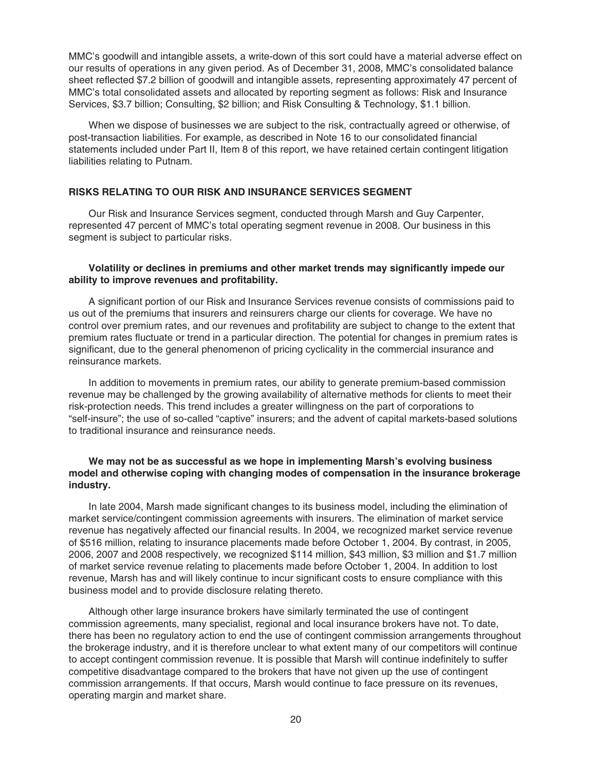MMC's goodwill and intangible assets, a write-down of this sort could have a material adverse effect on our results of operations in any given period. As of December 31, 2008, MMC's consolidated balance sheet reflected $7.2 billion of goodwill and intangible assets, representing approximately 47 percent of MMC's total consolidated assets and allocated by reporting segment as follows: Risk and Insurance Services, $3.7 billion; Consulting, $2 billion; and Risk Consulting & Technology, $1.1 billion.

When we dispose of businesses we are subject to the risk, contractually agreed or otherwise, of post-transaction liabilities. For example, as described in Note 16 to our consolidated financial statements included under Part II, Item 8 of this report, we have retained certain contingent litigation liabilities relating to Putnam.

## RISKS RELATING TO OUR RISK AND INSURANCE SERVICES SEGMENT

Our Risk and Insurance Services segment, conducted through Marsh and Guy Carpenter, represented 47 percent of MMC's total operating segment revenue in 2008. Our business in this segment is subject to particular risks.

### Volatility or declines in premiums and other market trends may significantly impede our ability to improve revenues and profitability.

A significant portion of our Risk and Insurance Services revenue consists of commissions paid to us out of the premiums that insurers and reinsurers charge our clients for coverage. We have no control over premium rates, and our revenues and profitability are subject to change to the extent that premium rates fluctuate or trend in a particular direction. The potential for changes in premium rates is significant, due to the general phenomenon of pricing cyclicality in the commercial insurance and reinsurance markets.

In addition to movements in premium rates, our ability to generate premium-based commission revenue may be challenged by the growing availability of alternative methods for clients to meet their risk-protection needs. This trend includes a greater willingness on the part of corporations to "self-insure"; the use of so-called "captive" insurers; and the advent of capital markets-based solutions to traditional insurance and reinsurance needs.

### We may not be as successful as we hope in implementing Marsh's evolving business model and otherwise coping with changing modes of compensation in the insurance brokerage industry.

In late 2004, Marsh made significant changes to its business model, including the elimination of market service/contingent commission agreements with insurers. The elimination of market service revenue has negatively affected our financial results. In 2004, we recognized market service revenue of $516 million, relating to insurance placements made before October 1, 2004. By contrast, in 2005, 2006, 2007 and 2008 respectively, we recognized $114 million, $43 million, $3 million and $1.7 million of market service revenue relating to placements made before October 1, 2004. In addition to lost revenue, Marsh has and will likely continue to incur significant costs to ensure compliance with this business model and to provide disclosure relating thereto.

Although other large insurance brokers have similarly terminated the use of contingent commission agreements, many specialist, regional and local insurance brokers have not. To date, there has been no regulatory action to end the use of contingent commission arrangements throughout the brokerage industry, and it is therefore unclear to what extent many of our competitors will continue to accept contingent commission revenue. It is possible that Marsh will continue indefinitely to suffer competitive disadvantage compared to the brokers that have not given up the use of contingent commission arrangements. If that occurs, Marsh would continue to face pressure on its revenues, operating margin and market share.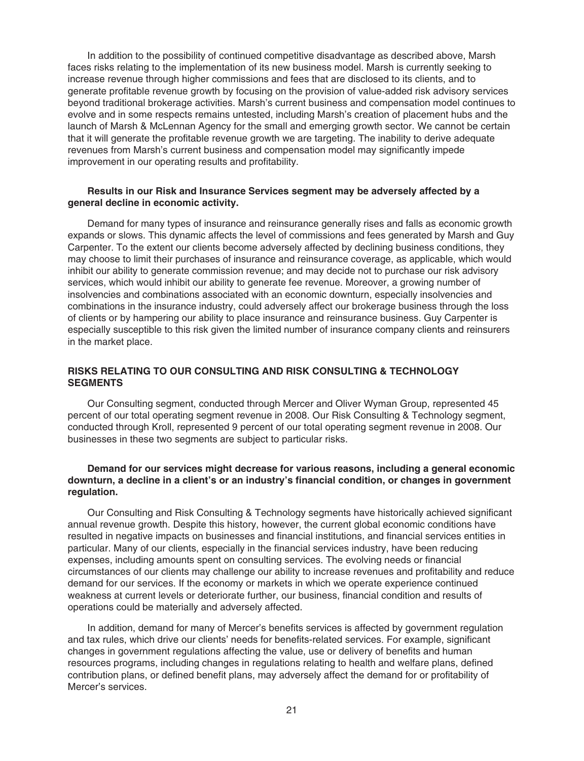In addition to the possibility of continued competitive disadvantage as described above, Marsh faces risks relating to the implementation of its new business model. Marsh is currently seeking to increase revenue through higher commissions and fees that are disclosed to its clients, and to generate profitable revenue growth by focusing on the provision of value-added risk advisory services beyond traditional brokerage activities. Marsh's current business and compensation model continues to evolve and in some respects remains untested, including Marsh's creation of placement hubs and the launch of Marsh & McLennan Agency for the small and emerging growth sector. We cannot be certain that it will generate the profitable revenue growth we are targeting. The inability to derive adequate revenues from Marsh's current business and compensation model may significantly impede improvement in our operating results and profitability.

**Results in our Risk and Insurance Services segment may be adversely affected by a general decline in economic activity.**

Demand for many types of insurance and reinsurance generally rises and falls as economic growth expands or slows. This dynamic affects the level of commissions and fees generated by Marsh and Guy Carpenter. To the extent our clients become adversely affected by declining business conditions, they may choose to limit their purchases of insurance and reinsurance coverage, as applicable, which would inhibit our ability to generate commission revenue; and may decide not to purchase our risk advisory services, which would inhibit our ability to generate fee revenue. Moreover, a growing number of insolvencies and combinations associated with an economic downturn, especially insolvencies and combinations in the insurance industry, could adversely affect our brokerage business through the loss of clients or by hampering our ability to place insurance and reinsurance business. Guy Carpenter is especially susceptible to this risk given the limited number of insurance company clients and reinsurers in the market place.

## RISKS RELATING TO OUR CONSULTING AND RISK CONSULTING & TECHNOLOGY SEGMENTS

Our Consulting segment, conducted through Mercer and Oliver Wyman Group, represented 45 percent of our total operating segment revenue in 2008. Our Risk Consulting & Technology segment, conducted through Kroll, represented 9 percent of our total operating segment revenue in 2008. Our businesses in these two segments are subject to particular risks.

**Demand for our services might decrease for various reasons, including a general economic downturn, a decline in a client's or an industry's financial condition, or changes in government regulation.**

Our Consulting and Risk Consulting & Technology segments have historically achieved significant annual revenue growth. Despite this history, however, the current global economic conditions have resulted in negative impacts on businesses and financial institutions, and financial services entities in particular. Many of our clients, especially in the financial services industry, have been reducing expenses, including amounts spent on consulting services. The evolving needs or financial circumstances of our clients may challenge our ability to increase revenues and profitability and reduce demand for our services. If the economy or markets in which we operate experience continued weakness at current levels or deteriorate further, our business, financial condition and results of operations could be materially and adversely affected.

In addition, demand for many of Mercer's benefits services is affected by government regulation and tax rules, which drive our clients' needs for benefits-related services. For example, significant changes in government regulations affecting the value, use or delivery of benefits and human resources programs, including changes in regulations relating to health and welfare plans, defined contribution plans, or defined benefit plans, may adversely affect the demand for or profitability of Mercer's services.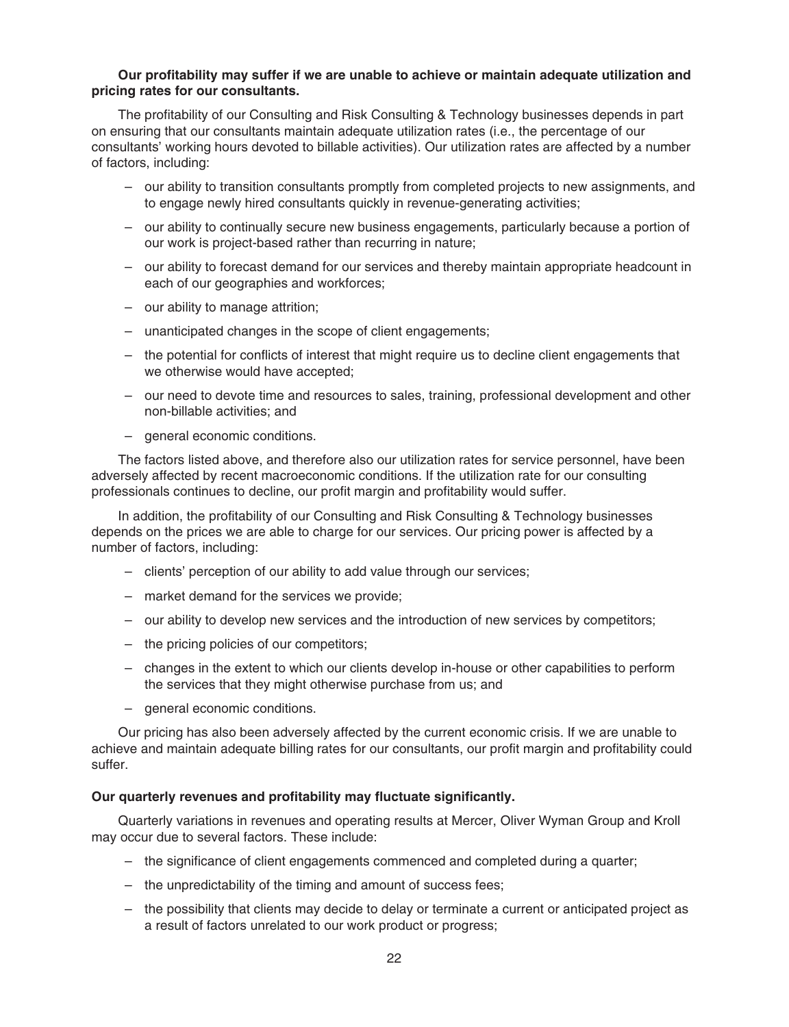**Our profitability may suffer if we are unable to achieve or maintain adequate utilization and pricing rates for our consultants.**

The profitability of our Consulting and Risk Consulting & Technology businesses depends in part on ensuring that our consultants maintain adequate utilization rates (i.e., the percentage of our consultants' working hours devoted to billable activities). Our utilization rates are affected by a number of factors, including:

- our ability to transition consultants promptly from completed projects to new assignments, and to engage newly hired consultants quickly in revenue-generating activities;
- our ability to continually secure new business engagements, particularly because a portion of our work is project-based rather than recurring in nature;
- our ability to forecast demand for our services and thereby maintain appropriate headcount in each of our geographies and workforces;
- our ability to manage attrition;
- unanticipated changes in the scope of client engagements;
- the potential for conflicts of interest that might require us to decline client engagements that we otherwise would have accepted;
- our need to devote time and resources to sales, training, professional development and other non-billable activities; and
- general economic conditions.

The factors listed above, and therefore also our utilization rates for service personnel, have been adversely affected by recent macroeconomic conditions. If the utilization rate for our consulting professionals continues to decline, our profit margin and profitability would suffer.

In addition, the profitability of our Consulting and Risk Consulting & Technology businesses depends on the prices we are able to charge for our services. Our pricing power is affected by a number of factors, including:

- clients' perception of our ability to add value through our services;
- market demand for the services we provide;
- our ability to develop new services and the introduction of new services by competitors;
- the pricing policies of our competitors;
- changes in the extent to which our clients develop in-house or other capabilities to perform the services that they might otherwise purchase from us; and
- general economic conditions.

Our pricing has also been adversely affected by the current economic crisis. If we are unable to achieve and maintain adequate billing rates for our consultants, our profit margin and profitability could suffer.

**Our quarterly revenues and profitability may fluctuate significantly.**

Quarterly variations in revenues and operating results at Mercer, Oliver Wyman Group and Kroll may occur due to several factors. These include:

- the significance of client engagements commenced and completed during a quarter;
- the unpredictability of the timing and amount of success fees;
- the possibility that clients may decide to delay or terminate a current or anticipated project as a result of factors unrelated to our work product or progress;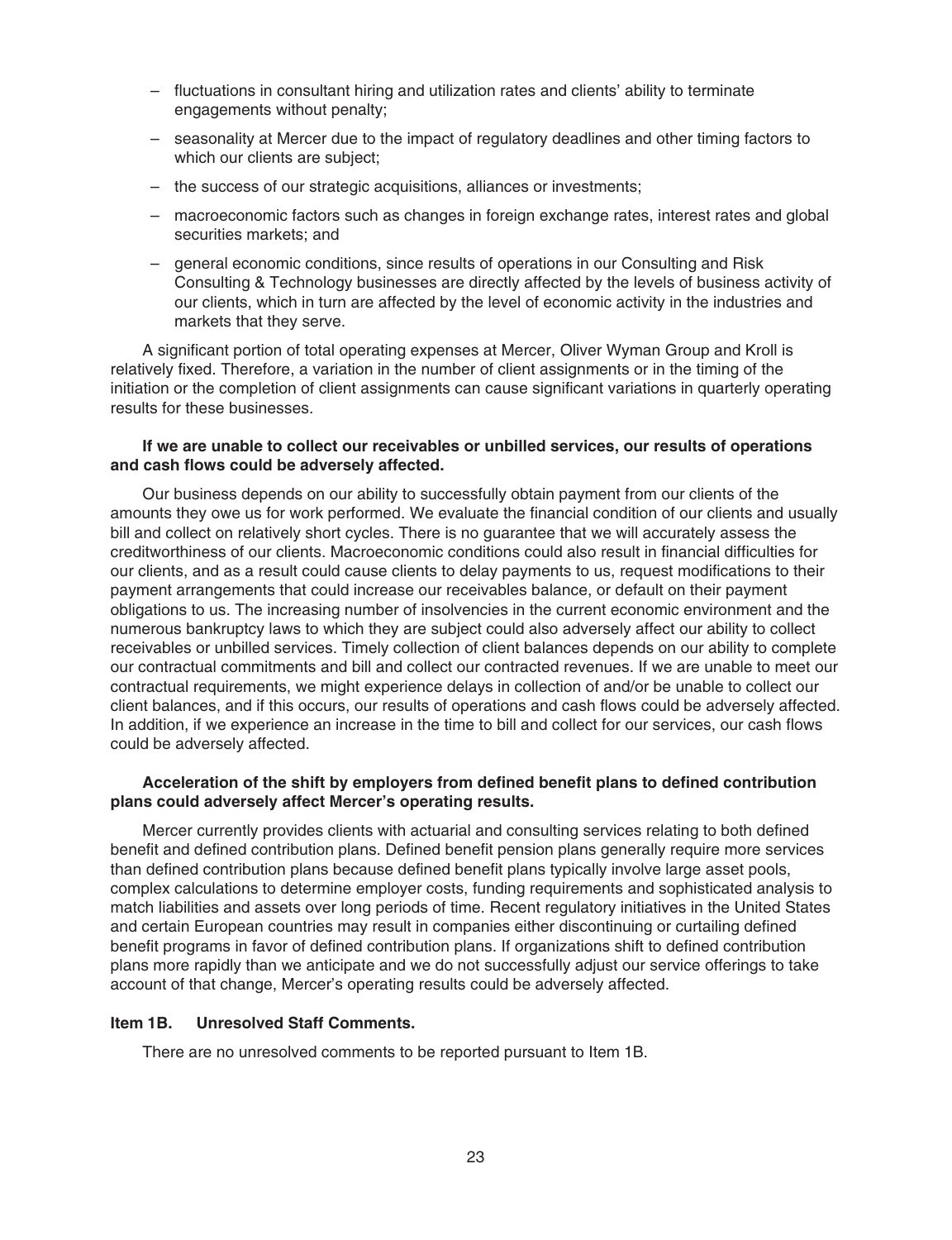- fluctuations in consultant hiring and utilization rates and clients' ability to terminate engagements without penalty;
- seasonality at Mercer due to the impact of regulatory deadlines and other timing factors to which our clients are subject;
- the success of our strategic acquisitions, alliances or investments;
- macroeconomic factors such as changes in foreign exchange rates, interest rates and global securities markets; and
- general economic conditions, since results of operations in our Consulting and Risk Consulting & Technology businesses are directly affected by the levels of business activity of our clients, which in turn are affected by the level of economic activity in the industries and markets that they serve.

A significant portion of total operating expenses at Mercer, Oliver Wyman Group and Kroll is relatively fixed. Therefore, a variation in the number of client assignments or in the timing of the initiation or the completion of client assignments can cause significant variations in quarterly operating results for these businesses.

**If we are unable to collect our receivables or unbilled services, our results of operations and cash flows could be adversely affected.**

Our business depends on our ability to successfully obtain payment from our clients of the amounts they owe us for work performed. We evaluate the financial condition of our clients and usually bill and collect on relatively short cycles. There is no guarantee that we will accurately assess the creditworthiness of our clients. Macroeconomic conditions could also result in financial difficulties for our clients, and as a result could cause clients to delay payments to us, request modifications to their payment arrangements that could increase our receivables balance, or default on their payment obligations to us. The increasing number of insolvencies in the current economic environment and the numerous bankruptcy laws to which they are subject could also adversely affect our ability to collect receivables or unbilled services. Timely collection of client balances depends on our ability to complete our contractual commitments and bill and collect our contracted revenues. If we are unable to meet our contractual requirements, we might experience delays in collection of and/or be unable to collect our client balances, and if this occurs, our results of operations and cash flows could be adversely affected. In addition, if we experience an increase in the time to bill and collect for our services, our cash flows could be adversely affected.

**Acceleration of the shift by employers from defined benefit plans to defined contribution plans could adversely affect Mercer's operating results.**

Mercer currently provides clients with actuarial and consulting services relating to both defined benefit and defined contribution plans. Defined benefit pension plans generally require more services than defined contribution plans because defined benefit plans typically involve large asset pools, complex calculations to determine employer costs, funding requirements and sophisticated analysis to match liabilities and assets over long periods of time. Recent regulatory initiatives in the United States and certain European countries may result in companies either discontinuing or curtailing defined benefit programs in favor of defined contribution plans. If organizations shift to defined contribution plans more rapidly than we anticipate and we do not successfully adjust our service offerings to take account of that change, Mercer's operating results could be adversely affected.

## Item 1B. Unresolved Staff Comments.

There are no unresolved comments to be reported pursuant to Item 1B.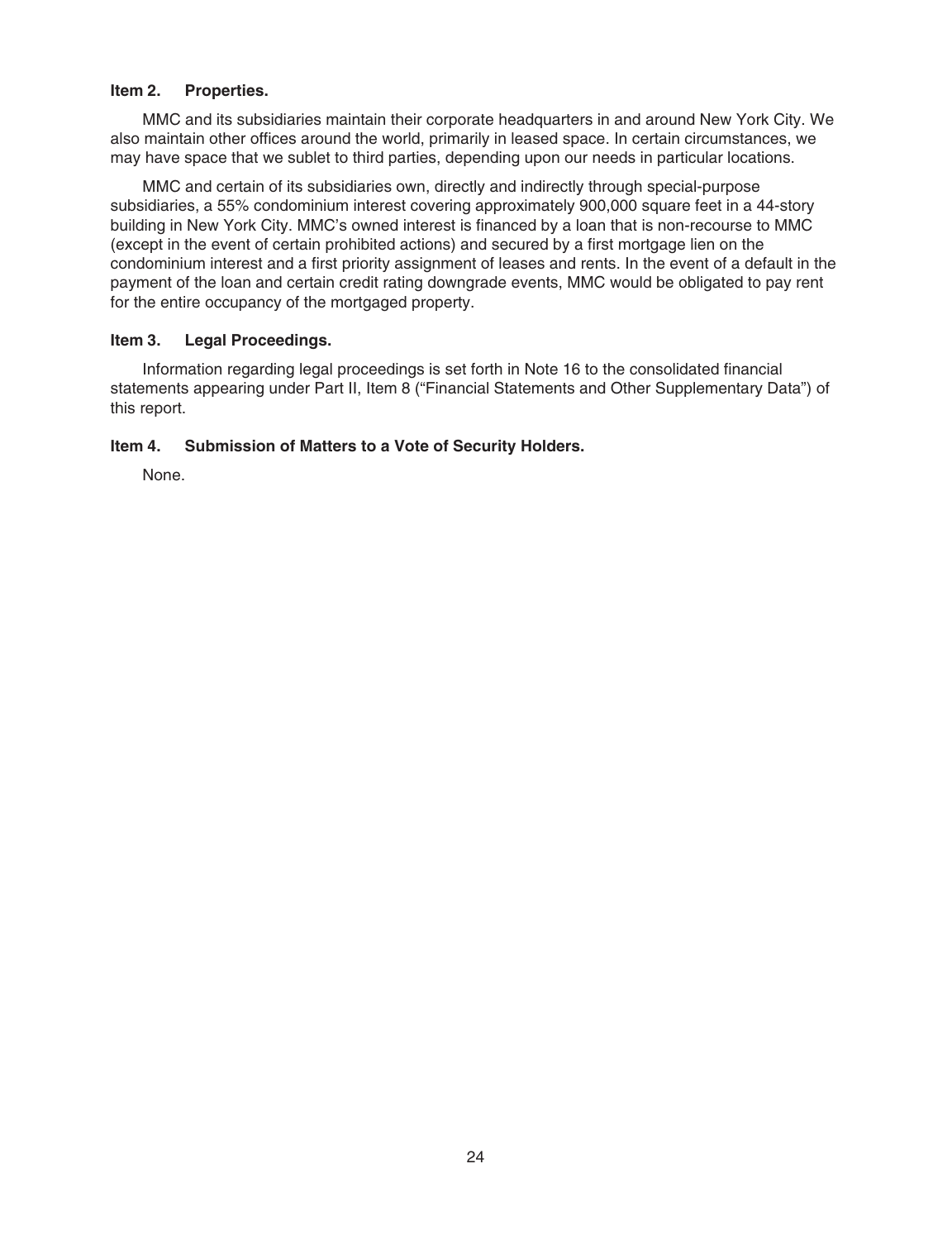## Item 2. Properties.

MMC and its subsidiaries maintain their corporate headquarters in and around New York City. We also maintain other offices around the world, primarily in leased space. In certain circumstances, we may have space that we sublet to third parties, depending upon our needs in particular locations.

MMC and certain of its subsidiaries own, directly and indirectly through special-purpose subsidiaries, a 55% condominium interest covering approximately 900,000 square feet in a 44-story building in New York City. MMC's owned interest is financed by a loan that is non-recourse to MMC (except in the event of certain prohibited actions) and secured by a first mortgage lien on the condominium interest and a first priority assignment of leases and rents. In the event of a default in the payment of the loan and certain credit rating downgrade events, MMC would be obligated to pay rent for the entire occupancy of the mortgaged property.

## Item 3. Legal Proceedings.

Information regarding legal proceedings is set forth in Note 16 to the consolidated financial statements appearing under Part II, Item 8 ("Financial Statements and Other Supplementary Data") of this report.

## Item 4. Submission of Matters to a Vote of Security Holders.

None.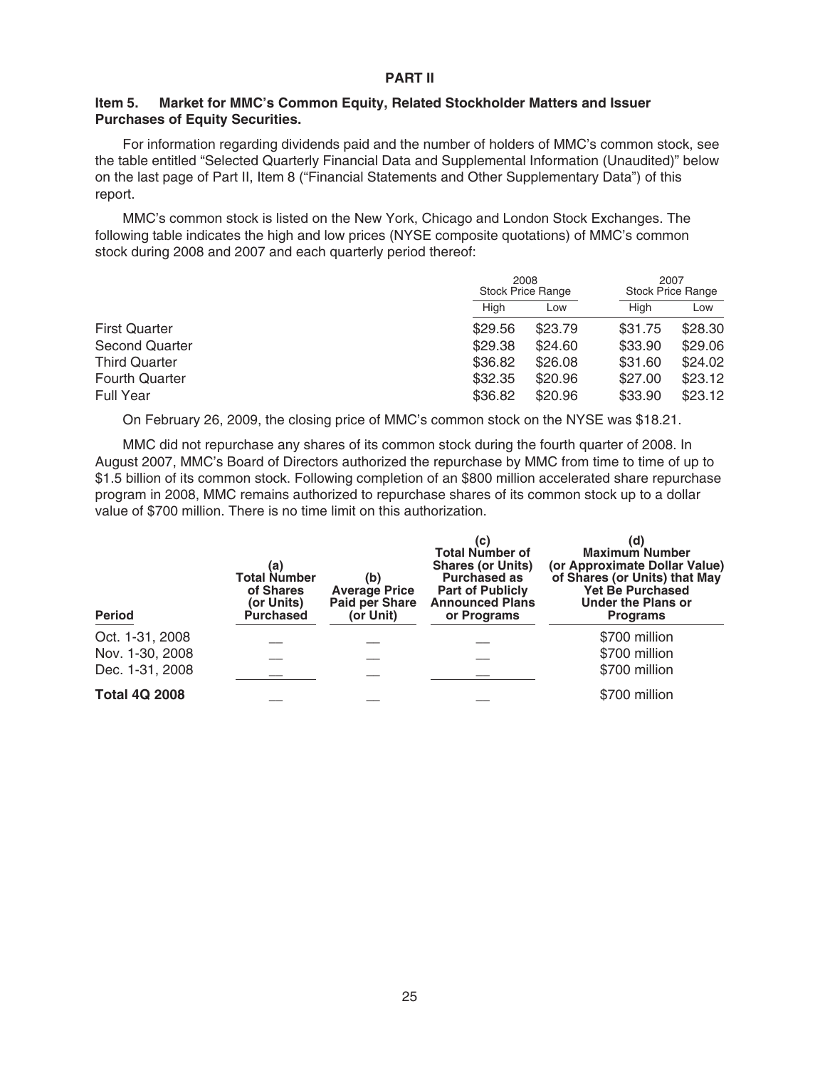# PART II

## Item 5. Market for MMC's Common Equity, Related Stockholder Matters and Issuer Purchases of Equity Securities.

For information regarding dividends paid and the number of holders of MMC's common stock, see the table entitled "Selected Quarterly Financial Data and Supplemental Information (Unaudited)" below on the last page of Part II, Item 8 ("Financial Statements and Other Supplementary Data") of this report.

MMC's common stock is listed on the New York, Chicago and London Stock Exchanges. The following table indicates the high and low prices (NYSE composite quotations) of MMC's common stock during 2008 and 2007 and each quarterly period thereof:

| | 2008 Stock Price Range | | 2007 Stock Price Range | |
|---|---|---|---|---|
| | High | Low | High | Low |
| First Quarter | $29.56 | $23.79 | $31.75 | $28.30 |
| Second Quarter | $29.38 | $24.60 | $33.90 | $29.06 |
| Third Quarter | $36.82 | $26.08 | $31.60 | $24.02 |
| Fourth Quarter | $32.35 | $20.96 | $27.00 | $23.12 |
| Full Year | $36.82 | $20.96 | $33.90 | $23.12 |

On February 26, 2009, the closing price of MMC's common stock on the NYSE was $18.21.

MMC did not repurchase any shares of its common stock during the fourth quarter of 2008. In August 2007, MMC's Board of Directors authorized the repurchase by MMC from time to time of up to $1.5 billion of its common stock. Following completion of an $800 million accelerated share repurchase program in 2008, MMC remains authorized to repurchase shares of its common stock up to a dollar value of $700 million. There is no time limit on this authorization.

| Period | (a) Total Number of Shares (or Units) Purchased | (b) Average Price Paid per Share (or Unit) | (c) Total Number of Shares (or Units) Purchased as Part of Publicly Announced Plans or Programs | (d) Maximum Number (or Approximate Dollar Value) of Shares (or Units) that May Yet Be Purchased Under the Plans or Programs |
|---|---|---|---|---|
| Oct. 1-31, 2008 | — | — | — | $700 million |
| Nov. 1-30, 2008 | — | — | — | $700 million |
| Dec. 1-31, 2008 | — | — | — | $700 million |
| **Total 4Q 2008** | — | — | — | $700 million |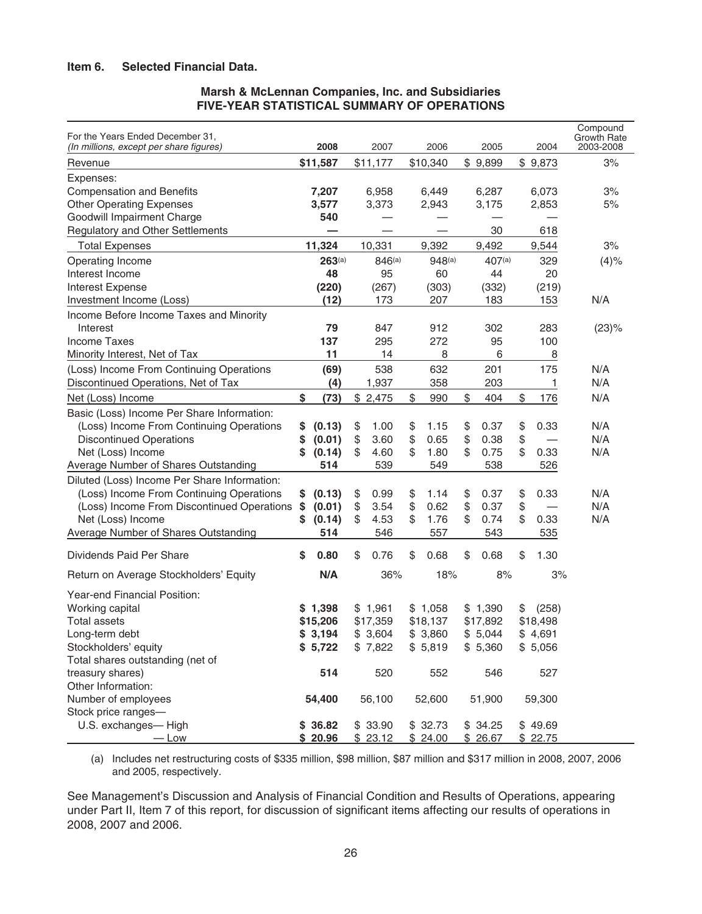## Item 6. Selected Financial Data.

**Marsh & McLennan Companies, Inc. and Subsidiaries**
**FIVE-YEAR STATISTICAL SUMMARY OF OPERATIONS**

| For the Years Ended December 31, *(In millions, except per share figures)* | 2008 | 2007 | 2006 | 2005 | 2004 | Compound Growth Rate 2003-2008 |
|---|---|---|---|---|---|---|
| Revenue | **$11,587** | $11,177 | $10,340 | $ 9,899 | $ 9,873 | 3% |
| Expenses: | | | | | | |
| Compensation and Benefits | **7,207** | 6,958 | 6,449 | 6,287 | 6,073 | 3% |
| Other Operating Expenses | **3,577** | 3,373 | 2,943 | 3,175 | 2,853 | 5% |
| Goodwill Impairment Charge | **540** | — | — | — | — | |
| Regulatory and Other Settlements | **—** | — | — | 30 | 618 | |
| Total Expenses | **11,324** | 10,331 | 9,392 | 9,492 | 9,544 | 3% |
| Operating Income | **263**(a) | 846(a) | 948(a) | 407(a) | 329 | (4)% |
| Interest Income | **48** | 95 | 60 | 44 | 20 | |
| Interest Expense | **(220)** | (267) | (303) | (332) | (219) | |
| Investment Income (Loss) | **(12)** | 173 | 207 | 183 | 153 | N/A |
| Income Before Income Taxes and Minority Interest | **79** | 847 | 912 | 302 | 283 | (23)% |
| Income Taxes | **137** | 295 | 272 | 95 | 100 | |
| Minority Interest, Net of Tax | **11** | 14 | 8 | 6 | 8 | |
| (Loss) Income From Continuing Operations | **(69)** | 538 | 632 | 201 | 175 | N/A |
| Discontinued Operations, Net of Tax | **(4)** | 1,937 | 358 | 203 | 1 | N/A |
| Net (Loss) Income | **$ (73)** | $ 2,475 | $ 990 | $ 404 | $ 176 | N/A |
| Basic (Loss) Income Per Share Information: | | | | | | |
| (Loss) Income From Continuing Operations | **$ (0.13)** | $ 1.00 | $ 1.15 | $ 0.37 | $ 0.33 | N/A |
| Discontinued Operations | **$ (0.01)** | $ 3.60 | $ 0.65 | $ 0.38 | $ — | N/A |
| Net (Loss) Income | **$ (0.14)** | $ 4.60 | $ 1.80 | $ 0.75 | $ 0.33 | N/A |
| Average Number of Shares Outstanding | **514** | 539 | 549 | 538 | 526 | |
| Diluted (Loss) Income Per Share Information: | | | | | | |
| (Loss) Income From Continuing Operations | **$ (0.13)** | $ 0.99 | $ 1.14 | $ 0.37 | $ 0.33 | N/A |
| (Loss) Income From Discontinued Operations | **$ (0.01)** | $ 3.54 | $ 0.62 | $ 0.37 | $ — | N/A |
| Net (Loss) Income | **$ (0.14)** | $ 4.53 | $ 1.76 | $ 0.74 | $ 0.33 | N/A |
| Average Number of Shares Outstanding | **514** | 546 | 557 | 543 | 535 | |
| Dividends Paid Per Share | **$ 0.80** | $ 0.76 | $ 0.68 | $ 0.68 | $ 1.30 | |
| Return on Average Stockholders' Equity | **N/A** | 36% | 18% | 8% | 3% | |
| Year-end Financial Position: | | | | | | |
| Working capital | **$ 1,398** | $ 1,961 | $ 1,058 | $ 1,390 | $ (258) | |
| Total assets | **$15,206** | $17,359 | $18,137 | $17,892 | $18,498 | |
| Long-term debt | **$ 3,194** | $ 3,604 | $ 3,860 | $ 5,044 | $ 4,691 | |
| Stockholders' equity | **$ 5,722** | $ 7,822 | $ 5,819 | $ 5,360 | $ 5,056 | |
| Total shares outstanding (net of treasury shares) | **514** | 520 | 552 | 546 | 527 | |
| Other Information: | | | | | | |
| Number of employees | **54,400** | 56,100 | 52,600 | 51,900 | 59,300 | |
| Stock price ranges— | | | | | | |
| U.S. exchanges— High | **$ 36.82** | $ 33.90 | $ 32.73 | $ 34.25 | $ 49.69 | |
| — Low | **$ 20.96** | $ 23.12 | $ 24.00 | $ 26.67 | $ 22.75 | |

(a) Includes net restructuring costs of $335 million, $98 million, $87 million and $317 million in 2008, 2007, 2006 and 2005, respectively.

See Management's Discussion and Analysis of Financial Condition and Results of Operations, appearing under Part II, Item 7 of this report, for discussion of significant items affecting our results of operations in 2008, 2007 and 2006.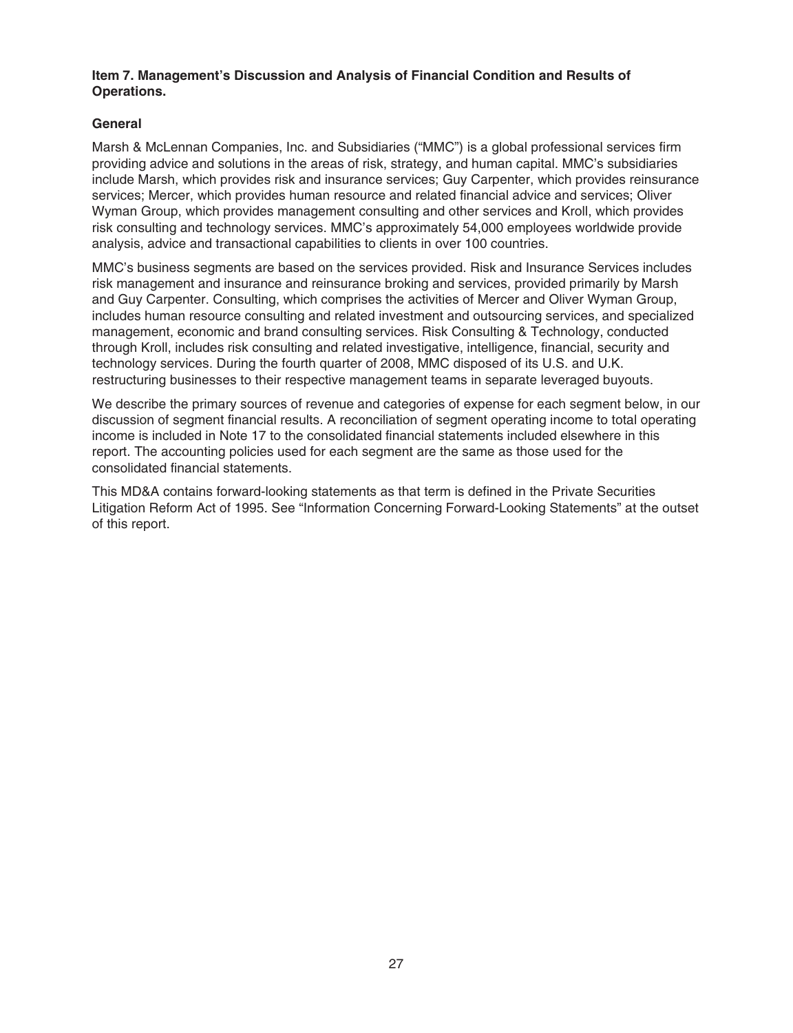**Item 7. Management's Discussion and Analysis of Financial Condition and Results of Operations.**

**General**

Marsh & McLennan Companies, Inc. and Subsidiaries ("MMC") is a global professional services firm providing advice and solutions in the areas of risk, strategy, and human capital. MMC's subsidiaries include Marsh, which provides risk and insurance services; Guy Carpenter, which provides reinsurance services; Mercer, which provides human resource and related financial advice and services; Oliver Wyman Group, which provides management consulting and other services and Kroll, which provides risk consulting and technology services. MMC's approximately 54,000 employees worldwide provide analysis, advice and transactional capabilities to clients in over 100 countries.

MMC's business segments are based on the services provided. Risk and Insurance Services includes risk management and insurance and reinsurance broking and services, provided primarily by Marsh and Guy Carpenter. Consulting, which comprises the activities of Mercer and Oliver Wyman Group, includes human resource consulting and related investment and outsourcing services, and specialized management, economic and brand consulting services. Risk Consulting & Technology, conducted through Kroll, includes risk consulting and related investigative, intelligence, financial, security and technology services. During the fourth quarter of 2008, MMC disposed of its U.S. and U.K. restructuring businesses to their respective management teams in separate leveraged buyouts.

We describe the primary sources of revenue and categories of expense for each segment below, in our discussion of segment financial results. A reconciliation of segment operating income to total operating income is included in Note 17 to the consolidated financial statements included elsewhere in this report. The accounting policies used for each segment are the same as those used for the consolidated financial statements.

This MD&A contains forward-looking statements as that term is defined in the Private Securities Litigation Reform Act of 1995. See "Information Concerning Forward-Looking Statements" at the outset of this report.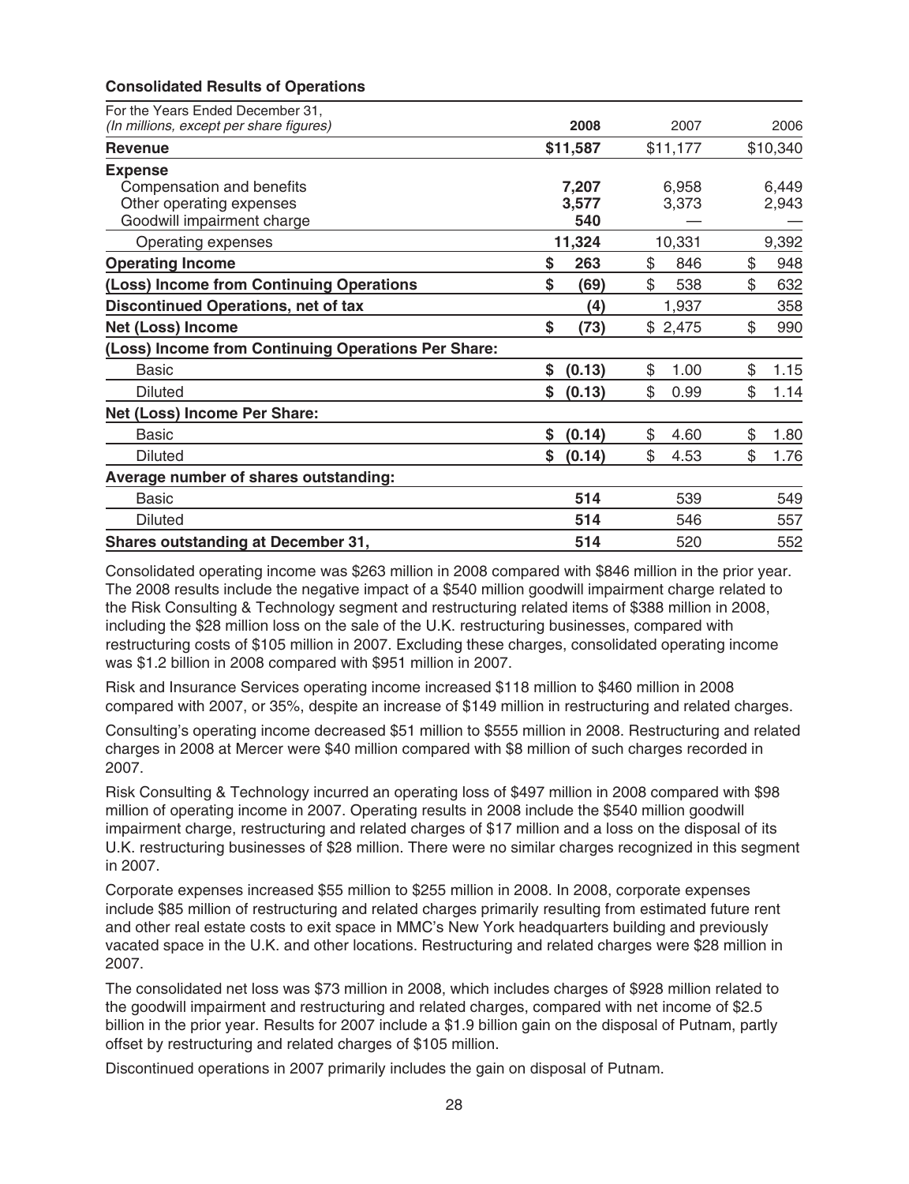**Consolidated Results of Operations**

| For the Years Ended December 31, *(In millions, except per share figures)* | **2008** | 2007 | 2006 |
|---|---|---|---|
| **Revenue** | **$11,587** | $11,177 | $10,340 |
| **Expense** | | | |
| Compensation and benefits | **7,207** | 6,958 | 6,449 |
| Other operating expenses | **3,577** | 3,373 | 2,943 |
| Goodwill impairment charge | **540** | — | — |
| Operating expenses | **11,324** | 10,331 | 9,392 |
| **Operating Income** | **$ 263** | $ 846 | $ 948 |
| **(Loss) Income from Continuing Operations** | **$ (69)** | $ 538 | $ 632 |
| **Discontinued Operations, net of tax** | **(4)** | 1,937 | 358 |
| **Net (Loss) Income** | **$ (73)** | $ 2,475 | $ 990 |
| **(Loss) Income from Continuing Operations Per Share:** | | | |
| Basic | **$ (0.13)** | $ 1.00 | $ 1.15 |
| Diluted | **$ (0.13)** | $ 0.99 | $ 1.14 |
| **Net (Loss) Income Per Share:** | | | |
| Basic | **$ (0.14)** | $ 4.60 | $ 1.80 |
| Diluted | **$ (0.14)** | $ 4.53 | $ 1.76 |
| **Average number of shares outstanding:** | | | |
| Basic | **514** | 539 | 549 |
| Diluted | **514** | 546 | 557 |
| **Shares outstanding at December 31,** | **514** | 520 | 552 |

Consolidated operating income was $263 million in 2008 compared with $846 million in the prior year. The 2008 results include the negative impact of a $540 million goodwill impairment charge related to the Risk Consulting & Technology segment and restructuring related items of $388 million in 2008, including the $28 million loss on the sale of the U.K. restructuring businesses, compared with restructuring costs of $105 million in 2007. Excluding these charges, consolidated operating income was $1.2 billion in 2008 compared with $951 million in 2007.

Risk and Insurance Services operating income increased $118 million to $460 million in 2008 compared with 2007, or 35%, despite an increase of $149 million in restructuring and related charges.

Consulting's operating income decreased $51 million to $555 million in 2008. Restructuring and related charges in 2008 at Mercer were $40 million compared with $8 million of such charges recorded in 2007.

Risk Consulting & Technology incurred an operating loss of $497 million in 2008 compared with $98 million of operating income in 2007. Operating results in 2008 include the $540 million goodwill impairment charge, restructuring and related charges of $17 million and a loss on the disposal of its U.K. restructuring businesses of $28 million. There were no similar charges recognized in this segment in 2007.

Corporate expenses increased $55 million to $255 million in 2008. In 2008, corporate expenses include $85 million of restructuring and related charges primarily resulting from estimated future rent and other real estate costs to exit space in MMC's New York headquarters building and previously vacated space in the U.K. and other locations. Restructuring and related charges were $28 million in 2007.

The consolidated net loss was $73 million in 2008, which includes charges of $928 million related to the goodwill impairment and restructuring and related charges, compared with net income of $2.5 billion in the prior year. Results for 2007 include a $1.9 billion gain on the disposal of Putnam, partly offset by restructuring and related charges of $105 million.

Discontinued operations in 2007 primarily includes the gain on disposal of Putnam.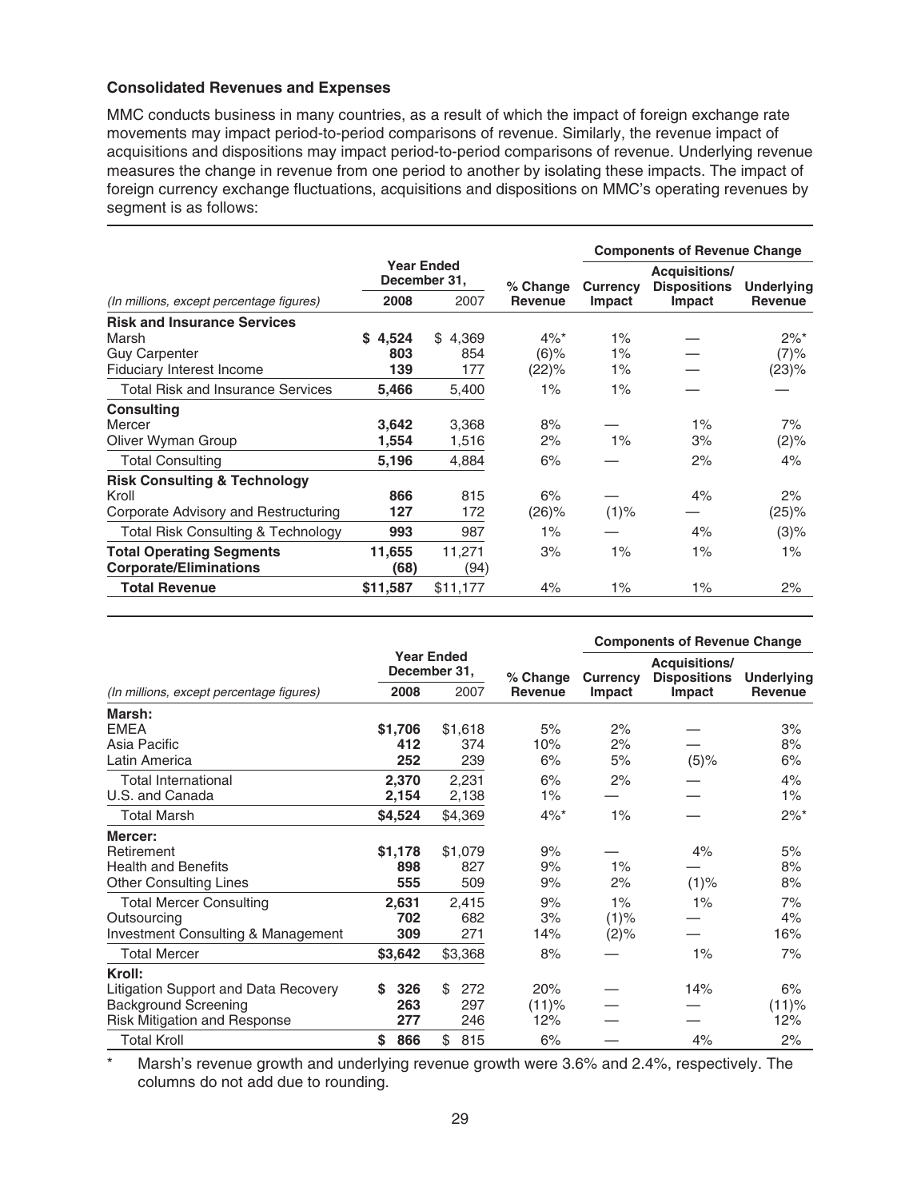**Consolidated Revenues and Expenses**

MMC conducts business in many countries, as a result of which the impact of foreign exchange rate movements may impact period-to-period comparisons of revenue. Similarly, the revenue impact of acquisitions and dispositions may impact period-to-period comparisons of revenue. Underlying revenue measures the change in revenue from one period to another by isolating these impacts. The impact of foreign currency exchange fluctuations, acquisitions and dispositions on MMC's operating revenues by segment is as follows:

| | Year Ended December 31, | | | Components of Revenue Change | | |
|---|---|---|---|---|---|---|
| *(In millions, except percentage figures)* | **2008** | 2007 | **% Change Revenue** | **Currency Impact** | **Acquisitions/ Dispositions Impact** | **Underlying Revenue** |
| **Risk and Insurance Services** | | | | | | |
| Marsh | **$ 4,524** | $ 4,369 | 4%* | 1% | — | 2%* |
| Guy Carpenter | **803** | 854 | (6)% | 1% | — | (7)% |
| Fiduciary Interest Income | **139** | 177 | (22)% | 1% | — | (23)% |
| Total Risk and Insurance Services | **5,466** | 5,400 | 1% | 1% | — | — |
| **Consulting** | | | | | | |
| Mercer | **3,642** | 3,368 | 8% | — | 1% | 7% |
| Oliver Wyman Group | **1,554** | 1,516 | 2% | 1% | 3% | (2)% |
| Total Consulting | **5,196** | 4,884 | 6% | — | 2% | 4% |
| **Risk Consulting & Technology** | | | | | | |
| Kroll | **866** | 815 | 6% | — | 4% | 2% |
| Corporate Advisory and Restructuring | **127** | 172 | (26)% | (1)% | — | (25)% |
| Total Risk Consulting & Technology | **993** | 987 | 1% | — | 4% | (3)% |
| **Total Operating Segments** | **11,655** | 11,271 | 3% | 1% | 1% | 1% |
| **Corporate/Eliminations** | **(68)** | (94) | | | | |
| **Total Revenue** | **$11,587** | $11,177 | 4% | 1% | 1% | 2% |

| | Year Ended December 31, | | | Components of Revenue Change | | |
|---|---|---|---|---|---|---|
| *(In millions, except percentage figures)* | **2008** | 2007 | **% Change Revenue** | **Currency Impact** | **Acquisitions/ Dispositions Impact** | **Underlying Revenue** |
| **Marsh:** | | | | | | |
| EMEA | **$1,706** | $1,618 | 5% | 2% | — | 3% |
| Asia Pacific | **412** | 374 | 10% | 2% | — | 8% |
| Latin America | **252** | 239 | 6% | 5% | (5)% | 6% |
| Total International | **2,370** | 2,231 | 6% | 2% | — | 4% |
| U.S. and Canada | **2,154** | 2,138 | 1% | — | — | 1% |
| Total Marsh | **$4,524** | $4,369 | 4%* | 1% | — | 2%* |
| **Mercer:** | | | | | | |
| Retirement | **$1,178** | $1,079 | 9% | — | 4% | 5% |
| Health and Benefits | **898** | 827 | 9% | 1% | — | 8% |
| Other Consulting Lines | **555** | 509 | 9% | 2% | (1)% | 8% |
| Total Mercer Consulting | **2,631** | 2,415 | 9% | 1% | 1% | 7% |
| Outsourcing | **702** | 682 | 3% | (1)% | — | 4% |
| Investment Consulting & Management | **309** | 271 | 14% | (2)% | — | 16% |
| Total Mercer | **$3,642** | $3,368 | 8% | — | 1% | 7% |
| **Kroll:** | | | | | | |
| Litigation Support and Data Recovery | **$ 326** | $ 272 | 20% | — | 14% | 6% |
| Background Screening | **263** | 297 | (11)% | — | — | (11)% |
| Risk Mitigation and Response | **277** | 246 | 12% | — | — | 12% |
| Total Kroll | **$ 866** | $ 815 | 6% | — | 4% | 2% |

\* Marsh's revenue growth and underlying revenue growth were 3.6% and 2.4%, respectively. The columns do not add due to rounding.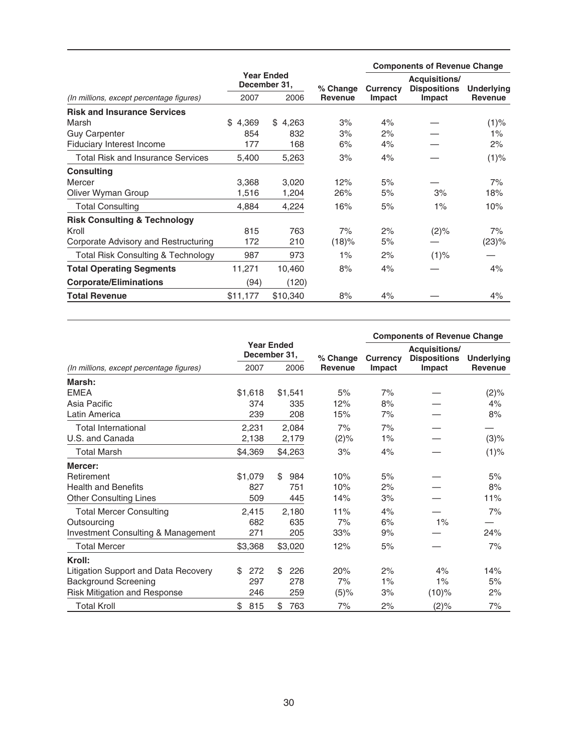| (In millions, except percentage figures) | Year Ended December 31, 2007 | Year Ended December 31, 2006 | % Change Revenue | Components of Revenue Change: Currency Impact | Acquisitions/ Dispositions Impact | Underlying Revenue |
|---|---|---|---|---|---|---|
| **Risk and Insurance Services** | | | | | | |
| Marsh | $ 4,369 | $ 4,263 | 3% | 4% | — | (1)% |
| Guy Carpenter | 854 | 832 | 3% | 2% | — | 1% |
| Fiduciary Interest Income | 177 | 168 | 6% | 4% | — | 2% |
| Total Risk and Insurance Services | 5,400 | 5,263 | 3% | 4% | — | (1)% |
| **Consulting** | | | | | | |
| Mercer | 3,368 | 3,020 | 12% | 5% | — | 7% |
| Oliver Wyman Group | 1,516 | 1,204 | 26% | 5% | 3% | 18% |
| Total Consulting | 4,884 | 4,224 | 16% | 5% | 1% | 10% |
| **Risk Consulting & Technology** | | | | | | |
| Kroll | 815 | 763 | 7% | 2% | (2)% | 7% |
| Corporate Advisory and Restructuring | 172 | 210 | (18)% | 5% | — | (23)% |
| Total Risk Consulting & Technology | 987 | 973 | 1% | 2% | (1)% | — |
| **Total Operating Segments** | 11,271 | 10,460 | 8% | 4% | — | 4% |
| **Corporate/Eliminations** | (94) | (120) | | | | |
| **Total Revenue** | $11,177 | $10,340 | 8% | 4% | — | 4% |

| (In millions, except percentage figures) | Year Ended December 31, 2007 | Year Ended December 31, 2006 | % Change Revenue | Components of Revenue Change: Currency Impact | Acquisitions/ Dispositions Impact | Underlying Revenue |
|---|---|---|---|---|---|---|
| **Marsh:** | | | | | | |
| EMEA | $1,618 | $1,541 | 5% | 7% | — | (2)% |
| Asia Pacific | 374 | 335 | 12% | 8% | — | 4% |
| Latin America | 239 | 208 | 15% | 7% | — | 8% |
| Total International | 2,231 | 2,084 | 7% | 7% | — | — |
| U.S. and Canada | 2,138 | 2,179 | (2)% | 1% | — | (3)% |
| Total Marsh | $4,369 | $4,263 | 3% | 4% | — | (1)% |
| **Mercer:** | | | | | | |
| Retirement | $1,079 | $ 984 | 10% | 5% | — | 5% |
| Health and Benefits | 827 | 751 | 10% | 2% | — | 8% |
| Other Consulting Lines | 509 | 445 | 14% | 3% | — | 11% |
| Total Mercer Consulting | 2,415 | 2,180 | 11% | 4% | — | 7% |
| Outsourcing | 682 | 635 | 7% | 6% | 1% | — |
| Investment Consulting & Management | 271 | 205 | 33% | 9% | — | 24% |
| Total Mercer | $3,368 | $3,020 | 12% | 5% | — | 7% |
| **Kroll:** | | | | | | |
| Litigation Support and Data Recovery | $ 272 | $ 226 | 20% | 2% | 4% | 14% |
| Background Screening | 297 | 278 | 7% | 1% | 1% | 5% |
| Risk Mitigation and Response | 246 | 259 | (5)% | 3% | (10)% | 2% |
| Total Kroll | $ 815 | $ 763 | 7% | 2% | (2)% | 7% |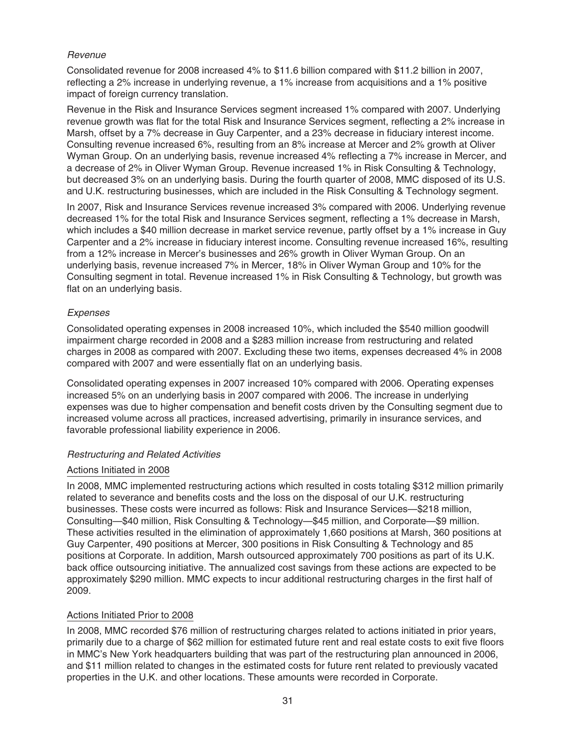*Revenue*

Consolidated revenue for 2008 increased 4% to $11.6 billion compared with $11.2 billion in 2007, reflecting a 2% increase in underlying revenue, a 1% increase from acquisitions and a 1% positive impact of foreign currency translation.

Revenue in the Risk and Insurance Services segment increased 1% compared with 2007. Underlying revenue growth was flat for the total Risk and Insurance Services segment, reflecting a 2% increase in Marsh, offset by a 7% decrease in Guy Carpenter, and a 23% decrease in fiduciary interest income. Consulting revenue increased 6%, resulting from an 8% increase at Mercer and 2% growth at Oliver Wyman Group. On an underlying basis, revenue increased 4% reflecting a 7% increase in Mercer, and a decrease of 2% in Oliver Wyman Group. Revenue increased 1% in Risk Consulting & Technology, but decreased 3% on an underlying basis. During the fourth quarter of 2008, MMC disposed of its U.S. and U.K. restructuring businesses, which are included in the Risk Consulting & Technology segment.

In 2007, Risk and Insurance Services revenue increased 3% compared with 2006. Underlying revenue decreased 1% for the total Risk and Insurance Services segment, reflecting a 1% decrease in Marsh, which includes a $40 million decrease in market service revenue, partly offset by a 1% increase in Guy Carpenter and a 2% increase in fiduciary interest income. Consulting revenue increased 16%, resulting from a 12% increase in Mercer's businesses and 26% growth in Oliver Wyman Group. On an underlying basis, revenue increased 7% in Mercer, 18% in Oliver Wyman Group and 10% for the Consulting segment in total. Revenue increased 1% in Risk Consulting & Technology, but growth was flat on an underlying basis.

*Expenses*

Consolidated operating expenses in 2008 increased 10%, which included the $540 million goodwill impairment charge recorded in 2008 and a $283 million increase from restructuring and related charges in 2008 as compared with 2007. Excluding these two items, expenses decreased 4% in 2008 compared with 2007 and were essentially flat on an underlying basis.

Consolidated operating expenses in 2007 increased 10% compared with 2006. Operating expenses increased 5% on an underlying basis in 2007 compared with 2006. The increase in underlying expenses was due to higher compensation and benefit costs driven by the Consulting segment due to increased volume across all practices, increased advertising, primarily in insurance services, and favorable professional liability experience in 2006.

*Restructuring and Related Activities*

Actions Initiated in 2008

In 2008, MMC implemented restructuring actions which resulted in costs totaling $312 million primarily related to severance and benefits costs and the loss on the disposal of our U.K. restructuring businesses. These costs were incurred as follows: Risk and Insurance Services—$218 million, Consulting—$40 million, Risk Consulting & Technology—$45 million, and Corporate—$9 million. These activities resulted in the elimination of approximately 1,660 positions at Marsh, 360 positions at Guy Carpenter, 490 positions at Mercer, 300 positions in Risk Consulting & Technology and 85 positions at Corporate. In addition, Marsh outsourced approximately 700 positions as part of its U.K. back office outsourcing initiative. The annualized cost savings from these actions are expected to be approximately $290 million. MMC expects to incur additional restructuring charges in the first half of 2009.

Actions Initiated Prior to 2008

In 2008, MMC recorded $76 million of restructuring charges related to actions initiated in prior years, primarily due to a charge of $62 million for estimated future rent and real estate costs to exit five floors in MMC's New York headquarters building that was part of the restructuring plan announced in 2006, and $11 million related to changes in the estimated costs for future rent related to previously vacated properties in the U.K. and other locations. These amounts were recorded in Corporate.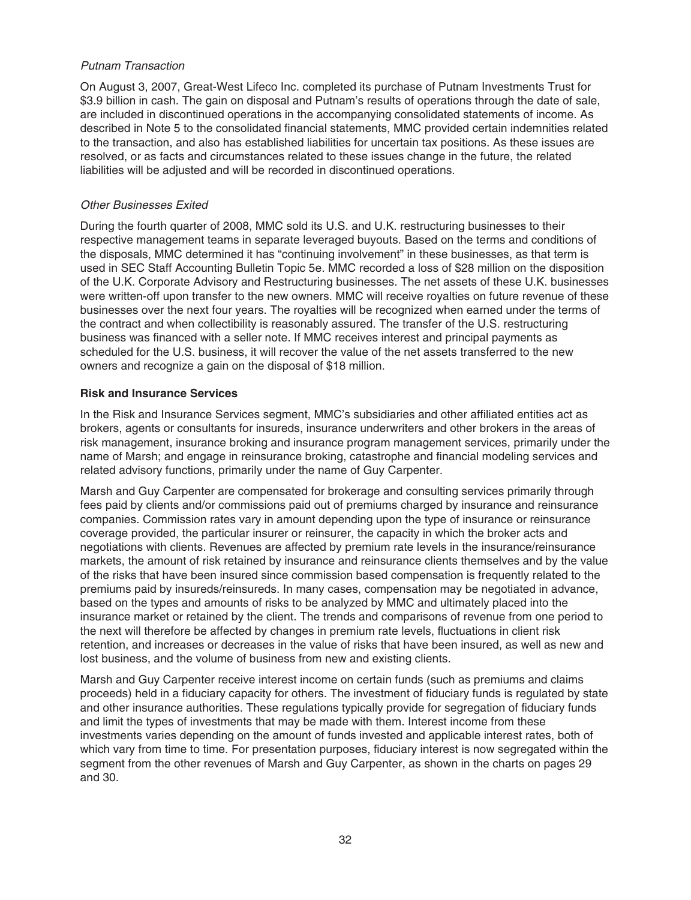*Putnam Transaction*

On August 3, 2007, Great-West Lifeco Inc. completed its purchase of Putnam Investments Trust for \$3.9 billion in cash. The gain on disposal and Putnam's results of operations through the date of sale, are included in discontinued operations in the accompanying consolidated statements of income. As described in Note 5 to the consolidated financial statements, MMC provided certain indemnities related to the transaction, and also has established liabilities for uncertain tax positions. As these issues are resolved, or as facts and circumstances related to these issues change in the future, the related liabilities will be adjusted and will be recorded in discontinued operations.

*Other Businesses Exited*

During the fourth quarter of 2008, MMC sold its U.S. and U.K. restructuring businesses to their respective management teams in separate leveraged buyouts. Based on the terms and conditions of the disposals, MMC determined it has "continuing involvement" in these businesses, as that term is used in SEC Staff Accounting Bulletin Topic 5e. MMC recorded a loss of \$28 million on the disposition of the U.K. Corporate Advisory and Restructuring businesses. The net assets of these U.K. businesses were written-off upon transfer to the new owners. MMC will receive royalties on future revenue of these businesses over the next four years. The royalties will be recognized when earned under the terms of the contract and when collectibility is reasonably assured. The transfer of the U.S. restructuring business was financed with a seller note. If MMC receives interest and principal payments as scheduled for the U.S. business, it will recover the value of the net assets transferred to the new owners and recognize a gain on the disposal of \$18 million.

**Risk and Insurance Services**

In the Risk and Insurance Services segment, MMC's subsidiaries and other affiliated entities act as brokers, agents or consultants for insureds, insurance underwriters and other brokers in the areas of risk management, insurance broking and insurance program management services, primarily under the name of Marsh; and engage in reinsurance broking, catastrophe and financial modeling services and related advisory functions, primarily under the name of Guy Carpenter.

Marsh and Guy Carpenter are compensated for brokerage and consulting services primarily through fees paid by clients and/or commissions paid out of premiums charged by insurance and reinsurance companies. Commission rates vary in amount depending upon the type of insurance or reinsurance coverage provided, the particular insurer or reinsurer, the capacity in which the broker acts and negotiations with clients. Revenues are affected by premium rate levels in the insurance/reinsurance markets, the amount of risk retained by insurance and reinsurance clients themselves and by the value of the risks that have been insured since commission based compensation is frequently related to the premiums paid by insureds/reinsureds. In many cases, compensation may be negotiated in advance, based on the types and amounts of risks to be analyzed by MMC and ultimately placed into the insurance market or retained by the client. The trends and comparisons of revenue from one period to the next will therefore be affected by changes in premium rate levels, fluctuations in client risk retention, and increases or decreases in the value of risks that have been insured, as well as new and lost business, and the volume of business from new and existing clients.

Marsh and Guy Carpenter receive interest income on certain funds (such as premiums and claims proceeds) held in a fiduciary capacity for others. The investment of fiduciary funds is regulated by state and other insurance authorities. These regulations typically provide for segregation of fiduciary funds and limit the types of investments that may be made with them. Interest income from these investments varies depending on the amount of funds invested and applicable interest rates, both of which vary from time to time. For presentation purposes, fiduciary interest is now segregated within the segment from the other revenues of Marsh and Guy Carpenter, as shown in the charts on pages 29 and 30.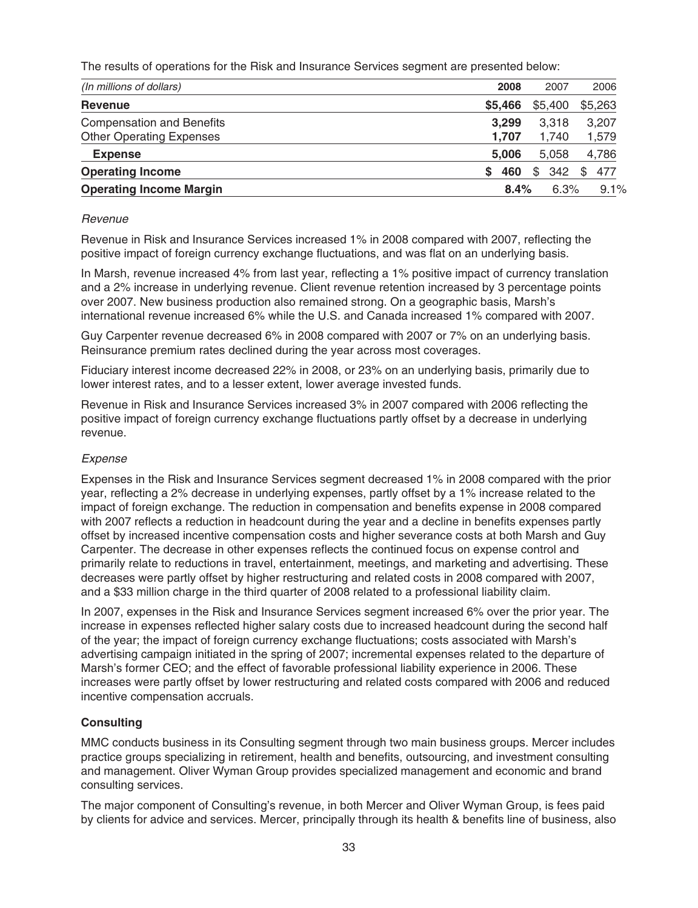The results of operations for the Risk and Insurance Services segment are presented below:

| *(In millions of dollars)* | **2008** | 2007 | 2006 |
|---|---|---|---|
| **Revenue** | **$5,466** | $5,400 | $5,263 |
| Compensation and Benefits | **3,299** | 3,318 | 3,207 |
| Other Operating Expenses | **1,707** | 1,740 | 1,579 |
| **Expense** | **5,006** | 5,058 | 4,786 |
| **Operating Income** | **$ 460** | $ 342 | $ 477 |
| **Operating Income Margin** | **8.4%** | 6.3% | 9.1% |

*Revenue*

Revenue in Risk and Insurance Services increased 1% in 2008 compared with 2007, reflecting the positive impact of foreign currency exchange fluctuations, and was flat on an underlying basis.

In Marsh, revenue increased 4% from last year, reflecting a 1% positive impact of currency translation and a 2% increase in underlying revenue. Client revenue retention increased by 3 percentage points over 2007. New business production also remained strong. On a geographic basis, Marsh's international revenue increased 6% while the U.S. and Canada increased 1% compared with 2007.

Guy Carpenter revenue decreased 6% in 2008 compared with 2007 or 7% on an underlying basis. Reinsurance premium rates declined during the year across most coverages.

Fiduciary interest income decreased 22% in 2008, or 23% on an underlying basis, primarily due to lower interest rates, and to a lesser extent, lower average invested funds.

Revenue in Risk and Insurance Services increased 3% in 2007 compared with 2006 reflecting the positive impact of foreign currency exchange fluctuations partly offset by a decrease in underlying revenue.

*Expense*

Expenses in the Risk and Insurance Services segment decreased 1% in 2008 compared with the prior year, reflecting a 2% decrease in underlying expenses, partly offset by a 1% increase related to the impact of foreign exchange. The reduction in compensation and benefits expense in 2008 compared with 2007 reflects a reduction in headcount during the year and a decline in benefits expenses partly offset by increased incentive compensation costs and higher severance costs at both Marsh and Guy Carpenter. The decrease in other expenses reflects the continued focus on expense control and primarily relate to reductions in travel, entertainment, meetings, and marketing and advertising. These decreases were partly offset by higher restructuring and related costs in 2008 compared with 2007, and a $33 million charge in the third quarter of 2008 related to a professional liability claim.

In 2007, expenses in the Risk and Insurance Services segment increased 6% over the prior year. The increase in expenses reflected higher salary costs due to increased headcount during the second half of the year; the impact of foreign currency exchange fluctuations; costs associated with Marsh's advertising campaign initiated in the spring of 2007; incremental expenses related to the departure of Marsh's former CEO; and the effect of favorable professional liability experience in 2006. These increases were partly offset by lower restructuring and related costs compared with 2006 and reduced incentive compensation accruals.

**Consulting**

MMC conducts business in its Consulting segment through two main business groups. Mercer includes practice groups specializing in retirement, health and benefits, outsourcing, and investment consulting and management. Oliver Wyman Group provides specialized management and economic and brand consulting services.

The major component of Consulting's revenue, in both Mercer and Oliver Wyman Group, is fees paid by clients for advice and services. Mercer, principally through its health & benefits line of business, also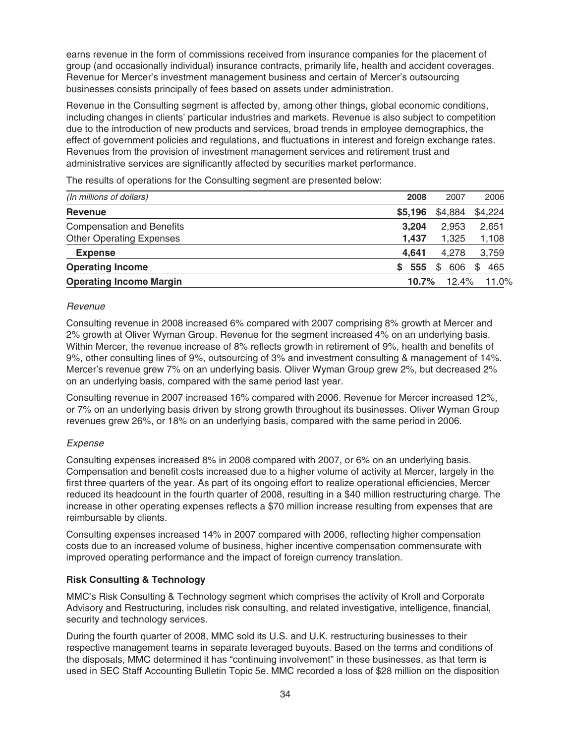earns revenue in the form of commissions received from insurance companies for the placement of group (and occasionally individual) insurance contracts, primarily life, health and accident coverages. Revenue for Mercer's investment management business and certain of Mercer's outsourcing businesses consists principally of fees based on assets under administration.

Revenue in the Consulting segment is affected by, among other things, global economic conditions, including changes in clients' particular industries and markets. Revenue is also subject to competition due to the introduction of new products and services, broad trends in employee demographics, the effect of government policies and regulations, and fluctuations in interest and foreign exchange rates. Revenues from the provision of investment management services and retirement trust and administrative services are significantly affected by securities market performance.

The results of operations for the Consulting segment are presented below:

| *(In millions of dollars)* | **2008** | 2007 | 2006 |
|---|---|---|---|
| **Revenue** | **$5,196** | $4,884 | $4,224 |
| Compensation and Benefits | **3,204** | 2,953 | 2,651 |
| Other Operating Expenses | **1,437** | 1,325 | 1,108 |
| **Expense** | **4,641** | 4,278 | 3,759 |
| **Operating Income** | **$ 555** | $ 606 | $ 465 |
| **Operating Income Margin** | **10.7%** | 12.4% | 11.0% |

*Revenue*

Consulting revenue in 2008 increased 6% compared with 2007 comprising 8% growth at Mercer and 2% growth at Oliver Wyman Group. Revenue for the segment increased 4% on an underlying basis. Within Mercer, the revenue increase of 8% reflects growth in retirement of 9%, health and benefits of 9%, other consulting lines of 9%, outsourcing of 3% and investment consulting & management of 14%. Mercer's revenue grew 7% on an underlying basis. Oliver Wyman Group grew 2%, but decreased 2% on an underlying basis, compared with the same period last year.

Consulting revenue in 2007 increased 16% compared with 2006. Revenue for Mercer increased 12%, or 7% on an underlying basis driven by strong growth throughout its businesses. Oliver Wyman Group revenues grew 26%, or 18% on an underlying basis, compared with the same period in 2006.

*Expense*

Consulting expenses increased 8% in 2008 compared with 2007, or 6% on an underlying basis. Compensation and benefit costs increased due to a higher volume of activity at Mercer, largely in the first three quarters of the year. As part of its ongoing effort to realize operational efficiencies, Mercer reduced its headcount in the fourth quarter of 2008, resulting in a $40 million restructuring charge. The increase in other operating expenses reflects a $70 million increase resulting from expenses that are reimbursable by clients.

Consulting expenses increased 14% in 2007 compared with 2006, reflecting higher compensation costs due to an increased volume of business, higher incentive compensation commensurate with improved operating performance and the impact of foreign currency translation.

**Risk Consulting & Technology**

MMC's Risk Consulting & Technology segment which comprises the activity of Kroll and Corporate Advisory and Restructuring, includes risk consulting, and related investigative, intelligence, financial, security and technology services.

During the fourth quarter of 2008, MMC sold its U.S. and U.K. restructuring businesses to their respective management teams in separate leveraged buyouts. Based on the terms and conditions of the disposals, MMC determined it has "continuing involvement" in these businesses, as that term is used in SEC Staff Accounting Bulletin Topic 5e. MMC recorded a loss of $28 million on the disposition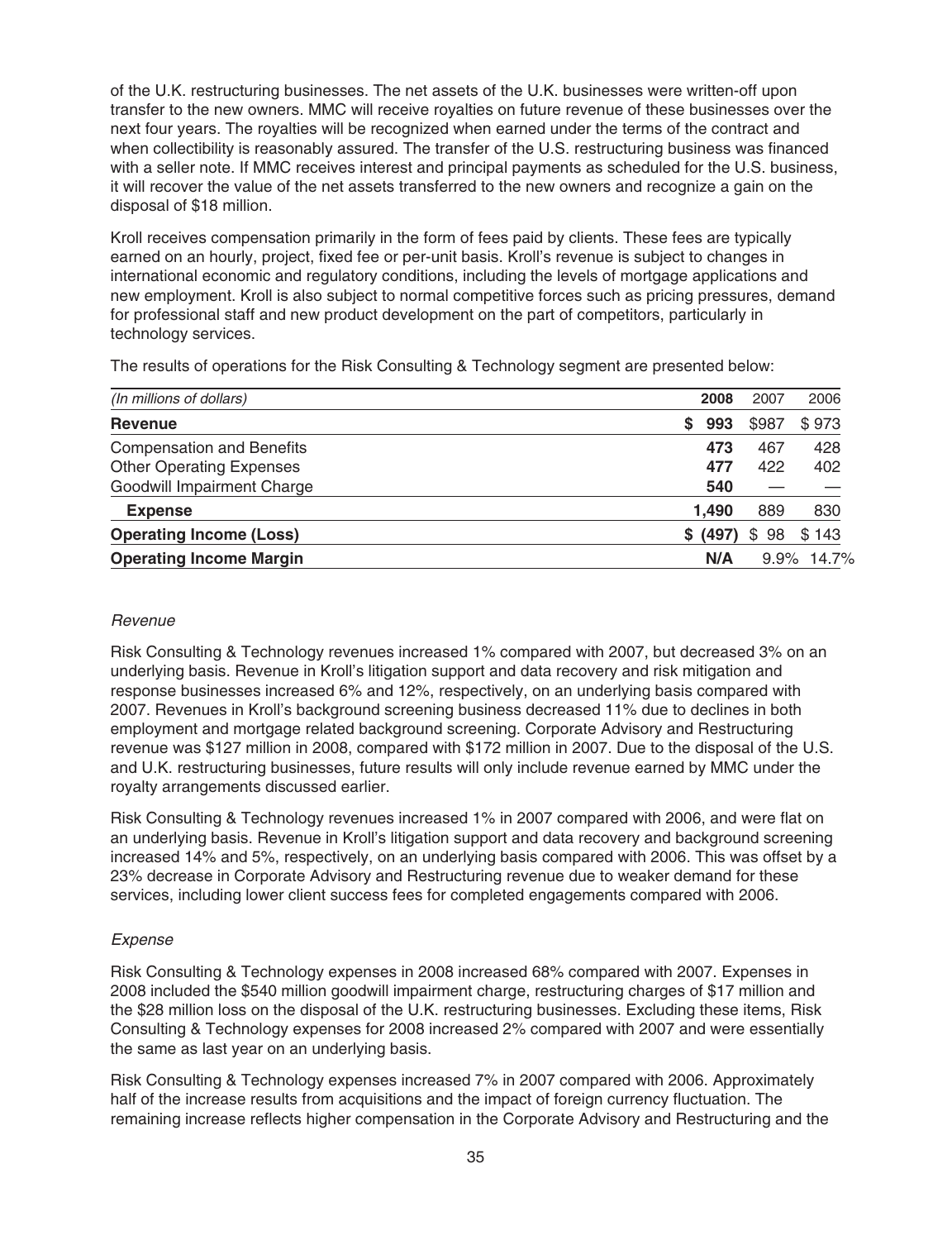of the U.K. restructuring businesses. The net assets of the U.K. businesses were written-off upon transfer to the new owners. MMC will receive royalties on future revenue of these businesses over the next four years. The royalties will be recognized when earned under the terms of the contract and when collectibility is reasonably assured. The transfer of the U.S. restructuring business was financed with a seller note. If MMC receives interest and principal payments as scheduled for the U.S. business, it will recover the value of the net assets transferred to the new owners and recognize a gain on the disposal of $18 million.

Kroll receives compensation primarily in the form of fees paid by clients. These fees are typically earned on an hourly, project, fixed fee or per-unit basis. Kroll's revenue is subject to changes in international economic and regulatory conditions, including the levels of mortgage applications and new employment. Kroll is also subject to normal competitive forces such as pricing pressures, demand for professional staff and new product development on the part of competitors, particularly in technology services.

The results of operations for the Risk Consulting & Technology segment are presented below:

| *(In millions of dollars)* | **2008** | 2007 | 2006 |
|---|---|---|---|
| **Revenue** | **$ 993** | $987 | $ 973 |
| Compensation and Benefits | **473** | 467 | 428 |
| Other Operating Expenses | **477** | 422 | 402 |
| Goodwill Impairment Charge | **540** | — | — |
| **Expense** | **1,490** | 889 | 830 |
| **Operating Income (Loss)** | **$ (497)** | $ 98 | $ 143 |
| **Operating Income Margin** | **N/A** | 9.9% | 14.7% |

*Revenue*

Risk Consulting & Technology revenues increased 1% compared with 2007, but decreased 3% on an underlying basis. Revenue in Kroll's litigation support and data recovery and risk mitigation and response businesses increased 6% and 12%, respectively, on an underlying basis compared with 2007. Revenues in Kroll's background screening business decreased 11% due to declines in both employment and mortgage related background screening. Corporate Advisory and Restructuring revenue was $127 million in 2008, compared with $172 million in 2007. Due to the disposal of the U.S. and U.K. restructuring businesses, future results will only include revenue earned by MMC under the royalty arrangements discussed earlier.

Risk Consulting & Technology revenues increased 1% in 2007 compared with 2006, and were flat on an underlying basis. Revenue in Kroll's litigation support and data recovery and background screening increased 14% and 5%, respectively, on an underlying basis compared with 2006. This was offset by a 23% decrease in Corporate Advisory and Restructuring revenue due to weaker demand for these services, including lower client success fees for completed engagements compared with 2006.

*Expense*

Risk Consulting & Technology expenses in 2008 increased 68% compared with 2007. Expenses in 2008 included the $540 million goodwill impairment charge, restructuring charges of $17 million and the $28 million loss on the disposal of the U.K. restructuring businesses. Excluding these items, Risk Consulting & Technology expenses for 2008 increased 2% compared with 2007 and were essentially the same as last year on an underlying basis.

Risk Consulting & Technology expenses increased 7% in 2007 compared with 2006. Approximately half of the increase results from acquisitions and the impact of foreign currency fluctuation. The remaining increase reflects higher compensation in the Corporate Advisory and Restructuring and the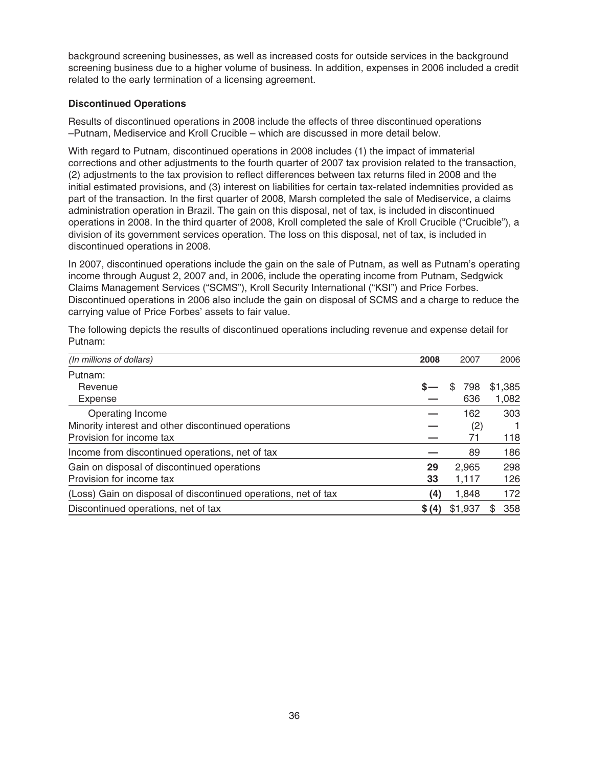background screening businesses, as well as increased costs for outside services in the background screening business due to a higher volume of business. In addition, expenses in 2006 included a credit related to the early termination of a licensing agreement.

**Discontinued Operations**

Results of discontinued operations in 2008 include the effects of three discontinued operations –Putnam, Mediservice and Kroll Crucible – which are discussed in more detail below.

With regard to Putnam, discontinued operations in 2008 includes (1) the impact of immaterial corrections and other adjustments to the fourth quarter of 2007 tax provision related to the transaction, (2) adjustments to the tax provision to reflect differences between tax returns filed in 2008 and the initial estimated provisions, and (3) interest on liabilities for certain tax-related indemnities provided as part of the transaction. In the first quarter of 2008, Marsh completed the sale of Mediservice, a claims administration operation in Brazil. The gain on this disposal, net of tax, is included in discontinued operations in 2008. In the third quarter of 2008, Kroll completed the sale of Kroll Crucible ("Crucible"), a division of its government services operation. The loss on this disposal, net of tax, is included in discontinued operations in 2008.

In 2007, discontinued operations include the gain on the sale of Putnam, as well as Putnam's operating income through August 2, 2007 and, in 2006, include the operating income from Putnam, Sedgwick Claims Management Services ("SCMS"), Kroll Security International ("KSI") and Price Forbes. Discontinued operations in 2006 also include the gain on disposal of SCMS and a charge to reduce the carrying value of Price Forbes' assets to fair value.

The following depicts the results of discontinued operations including revenue and expense detail for Putnam:

| *(In millions of dollars)* | **2008** | 2007 | 2006 |
|---|---|---|---|
| Putnam: | | | |
| Revenue | **$—** | $ 798 | $1,385 |
| Expense | **—** | 636 | 1,082 |
| Operating Income | **—** | 162 | 303 |
| Minority interest and other discontinued operations | **—** | (2) | 1 |
| Provision for income tax | **—** | 71 | 118 |
| Income from discontinued operations, net of tax | **—** | 89 | 186 |
| Gain on disposal of discontinued operations | **29** | 2,965 | 298 |
| Provision for income tax | **33** | 1,117 | 126 |
| (Loss) Gain on disposal of discontinued operations, net of tax | **(4)** | 1,848 | 172 |
| Discontinued operations, net of tax | **$ (4)** | $1,937 | $ 358 |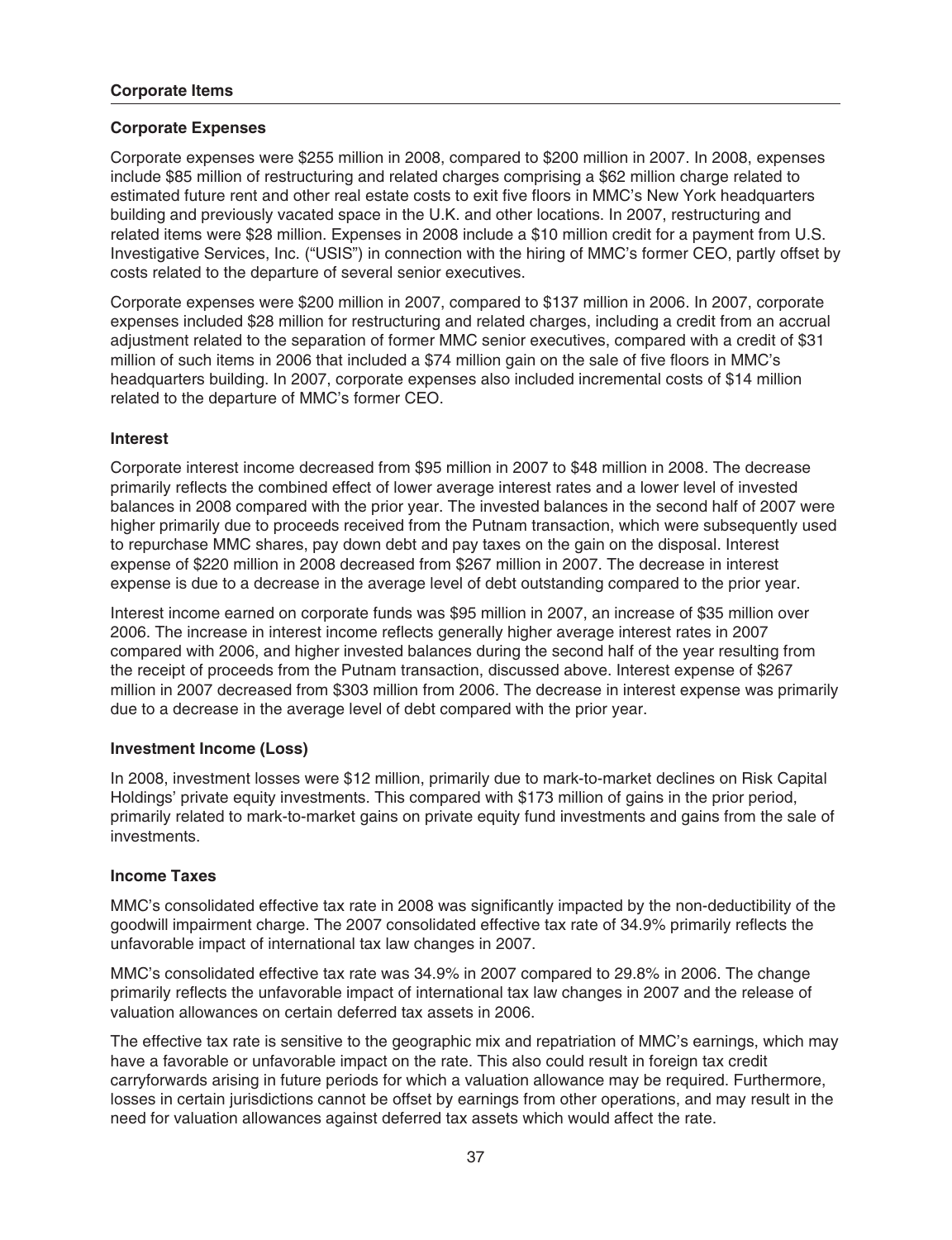## Corporate Items

### Corporate Expenses

Corporate expenses were $255 million in 2008, compared to $200 million in 2007. In 2008, expenses include $85 million of restructuring and related charges comprising a $62 million charge related to estimated future rent and other real estate costs to exit five floors in MMC's New York headquarters building and previously vacated space in the U.K. and other locations. In 2007, restructuring and related items were $28 million. Expenses in 2008 include a $10 million credit for a payment from U.S. Investigative Services, Inc. ("USIS") in connection with the hiring of MMC's former CEO, partly offset by costs related to the departure of several senior executives.

Corporate expenses were $200 million in 2007, compared to $137 million in 2006. In 2007, corporate expenses included $28 million for restructuring and related charges, including a credit from an accrual adjustment related to the separation of former MMC senior executives, compared with a credit of $31 million of such items in 2006 that included a $74 million gain on the sale of five floors in MMC's headquarters building. In 2007, corporate expenses also included incremental costs of $14 million related to the departure of MMC's former CEO.

### Interest

Corporate interest income decreased from $95 million in 2007 to $48 million in 2008. The decrease primarily reflects the combined effect of lower average interest rates and a lower level of invested balances in 2008 compared with the prior year. The invested balances in the second half of 2007 were higher primarily due to proceeds received from the Putnam transaction, which were subsequently used to repurchase MMC shares, pay down debt and pay taxes on the gain on the disposal. Interest expense of $220 million in 2008 decreased from $267 million in 2007. The decrease in interest expense is due to a decrease in the average level of debt outstanding compared to the prior year.

Interest income earned on corporate funds was $95 million in 2007, an increase of $35 million over 2006. The increase in interest income reflects generally higher average interest rates in 2007 compared with 2006, and higher invested balances during the second half of the year resulting from the receipt of proceeds from the Putnam transaction, discussed above. Interest expense of $267 million in 2007 decreased from $303 million from 2006. The decrease in interest expense was primarily due to a decrease in the average level of debt compared with the prior year.

### Investment Income (Loss)

In 2008, investment losses were $12 million, primarily due to mark-to-market declines on Risk Capital Holdings' private equity investments. This compared with $173 million of gains in the prior period, primarily related to mark-to-market gains on private equity fund investments and gains from the sale of investments.

### Income Taxes

MMC's consolidated effective tax rate in 2008 was significantly impacted by the non-deductibility of the goodwill impairment charge. The 2007 consolidated effective tax rate of 34.9% primarily reflects the unfavorable impact of international tax law changes in 2007.

MMC's consolidated effective tax rate was 34.9% in 2007 compared to 29.8% in 2006. The change primarily reflects the unfavorable impact of international tax law changes in 2007 and the release of valuation allowances on certain deferred tax assets in 2006.

The effective tax rate is sensitive to the geographic mix and repatriation of MMC's earnings, which may have a favorable or unfavorable impact on the rate. This also could result in foreign tax credit carryforwards arising in future periods for which a valuation allowance may be required. Furthermore, losses in certain jurisdictions cannot be offset by earnings from other operations, and may result in the need for valuation allowances against deferred tax assets which would affect the rate.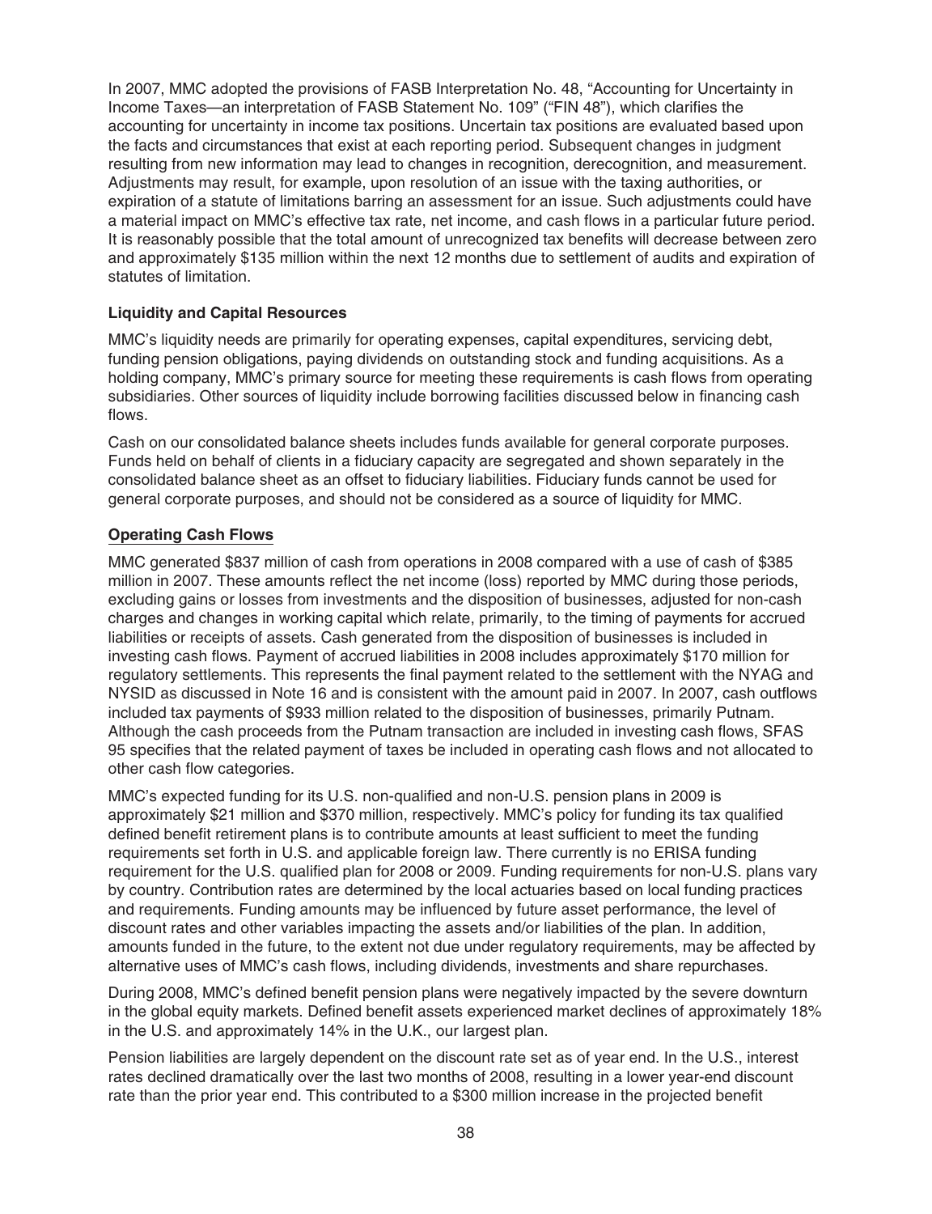In 2007, MMC adopted the provisions of FASB Interpretation No. 48, "Accounting for Uncertainty in Income Taxes—an interpretation of FASB Statement No. 109" ("FIN 48"), which clarifies the accounting for uncertainty in income tax positions. Uncertain tax positions are evaluated based upon the facts and circumstances that exist at each reporting period. Subsequent changes in judgment resulting from new information may lead to changes in recognition, derecognition, and measurement. Adjustments may result, for example, upon resolution of an issue with the taxing authorities, or expiration of a statute of limitations barring an assessment for an issue. Such adjustments could have a material impact on MMC's effective tax rate, net income, and cash flows in a particular future period. It is reasonably possible that the total amount of unrecognized tax benefits will decrease between zero and approximately $135 million within the next 12 months due to settlement of audits and expiration of statutes of limitation.

**Liquidity and Capital Resources**

MMC's liquidity needs are primarily for operating expenses, capital expenditures, servicing debt, funding pension obligations, paying dividends on outstanding stock and funding acquisitions. As a holding company, MMC's primary source for meeting these requirements is cash flows from operating subsidiaries. Other sources of liquidity include borrowing facilities discussed below in financing cash flows.

Cash on our consolidated balance sheets includes funds available for general corporate purposes. Funds held on behalf of clients in a fiduciary capacity are segregated and shown separately in the consolidated balance sheet as an offset to fiduciary liabilities. Fiduciary funds cannot be used for general corporate purposes, and should not be considered as a source of liquidity for MMC.

**Operating Cash Flows**

MMC generated $837 million of cash from operations in 2008 compared with a use of cash of $385 million in 2007. These amounts reflect the net income (loss) reported by MMC during those periods, excluding gains or losses from investments and the disposition of businesses, adjusted for non-cash charges and changes in working capital which relate, primarily, to the timing of payments for accrued liabilities or receipts of assets. Cash generated from the disposition of businesses is included in investing cash flows. Payment of accrued liabilities in 2008 includes approximately $170 million for regulatory settlements. This represents the final payment related to the settlement with the NYAG and NYSID as discussed in Note 16 and is consistent with the amount paid in 2007. In 2007, cash outflows included tax payments of $933 million related to the disposition of businesses, primarily Putnam. Although the cash proceeds from the Putnam transaction are included in investing cash flows, SFAS 95 specifies that the related payment of taxes be included in operating cash flows and not allocated to other cash flow categories.

MMC's expected funding for its U.S. non-qualified and non-U.S. pension plans in 2009 is approximately $21 million and $370 million, respectively. MMC's policy for funding its tax qualified defined benefit retirement plans is to contribute amounts at least sufficient to meet the funding requirements set forth in U.S. and applicable foreign law. There currently is no ERISA funding requirement for the U.S. qualified plan for 2008 or 2009. Funding requirements for non-U.S. plans vary by country. Contribution rates are determined by the local actuaries based on local funding practices and requirements. Funding amounts may be influenced by future asset performance, the level of discount rates and other variables impacting the assets and/or liabilities of the plan. In addition, amounts funded in the future, to the extent not due under regulatory requirements, may be affected by alternative uses of MMC's cash flows, including dividends, investments and share repurchases.

During 2008, MMC's defined benefit pension plans were negatively impacted by the severe downturn in the global equity markets. Defined benefit assets experienced market declines of approximately 18% in the U.S. and approximately 14% in the U.K., our largest plan.

Pension liabilities are largely dependent on the discount rate set as of year end. In the U.S., interest rates declined dramatically over the last two months of 2008, resulting in a lower year-end discount rate than the prior year end. This contributed to a $300 million increase in the projected benefit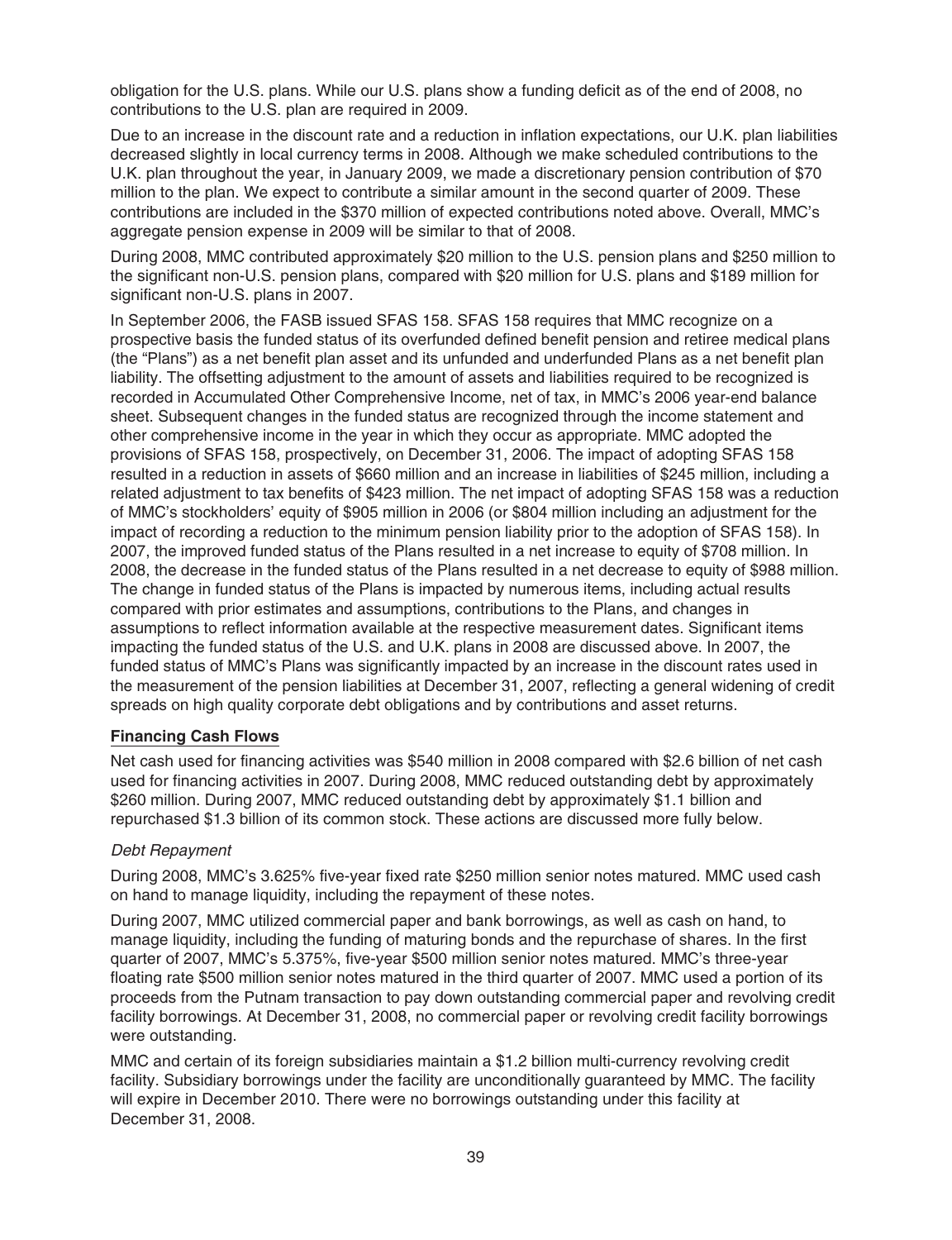obligation for the U.S. plans. While our U.S. plans show a funding deficit as of the end of 2008, no contributions to the U.S. plan are required in 2009.

Due to an increase in the discount rate and a reduction in inflation expectations, our U.K. plan liabilities decreased slightly in local currency terms in 2008. Although we make scheduled contributions to the U.K. plan throughout the year, in January 2009, we made a discretionary pension contribution of $70 million to the plan. We expect to contribute a similar amount in the second quarter of 2009. These contributions are included in the $370 million of expected contributions noted above. Overall, MMC's aggregate pension expense in 2009 will be similar to that of 2008.

During 2008, MMC contributed approximately $20 million to the U.S. pension plans and $250 million to the significant non-U.S. pension plans, compared with $20 million for U.S. plans and $189 million for significant non-U.S. plans in 2007.

In September 2006, the FASB issued SFAS 158. SFAS 158 requires that MMC recognize on a prospective basis the funded status of its overfunded defined benefit pension and retiree medical plans (the "Plans") as a net benefit plan asset and its unfunded and underfunded Plans as a net benefit plan liability. The offsetting adjustment to the amount of assets and liabilities required to be recognized is recorded in Accumulated Other Comprehensive Income, net of tax, in MMC's 2006 year-end balance sheet. Subsequent changes in the funded status are recognized through the income statement and other comprehensive income in the year in which they occur as appropriate. MMC adopted the provisions of SFAS 158, prospectively, on December 31, 2006. The impact of adopting SFAS 158 resulted in a reduction in assets of $660 million and an increase in liabilities of $245 million, including a related adjustment to tax benefits of $423 million. The net impact of adopting SFAS 158 was a reduction of MMC's stockholders' equity of $905 million in 2006 (or $804 million including an adjustment for the impact of recording a reduction to the minimum pension liability prior to the adoption of SFAS 158). In 2007, the improved funded status of the Plans resulted in a net increase to equity of $708 million. In 2008, the decrease in the funded status of the Plans resulted in a net decrease to equity of $988 million. The change in funded status of the Plans is impacted by numerous items, including actual results compared with prior estimates and assumptions, contributions to the Plans, and changes in assumptions to reflect information available at the respective measurement dates. Significant items impacting the funded status of the U.S. and U.K. plans in 2008 are discussed above. In 2007, the funded status of MMC's Plans was significantly impacted by an increase in the discount rates used in the measurement of the pension liabilities at December 31, 2007, reflecting a general widening of credit spreads on high quality corporate debt obligations and by contributions and asset returns.

## Financing Cash Flows

Net cash used for financing activities was $540 million in 2008 compared with $2.6 billion of net cash used for financing activities in 2007. During 2008, MMC reduced outstanding debt by approximately $260 million. During 2007, MMC reduced outstanding debt by approximately $1.1 billion and repurchased $1.3 billion of its common stock. These actions are discussed more fully below.

### *Debt Repayment*

During 2008, MMC's 3.625% five-year fixed rate $250 million senior notes matured. MMC used cash on hand to manage liquidity, including the repayment of these notes.

During 2007, MMC utilized commercial paper and bank borrowings, as well as cash on hand, to manage liquidity, including the funding of maturing bonds and the repurchase of shares. In the first quarter of 2007, MMC's 5.375%, five-year $500 million senior notes matured. MMC's three-year floating rate $500 million senior notes matured in the third quarter of 2007. MMC used a portion of its proceeds from the Putnam transaction to pay down outstanding commercial paper and revolving credit facility borrowings. At December 31, 2008, no commercial paper or revolving credit facility borrowings were outstanding.

MMC and certain of its foreign subsidiaries maintain a $1.2 billion multi-currency revolving credit facility. Subsidiary borrowings under the facility are unconditionally guaranteed by MMC. The facility will expire in December 2010. There were no borrowings outstanding under this facility at December 31, 2008.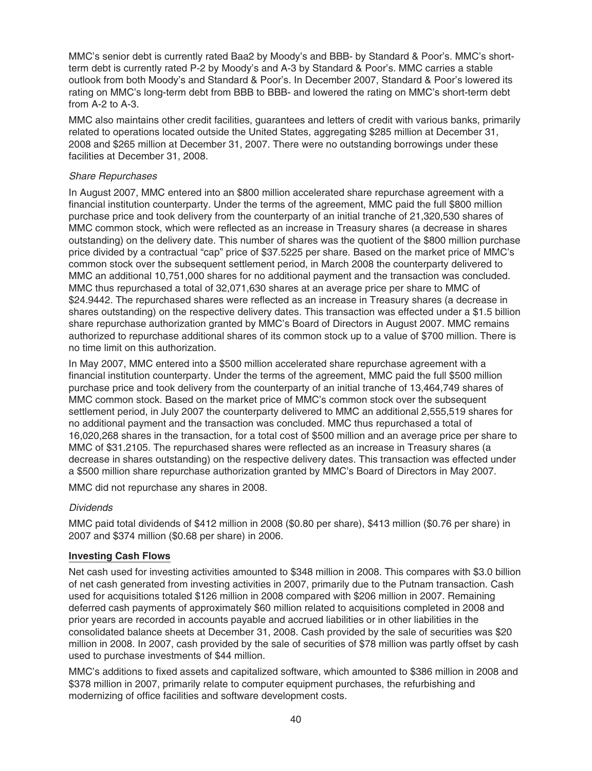MMC's senior debt is currently rated Baa2 by Moody's and BBB- by Standard & Poor's. MMC's short-term debt is currently rated P-2 by Moody's and A-3 by Standard & Poor's. MMC carries a stable outlook from both Moody's and Standard & Poor's. In December 2007, Standard & Poor's lowered its rating on MMC's long-term debt from BBB to BBB- and lowered the rating on MMC's short-term debt from A-2 to A-3.

MMC also maintains other credit facilities, guarantees and letters of credit with various banks, primarily related to operations located outside the United States, aggregating $285 million at December 31, 2008 and $265 million at December 31, 2007. There were no outstanding borrowings under these facilities at December 31, 2008.

*Share Repurchases*

In August 2007, MMC entered into an $800 million accelerated share repurchase agreement with a financial institution counterparty. Under the terms of the agreement, MMC paid the full $800 million purchase price and took delivery from the counterparty of an initial tranche of 21,320,530 shares of MMC common stock, which were reflected as an increase in Treasury shares (a decrease in shares outstanding) on the delivery date. This number of shares was the quotient of the $800 million purchase price divided by a contractual "cap" price of $37.5225 per share. Based on the market price of MMC's common stock over the subsequent settlement period, in March 2008 the counterparty delivered to MMC an additional 10,751,000 shares for no additional payment and the transaction was concluded. MMC thus repurchased a total of 32,071,630 shares at an average price per share to MMC of $24.9442. The repurchased shares were reflected as an increase in Treasury shares (a decrease in shares outstanding) on the respective delivery dates. This transaction was effected under a $1.5 billion share repurchase authorization granted by MMC's Board of Directors in August 2007. MMC remains authorized to repurchase additional shares of its common stock up to a value of $700 million. There is no time limit on this authorization.

In May 2007, MMC entered into a $500 million accelerated share repurchase agreement with a financial institution counterparty. Under the terms of the agreement, MMC paid the full $500 million purchase price and took delivery from the counterparty of an initial tranche of 13,464,749 shares of MMC common stock. Based on the market price of MMC's common stock over the subsequent settlement period, in July 2007 the counterparty delivered to MMC an additional 2,555,519 shares for no additional payment and the transaction was concluded. MMC thus repurchased a total of 16,020,268 shares in the transaction, for a total cost of $500 million and an average price per share to MMC of $31.2105. The repurchased shares were reflected as an increase in Treasury shares (a decrease in shares outstanding) on the respective delivery dates. This transaction was effected under a $500 million share repurchase authorization granted by MMC's Board of Directors in May 2007.

MMC did not repurchase any shares in 2008.

*Dividends*

MMC paid total dividends of $412 million in 2008 ($0.80 per share), $413 million ($0.76 per share) in 2007 and $374 million ($0.68 per share) in 2006.

**Investing Cash Flows**

Net cash used for investing activities amounted to $348 million in 2008. This compares with $3.0 billion of net cash generated from investing activities in 2007, primarily due to the Putnam transaction. Cash used for acquisitions totaled $126 million in 2008 compared with $206 million in 2007. Remaining deferred cash payments of approximately $60 million related to acquisitions completed in 2008 and prior years are recorded in accounts payable and accrued liabilities or in other liabilities in the consolidated balance sheets at December 31, 2008. Cash provided by the sale of securities was $20 million in 2008. In 2007, cash provided by the sale of securities of $78 million was partly offset by cash used to purchase investments of $44 million.

MMC's additions to fixed assets and capitalized software, which amounted to $386 million in 2008 and $378 million in 2007, primarily relate to computer equipment purchases, the refurbishing and modernizing of office facilities and software development costs.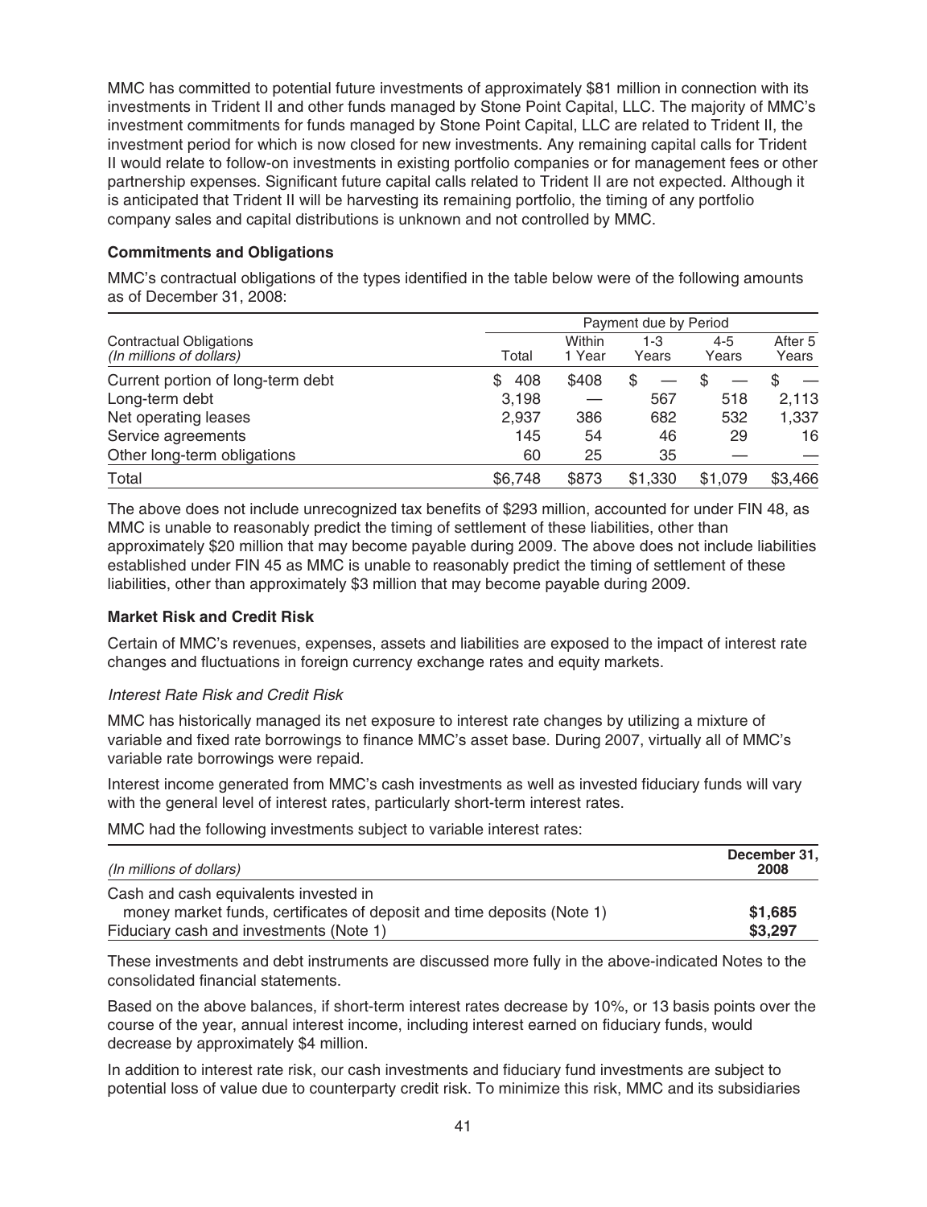MMC has committed to potential future investments of approximately $81 million in connection with its investments in Trident II and other funds managed by Stone Point Capital, LLC. The majority of MMC's investment commitments for funds managed by Stone Point Capital, LLC are related to Trident II, the investment period for which is now closed for new investments. Any remaining capital calls for Trident II would relate to follow-on investments in existing portfolio companies or for management fees or other partnership expenses. Significant future capital calls related to Trident II are not expected. Although it is anticipated that Trident II will be harvesting its remaining portfolio, the timing of any portfolio company sales and capital distributions is unknown and not controlled by MMC.

**Commitments and Obligations**

MMC's contractual obligations of the types identified in the table below were of the following amounts as of December 31, 2008:

| Contractual Obligations *(In millions of dollars)* | Payment due by Period | | | | |
|---|---|---|---|---|---|
| | Total | Within 1 Year | 1-3 Years | 4-5 Years | After 5 Years |
| Current portion of long-term debt | $ 408 | $408 | $ — | $ — | $ — |
| Long-term debt | 3,198 | — | 567 | 518 | 2,113 |
| Net operating leases | 2,937 | 386 | 682 | 532 | 1,337 |
| Service agreements | 145 | 54 | 46 | 29 | 16 |
| Other long-term obligations | 60 | 25 | 35 | — | — |
| Total | $6,748 | $873 | $1,330 | $1,079 | $3,466 |

The above does not include unrecognized tax benefits of $293 million, accounted for under FIN 48, as MMC is unable to reasonably predict the timing of settlement of these liabilities, other than approximately $20 million that may become payable during 2009. The above does not include liabilities established under FIN 45 as MMC is unable to reasonably predict the timing of settlement of these liabilities, other than approximately $3 million that may become payable during 2009.

**Market Risk and Credit Risk**

Certain of MMC's revenues, expenses, assets and liabilities are exposed to the impact of interest rate changes and fluctuations in foreign currency exchange rates and equity markets.

*Interest Rate Risk and Credit Risk*

MMC has historically managed its net exposure to interest rate changes by utilizing a mixture of variable and fixed rate borrowings to finance MMC's asset base. During 2007, virtually all of MMC's variable rate borrowings were repaid.

Interest income generated from MMC's cash investments as well as invested fiduciary funds will vary with the general level of interest rates, particularly short-term interest rates.

MMC had the following investments subject to variable interest rates:

| *(In millions of dollars)* | **December 31, 2008** |
|---|---|
| Cash and cash equivalents invested in money market funds, certificates of deposit and time deposits (Note 1) | **$1,685** |
| Fiduciary cash and investments (Note 1) | **$3,297** |

These investments and debt instruments are discussed more fully in the above-indicated Notes to the consolidated financial statements.

Based on the above balances, if short-term interest rates decrease by 10%, or 13 basis points over the course of the year, annual interest income, including interest earned on fiduciary funds, would decrease by approximately $4 million.

In addition to interest rate risk, our cash investments and fiduciary fund investments are subject to potential loss of value due to counterparty credit risk. To minimize this risk, MMC and its subsidiaries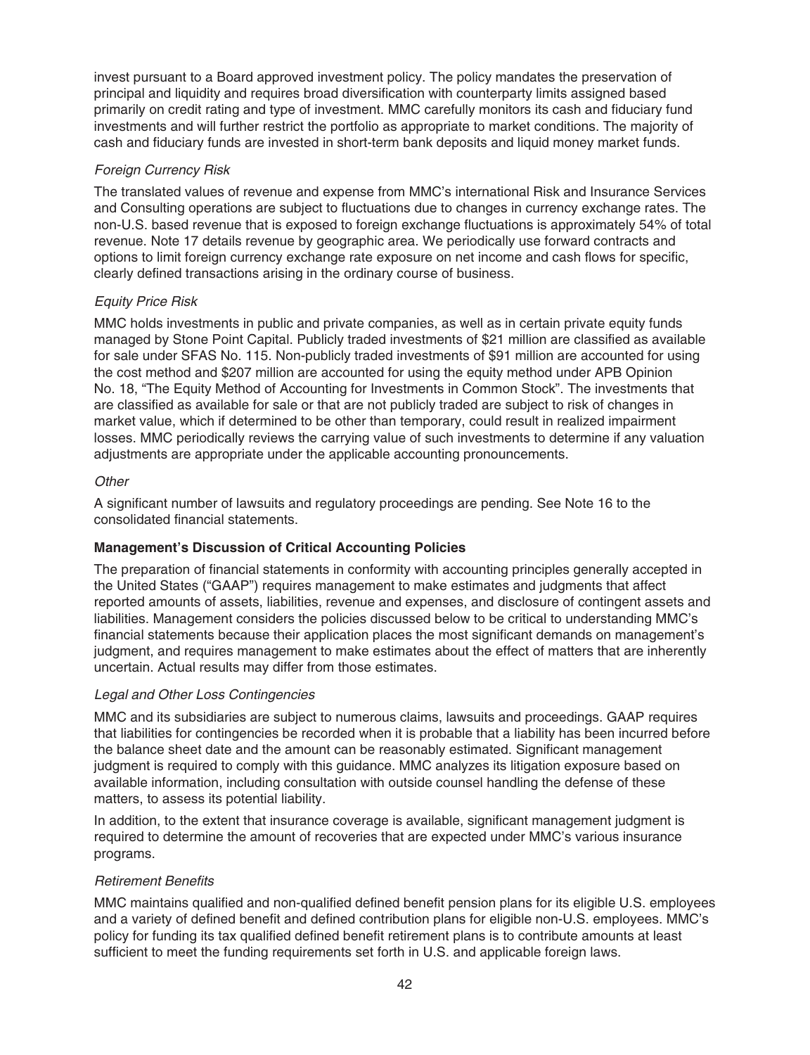invest pursuant to a Board approved investment policy. The policy mandates the preservation of principal and liquidity and requires broad diversification with counterparty limits assigned based primarily on credit rating and type of investment. MMC carefully monitors its cash and fiduciary fund investments and will further restrict the portfolio as appropriate to market conditions. The majority of cash and fiduciary funds are invested in short-term bank deposits and liquid money market funds.

*Foreign Currency Risk*

The translated values of revenue and expense from MMC's international Risk and Insurance Services and Consulting operations are subject to fluctuations due to changes in currency exchange rates. The non-U.S. based revenue that is exposed to foreign exchange fluctuations is approximately 54% of total revenue. Note 17 details revenue by geographic area. We periodically use forward contracts and options to limit foreign currency exchange rate exposure on net income and cash flows for specific, clearly defined transactions arising in the ordinary course of business.

*Equity Price Risk*

MMC holds investments in public and private companies, as well as in certain private equity funds managed by Stone Point Capital. Publicly traded investments of $21 million are classified as available for sale under SFAS No. 115. Non-publicly traded investments of $91 million are accounted for using the cost method and $207 million are accounted for using the equity method under APB Opinion No. 18, "The Equity Method of Accounting for Investments in Common Stock". The investments that are classified as available for sale or that are not publicly traded are subject to risk of changes in market value, which if determined to be other than temporary, could result in realized impairment losses. MMC periodically reviews the carrying value of such investments to determine if any valuation adjustments are appropriate under the applicable accounting pronouncements.

*Other*

A significant number of lawsuits and regulatory proceedings are pending. See Note 16 to the consolidated financial statements.

**Management's Discussion of Critical Accounting Policies**

The preparation of financial statements in conformity with accounting principles generally accepted in the United States ("GAAP") requires management to make estimates and judgments that affect reported amounts of assets, liabilities, revenue and expenses, and disclosure of contingent assets and liabilities. Management considers the policies discussed below to be critical to understanding MMC's financial statements because their application places the most significant demands on management's judgment, and requires management to make estimates about the effect of matters that are inherently uncertain. Actual results may differ from those estimates.

*Legal and Other Loss Contingencies*

MMC and its subsidiaries are subject to numerous claims, lawsuits and proceedings. GAAP requires that liabilities for contingencies be recorded when it is probable that a liability has been incurred before the balance sheet date and the amount can be reasonably estimated. Significant management judgment is required to comply with this guidance. MMC analyzes its litigation exposure based on available information, including consultation with outside counsel handling the defense of these matters, to assess its potential liability.

In addition, to the extent that insurance coverage is available, significant management judgment is required to determine the amount of recoveries that are expected under MMC's various insurance programs.

*Retirement Benefits*

MMC maintains qualified and non-qualified defined benefit pension plans for its eligible U.S. employees and a variety of defined benefit and defined contribution plans for eligible non-U.S. employees. MMC's policy for funding its tax qualified defined benefit retirement plans is to contribute amounts at least sufficient to meet the funding requirements set forth in U.S. and applicable foreign laws.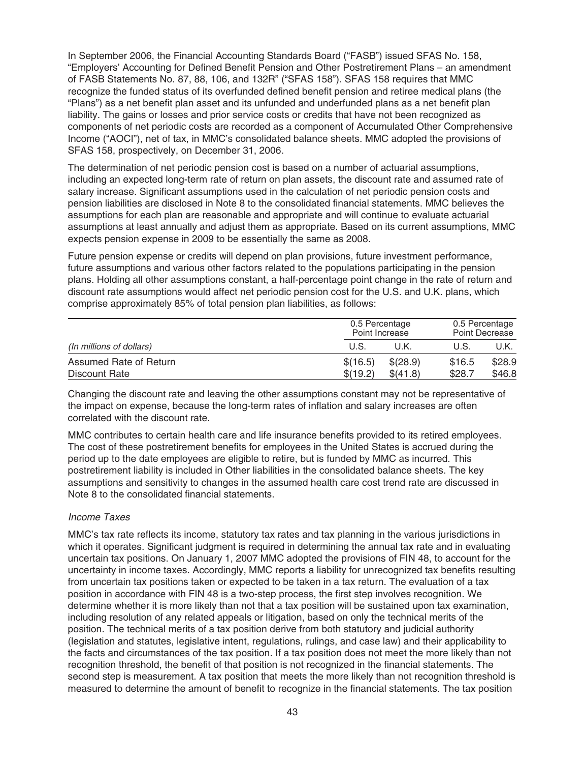In September 2006, the Financial Accounting Standards Board ("FASB") issued SFAS No. 158, "Employers' Accounting for Defined Benefit Pension and Other Postretirement Plans – an amendment of FASB Statements No. 87, 88, 106, and 132R" ("SFAS 158"). SFAS 158 requires that MMC recognize the funded status of its overfunded defined benefit pension and retiree medical plans (the "Plans") as a net benefit plan asset and its unfunded and underfunded plans as a net benefit plan liability. The gains or losses and prior service costs or credits that have not been recognized as components of net periodic costs are recorded as a component of Accumulated Other Comprehensive Income ("AOCI"), net of tax, in MMC's consolidated balance sheets. MMC adopted the provisions of SFAS 158, prospectively, on December 31, 2006.

The determination of net periodic pension cost is based on a number of actuarial assumptions, including an expected long-term rate of return on plan assets, the discount rate and assumed rate of salary increase. Significant assumptions used in the calculation of net periodic pension costs and pension liabilities are disclosed in Note 8 to the consolidated financial statements. MMC believes the assumptions for each plan are reasonable and appropriate and will continue to evaluate actuarial assumptions at least annually and adjust them as appropriate. Based on its current assumptions, MMC expects pension expense in 2009 to be essentially the same as 2008.

Future pension expense or credits will depend on plan provisions, future investment performance, future assumptions and various other factors related to the populations participating in the pension plans. Holding all other assumptions constant, a half-percentage point change in the rate of return and discount rate assumptions would affect net periodic pension cost for the U.S. and U.K. plans, which comprise approximately 85% of total pension plan liabilities, as follows:

| | 0.5 Percentage Point Increase | | 0.5 Percentage Point Decrease | |
|---|---|---|---|---|
| *(In millions of dollars)* | U.S. | U.K. | U.S. | U.K. |
| Assumed Rate of Return | $(16.5) | $(28.9) | $16.5 | $28.9 |
| Discount Rate | $(19.2) | $(41.8) | $28.7 | $46.8 |

Changing the discount rate and leaving the other assumptions constant may not be representative of the impact on expense, because the long-term rates of inflation and salary increases are often correlated with the discount rate.

MMC contributes to certain health care and life insurance benefits provided to its retired employees. The cost of these postretirement benefits for employees in the United States is accrued during the period up to the date employees are eligible to retire, but is funded by MMC as incurred. This postretirement liability is included in Other liabilities in the consolidated balance sheets. The key assumptions and sensitivity to changes in the assumed health care cost trend rate are discussed in Note 8 to the consolidated financial statements.

*Income Taxes*

MMC's tax rate reflects its income, statutory tax rates and tax planning in the various jurisdictions in which it operates. Significant judgment is required in determining the annual tax rate and in evaluating uncertain tax positions. On January 1, 2007 MMC adopted the provisions of FIN 48, to account for the uncertainty in income taxes. Accordingly, MMC reports a liability for unrecognized tax benefits resulting from uncertain tax positions taken or expected to be taken in a tax return. The evaluation of a tax position in accordance with FIN 48 is a two-step process, the first step involves recognition. We determine whether it is more likely than not that a tax position will be sustained upon tax examination, including resolution of any related appeals or litigation, based on only the technical merits of the position. The technical merits of a tax position derive from both statutory and judicial authority (legislation and statutes, legislative intent, regulations, rulings, and case law) and their applicability to the facts and circumstances of the tax position. If a tax position does not meet the more likely than not recognition threshold, the benefit of that position is not recognized in the financial statements. The second step is measurement. A tax position that meets the more likely than not recognition threshold is measured to determine the amount of benefit to recognize in the financial statements. The tax position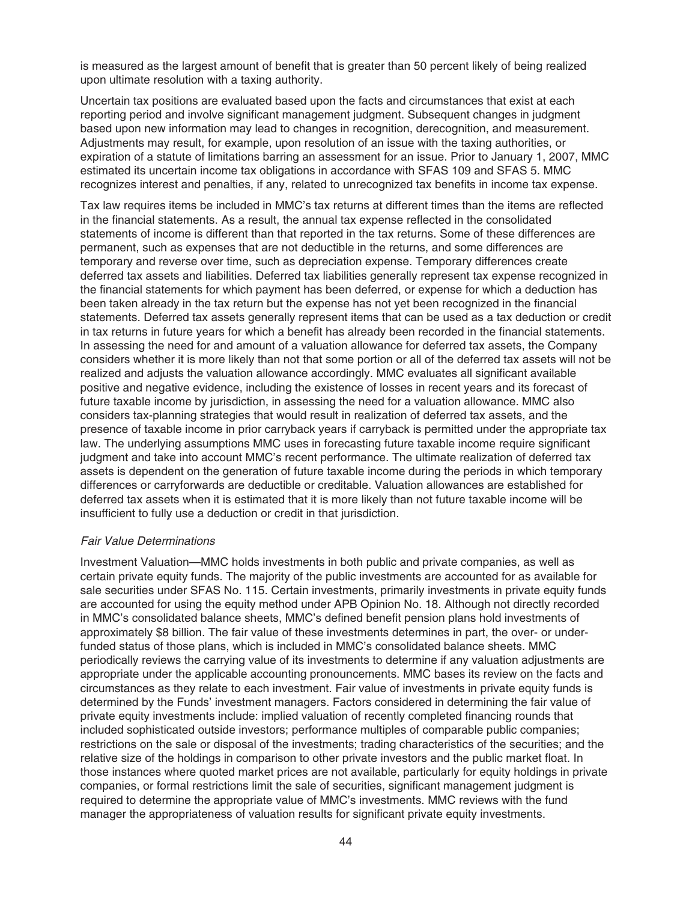is measured as the largest amount of benefit that is greater than 50 percent likely of being realized upon ultimate resolution with a taxing authority.

Uncertain tax positions are evaluated based upon the facts and circumstances that exist at each reporting period and involve significant management judgment. Subsequent changes in judgment based upon new information may lead to changes in recognition, derecognition, and measurement. Adjustments may result, for example, upon resolution of an issue with the taxing authorities, or expiration of a statute of limitations barring an assessment for an issue. Prior to January 1, 2007, MMC estimated its uncertain income tax obligations in accordance with SFAS 109 and SFAS 5. MMC recognizes interest and penalties, if any, related to unrecognized tax benefits in income tax expense.

Tax law requires items be included in MMC's tax returns at different times than the items are reflected in the financial statements. As a result, the annual tax expense reflected in the consolidated statements of income is different than that reported in the tax returns. Some of these differences are permanent, such as expenses that are not deductible in the returns, and some differences are temporary and reverse over time, such as depreciation expense. Temporary differences create deferred tax assets and liabilities. Deferred tax liabilities generally represent tax expense recognized in the financial statements for which payment has been deferred, or expense for which a deduction has been taken already in the tax return but the expense has not yet been recognized in the financial statements. Deferred tax assets generally represent items that can be used as a tax deduction or credit in tax returns in future years for which a benefit has already been recorded in the financial statements. In assessing the need for and amount of a valuation allowance for deferred tax assets, the Company considers whether it is more likely than not that some portion or all of the deferred tax assets will not be realized and adjusts the valuation allowance accordingly. MMC evaluates all significant available positive and negative evidence, including the existence of losses in recent years and its forecast of future taxable income by jurisdiction, in assessing the need for a valuation allowance. MMC also considers tax-planning strategies that would result in realization of deferred tax assets, and the presence of taxable income in prior carryback years if carryback is permitted under the appropriate tax law. The underlying assumptions MMC uses in forecasting future taxable income require significant judgment and take into account MMC's recent performance. The ultimate realization of deferred tax assets is dependent on the generation of future taxable income during the periods in which temporary differences or carryforwards are deductible or creditable. Valuation allowances are established for deferred tax assets when it is estimated that it is more likely than not future taxable income will be insufficient to fully use a deduction or credit in that jurisdiction.

*Fair Value Determinations*

Investment Valuation—MMC holds investments in both public and private companies, as well as certain private equity funds. The majority of the public investments are accounted for as available for sale securities under SFAS No. 115. Certain investments, primarily investments in private equity funds are accounted for using the equity method under APB Opinion No. 18. Although not directly recorded in MMC's consolidated balance sheets, MMC's defined benefit pension plans hold investments of approximately $8 billion. The fair value of these investments determines in part, the over- or under-funded status of those plans, which is included in MMC's consolidated balance sheets. MMC periodically reviews the carrying value of its investments to determine if any valuation adjustments are appropriate under the applicable accounting pronouncements. MMC bases its review on the facts and circumstances as they relate to each investment. Fair value of investments in private equity funds is determined by the Funds' investment managers. Factors considered in determining the fair value of private equity investments include: implied valuation of recently completed financing rounds that included sophisticated outside investors; performance multiples of comparable public companies; restrictions on the sale or disposal of the investments; trading characteristics of the securities; and the relative size of the holdings in comparison to other private investors and the public market float. In those instances where quoted market prices are not available, particularly for equity holdings in private companies, or formal restrictions limit the sale of securities, significant management judgment is required to determine the appropriate value of MMC's investments. MMC reviews with the fund manager the appropriateness of valuation results for significant private equity investments.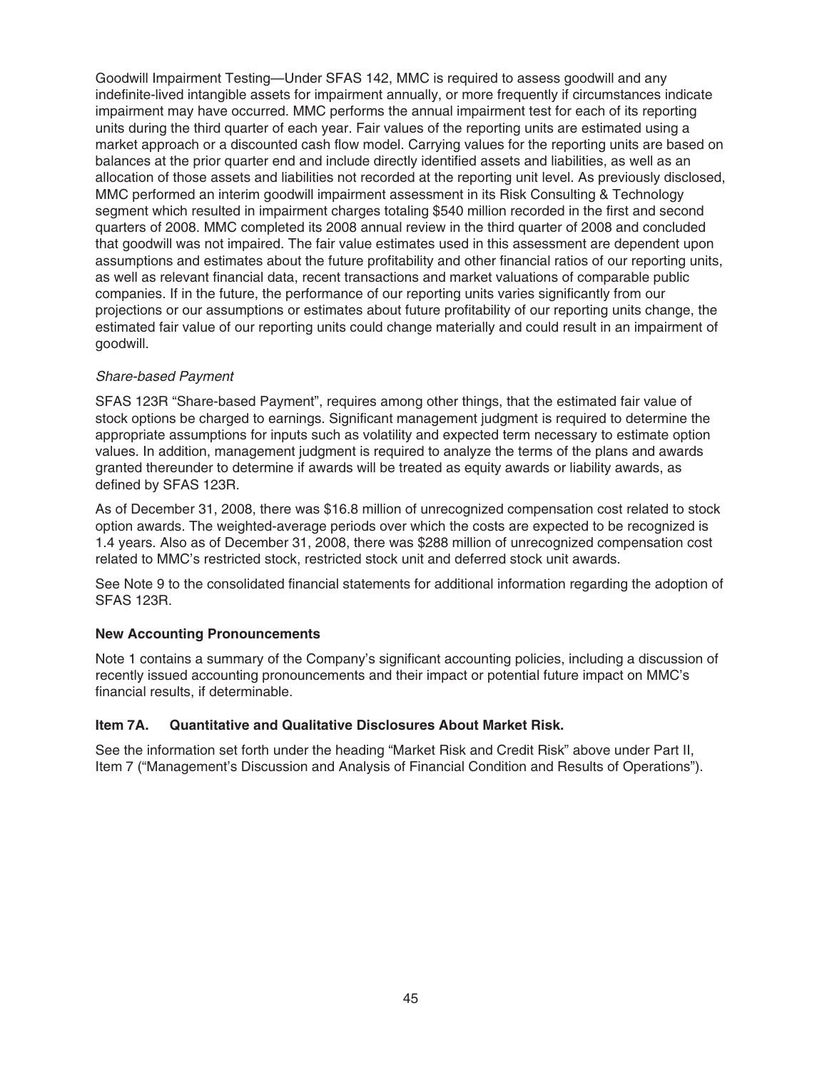Goodwill Impairment Testing—Under SFAS 142, MMC is required to assess goodwill and any indefinite-lived intangible assets for impairment annually, or more frequently if circumstances indicate impairment may have occurred. MMC performs the annual impairment test for each of its reporting units during the third quarter of each year. Fair values of the reporting units are estimated using a market approach or a discounted cash flow model. Carrying values for the reporting units are based on balances at the prior quarter end and include directly identified assets and liabilities, as well as an allocation of those assets and liabilities not recorded at the reporting unit level. As previously disclosed, MMC performed an interim goodwill impairment assessment in its Risk Consulting & Technology segment which resulted in impairment charges totaling $540 million recorded in the first and second quarters of 2008. MMC completed its 2008 annual review in the third quarter of 2008 and concluded that goodwill was not impaired. The fair value estimates used in this assessment are dependent upon assumptions and estimates about the future profitability and other financial ratios of our reporting units, as well as relevant financial data, recent transactions and market valuations of comparable public companies. If in the future, the performance of our reporting units varies significantly from our projections or our assumptions or estimates about future profitability of our reporting units change, the estimated fair value of our reporting units could change materially and could result in an impairment of goodwill.

*Share-based Payment*

SFAS 123R "Share-based Payment", requires among other things, that the estimated fair value of stock options be charged to earnings. Significant management judgment is required to determine the appropriate assumptions for inputs such as volatility and expected term necessary to estimate option values. In addition, management judgment is required to analyze the terms of the plans and awards granted thereunder to determine if awards will be treated as equity awards or liability awards, as defined by SFAS 123R.

As of December 31, 2008, there was $16.8 million of unrecognized compensation cost related to stock option awards. The weighted-average periods over which the costs are expected to be recognized is 1.4 years. Also as of December 31, 2008, there was $288 million of unrecognized compensation cost related to MMC's restricted stock, restricted stock unit and deferred stock unit awards.

See Note 9 to the consolidated financial statements for additional information regarding the adoption of SFAS 123R.

**New Accounting Pronouncements**

Note 1 contains a summary of the Company's significant accounting policies, including a discussion of recently issued accounting pronouncements and their impact or potential future impact on MMC's financial results, if determinable.

**Item 7A. Quantitative and Qualitative Disclosures About Market Risk.**

See the information set forth under the heading "Market Risk and Credit Risk" above under Part II, Item 7 ("Management's Discussion and Analysis of Financial Condition and Results of Operations").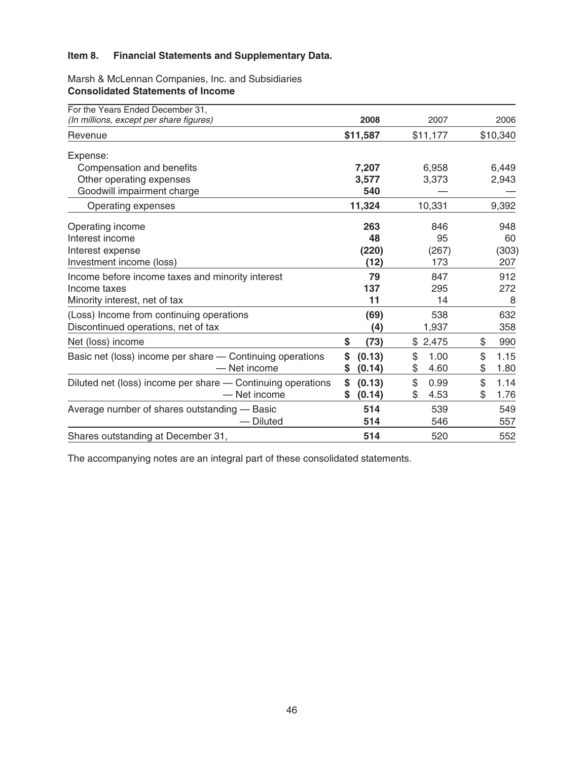# Item 8. Financial Statements and Supplementary Data.

Marsh & McLennan Companies, Inc. and Subsidiaries
**Consolidated Statements of Income**

| For the Years Ended December 31, *(In millions, except per share figures)* | **2008** | 2007 | 2006 |
|---|---|---|---|
| Revenue | **$11,587** | $11,177 | $10,340 |
| Expense: | | | |
| Compensation and benefits | **7,207** | 6,958 | 6,449 |
| Other operating expenses | **3,577** | 3,373 | 2,943 |
| Goodwill impairment charge | **540** | — | — |
| Operating expenses | **11,324** | 10,331 | 9,392 |
| Operating income | **263** | 846 | 948 |
| Interest income | **48** | 95 | 60 |
| Interest expense | **(220)** | (267) | (303) |
| Investment income (loss) | **(12)** | 173 | 207 |
| Income before income taxes and minority interest | **79** | 847 | 912 |
| Income taxes | **137** | 295 | 272 |
| Minority interest, net of tax | **11** | 14 | 8 |
| (Loss) Income from continuing operations | **(69)** | 538 | 632 |
| Discontinued operations, net of tax | **(4)** | 1,937 | 358 |
| Net (loss) income | **$ (73)** | $ 2,475 | $ 990 |
| Basic net (loss) income per share — Continuing operations | **$ (0.13)** | $ 1.00 | $ 1.15 |
| — Net income | **$ (0.14)** | $ 4.60 | $ 1.80 |
| Diluted net (loss) income per share — Continuing operations | **$ (0.13)** | $ 0.99 | $ 1.14 |
| — Net income | **$ (0.14)** | $ 4.53 | $ 1.76 |
| Average number of shares outstanding — Basic | **514** | 539 | 549 |
| — Diluted | **514** | 546 | 557 |
| Shares outstanding at December 31, | **514** | 520 | 552 |

The accompanying notes are an integral part of these consolidated statements.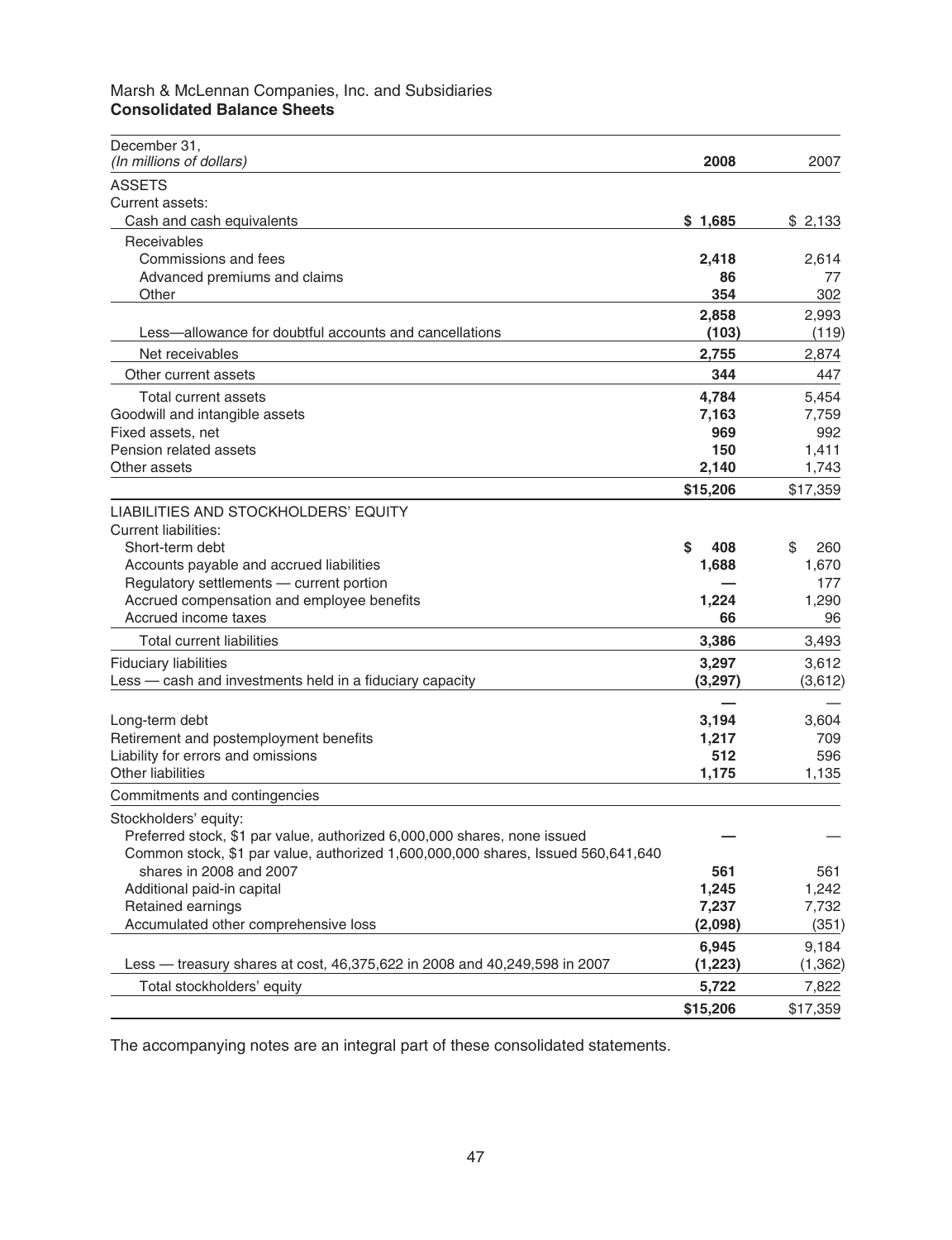Marsh & McLennan Companies, Inc. and Subsidiaries
**Consolidated Balance Sheets**

| December 31, *(In millions of dollars)* | **2008** | 2007 |
|---|---|---|
| ASSETS | | |
| Current assets: | | |
| Cash and cash equivalents | **$ 1,685** | $ 2,133 |
| Receivables | | |
| Commissions and fees | **2,418** | 2,614 |
| Advanced premiums and claims | **86** | 77 |
| Other | **354** | 302 |
| | **2,858** | 2,993 |
| Less—allowance for doubtful accounts and cancellations | **(103)** | (119) |
| Net receivables | **2,755** | 2,874 |
| Other current assets | **344** | 447 |
| Total current assets | **4,784** | 5,454 |
| Goodwill and intangible assets | **7,163** | 7,759 |
| Fixed assets, net | **969** | 992 |
| Pension related assets | **150** | 1,411 |
| Other assets | **2,140** | 1,743 |
| | **$15,206** | $17,359 |
| LIABILITIES AND STOCKHOLDERS' EQUITY | | |
| Current liabilities: | | |
| Short-term debt | **$ 408** | $ 260 |
| Accounts payable and accrued liabilities | **1,688** | 1,670 |
| Regulatory settlements — current portion | **—** | 177 |
| Accrued compensation and employee benefits | **1,224** | 1,290 |
| Accrued income taxes | **66** | 96 |
| Total current liabilities | **3,386** | 3,493 |
| Fiduciary liabilities | **3,297** | 3,612 |
| Less — cash and investments held in a fiduciary capacity | **(3,297)** | (3,612) |
| | **—** | — |
| Long-term debt | **3,194** | 3,604 |
| Retirement and postemployment benefits | **1,217** | 709 |
| Liability for errors and omissions | **512** | 596 |
| Other liabilities | **1,175** | 1,135 |
| Commitments and contingencies | | |
| Stockholders' equity: | | |
| Preferred stock, $1 par value, authorized 6,000,000 shares, none issued | **—** | — |
| Common stock, $1 par value, authorized 1,600,000,000 shares, Issued 560,641,640 shares in 2008 and 2007 | **561** | 561 |
| Additional paid-in capital | **1,245** | 1,242 |
| Retained earnings | **7,237** | 7,732 |
| Accumulated other comprehensive loss | **(2,098)** | (351) |
| | **6,945** | 9,184 |
| Less — treasury shares at cost, 46,375,622 in 2008 and 40,249,598 in 2007 | **(1,223)** | (1,362) |
| Total stockholders' equity | **5,722** | 7,822 |
| | **$15,206** | $17,359 |

The accompanying notes are an integral part of these consolidated statements.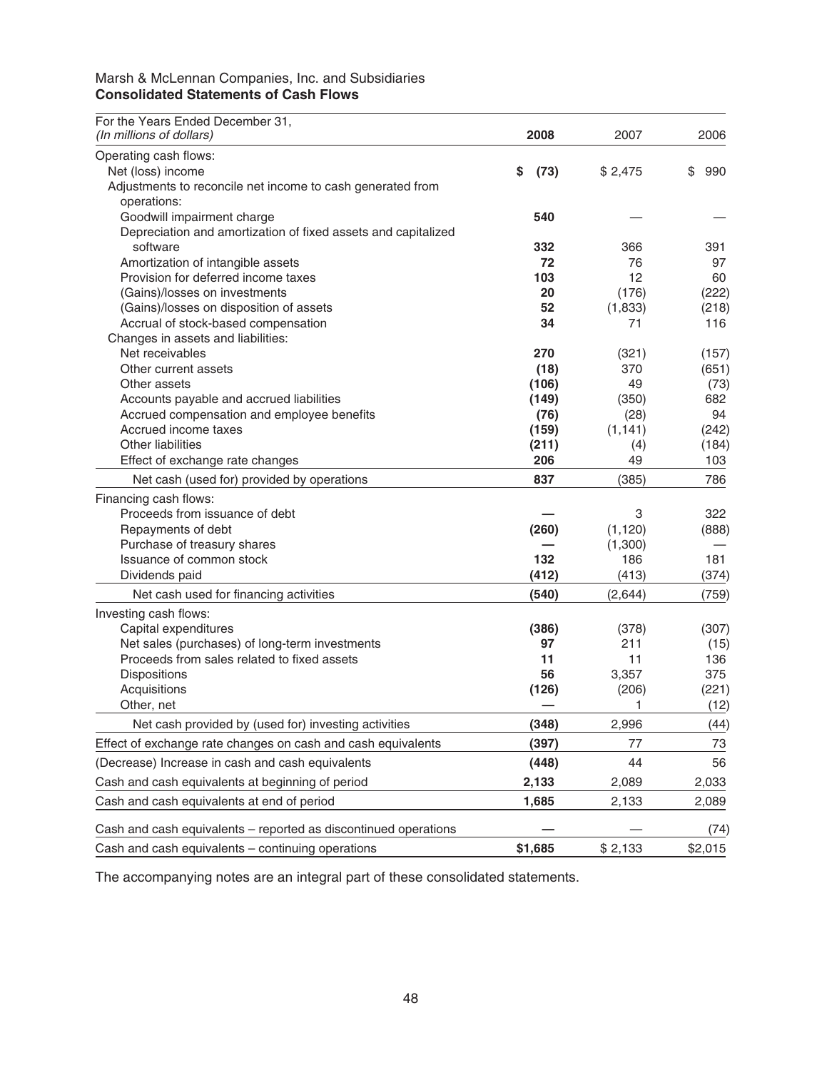Marsh & McLennan Companies, Inc. and Subsidiaries
**Consolidated Statements of Cash Flows**

| For the Years Ended December 31, *(In millions of dollars)* | **2008** | 2007 | 2006 |
|---|---|---|---|
| Operating cash flows: | | | |
| Net (loss) income | **$ (73)** | $ 2,475 | $ 990 |
| Adjustments to reconcile net income to cash generated from operations: | | | |
| Goodwill impairment charge | **540** | — | — |
| Depreciation and amortization of fixed assets and capitalized software | **332** | 366 | 391 |
| Amortization of intangible assets | **72** | 76 | 97 |
| Provision for deferred income taxes | **103** | 12 | 60 |
| (Gains)/losses on investments | **20** | (176) | (222) |
| (Gains)/losses on disposition of assets | **52** | (1,833) | (218) |
| Accrual of stock-based compensation | **34** | 71 | 116 |
| Changes in assets and liabilities: | | | |
| Net receivables | **270** | (321) | (157) |
| Other current assets | **(18)** | 370 | (651) |
| Other assets | **(106)** | 49 | (73) |
| Accounts payable and accrued liabilities | **(149)** | (350) | 682 |
| Accrued compensation and employee benefits | **(76)** | (28) | 94 |
| Accrued income taxes | **(159)** | (1,141) | (242) |
| Other liabilities | **(211)** | (4) | (184) |
| Effect of exchange rate changes | **206** | 49 | 103 |
| Net cash (used for) provided by operations | **837** | (385) | 786 |
| Financing cash flows: | | | |
| Proceeds from issuance of debt | **—** | 3 | 322 |
| Repayments of debt | **(260)** | (1,120) | (888) |
| Purchase of treasury shares | **—** | (1,300) | — |
| Issuance of common stock | **132** | 186 | 181 |
| Dividends paid | **(412)** | (413) | (374) |
| Net cash used for financing activities | **(540)** | (2,644) | (759) |
| Investing cash flows: | | | |
| Capital expenditures | **(386)** | (378) | (307) |
| Net sales (purchases) of long-term investments | **97** | 211 | (15) |
| Proceeds from sales related to fixed assets | **11** | 11 | 136 |
| Dispositions | **56** | 3,357 | 375 |
| Acquisitions | **(126)** | (206) | (221) |
| Other, net | **—** | 1 | (12) |
| Net cash provided by (used for) investing activities | **(348)** | 2,996 | (44) |
| Effect of exchange rate changes on cash and cash equivalents | **(397)** | 77 | 73 |
| (Decrease) Increase in cash and cash equivalents | **(448)** | 44 | 56 |
| Cash and cash equivalents at beginning of period | **2,133** | 2,089 | 2,033 |
| Cash and cash equivalents at end of period | **1,685** | 2,133 | 2,089 |
| Cash and cash equivalents – reported as discontinued operations | **—** | — | (74) |
| Cash and cash equivalents – continuing operations | **$1,685** | $ 2,133 | $2,015 |

The accompanying notes are an integral part of these consolidated statements.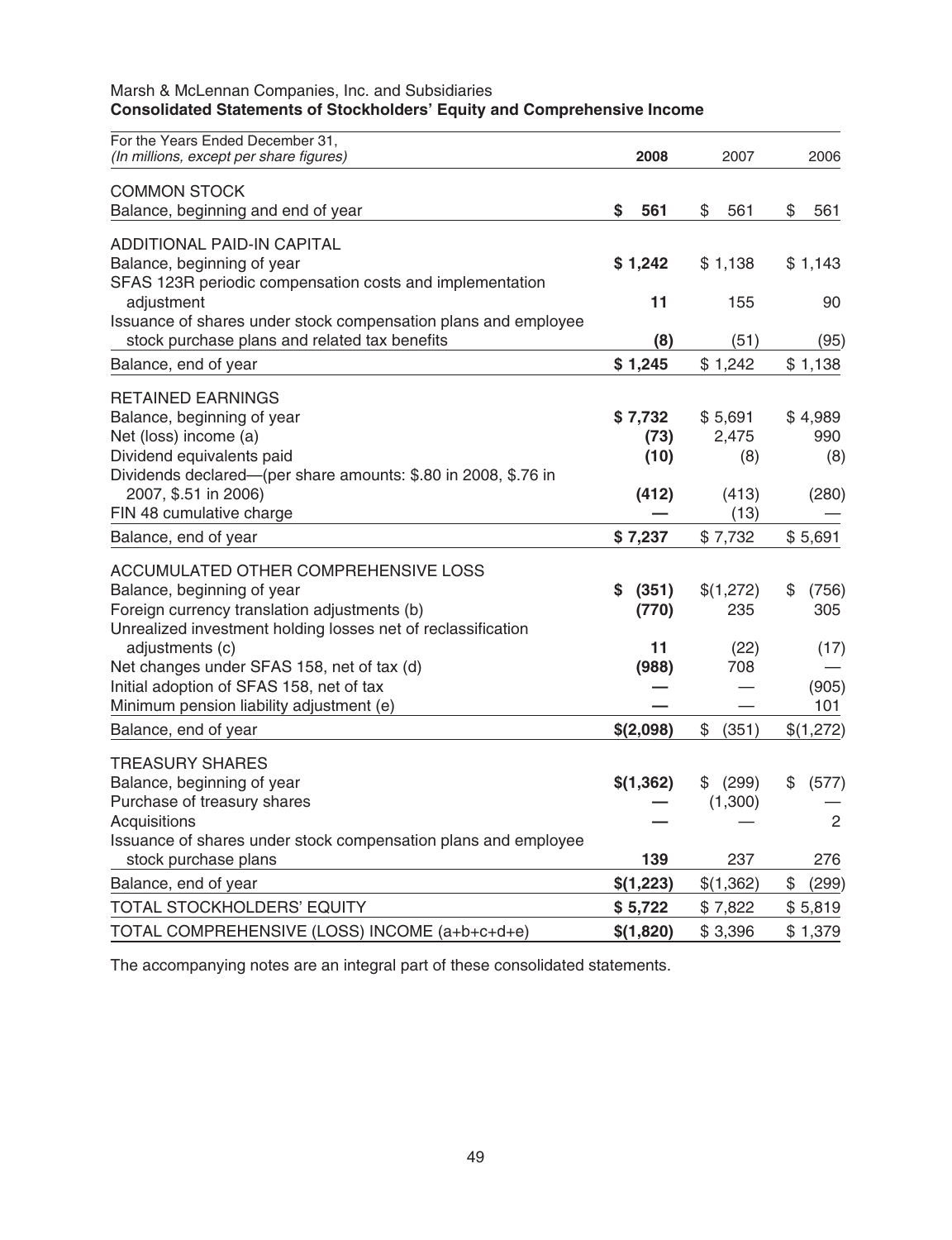Marsh & McLennan Companies, Inc. and Subsidiaries

**Consolidated Statements of Stockholders' Equity and Comprehensive Income**

| For the Years Ended December 31, *(In millions, except per share figures)* | **2008** | 2007 | 2006 |
|---|---|---|---|
| COMMON STOCK | | | |
| Balance, beginning and end of year | **$ 561** | $ 561 | $ 561 |
| ADDITIONAL PAID-IN CAPITAL | | | |
| Balance, beginning of year | **$ 1,242** | $ 1,138 | $ 1,143 |
| SFAS 123R periodic compensation costs and implementation adjustment | **11** | 155 | 90 |
| Issuance of shares under stock compensation plans and employee stock purchase plans and related tax benefits | **(8)** | (51) | (95) |
| Balance, end of year | **$ 1,245** | $ 1,242 | $ 1,138 |
| RETAINED EARNINGS | | | |
| Balance, beginning of year | **$ 7,732** | $ 5,691 | $ 4,989 |
| Net (loss) income (a) | **(73)** | 2,475 | 990 |
| Dividend equivalents paid | **(10)** | (8) | (8) |
| Dividends declared—(per share amounts: $.80 in 2008, $.76 in 2007, $.51 in 2006) | **(412)** | (413) | (280) |
| FIN 48 cumulative charge | **—** | (13) | — |
| Balance, end of year | **$ 7,237** | $ 7,732 | $ 5,691 |
| ACCUMULATED OTHER COMPREHENSIVE LOSS | | | |
| Balance, beginning of year | **$ (351)** | $(1,272) | $ (756) |
| Foreign currency translation adjustments (b) | **(770)** | 235 | 305 |
| Unrealized investment holding losses net of reclassification adjustments (c) | **11** | (22) | (17) |
| Net changes under SFAS 158, net of tax (d) | **(988)** | 708 | — |
| Initial adoption of SFAS 158, net of tax | **—** | — | (905) |
| Minimum pension liability adjustment (e) | **—** | — | 101 |
| Balance, end of year | **$(2,098)** | $ (351) | $(1,272) |
| TREASURY SHARES | | | |
| Balance, beginning of year | **$(1,362)** | $ (299) | $ (577) |
| Purchase of treasury shares | **—** | (1,300) | — |
| Acquisitions | **—** | — | 2 |
| Issuance of shares under stock compensation plans and employee stock purchase plans | **139** | 237 | 276 |
| Balance, end of year | **$(1,223)** | $(1,362) | $ (299) |
| TOTAL STOCKHOLDERS' EQUITY | **$ 5,722** | $ 7,822 | $ 5,819 |
| TOTAL COMPREHENSIVE (LOSS) INCOME (a+b+c+d+e) | **$(1,820)** | $ 3,396 | $ 1,379 |

The accompanying notes are an integral part of these consolidated statements.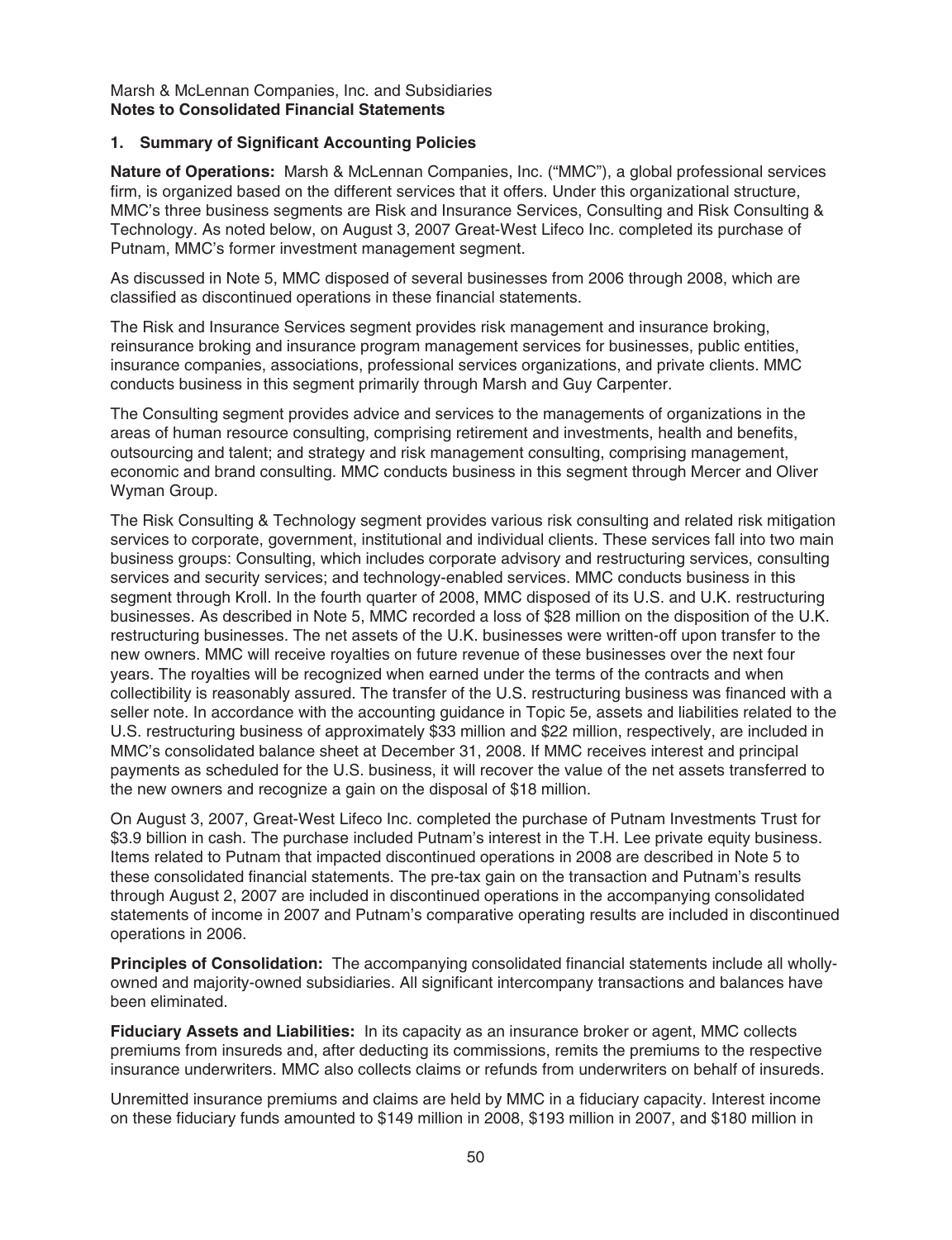Marsh & McLennan Companies, Inc. and Subsidiaries
**Notes to Consolidated Financial Statements**

## 1. Summary of Significant Accounting Policies

**Nature of Operations:** Marsh & McLennan Companies, Inc. ("MMC"), a global professional services firm, is organized based on the different services that it offers. Under this organizational structure, MMC's three business segments are Risk and Insurance Services, Consulting and Risk Consulting & Technology. As noted below, on August 3, 2007 Great-West Lifeco Inc. completed its purchase of Putnam, MMC's former investment management segment.

As discussed in Note 5, MMC disposed of several businesses from 2006 through 2008, which are classified as discontinued operations in these financial statements.

The Risk and Insurance Services segment provides risk management and insurance broking, reinsurance broking and insurance program management services for businesses, public entities, insurance companies, associations, professional services organizations, and private clients. MMC conducts business in this segment primarily through Marsh and Guy Carpenter.

The Consulting segment provides advice and services to the managements of organizations in the areas of human resource consulting, comprising retirement and investments, health and benefits, outsourcing and talent; and strategy and risk management consulting, comprising management, economic and brand consulting. MMC conducts business in this segment through Mercer and Oliver Wyman Group.

The Risk Consulting & Technology segment provides various risk consulting and related risk mitigation services to corporate, government, institutional and individual clients. These services fall into two main business groups: Consulting, which includes corporate advisory and restructuring services, consulting services and security services; and technology-enabled services. MMC conducts business in this segment through Kroll. In the fourth quarter of 2008, MMC disposed of its U.S. and U.K. restructuring businesses. As described in Note 5, MMC recorded a loss of $28 million on the disposition of the U.K. restructuring businesses. The net assets of the U.K. businesses were written-off upon transfer to the new owners. MMC will receive royalties on future revenue of these businesses over the next four years. The royalties will be recognized when earned under the terms of the contracts and when collectibility is reasonably assured. The transfer of the U.S. restructuring business was financed with a seller note. In accordance with the accounting guidance in Topic 5e, assets and liabilities related to the U.S. restructuring business of approximately $33 million and $22 million, respectively, are included in MMC's consolidated balance sheet at December 31, 2008. If MMC receives interest and principal payments as scheduled for the U.S. business, it will recover the value of the net assets transferred to the new owners and recognize a gain on the disposal of $18 million.

On August 3, 2007, Great-West Lifeco Inc. completed the purchase of Putnam Investments Trust for $3.9 billion in cash. The purchase included Putnam's interest in the T.H. Lee private equity business. Items related to Putnam that impacted discontinued operations in 2008 are described in Note 5 to these consolidated financial statements. The pre-tax gain on the transaction and Putnam's results through August 2, 2007 are included in discontinued operations in the accompanying consolidated statements of income in 2007 and Putnam's comparative operating results are included in discontinued operations in 2006.

**Principles of Consolidation:** The accompanying consolidated financial statements include all wholly-owned and majority-owned subsidiaries. All significant intercompany transactions and balances have been eliminated.

**Fiduciary Assets and Liabilities:** In its capacity as an insurance broker or agent, MMC collects premiums from insureds and, after deducting its commissions, remits the premiums to the respective insurance underwriters. MMC also collects claims or refunds from underwriters on behalf of insureds.

Unremitted insurance premiums and claims are held by MMC in a fiduciary capacity. Interest income on these fiduciary funds amounted to $149 million in 2008, $193 million in 2007, and $180 million in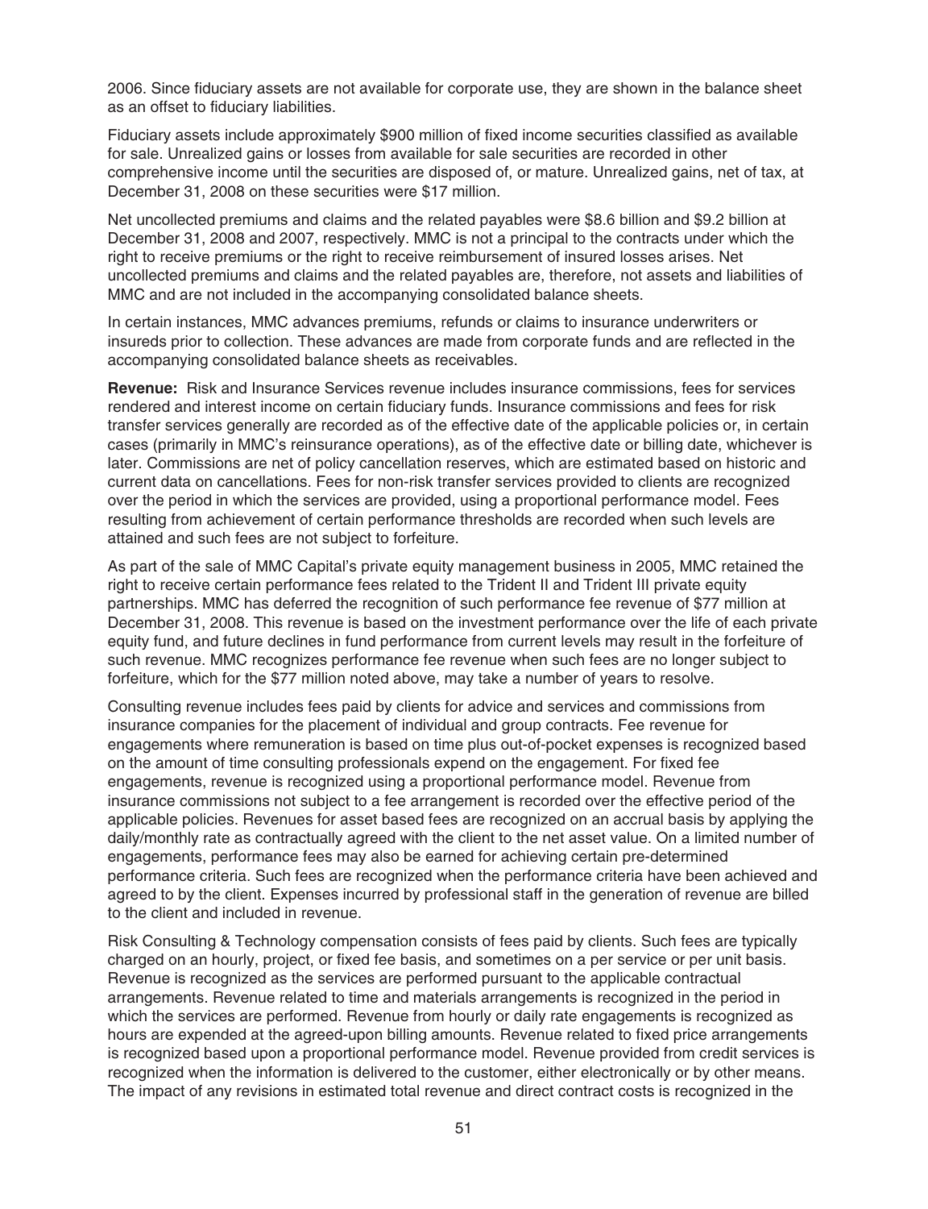2006. Since fiduciary assets are not available for corporate use, they are shown in the balance sheet as an offset to fiduciary liabilities.

Fiduciary assets include approximately $900 million of fixed income securities classified as available for sale. Unrealized gains or losses from available for sale securities are recorded in other comprehensive income until the securities are disposed of, or mature. Unrealized gains, net of tax, at December 31, 2008 on these securities were $17 million.

Net uncollected premiums and claims and the related payables were $8.6 billion and $9.2 billion at December 31, 2008 and 2007, respectively. MMC is not a principal to the contracts under which the right to receive premiums or the right to receive reimbursement of insured losses arises. Net uncollected premiums and claims and the related payables are, therefore, not assets and liabilities of MMC and are not included in the accompanying consolidated balance sheets.

In certain instances, MMC advances premiums, refunds or claims to insurance underwriters or insureds prior to collection. These advances are made from corporate funds and are reflected in the accompanying consolidated balance sheets as receivables.

**Revenue:** Risk and Insurance Services revenue includes insurance commissions, fees for services rendered and interest income on certain fiduciary funds. Insurance commissions and fees for risk transfer services generally are recorded as of the effective date of the applicable policies or, in certain cases (primarily in MMC's reinsurance operations), as of the effective date or billing date, whichever is later. Commissions are net of policy cancellation reserves, which are estimated based on historic and current data on cancellations. Fees for non-risk transfer services provided to clients are recognized over the period in which the services are provided, using a proportional performance model. Fees resulting from achievement of certain performance thresholds are recorded when such levels are attained and such fees are not subject to forfeiture.

As part of the sale of MMC Capital's private equity management business in 2005, MMC retained the right to receive certain performance fees related to the Trident II and Trident III private equity partnerships. MMC has deferred the recognition of such performance fee revenue of $77 million at December 31, 2008. This revenue is based on the investment performance over the life of each private equity fund, and future declines in fund performance from current levels may result in the forfeiture of such revenue. MMC recognizes performance fee revenue when such fees are no longer subject to forfeiture, which for the $77 million noted above, may take a number of years to resolve.

Consulting revenue includes fees paid by clients for advice and services and commissions from insurance companies for the placement of individual and group contracts. Fee revenue for engagements where remuneration is based on time plus out-of-pocket expenses is recognized based on the amount of time consulting professionals expend on the engagement. For fixed fee engagements, revenue is recognized using a proportional performance model. Revenue from insurance commissions not subject to a fee arrangement is recorded over the effective period of the applicable policies. Revenues for asset based fees are recognized on an accrual basis by applying the daily/monthly rate as contractually agreed with the client to the net asset value. On a limited number of engagements, performance fees may also be earned for achieving certain pre-determined performance criteria. Such fees are recognized when the performance criteria have been achieved and agreed to by the client. Expenses incurred by professional staff in the generation of revenue are billed to the client and included in revenue.

Risk Consulting & Technology compensation consists of fees paid by clients. Such fees are typically charged on an hourly, project, or fixed fee basis, and sometimes on a per service or per unit basis. Revenue is recognized as the services are performed pursuant to the applicable contractual arrangements. Revenue related to time and materials arrangements is recognized in the period in which the services are performed. Revenue from hourly or daily rate engagements is recognized as hours are expended at the agreed-upon billing amounts. Revenue related to fixed price arrangements is recognized based upon a proportional performance model. Revenue provided from credit services is recognized when the information is delivered to the customer, either electronically or by other means. The impact of any revisions in estimated total revenue and direct contract costs is recognized in the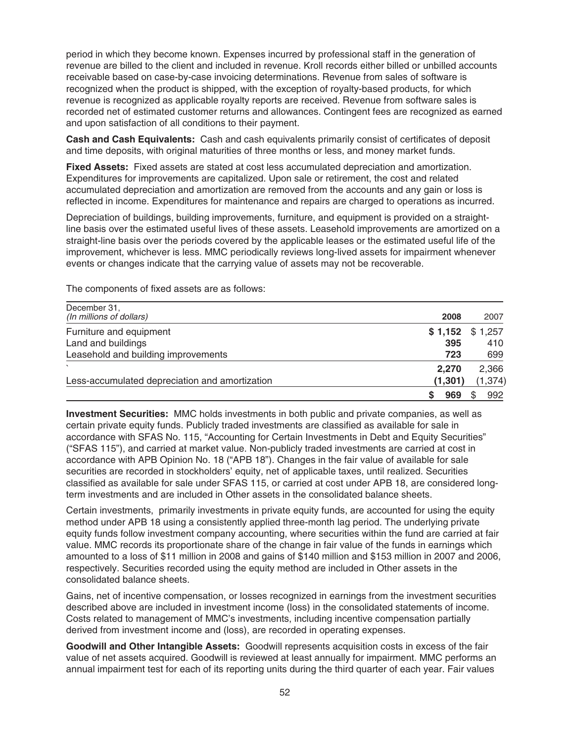period in which they become known. Expenses incurred by professional staff in the generation of revenue are billed to the client and included in revenue. Kroll records either billed or unbilled accounts receivable based on case-by-case invoicing determinations. Revenue from sales of software is recognized when the product is shipped, with the exception of royalty-based products, for which revenue is recognized as applicable royalty reports are received. Revenue from software sales is recorded net of estimated customer returns and allowances. Contingent fees are recognized as earned and upon satisfaction of all conditions to their payment.

**Cash and Cash Equivalents:** Cash and cash equivalents primarily consist of certificates of deposit and time deposits, with original maturities of three months or less, and money market funds.

**Fixed Assets:** Fixed assets are stated at cost less accumulated depreciation and amortization. Expenditures for improvements are capitalized. Upon sale or retirement, the cost and related accumulated depreciation and amortization are removed from the accounts and any gain or loss is reflected in income. Expenditures for maintenance and repairs are charged to operations as incurred.

Depreciation of buildings, building improvements, furniture, and equipment is provided on a straight-line basis over the estimated useful lives of these assets. Leasehold improvements are amortized on a straight-line basis over the periods covered by the applicable leases or the estimated useful life of the improvement, whichever is less. MMC periodically reviews long-lived assets for impairment whenever events or changes indicate that the carrying value of assets may not be recoverable.

The components of fixed assets are as follows:

| December 31, *(In millions of dollars)* | **2008** | 2007 |
|---|---|---|
| Furniture and equipment | **$ 1,152** | $ 1,257 |
| Land and buildings | **395** | 410 |
| Leasehold and building improvements | **723** | 699 |
| | **2,270** | 2,366 |
| Less-accumulated depreciation and amortization | **(1,301)** | (1,374) |
| | **$ 969** | $ 992 |

**Investment Securities:** MMC holds investments in both public and private companies, as well as certain private equity funds. Publicly traded investments are classified as available for sale in accordance with SFAS No. 115, "Accounting for Certain Investments in Debt and Equity Securities" ("SFAS 115"), and carried at market value. Non-publicly traded investments are carried at cost in accordance with APB Opinion No. 18 ("APB 18"). Changes in the fair value of available for sale securities are recorded in stockholders' equity, net of applicable taxes, until realized. Securities classified as available for sale under SFAS 115, or carried at cost under APB 18, are considered long-term investments and are included in Other assets in the consolidated balance sheets.

Certain investments, primarily investments in private equity funds, are accounted for using the equity method under APB 18 using a consistently applied three-month lag period. The underlying private equity funds follow investment company accounting, where securities within the fund are carried at fair value. MMC records its proportionate share of the change in fair value of the funds in earnings which amounted to a loss of $11 million in 2008 and gains of $140 million and $153 million in 2007 and 2006, respectively. Securities recorded using the equity method are included in Other assets in the consolidated balance sheets.

Gains, net of incentive compensation, or losses recognized in earnings from the investment securities described above are included in investment income (loss) in the consolidated statements of income. Costs related to management of MMC's investments, including incentive compensation partially derived from investment income and (loss), are recorded in operating expenses.

**Goodwill and Other Intangible Assets:** Goodwill represents acquisition costs in excess of the fair value of net assets acquired. Goodwill is reviewed at least annually for impairment. MMC performs an annual impairment test for each of its reporting units during the third quarter of each year. Fair values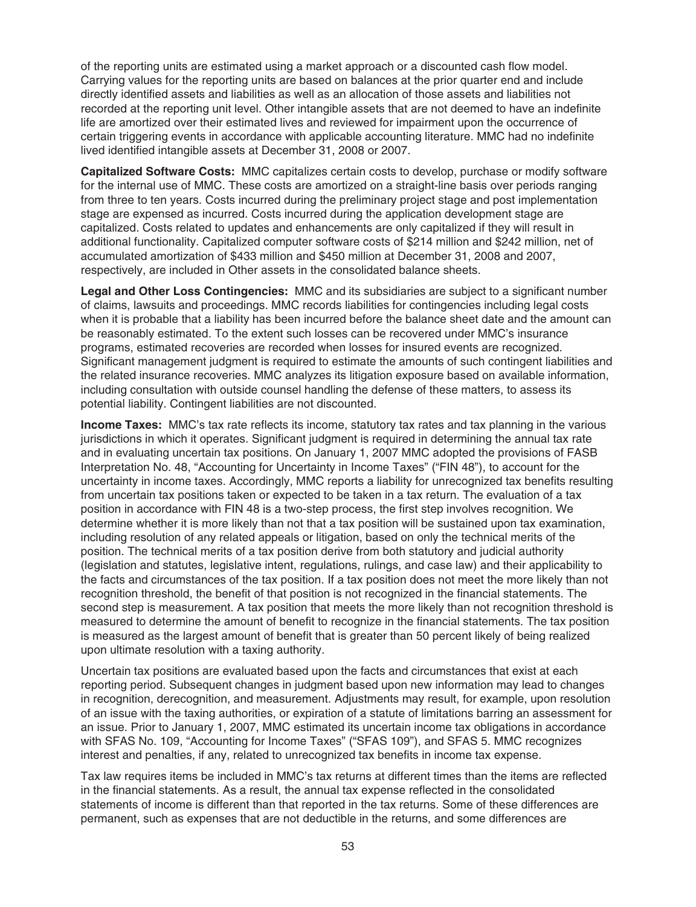of the reporting units are estimated using a market approach or a discounted cash flow model. Carrying values for the reporting units are based on balances at the prior quarter end and include directly identified assets and liabilities as well as an allocation of those assets and liabilities not recorded at the reporting unit level. Other intangible assets that are not deemed to have an indefinite life are amortized over their estimated lives and reviewed for impairment upon the occurrence of certain triggering events in accordance with applicable accounting literature. MMC had no indefinite lived identified intangible assets at December 31, 2008 or 2007.

**Capitalized Software Costs:** MMC capitalizes certain costs to develop, purchase or modify software for the internal use of MMC. These costs are amortized on a straight-line basis over periods ranging from three to ten years. Costs incurred during the preliminary project stage and post implementation stage are expensed as incurred. Costs incurred during the application development stage are capitalized. Costs related to updates and enhancements are only capitalized if they will result in additional functionality. Capitalized computer software costs of $214 million and $242 million, net of accumulated amortization of $433 million and $450 million at December 31, 2008 and 2007, respectively, are included in Other assets in the consolidated balance sheets.

**Legal and Other Loss Contingencies:** MMC and its subsidiaries are subject to a significant number of claims, lawsuits and proceedings. MMC records liabilities for contingencies including legal costs when it is probable that a liability has been incurred before the balance sheet date and the amount can be reasonably estimated. To the extent such losses can be recovered under MMC's insurance programs, estimated recoveries are recorded when losses for insured events are recognized. Significant management judgment is required to estimate the amounts of such contingent liabilities and the related insurance recoveries. MMC analyzes its litigation exposure based on available information, including consultation with outside counsel handling the defense of these matters, to assess its potential liability. Contingent liabilities are not discounted.

**Income Taxes:** MMC's tax rate reflects its income, statutory tax rates and tax planning in the various jurisdictions in which it operates. Significant judgment is required in determining the annual tax rate and in evaluating uncertain tax positions. On January 1, 2007 MMC adopted the provisions of FASB Interpretation No. 48, "Accounting for Uncertainty in Income Taxes" ("FIN 48"), to account for the uncertainty in income taxes. Accordingly, MMC reports a liability for unrecognized tax benefits resulting from uncertain tax positions taken or expected to be taken in a tax return. The evaluation of a tax position in accordance with FIN 48 is a two-step process, the first step involves recognition. We determine whether it is more likely than not that a tax position will be sustained upon tax examination, including resolution of any related appeals or litigation, based on only the technical merits of the position. The technical merits of a tax position derive from both statutory and judicial authority (legislation and statutes, legislative intent, regulations, rulings, and case law) and their applicability to the facts and circumstances of the tax position. If a tax position does not meet the more likely than not recognition threshold, the benefit of that position is not recognized in the financial statements. The second step is measurement. A tax position that meets the more likely than not recognition threshold is measured to determine the amount of benefit to recognize in the financial statements. The tax position is measured as the largest amount of benefit that is greater than 50 percent likely of being realized upon ultimate resolution with a taxing authority.

Uncertain tax positions are evaluated based upon the facts and circumstances that exist at each reporting period. Subsequent changes in judgment based upon new information may lead to changes in recognition, derecognition, and measurement. Adjustments may result, for example, upon resolution of an issue with the taxing authorities, or expiration of a statute of limitations barring an assessment for an issue. Prior to January 1, 2007, MMC estimated its uncertain income tax obligations in accordance with SFAS No. 109, "Accounting for Income Taxes" ("SFAS 109"), and SFAS 5. MMC recognizes interest and penalties, if any, related to unrecognized tax benefits in income tax expense.

Tax law requires items be included in MMC's tax returns at different times than the items are reflected in the financial statements. As a result, the annual tax expense reflected in the consolidated statements of income is different than that reported in the tax returns. Some of these differences are permanent, such as expenses that are not deductible in the returns, and some differences are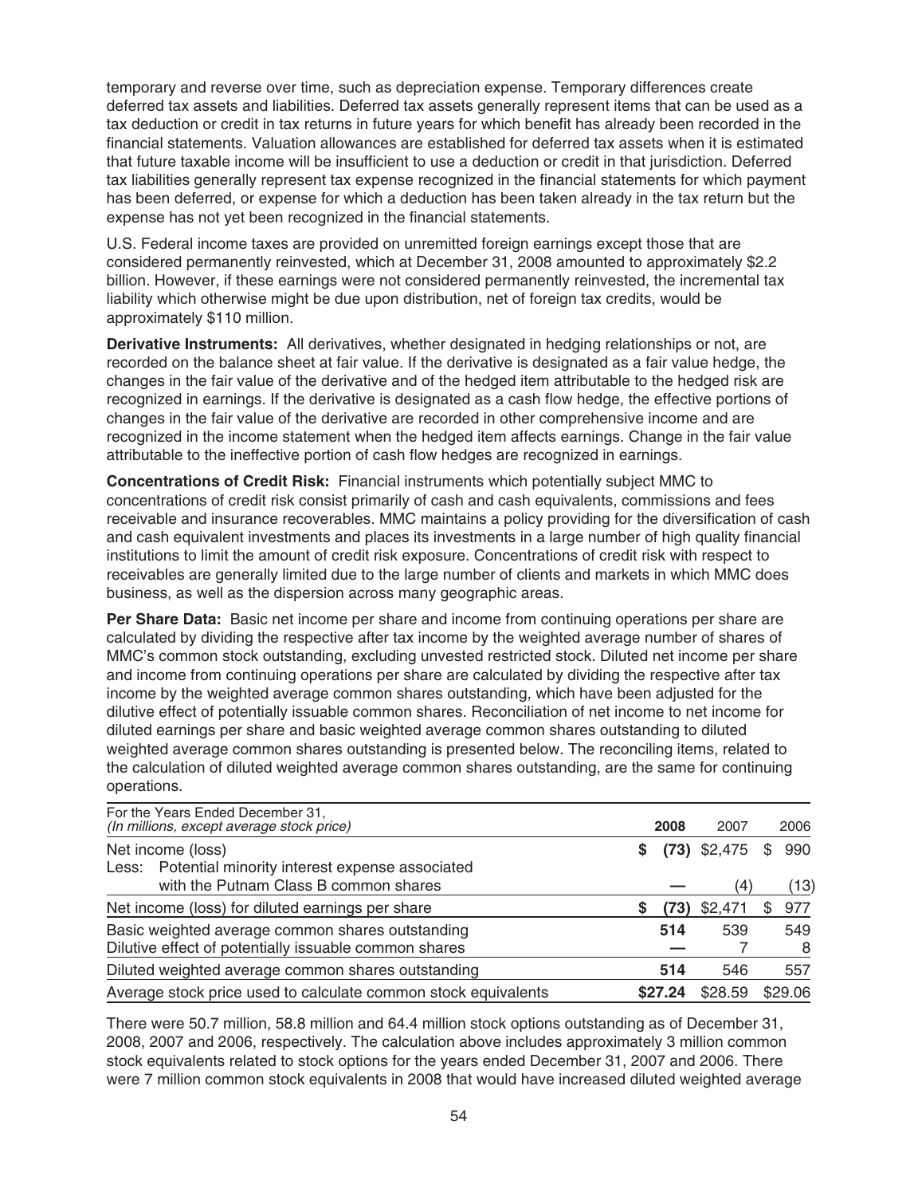temporary and reverse over time, such as depreciation expense. Temporary differences create deferred tax assets and liabilities. Deferred tax assets generally represent items that can be used as a tax deduction or credit in tax returns in future years for which benefit has already been recorded in the financial statements. Valuation allowances are established for deferred tax assets when it is estimated that future taxable income will be insufficient to use a deduction or credit in that jurisdiction. Deferred tax liabilities generally represent tax expense recognized in the financial statements for which payment has been deferred, or expense for which a deduction has been taken already in the tax return but the expense has not yet been recognized in the financial statements.

U.S. Federal income taxes are provided on unremitted foreign earnings except those that are considered permanently reinvested, which at December 31, 2008 amounted to approximately $2.2 billion. However, if these earnings were not considered permanently reinvested, the incremental tax liability which otherwise might be due upon distribution, net of foreign tax credits, would be approximately $110 million.

**Derivative Instruments:** All derivatives, whether designated in hedging relationships or not, are recorded on the balance sheet at fair value. If the derivative is designated as a fair value hedge, the changes in the fair value of the derivative and of the hedged item attributable to the hedged risk are recognized in earnings. If the derivative is designated as a cash flow hedge, the effective portions of changes in the fair value of the derivative are recorded in other comprehensive income and are recognized in the income statement when the hedged item affects earnings. Change in the fair value attributable to the ineffective portion of cash flow hedges are recognized in earnings.

**Concentrations of Credit Risk:** Financial instruments which potentially subject MMC to concentrations of credit risk consist primarily of cash and cash equivalents, commissions and fees receivable and insurance recoverables. MMC maintains a policy providing for the diversification of cash and cash equivalent investments and places its investments in a large number of high quality financial institutions to limit the amount of credit risk exposure. Concentrations of credit risk with respect to receivables are generally limited due to the large number of clients and markets in which MMC does business, as well as the dispersion across many geographic areas.

**Per Share Data:** Basic net income per share and income from continuing operations per share are calculated by dividing the respective after tax income by the weighted average number of shares of MMC's common stock outstanding, excluding unvested restricted stock. Diluted net income per share and income from continuing operations per share are calculated by dividing the respective after tax income by the weighted average common shares outstanding, which have been adjusted for the dilutive effect of potentially issuable common shares. Reconciliation of net income to net income for diluted earnings per share and basic weighted average common shares outstanding to diluted weighted average common shares outstanding is presented below. The reconciling items, related to the calculation of diluted weighted average common shares outstanding, are the same for continuing operations.

| For the Years Ended December 31, *(In millions, except average stock price)* | **2008** | 2007 | 2006 |
|---|---|---|---|
| Net income (loss) | **$ (73)** | $2,475 | $ 990 |
| Less: Potential minority interest expense associated with the Putnam Class B common shares | **—** | (4) | (13) |
| Net income (loss) for diluted earnings per share | **$ (73)** | $2,471 | $ 977 |
| Basic weighted average common shares outstanding | **514** | 539 | 549 |
| Dilutive effect of potentially issuable common shares | **—** | 7 | 8 |
| Diluted weighted average common shares outstanding | **514** | 546 | 557 |
| Average stock price used to calculate common stock equivalents | **$27.24** | $28.59 | $29.06 |

There were 50.7 million, 58.8 million and 64.4 million stock options outstanding as of December 31, 2008, 2007 and 2006, respectively. The calculation above includes approximately 3 million common stock equivalents related to stock options for the years ended December 31, 2007 and 2006. There were 7 million common stock equivalents in 2008 that would have increased diluted weighted average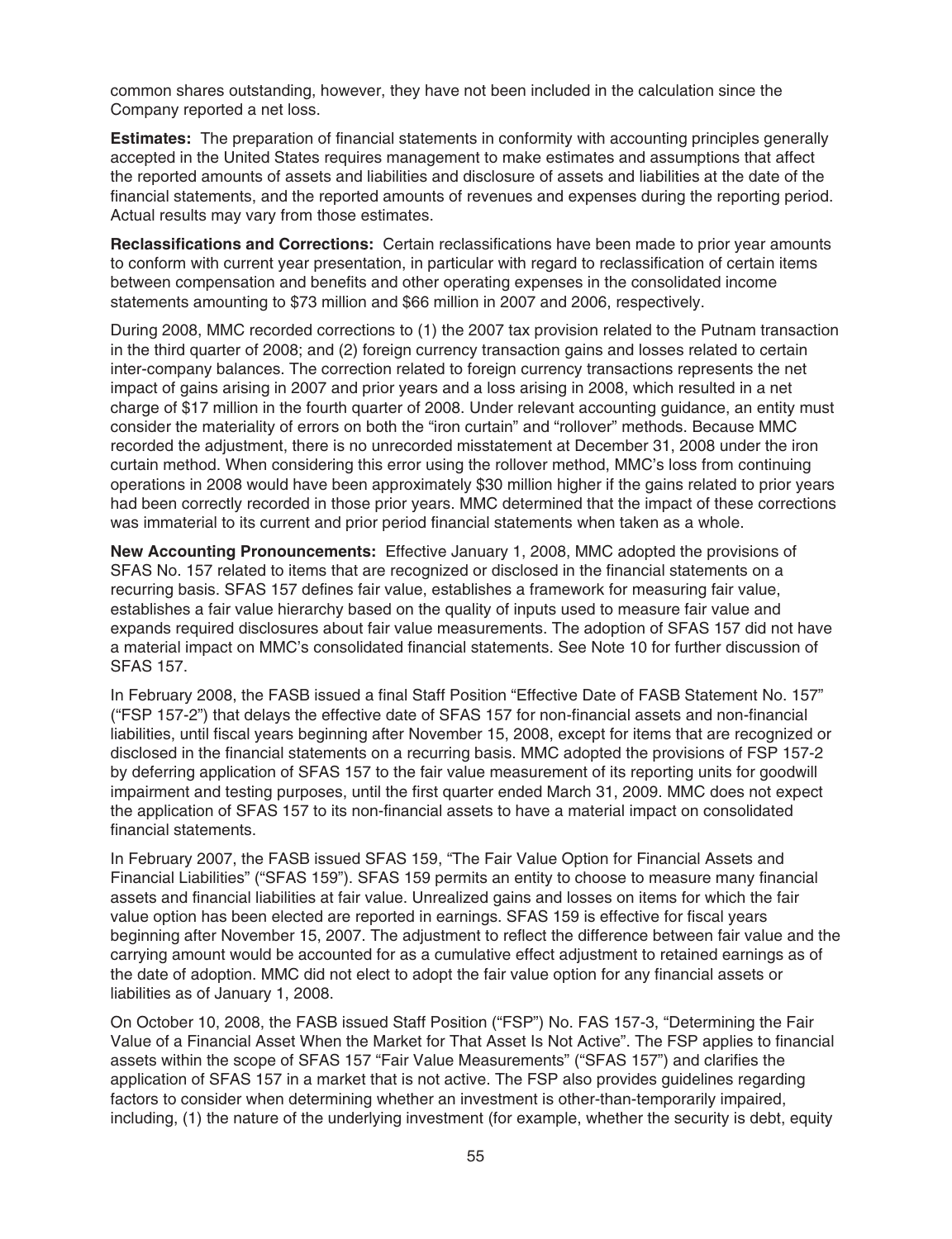common shares outstanding, however, they have not been included in the calculation since the Company reported a net loss.

**Estimates:** The preparation of financial statements in conformity with accounting principles generally accepted in the United States requires management to make estimates and assumptions that affect the reported amounts of assets and liabilities and disclosure of assets and liabilities at the date of the financial statements, and the reported amounts of revenues and expenses during the reporting period. Actual results may vary from those estimates.

**Reclassifications and Corrections:** Certain reclassifications have been made to prior year amounts to conform with current year presentation, in particular with regard to reclassification of certain items between compensation and benefits and other operating expenses in the consolidated income statements amounting to $73 million and $66 million in 2007 and 2006, respectively.

During 2008, MMC recorded corrections to (1) the 2007 tax provision related to the Putnam transaction in the third quarter of 2008; and (2) foreign currency transaction gains and losses related to certain inter-company balances. The correction related to foreign currency transactions represents the net impact of gains arising in 2007 and prior years and a loss arising in 2008, which resulted in a net charge of $17 million in the fourth quarter of 2008. Under relevant accounting guidance, an entity must consider the materiality of errors on both the "iron curtain" and "rollover" methods. Because MMC recorded the adjustment, there is no unrecorded misstatement at December 31, 2008 under the iron curtain method. When considering this error using the rollover method, MMC's loss from continuing operations in 2008 would have been approximately $30 million higher if the gains related to prior years had been correctly recorded in those prior years. MMC determined that the impact of these corrections was immaterial to its current and prior period financial statements when taken as a whole.

**New Accounting Pronouncements:** Effective January 1, 2008, MMC adopted the provisions of SFAS No. 157 related to items that are recognized or disclosed in the financial statements on a recurring basis. SFAS 157 defines fair value, establishes a framework for measuring fair value, establishes a fair value hierarchy based on the quality of inputs used to measure fair value and expands required disclosures about fair value measurements. The adoption of SFAS 157 did not have a material impact on MMC's consolidated financial statements. See Note 10 for further discussion of SFAS 157.

In February 2008, the FASB issued a final Staff Position "Effective Date of FASB Statement No. 157" ("FSP 157-2") that delays the effective date of SFAS 157 for non-financial assets and non-financial liabilities, until fiscal years beginning after November 15, 2008, except for items that are recognized or disclosed in the financial statements on a recurring basis. MMC adopted the provisions of FSP 157-2 by deferring application of SFAS 157 to the fair value measurement of its reporting units for goodwill impairment and testing purposes, until the first quarter ended March 31, 2009. MMC does not expect the application of SFAS 157 to its non-financial assets to have a material impact on consolidated financial statements.

In February 2007, the FASB issued SFAS 159, "The Fair Value Option for Financial Assets and Financial Liabilities" ("SFAS 159"). SFAS 159 permits an entity to choose to measure many financial assets and financial liabilities at fair value. Unrealized gains and losses on items for which the fair value option has been elected are reported in earnings. SFAS 159 is effective for fiscal years beginning after November 15, 2007. The adjustment to reflect the difference between fair value and the carrying amount would be accounted for as a cumulative effect adjustment to retained earnings as of the date of adoption. MMC did not elect to adopt the fair value option for any financial assets or liabilities as of January 1, 2008.

On October 10, 2008, the FASB issued Staff Position ("FSP") No. FAS 157-3, "Determining the Fair Value of a Financial Asset When the Market for That Asset Is Not Active". The FSP applies to financial assets within the scope of SFAS 157 "Fair Value Measurements" ("SFAS 157") and clarifies the application of SFAS 157 in a market that is not active. The FSP also provides guidelines regarding factors to consider when determining whether an investment is other-than-temporarily impaired, including, (1) the nature of the underlying investment (for example, whether the security is debt, equity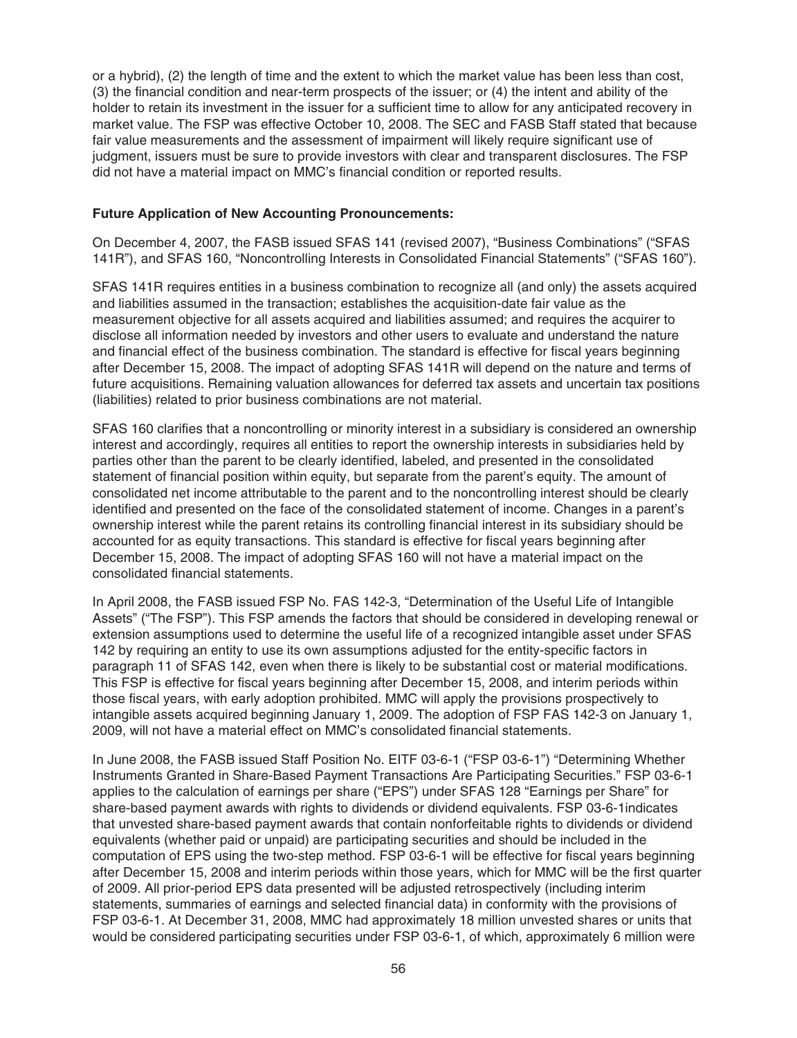or a hybrid), (2) the length of time and the extent to which the market value has been less than cost, (3) the financial condition and near-term prospects of the issuer; or (4) the intent and ability of the holder to retain its investment in the issuer for a sufficient time to allow for any anticipated recovery in market value. The FSP was effective October 10, 2008. The SEC and FASB Staff stated that because fair value measurements and the assessment of impairment will likely require significant use of judgment, issuers must be sure to provide investors with clear and transparent disclosures. The FSP did not have a material impact on MMC's financial condition or reported results.

**Future Application of New Accounting Pronouncements:**

On December 4, 2007, the FASB issued SFAS 141 (revised 2007), "Business Combinations" ("SFAS 141R"), and SFAS 160, "Noncontrolling Interests in Consolidated Financial Statements" ("SFAS 160").

SFAS 141R requires entities in a business combination to recognize all (and only) the assets acquired and liabilities assumed in the transaction; establishes the acquisition-date fair value as the measurement objective for all assets acquired and liabilities assumed; and requires the acquirer to disclose all information needed by investors and other users to evaluate and understand the nature and financial effect of the business combination. The standard is effective for fiscal years beginning after December 15, 2008. The impact of adopting SFAS 141R will depend on the nature and terms of future acquisitions. Remaining valuation allowances for deferred tax assets and uncertain tax positions (liabilities) related to prior business combinations are not material.

SFAS 160 clarifies that a noncontrolling or minority interest in a subsidiary is considered an ownership interest and accordingly, requires all entities to report the ownership interests in subsidiaries held by parties other than the parent to be clearly identified, labeled, and presented in the consolidated statement of financial position within equity, but separate from the parent's equity. The amount of consolidated net income attributable to the parent and to the noncontrolling interest should be clearly identified and presented on the face of the consolidated statement of income. Changes in a parent's ownership interest while the parent retains its controlling financial interest in its subsidiary should be accounted for as equity transactions. This standard is effective for fiscal years beginning after December 15, 2008. The impact of adopting SFAS 160 will not have a material impact on the consolidated financial statements.

In April 2008, the FASB issued FSP No. FAS 142-3, "Determination of the Useful Life of Intangible Assets" ("The FSP"). This FSP amends the factors that should be considered in developing renewal or extension assumptions used to determine the useful life of a recognized intangible asset under SFAS 142 by requiring an entity to use its own assumptions adjusted for the entity-specific factors in paragraph 11 of SFAS 142, even when there is likely to be substantial cost or material modifications. This FSP is effective for fiscal years beginning after December 15, 2008, and interim periods within those fiscal years, with early adoption prohibited. MMC will apply the provisions prospectively to intangible assets acquired beginning January 1, 2009. The adoption of FSP FAS 142-3 on January 1, 2009, will not have a material effect on MMC's consolidated financial statements.

In June 2008, the FASB issued Staff Position No. EITF 03-6-1 ("FSP 03-6-1") "Determining Whether Instruments Granted in Share-Based Payment Transactions Are Participating Securities." FSP 03-6-1 applies to the calculation of earnings per share ("EPS") under SFAS 128 "Earnings per Share" for share-based payment awards with rights to dividends or dividend equivalents. FSP 03-6-1indicates that unvested share-based payment awards that contain nonforfeitable rights to dividends or dividend equivalents (whether paid or unpaid) are participating securities and should be included in the computation of EPS using the two-step method. FSP 03-6-1 will be effective for fiscal years beginning after December 15, 2008 and interim periods within those years, which for MMC will be the first quarter of 2009. All prior-period EPS data presented will be adjusted retrospectively (including interim statements, summaries of earnings and selected financial data) in conformity with the provisions of FSP 03-6-1. At December 31, 2008, MMC had approximately 18 million unvested shares or units that would be considered participating securities under FSP 03-6-1, of which, approximately 6 million were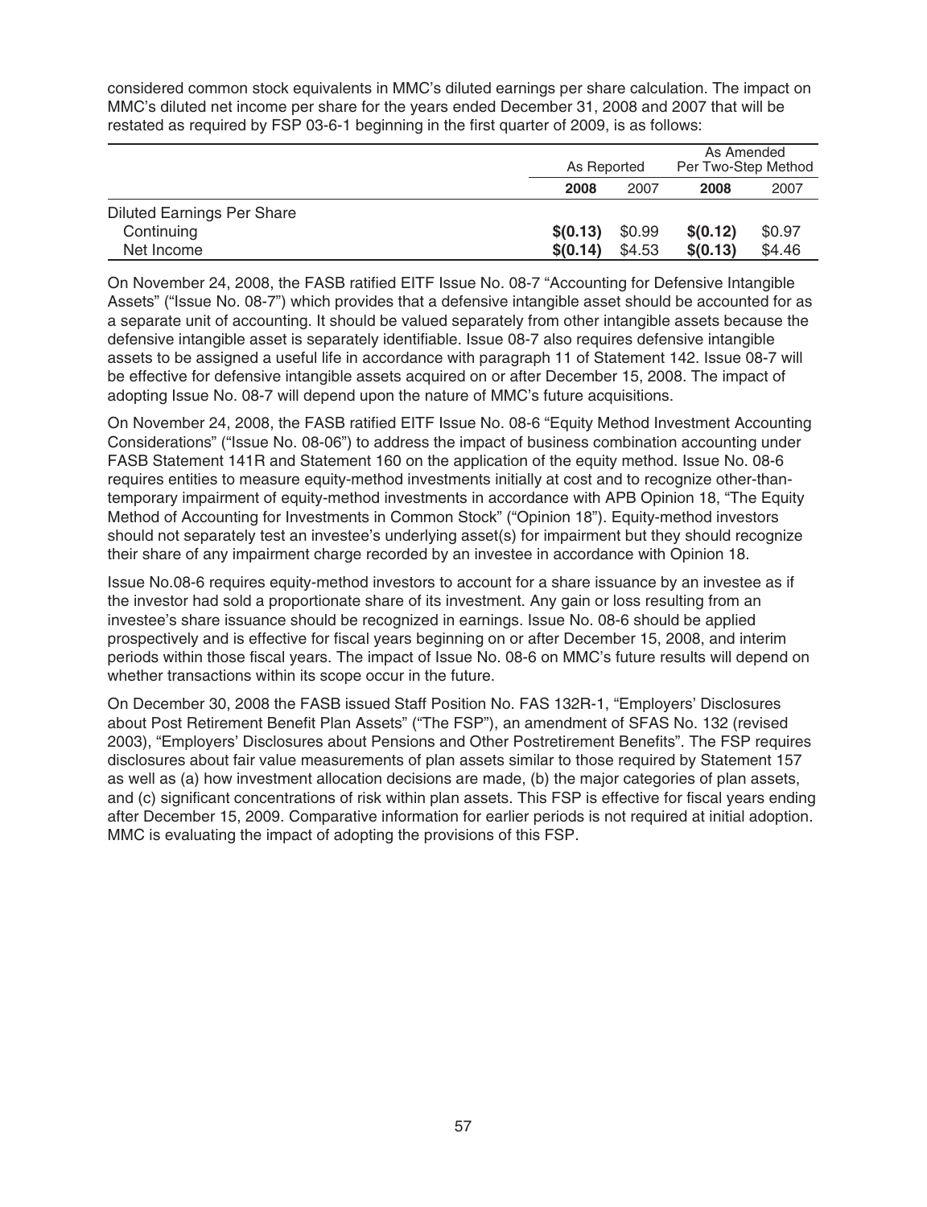considered common stock equivalents in MMC's diluted earnings per share calculation. The impact on MMC's diluted net income per share for the years ended December 31, 2008 and 2007 that will be restated as required by FSP 03-6-1 beginning in the first quarter of 2009, is as follows:

| | As Reported | | As Amended Per Two-Step Method | |
|---|---|---|---|---|
| | **2008** | 2007 | **2008** | 2007 |
| Diluted Earnings Per Share | | | | |
| Continuing | **$(0.13)** | $0.99 | **$(0.12)** | $0.97 |
| Net Income | **$(0.14)** | $4.53 | **$(0.13)** | $4.46 |

On November 24, 2008, the FASB ratified EITF Issue No. 08-7 "Accounting for Defensive Intangible Assets" ("Issue No. 08-7") which provides that a defensive intangible asset should be accounted for as a separate unit of accounting. It should be valued separately from other intangible assets because the defensive intangible asset is separately identifiable. Issue 08-7 also requires defensive intangible assets to be assigned a useful life in accordance with paragraph 11 of Statement 142. Issue 08-7 will be effective for defensive intangible assets acquired on or after December 15, 2008. The impact of adopting Issue No. 08-7 will depend upon the nature of MMC's future acquisitions.

On November 24, 2008, the FASB ratified EITF Issue No. 08-6 "Equity Method Investment Accounting Considerations" ("Issue No. 08-06") to address the impact of business combination accounting under FASB Statement 141R and Statement 160 on the application of the equity method. Issue No. 08-6 requires entities to measure equity-method investments initially at cost and to recognize other-than-temporary impairment of equity-method investments in accordance with APB Opinion 18, "The Equity Method of Accounting for Investments in Common Stock" ("Opinion 18"). Equity-method investors should not separately test an investee's underlying asset(s) for impairment but they should recognize their share of any impairment charge recorded by an investee in accordance with Opinion 18.

Issue No.08-6 requires equity-method investors to account for a share issuance by an investee as if the investor had sold a proportionate share of its investment. Any gain or loss resulting from an investee's share issuance should be recognized in earnings. Issue No. 08-6 should be applied prospectively and is effective for fiscal years beginning on or after December 15, 2008, and interim periods within those fiscal years. The impact of Issue No. 08-6 on MMC's future results will depend on whether transactions within its scope occur in the future.

On December 30, 2008 the FASB issued Staff Position No. FAS 132R-1, "Employers' Disclosures about Post Retirement Benefit Plan Assets" ("The FSP"), an amendment of SFAS No. 132 (revised 2003), "Employers' Disclosures about Pensions and Other Postretirement Benefits". The FSP requires disclosures about fair value measurements of plan assets similar to those required by Statement 157 as well as (a) how investment allocation decisions are made, (b) the major categories of plan assets, and (c) significant concentrations of risk within plan assets. This FSP is effective for fiscal years ending after December 15, 2009. Comparative information for earlier periods is not required at initial adoption. MMC is evaluating the impact of adopting the provisions of this FSP.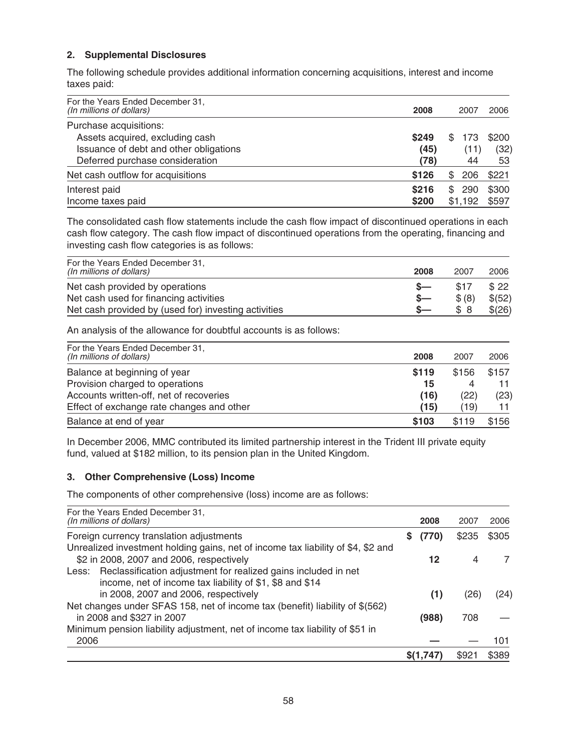## 2. Supplemental Disclosures

The following schedule provides additional information concerning acquisitions, interest and income taxes paid:

| For the Years Ended December 31, *(In millions of dollars)* | **2008** | 2007 | 2006 |
|---|---|---|---|
| Purchase acquisitions: | | | |
| Assets acquired, excluding cash | **$249** | $ 173 | $200 |
| Issuance of debt and other obligations | **(45)** | (11) | (32) |
| Deferred purchase consideration | **(78)** | 44 | 53 |
| Net cash outflow for acquisitions | **$126** | $ 206 | $221 |
| Interest paid | **$216** | $ 290 | $300 |
| Income taxes paid | **$200** | $1,192 | $597 |

The consolidated cash flow statements include the cash flow impact of discontinued operations in each cash flow category. The cash flow impact of discontinued operations from the operating, financing and investing cash flow categories is as follows:

| For the Years Ended December 31, *(In millions of dollars)* | **2008** | 2007 | 2006 |
|---|---|---|---|
| Net cash provided by operations | **$—** | $17 | $ 22 |
| Net cash used for financing activities | **$—** | $ (8) | $(52) |
| Net cash provided by (used for) investing activities | **$—** | $ 8 | $(26) |

An analysis of the allowance for doubtful accounts is as follows:

| For the Years Ended December 31, *(In millions of dollars)* | **2008** | 2007 | 2006 |
|---|---|---|---|
| Balance at beginning of year | **$119** | $156 | $157 |
| Provision charged to operations | **15** | 4 | 11 |
| Accounts written-off, net of recoveries | **(16)** | (22) | (23) |
| Effect of exchange rate changes and other | **(15)** | (19) | 11 |
| Balance at end of year | **$103** | $119 | $156 |

In December 2006, MMC contributed its limited partnership interest in the Trident III private equity fund, valued at $182 million, to its pension plan in the United Kingdom.

## 3. Other Comprehensive (Loss) Income

The components of other comprehensive (loss) income are as follows:

| For the Years Ended December 31, *(In millions of dollars)* | **2008** | 2007 | 2006 |
|---|---|---|---|
| Foreign currency translation adjustments | **$ (770)** | $235 | $305 |
| Unrealized investment holding gains, net of income tax liability of $4, $2 and $2 in 2008, 2007 and 2006, respectively | **12** | 4 | 7 |
| Less: Reclassification adjustment for realized gains included in net income, net of income tax liability of $1, $8 and $14 in 2008, 2007 and 2006, respectively | **(1)** | (26) | (24) |
| Net changes under SFAS 158, net of income tax (benefit) liability of $(562) in 2008 and $327 in 2007 | **(988)** | 708 | — |
| Minimum pension liability adjustment, net of income tax liability of $51 in 2006 | **—** | — | 101 |
| | **$(1,747)** | $921 | $389 |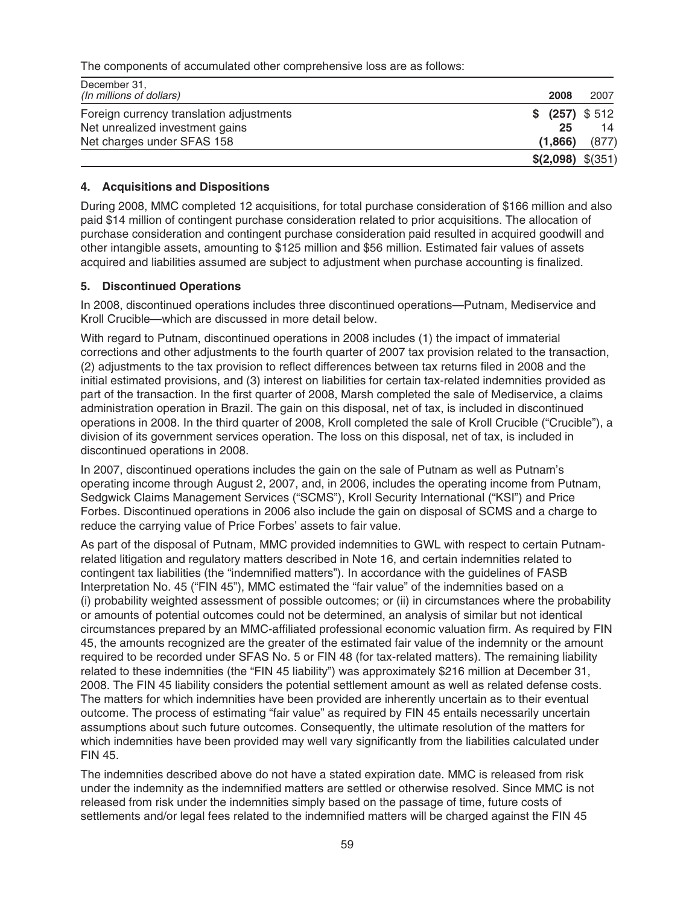The components of accumulated other comprehensive loss are as follows:

| December 31, *(In millions of dollars)* | 2008 | 2007 |
| --- | --- | --- |
| Foreign currency translation adjustments | **$ (257)** | $ 512 |
| Net unrealized investment gains | **25** | 14 |
| Net charges under SFAS 158 | **(1,866)** | (877) |
| | **$(2,098)** | $(351) |

### 4. Acquisitions and Dispositions

During 2008, MMC completed 12 acquisitions, for total purchase consideration of $166 million and also paid $14 million of contingent purchase consideration related to prior acquisitions. The allocation of purchase consideration and contingent purchase consideration paid resulted in acquired goodwill and other intangible assets, amounting to $125 million and $56 million. Estimated fair values of assets acquired and liabilities assumed are subject to adjustment when purchase accounting is finalized.

### 5. Discontinued Operations

In 2008, discontinued operations includes three discontinued operations—Putnam, Mediservice and Kroll Crucible—which are discussed in more detail below.

With regard to Putnam, discontinued operations in 2008 includes (1) the impact of immaterial corrections and other adjustments to the fourth quarter of 2007 tax provision related to the transaction, (2) adjustments to the tax provision to reflect differences between tax returns filed in 2008 and the initial estimated provisions, and (3) interest on liabilities for certain tax-related indemnities provided as part of the transaction. In the first quarter of 2008, Marsh completed the sale of Mediservice, a claims administration operation in Brazil. The gain on this disposal, net of tax, is included in discontinued operations in 2008. In the third quarter of 2008, Kroll completed the sale of Kroll Crucible ("Crucible"), a division of its government services operation. The loss on this disposal, net of tax, is included in discontinued operations in 2008.

In 2007, discontinued operations includes the gain on the sale of Putnam as well as Putnam's operating income through August 2, 2007, and, in 2006, includes the operating income from Putnam, Sedgwick Claims Management Services ("SCMS"), Kroll Security International ("KSI") and Price Forbes. Discontinued operations in 2006 also include the gain on disposal of SCMS and a charge to reduce the carrying value of Price Forbes' assets to fair value.

As part of the disposal of Putnam, MMC provided indemnities to GWL with respect to certain Putnam-related litigation and regulatory matters described in Note 16, and certain indemnities related to contingent tax liabilities (the "indemnified matters"). In accordance with the guidelines of FASB Interpretation No. 45 ("FIN 45"), MMC estimated the "fair value" of the indemnities based on a (i) probability weighted assessment of possible outcomes; or (ii) in circumstances where the probability or amounts of potential outcomes could not be determined, an analysis of similar but not identical circumstances prepared by an MMC-affiliated professional economic valuation firm. As required by FIN 45, the amounts recognized are the greater of the estimated fair value of the indemnity or the amount required to be recorded under SFAS No. 5 or FIN 48 (for tax-related matters). The remaining liability related to these indemnities (the "FIN 45 liability") was approximately $216 million at December 31, 2008. The FIN 45 liability considers the potential settlement amount as well as related defense costs. The matters for which indemnities have been provided are inherently uncertain as to their eventual outcome. The process of estimating "fair value" as required by FIN 45 entails necessarily uncertain assumptions about such future outcomes. Consequently, the ultimate resolution of the matters for which indemnities have been provided may well vary significantly from the liabilities calculated under FIN 45.

The indemnities described above do not have a stated expiration date. MMC is released from risk under the indemnity as the indemnified matters are settled or otherwise resolved. Since MMC is not released from risk under the indemnities simply based on the passage of time, future costs of settlements and/or legal fees related to the indemnified matters will be charged against the FIN 45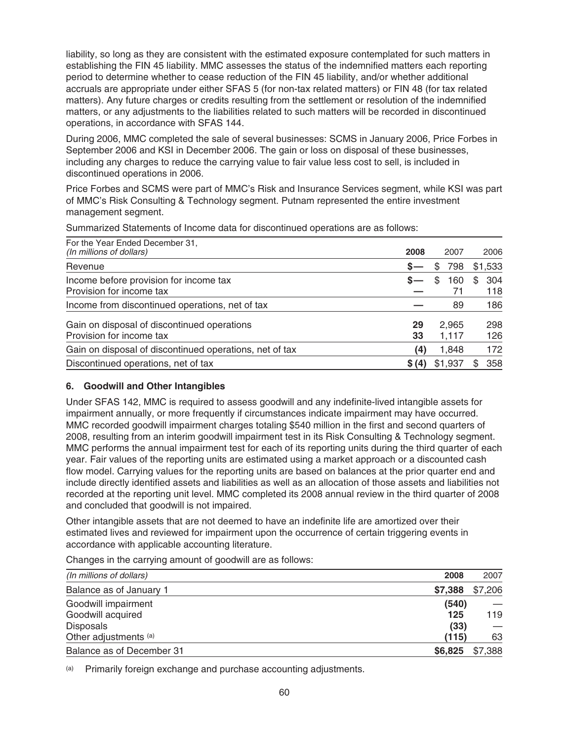liability, so long as they are consistent with the estimated exposure contemplated for such matters in establishing the FIN 45 liability. MMC assesses the status of the indemnified matters each reporting period to determine whether to cease reduction of the FIN 45 liability, and/or whether additional accruals are appropriate under either SFAS 5 (for non-tax related matters) or FIN 48 (for tax related matters). Any future charges or credits resulting from the settlement or resolution of the indemnified matters, or any adjustments to the liabilities related to such matters will be recorded in discontinued operations, in accordance with SFAS 144.

During 2006, MMC completed the sale of several businesses: SCMS in January 2006, Price Forbes in September 2006 and KSI in December 2006. The gain or loss on disposal of these businesses, including any charges to reduce the carrying value to fair value less cost to sell, is included in discontinued operations in 2006.

Price Forbes and SCMS were part of MMC's Risk and Insurance Services segment, while KSI was part of MMC's Risk Consulting & Technology segment. Putnam represented the entire investment management segment.

Summarized Statements of Income data for discontinued operations are as follows:

| For the Year Ended December 31, *(In millions of dollars)* | **2008** | 2007 | 2006 |
|---|---|---|---|
| Revenue | **$—** | $ 798 | $1,533 |
| Income before provision for income tax | **$—** | $ 160 | $ 304 |
| Provision for income tax | **—** | 71 | 118 |
| Income from discontinued operations, net of tax | **—** | 89 | 186 |
| Gain on disposal of discontinued operations | **29** | 2,965 | 298 |
| Provision for income tax | **33** | 1,117 | 126 |
| Gain on disposal of discontinued operations, net of tax | **(4)** | 1,848 | 172 |
| Discontinued operations, net of tax | **$ (4)** | $1,937 | $ 358 |

### 6. Goodwill and Other Intangibles

Under SFAS 142, MMC is required to assess goodwill and any indefinite-lived intangible assets for impairment annually, or more frequently if circumstances indicate impairment may have occurred. MMC recorded goodwill impairment charges totaling $540 million in the first and second quarters of 2008, resulting from an interim goodwill impairment test in its Risk Consulting & Technology segment. MMC performs the annual impairment test for each of its reporting units during the third quarter of each year. Fair values of the reporting units are estimated using a market approach or a discounted cash flow model. Carrying values for the reporting units are based on balances at the prior quarter end and include directly identified assets and liabilities as well as an allocation of those assets and liabilities not recorded at the reporting unit level. MMC completed its 2008 annual review in the third quarter of 2008 and concluded that goodwill is not impaired.

Other intangible assets that are not deemed to have an indefinite life are amortized over their estimated lives and reviewed for impairment upon the occurrence of certain triggering events in accordance with applicable accounting literature.

Changes in the carrying amount of goodwill are as follows:

| *(In millions of dollars)* | **2008** | 2007 |
|---|---|---|
| Balance as of January 1 | **$7,388** | $7,206 |
| Goodwill impairment | **(540)** | — |
| Goodwill acquired | **125** | 119 |
| Disposals | **(33)** | — |
| Other adjustments [(a)] | **(115)** | 63 |
| Balance as of December 31 | **$6,825** | $7,388 |

[(a)] Primarily foreign exchange and purchase accounting adjustments.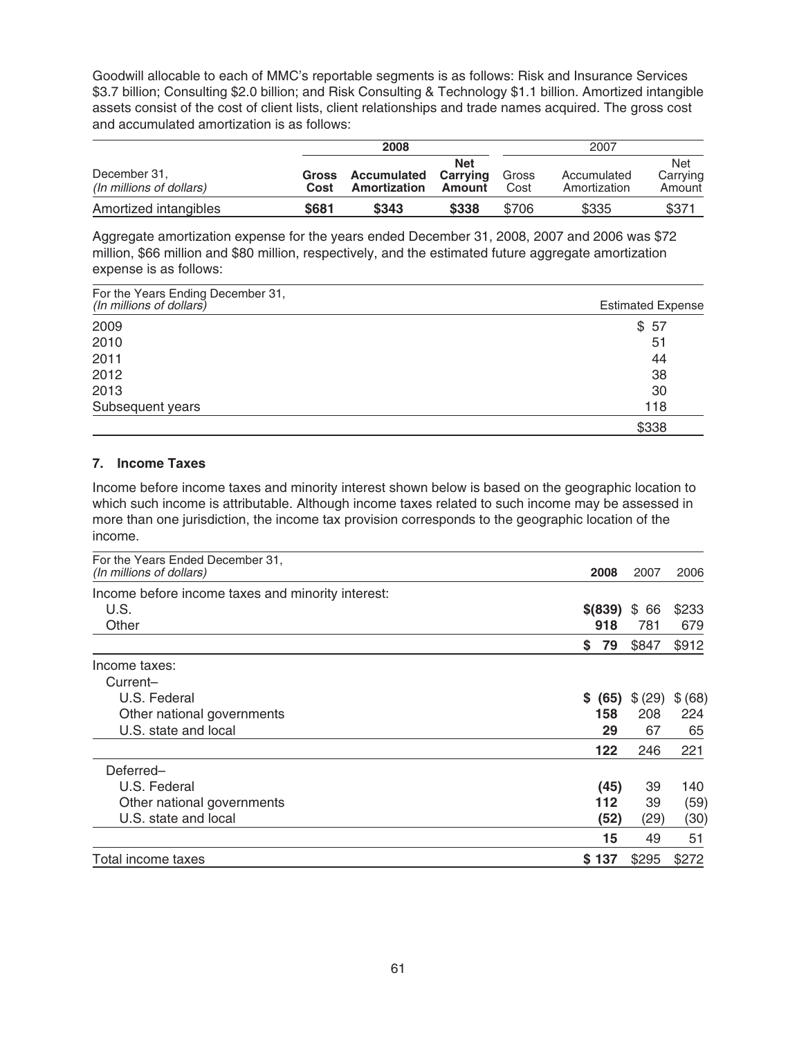Goodwill allocable to each of MMC's reportable segments is as follows: Risk and Insurance Services $3.7 billion; Consulting $2.0 billion; and Risk Consulting & Technology $1.1 billion. Amortized intangible assets consist of the cost of client lists, client relationships and trade names acquired. The gross cost and accumulated amortization is as follows:

| December 31, *(In millions of dollars)* | **2008** | | | 2007 | | |
|---|---|---|---|---|---|---|
| | **Gross Cost** | **Accumulated Amortization** | **Net Carrying Amount** | Gross Cost | Accumulated Amortization | Net Carrying Amount |
| Amortized intangibles | **$681** | **$343** | **$338** | $706 | $335 | $371 |

Aggregate amortization expense for the years ended December 31, 2008, 2007 and 2006 was $72 million, $66 million and $80 million, respectively, and the estimated future aggregate amortization expense is as follows:

| For the Years Ending December 31, *(In millions of dollars)* | Estimated Expense |
|---|---|
| 2009 | $ 57 |
| 2010 | 51 |
| 2011 | 44 |
| 2012 | 38 |
| 2013 | 30 |
| Subsequent years | 118 |
| | $338 |

## 7. Income Taxes

Income before income taxes and minority interest shown below is based on the geographic location to which such income is attributable. Although income taxes related to such income may be assessed in more than one jurisdiction, the income tax provision corresponds to the geographic location of the income.

| For the Years Ended December 31, *(In millions of dollars)* | **2008** | 2007 | 2006 |
|---|---|---|---|
| Income before income taxes and minority interest: | | | |
| U.S. | **$(839)** | $ 66 | $233 |
| Other | **918** | 781 | 679 |
| | **$ 79** | $847 | $912 |
| Income taxes: | | | |
| Current– | | | |
| U.S. Federal | **$ (65)** | $ (29) | $ (68) |
| Other national governments | **158** | 208 | 224 |
| U.S. state and local | **29** | 67 | 65 |
| | **122** | 246 | 221 |
| Deferred– | | | |
| U.S. Federal | **(45)** | 39 | 140 |
| Other national governments | **112** | 39 | (59) |
| U.S. state and local | **(52)** | (29) | (30) |
| | **15** | 49 | 51 |
| Total income taxes | **$ 137** | $295 | $272 |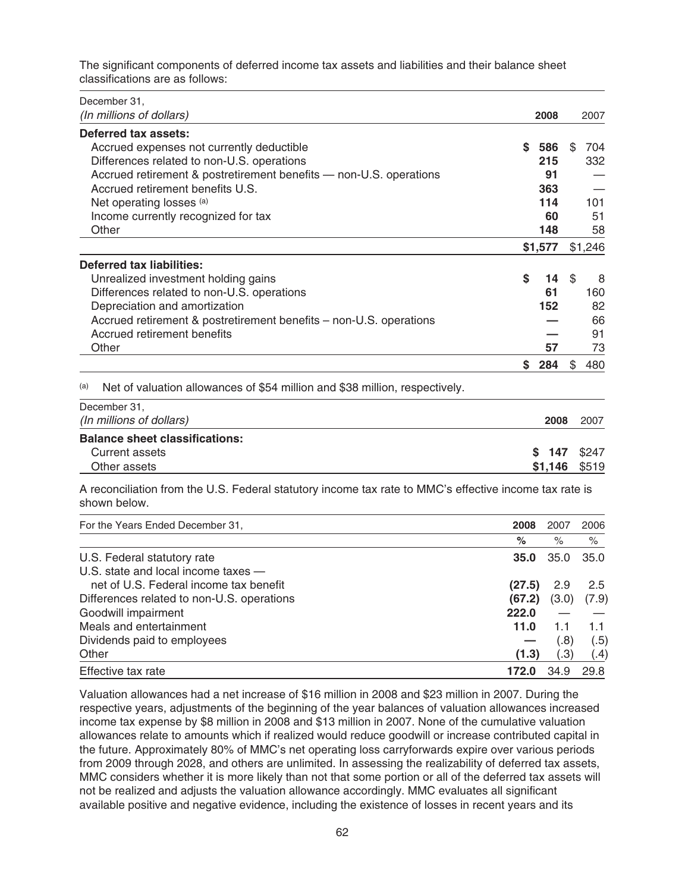The significant components of deferred income tax assets and liabilities and their balance sheet classifications are as follows:

| December 31, *(In millions of dollars)* | **2008** | 2007 |
|---|---|---|
| **Deferred tax assets:** | | |
| Accrued expenses not currently deductible | **$ 586** | $ 704 |
| Differences related to non-U.S. operations | **215** | 332 |
| Accrued retirement & postretirement benefits — non-U.S. operations | **91** | — |
| Accrued retirement benefits U.S. | **363** | — |
| Net operating losses [(a)] | **114** | 101 |
| Income currently recognized for tax | **60** | 51 |
| Other | **148** | 58 |
| | **$1,577** | $1,246 |
| **Deferred tax liabilities:** | | |
| Unrealized investment holding gains | **$ 14** | $ 8 |
| Differences related to non-U.S. operations | **61** | 160 |
| Depreciation and amortization | **152** | 82 |
| Accrued retirement & postretirement benefits – non-U.S. operations | **—** | 66 |
| Accrued retirement benefits | **—** | 91 |
| Other | **57** | 73 |
| | **$ 284** | $ 480 |

(a) Net of valuation allowances of $54 million and $38 million, respectively.

| December 31, *(In millions of dollars)* | **2008** | 2007 |
|---|---|---|
| **Balance sheet classifications:** | | |
| Current assets | **$ 147** | $247 |
| Other assets | **$1,146** | $519 |

A reconciliation from the U.S. Federal statutory income tax rate to MMC's effective income tax rate is shown below.

| For the Years Ended December 31, | **2008** | 2007 | 2006 |
|---|---|---|---|
| | **%** | % | % |
| U.S. Federal statutory rate | **35.0** | 35.0 | 35.0 |
| U.S. state and local income taxes — net of U.S. Federal income tax benefit | **(27.5)** | 2.9 | 2.5 |
| Differences related to non-U.S. operations | **(67.2)** | (3.0) | (7.9) |
| Goodwill impairment | **222.0** | — | — |
| Meals and entertainment | **11.0** | 1.1 | 1.1 |
| Dividends paid to employees | **—** | (.8) | (.5) |
| Other | **(1.3)** | (.3) | (.4) |
| Effective tax rate | **172.0** | 34.9 | 29.8 |

Valuation allowances had a net increase of $16 million in 2008 and $23 million in 2007. During the respective years, adjustments of the beginning of the year balances of valuation allowances increased income tax expense by $8 million in 2008 and $13 million in 2007. None of the cumulative valuation allowances relate to amounts which if realized would reduce goodwill or increase contributed capital in the future. Approximately 80% of MMC's net operating loss carryforwards expire over various periods from 2009 through 2028, and others are unlimited. In assessing the realizability of deferred tax assets, MMC considers whether it is more likely than not that some portion or all of the deferred tax assets will not be realized and adjusts the valuation allowance accordingly. MMC evaluates all significant available positive and negative evidence, including the existence of losses in recent years and its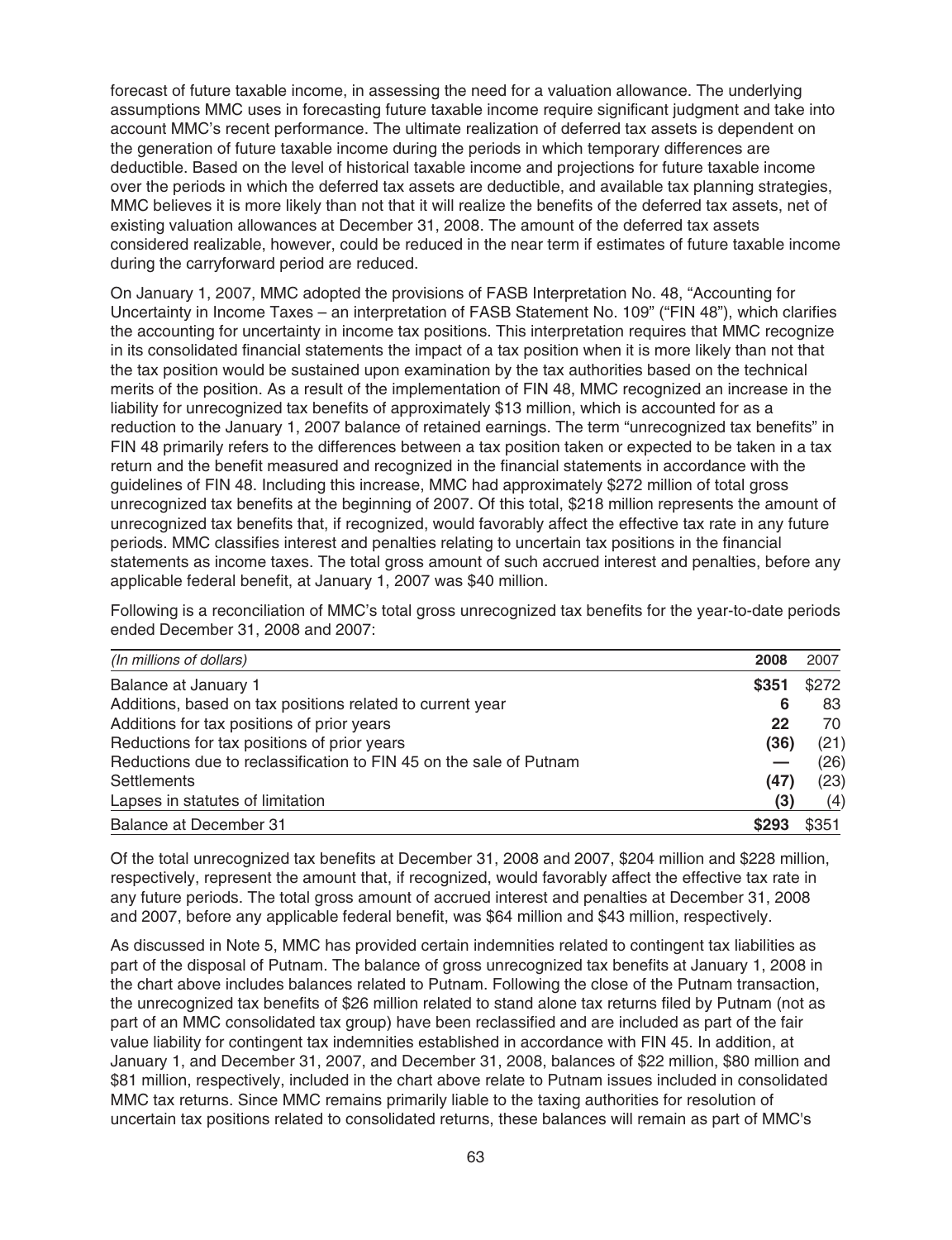forecast of future taxable income, in assessing the need for a valuation allowance. The underlying assumptions MMC uses in forecasting future taxable income require significant judgment and take into account MMC's recent performance. The ultimate realization of deferred tax assets is dependent on the generation of future taxable income during the periods in which temporary differences are deductible. Based on the level of historical taxable income and projections for future taxable income over the periods in which the deferred tax assets are deductible, and available tax planning strategies, MMC believes it is more likely than not that it will realize the benefits of the deferred tax assets, net of existing valuation allowances at December 31, 2008. The amount of the deferred tax assets considered realizable, however, could be reduced in the near term if estimates of future taxable income during the carryforward period are reduced.

On January 1, 2007, MMC adopted the provisions of FASB Interpretation No. 48, "Accounting for Uncertainty in Income Taxes – an interpretation of FASB Statement No. 109" ("FIN 48"), which clarifies the accounting for uncertainty in income tax positions. This interpretation requires that MMC recognize in its consolidated financial statements the impact of a tax position when it is more likely than not that the tax position would be sustained upon examination by the tax authorities based on the technical merits of the position. As a result of the implementation of FIN 48, MMC recognized an increase in the liability for unrecognized tax benefits of approximately $13 million, which is accounted for as a reduction to the January 1, 2007 balance of retained earnings. The term "unrecognized tax benefits" in FIN 48 primarily refers to the differences between a tax position taken or expected to be taken in a tax return and the benefit measured and recognized in the financial statements in accordance with the guidelines of FIN 48. Including this increase, MMC had approximately $272 million of total gross unrecognized tax benefits at the beginning of 2007. Of this total, $218 million represents the amount of unrecognized tax benefits that, if recognized, would favorably affect the effective tax rate in any future periods. MMC classifies interest and penalties relating to uncertain tax positions in the financial statements as income taxes. The total gross amount of such accrued interest and penalties, before any applicable federal benefit, at January 1, 2007 was $40 million.

Following is a reconciliation of MMC's total gross unrecognized tax benefits for the year-to-date periods ended December 31, 2008 and 2007:

| *(In millions of dollars)* | **2008** | 2007 |
|---|---|---|
| Balance at January 1 | **$351** | $272 |
| Additions, based on tax positions related to current year | **6** | 83 |
| Additions for tax positions of prior years | **22** | 70 |
| Reductions for tax positions of prior years | **(36)** | (21) |
| Reductions due to reclassification to FIN 45 on the sale of Putnam | **—** | (26) |
| Settlements | **(47)** | (23) |
| Lapses in statutes of limitation | **(3)** | (4) |
| Balance at December 31 | **$293** | $351 |

Of the total unrecognized tax benefits at December 31, 2008 and 2007, $204 million and $228 million, respectively, represent the amount that, if recognized, would favorably affect the effective tax rate in any future periods. The total gross amount of accrued interest and penalties at December 31, 2008 and 2007, before any applicable federal benefit, was $64 million and $43 million, respectively.

As discussed in Note 5, MMC has provided certain indemnities related to contingent tax liabilities as part of the disposal of Putnam. The balance of gross unrecognized tax benefits at January 1, 2008 in the chart above includes balances related to Putnam. Following the close of the Putnam transaction, the unrecognized tax benefits of $26 million related to stand alone tax returns filed by Putnam (not as part of an MMC consolidated tax group) have been reclassified and are included as part of the fair value liability for contingent tax indemnities established in accordance with FIN 45. In addition, at January 1, and December 31, 2007, and December 31, 2008, balances of $22 million, $80 million and $81 million, respectively, included in the chart above relate to Putnam issues included in consolidated MMC tax returns. Since MMC remains primarily liable to the taxing authorities for resolution of uncertain tax positions related to consolidated returns, these balances will remain as part of MMC's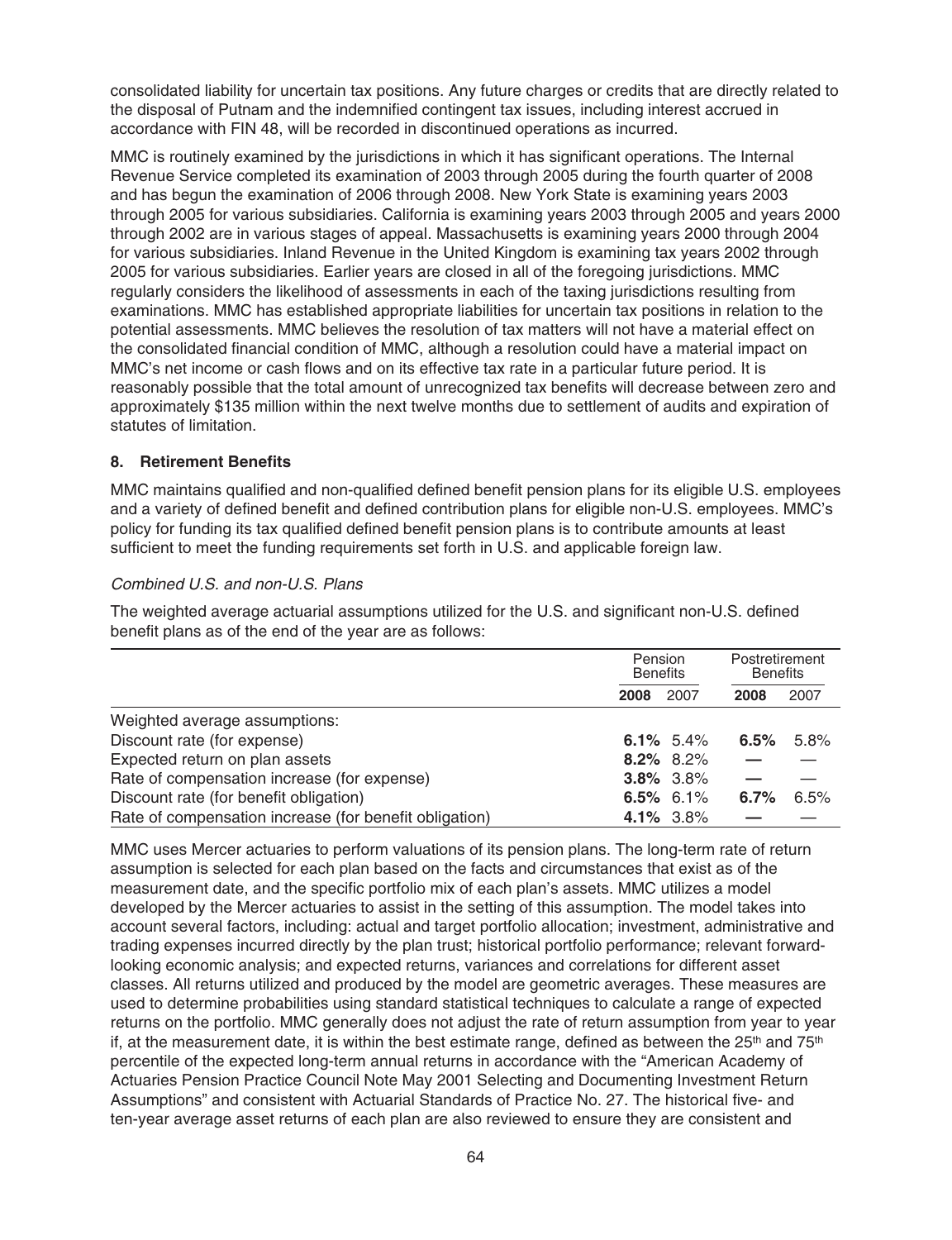consolidated liability for uncertain tax positions. Any future charges or credits that are directly related to the disposal of Putnam and the indemnified contingent tax issues, including interest accrued in accordance with FIN 48, will be recorded in discontinued operations as incurred.

MMC is routinely examined by the jurisdictions in which it has significant operations. The Internal Revenue Service completed its examination of 2003 through 2005 during the fourth quarter of 2008 and has begun the examination of 2006 through 2008. New York State is examining years 2003 through 2005 for various subsidiaries. California is examining years 2003 through 2005 and years 2000 through 2002 are in various stages of appeal. Massachusetts is examining years 2000 through 2004 for various subsidiaries. Inland Revenue in the United Kingdom is examining tax years 2002 through 2005 for various subsidiaries. Earlier years are closed in all of the foregoing jurisdictions. MMC regularly considers the likelihood of assessments in each of the taxing jurisdictions resulting from examinations. MMC has established appropriate liabilities for uncertain tax positions in relation to the potential assessments. MMC believes the resolution of tax matters will not have a material effect on the consolidated financial condition of MMC, although a resolution could have a material impact on MMC's net income or cash flows and on its effective tax rate in a particular future period. It is reasonably possible that the total amount of unrecognized tax benefits will decrease between zero and approximately $135 million within the next twelve months due to settlement of audits and expiration of statutes of limitation.

### 8. Retirement Benefits

MMC maintains qualified and non-qualified defined benefit pension plans for its eligible U.S. employees and a variety of defined benefit and defined contribution plans for eligible non-U.S. employees. MMC's policy for funding its tax qualified defined benefit pension plans is to contribute amounts at least sufficient to meet the funding requirements set forth in U.S. and applicable foreign law.

*Combined U.S. and non-U.S. Plans*

The weighted average actuarial assumptions utilized for the U.S. and significant non-U.S. defined benefit plans as of the end of the year are as follows:

| | Pension Benefits | | Postretirement Benefits | |
|---|---|---|---|---|
| | **2008** | 2007 | **2008** | 2007 |
| Weighted average assumptions: | | | | |
| Discount rate (for expense) | **6.1%** | 5.4% | **6.5%** | 5.8% |
| Expected return on plan assets | **8.2%** | 8.2% | **—** | — |
| Rate of compensation increase (for expense) | **3.8%** | 3.8% | **—** | — |
| Discount rate (for benefit obligation) | **6.5%** | 6.1% | **6.7%** | 6.5% |
| Rate of compensation increase (for benefit obligation) | **4.1%** | 3.8% | **—** | — |

MMC uses Mercer actuaries to perform valuations of its pension plans. The long-term rate of return assumption is selected for each plan based on the facts and circumstances that exist as of the measurement date, and the specific portfolio mix of each plan's assets. MMC utilizes a model developed by the Mercer actuaries to assist in the setting of this assumption. The model takes into account several factors, including: actual and target portfolio allocation; investment, administrative and trading expenses incurred directly by the plan trust; historical portfolio performance; relevant forward-looking economic analysis; and expected returns, variances and correlations for different asset classes. All returns utilized and produced by the model are geometric averages. These measures are used to determine probabilities using standard statistical techniques to calculate a range of expected returns on the portfolio. MMC generally does not adjust the rate of return assumption from year to year if, at the measurement date, it is within the best estimate range, defined as between the 25th and 75th percentile of the expected long-term annual returns in accordance with the "American Academy of Actuaries Pension Practice Council Note May 2001 Selecting and Documenting Investment Return Assumptions" and consistent with Actuarial Standards of Practice No. 27. The historical five- and ten-year average asset returns of each plan are also reviewed to ensure they are consistent and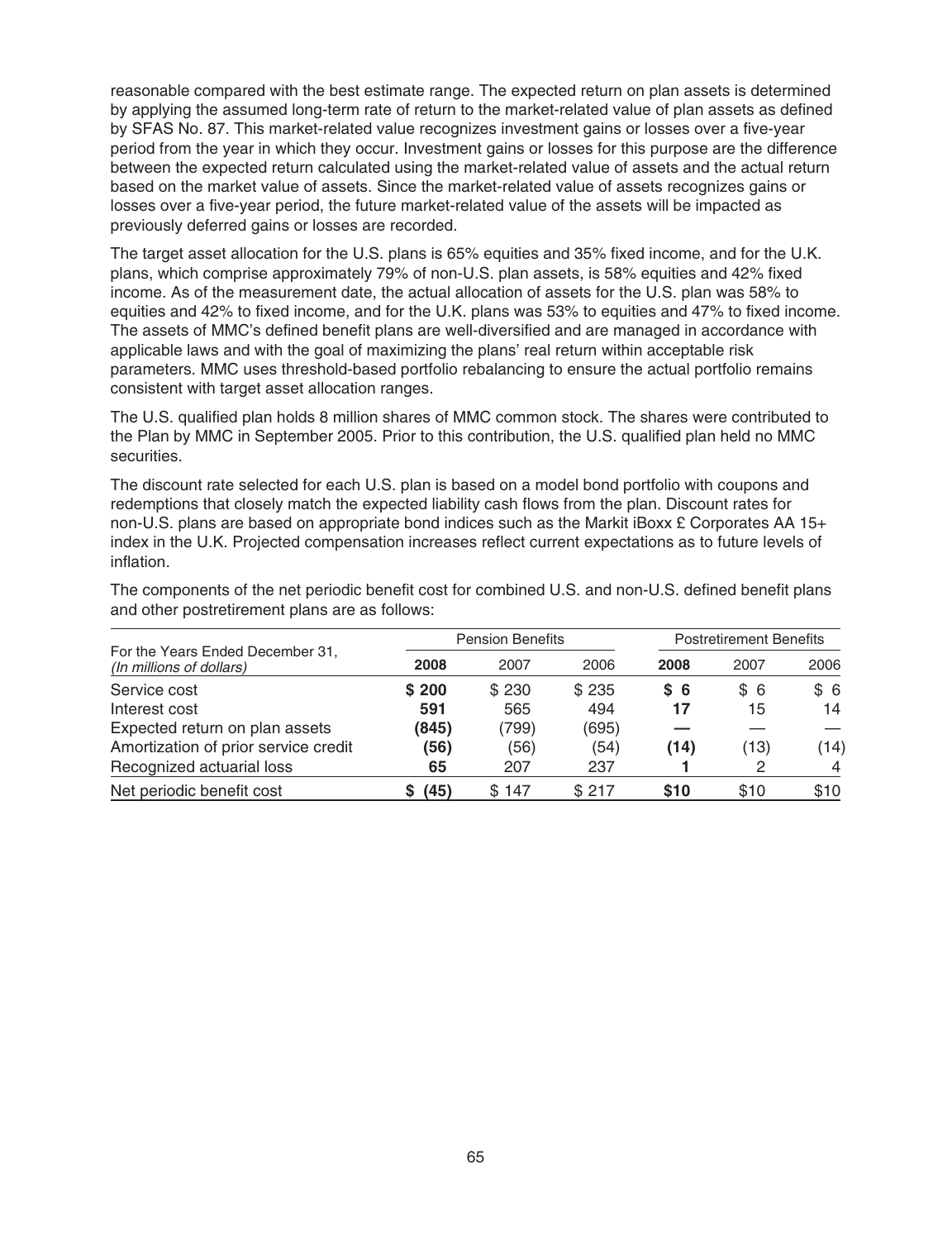reasonable compared with the best estimate range. The expected return on plan assets is determined by applying the assumed long-term rate of return to the market-related value of plan assets as defined by SFAS No. 87. This market-related value recognizes investment gains or losses over a five-year period from the year in which they occur. Investment gains or losses for this purpose are the difference between the expected return calculated using the market-related value of assets and the actual return based on the market value of assets. Since the market-related value of assets recognizes gains or losses over a five-year period, the future market-related value of the assets will be impacted as previously deferred gains or losses are recorded.

The target asset allocation for the U.S. plans is 65% equities and 35% fixed income, and for the U.K. plans, which comprise approximately 79% of non-U.S. plan assets, is 58% equities and 42% fixed income. As of the measurement date, the actual allocation of assets for the U.S. plan was 58% to equities and 42% to fixed income, and for the U.K. plans was 53% to equities and 47% to fixed income. The assets of MMC's defined benefit plans are well-diversified and are managed in accordance with applicable laws and with the goal of maximizing the plans' real return within acceptable risk parameters. MMC uses threshold-based portfolio rebalancing to ensure the actual portfolio remains consistent with target asset allocation ranges.

The U.S. qualified plan holds 8 million shares of MMC common stock. The shares were contributed to the Plan by MMC in September 2005. Prior to this contribution, the U.S. qualified plan held no MMC securities.

The discount rate selected for each U.S. plan is based on a model bond portfolio with coupons and redemptions that closely match the expected liability cash flows from the plan. Discount rates for non-U.S. plans are based on appropriate bond indices such as the Markit iBoxx £ Corporates AA 15+ index in the U.K. Projected compensation increases reflect current expectations as to future levels of inflation.

The components of the net periodic benefit cost for combined U.S. and non-U.S. defined benefit plans and other postretirement plans are as follows:

| For the Years Ended December 31, *(In millions of dollars)* | Pension Benefits | | | Postretirement Benefits | | |
|---|---|---|---|---|---|---|
| | **2008** | 2007 | 2006 | **2008** | 2007 | 2006 |
| Service cost | **$ 200** | $ 230 | $ 235 | **$ 6** | $ 6 | $ 6 |
| Interest cost | **591** | 565 | 494 | **17** | 15 | 14 |
| Expected return on plan assets | **(845)** | (799) | (695) | **—** | — | — |
| Amortization of prior service credit | **(56)** | (56) | (54) | **(14)** | (13) | (14) |
| Recognized actuarial loss | **65** | 207 | 237 | **1** | 2 | 4 |
| Net periodic benefit cost | **$ (45)** | $ 147 | $ 217 | **$10** | $10 | $10 |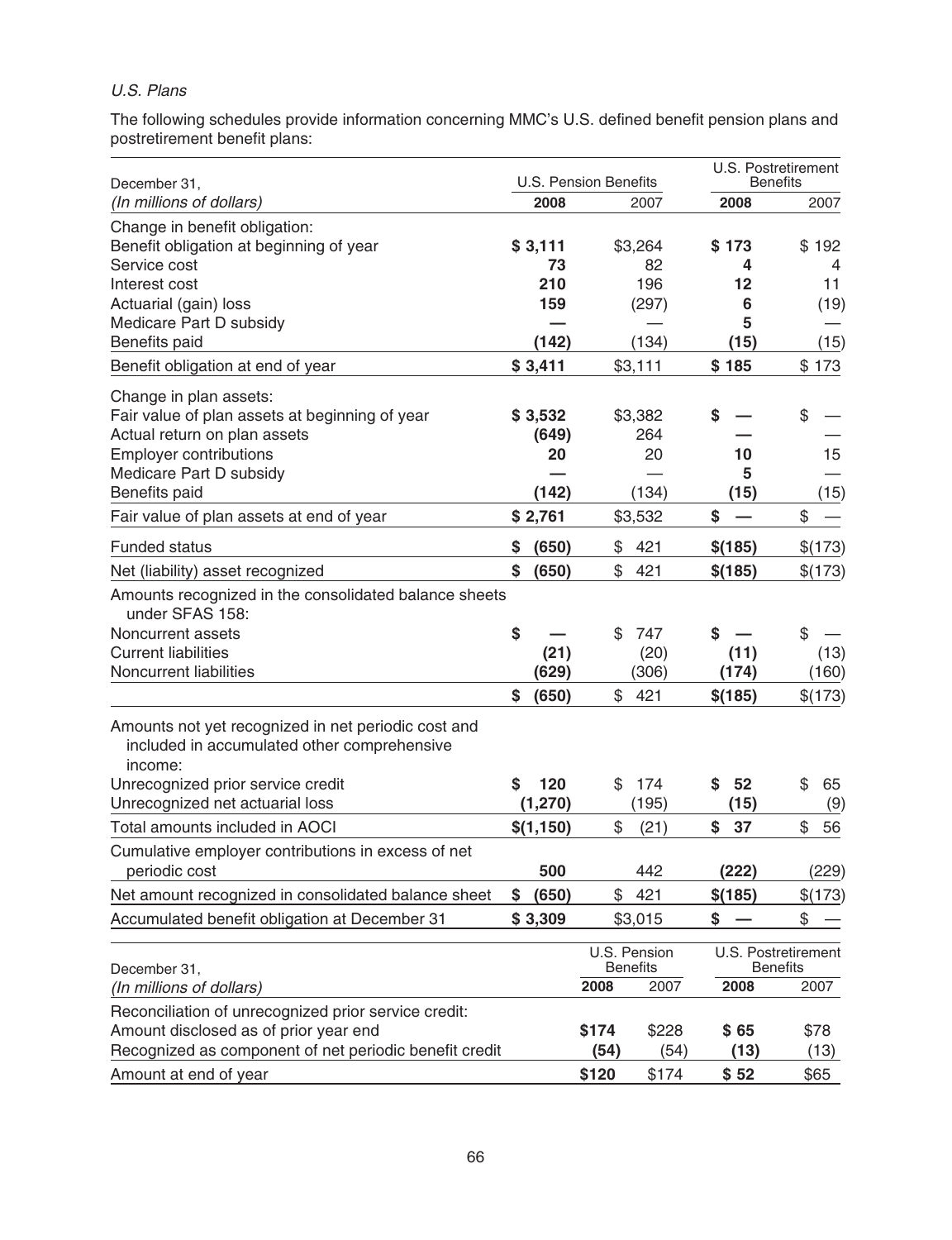*U.S. Plans*

The following schedules provide information concerning MMC's U.S. defined benefit pension plans and postretirement benefit plans:

| December 31, | U.S. Pension Benefits | | U.S. Postretirement Benefits | |
|---|---|---|---|---|
| *(In millions of dollars)* | **2008** | 2007 | **2008** | 2007 |
| Change in benefit obligation: | | | | |
| Benefit obligation at beginning of year | **$ 3,111** | $3,264 | **$ 173** | $ 192 |
| Service cost | **73** | 82 | **4** | 4 |
| Interest cost | **210** | 196 | **12** | 11 |
| Actuarial (gain) loss | **159** | (297) | **6** | (19) |
| Medicare Part D subsidy | **—** | — | **5** | — |
| Benefits paid | **(142)** | (134) | **(15)** | (15) |
| Benefit obligation at end of year | **$ 3,411** | $3,111 | **$ 185** | $ 173 |
| Change in plan assets: | | | | |
| Fair value of plan assets at beginning of year | **$ 3,532** | $3,382 | **$ —** | $ — |
| Actual return on plan assets | **(649)** | 264 | **—** | — |
| Employer contributions | **20** | 20 | **10** | 15 |
| Medicare Part D subsidy | **—** | — | **5** | — |
| Benefits paid | **(142)** | (134) | **(15)** | (15) |
| Fair value of plan assets at end of year | **$ 2,761** | $3,532 | **$ —** | $ — |
| Funded status | **$ (650)** | $ 421 | **$(185)** | $(173) |
| Net (liability) asset recognized | **$ (650)** | $ 421 | **$(185)** | $(173) |
| Amounts recognized in the consolidated balance sheets under SFAS 158: | | | | |
| Noncurrent assets | **$ —** | $ 747 | **$ —** | $ — |
| Current liabilities | **(21)** | (20) | **(11)** | (13) |
| Noncurrent liabilities | **(629)** | (306) | **(174)** | (160) |
| | **$ (650)** | $ 421 | **$(185)** | $(173) |
| Amounts not yet recognized in net periodic cost and included in accumulated other comprehensive income: | | | | |
| Unrecognized prior service credit | **$ 120** | $ 174 | **$ 52** | $ 65 |
| Unrecognized net actuarial loss | **(1,270)** | (195) | **(15)** | (9) |
| Total amounts included in AOCI | **$(1,150)** | $ (21) | **$ 37** | $ 56 |
| Cumulative employer contributions in excess of net periodic cost | **500** | 442 | **(222)** | (229) |
| Net amount recognized in consolidated balance sheet | **$ (650)** | $ 421 | **$(185)** | $(173) |
| Accumulated benefit obligation at December 31 | **$ 3,309** | $3,015 | **$ —** | $ — |

| December 31, | U.S. Pension Benefits | | U.S. Postretirement Benefits | |
|---|---|---|---|---|
| *(In millions of dollars)* | **2008** | 2007 | **2008** | 2007 |
| Reconciliation of unrecognized prior service credit: | | | | |
| Amount disclosed as of prior year end | **$174** | $228 | **$ 65** | $78 |
| Recognized as component of net periodic benefit credit | **(54)** | (54) | **(13)** | (13) |
| Amount at end of year | **$120** | $174 | **$ 52** | $65 |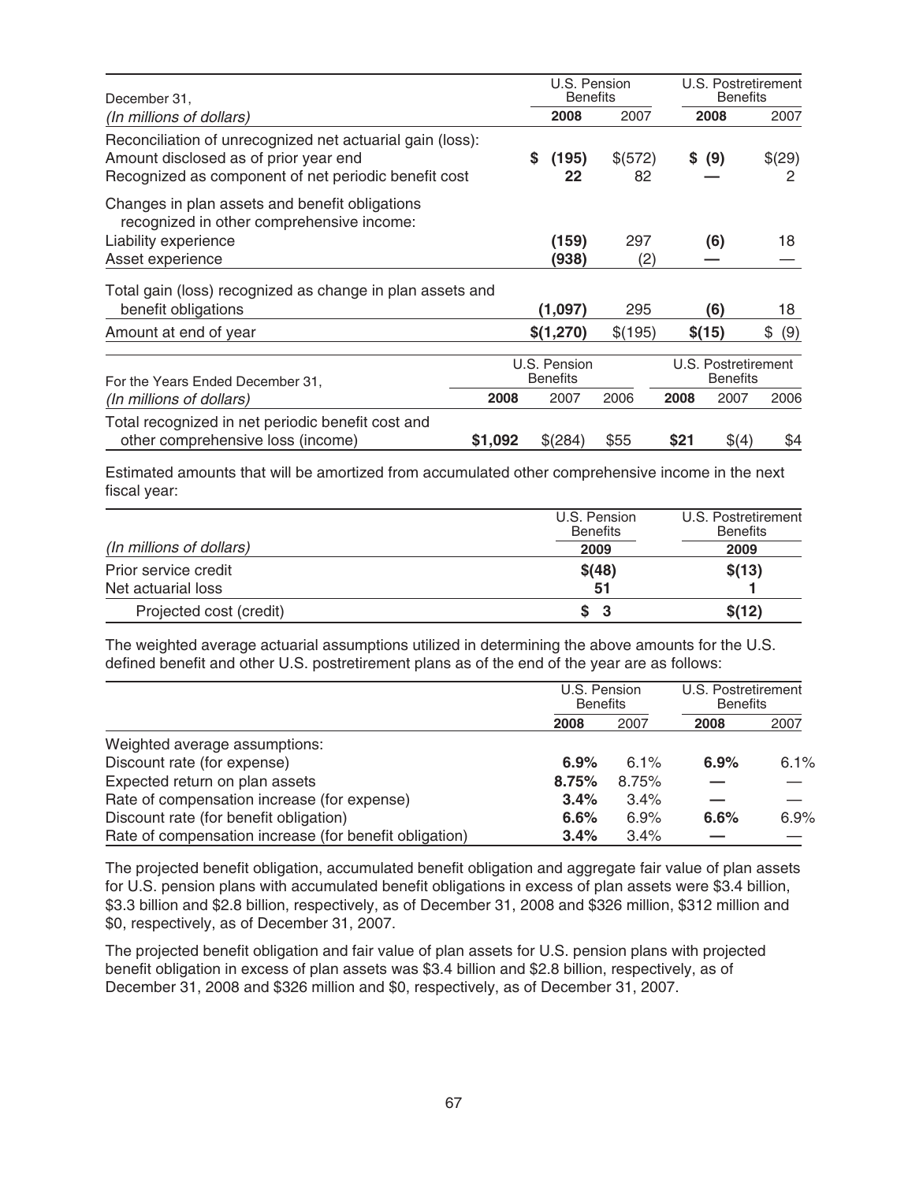| December 31, (In millions of dollars) | U.S. Pension Benefits 2008 | U.S. Pension Benefits 2007 | U.S. Postretirement Benefits 2008 | U.S. Postretirement Benefits 2007 |
|---|---|---|---|---|
| Reconciliation of unrecognized net actuarial gain (loss): | | | | |
| Amount disclosed as of prior year end | **$ (195)** | $(572) | **$ (9)** | $(29) |
| Recognized as component of net periodic benefit cost | **22** | 82 | **—** | 2 |
| Changes in plan assets and benefit obligations recognized in other comprehensive income: | | | | |
| Liability experience | **(159)** | 297 | **(6)** | 18 |
| Asset experience | **(938)** | (2) | **—** | — |
| Total gain (loss) recognized as change in plan assets and benefit obligations | **(1,097)** | 295 | **(6)** | 18 |
| Amount at end of year | **$(1,270)** | $(195) | **$(15)** | $ (9) |

| For the Years Ended December 31, (In millions of dollars) | U.S. Pension Benefits 2008 | U.S. Pension Benefits 2007 | U.S. Pension Benefits 2006 | U.S. Postretirement Benefits 2008 | U.S. Postretirement Benefits 2007 | U.S. Postretirement Benefits 2006 |
|---|---|---|---|---|---|---|
| Total recognized in net periodic benefit cost and other comprehensive loss (income) | **$1,092** | $(284) | $55 | **$21** | $(4) | $4 |

Estimated amounts that will be amortized from accumulated other comprehensive income in the next fiscal year:

| (In millions of dollars) | U.S. Pension Benefits 2009 | U.S. Postretirement Benefits 2009 |
|---|---|---|
| Prior service credit | **$(48)** | **$(13)** |
| Net actuarial loss | **51** | **1** |
| Projected cost (credit) | **$ 3** | **$(12)** |

The weighted average actuarial assumptions utilized in determining the above amounts for the U.S. defined benefit and other U.S. postretirement plans as of the end of the year are as follows:

| | U.S. Pension Benefits 2008 | U.S. Pension Benefits 2007 | U.S. Postretirement Benefits 2008 | U.S. Postretirement Benefits 2007 |
|---|---|---|---|---|
| Weighted average assumptions: | | | | |
| Discount rate (for expense) | **6.9%** | 6.1% | **6.9%** | 6.1% |
| Expected return on plan assets | **8.75%** | 8.75% | **—** | — |
| Rate of compensation increase (for expense) | **3.4%** | 3.4% | **—** | — |
| Discount rate (for benefit obligation) | **6.6%** | 6.9% | **6.6%** | 6.9% |
| Rate of compensation increase (for benefit obligation) | **3.4%** | 3.4% | **—** | — |

The projected benefit obligation, accumulated benefit obligation and aggregate fair value of plan assets for U.S. pension plans with accumulated benefit obligations in excess of plan assets were $3.4 billion, $3.3 billion and $2.8 billion, respectively, as of December 31, 2008 and $326 million, $312 million and $0, respectively, as of December 31, 2007.

The projected benefit obligation and fair value of plan assets for U.S. pension plans with projected benefit obligation in excess of plan assets was $3.4 billion and $2.8 billion, respectively, as of December 31, 2008 and $326 million and $0, respectively, as of December 31, 2007.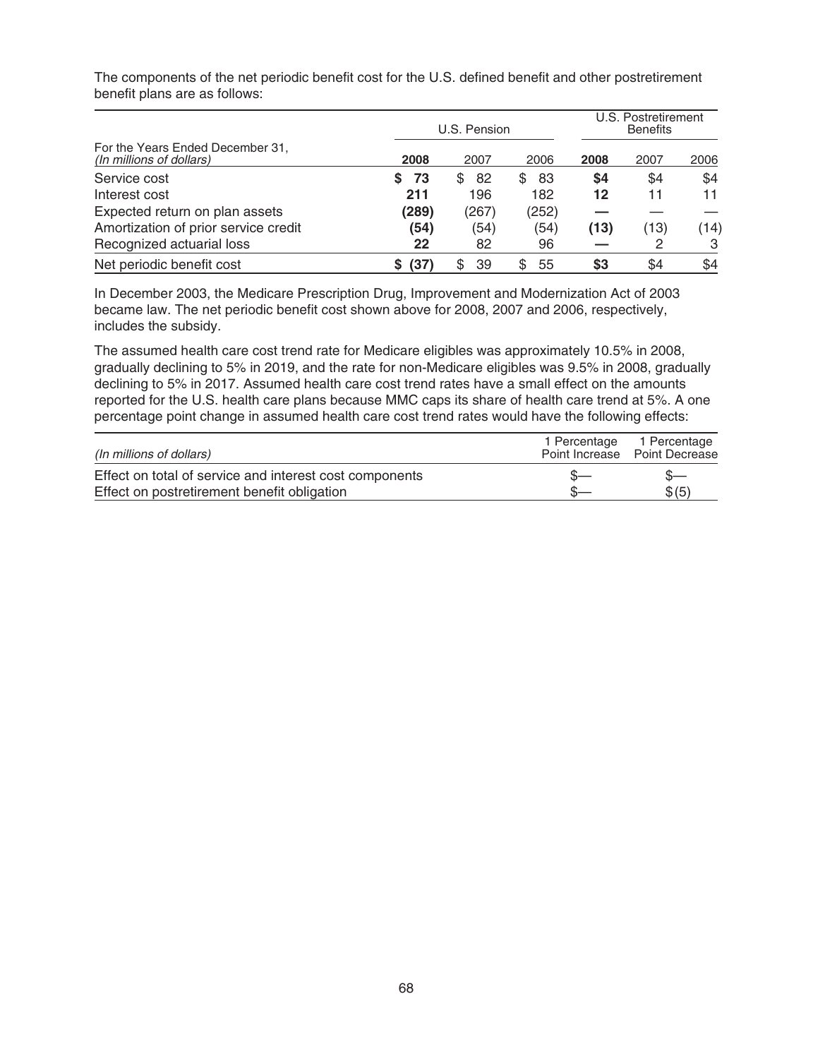The components of the net periodic benefit cost for the U.S. defined benefit and other postretirement benefit plans are as follows:

| For the Years Ended December 31, *(In millions of dollars)* | U.S. Pension | | | U.S. Postretirement Benefits | | |
|---|---|---|---|---|---|---|
| | **2008** | 2007 | 2006 | **2008** | 2007 | 2006 |
| Service cost | **$ 73** | $ 82 | $ 83 | **$4** | $4 | $4 |
| Interest cost | **211** | 196 | 182 | **12** | 11 | 11 |
| Expected return on plan assets | **(289)** | (267) | (252) | **—** | — | — |
| Amortization of prior service credit | **(54)** | (54) | (54) | **(13)** | (13) | (14) |
| Recognized actuarial loss | **22** | 82 | 96 | **—** | 2 | 3 |
| Net periodic benefit cost | **$ (37)** | $ 39 | $ 55 | **$3** | $4 | $4 |

In December 2003, the Medicare Prescription Drug, Improvement and Modernization Act of 2003 became law. The net periodic benefit cost shown above for 2008, 2007 and 2006, respectively, includes the subsidy.

The assumed health care cost trend rate for Medicare eligibles was approximately 10.5% in 2008, gradually declining to 5% in 2019, and the rate for non-Medicare eligibles was 9.5% in 2008, gradually declining to 5% in 2017. Assumed health care cost trend rates have a small effect on the amounts reported for the U.S. health care plans because MMC caps its share of health care trend at 5%. A one percentage point change in assumed health care cost trend rates would have the following effects:

| *(In millions of dollars)* | 1 Percentage Point Increase | 1 Percentage Point Decrease |
|---|---|---|
| Effect on total of service and interest cost components | $— | $— |
| Effect on postretirement benefit obligation | $— | $(5) |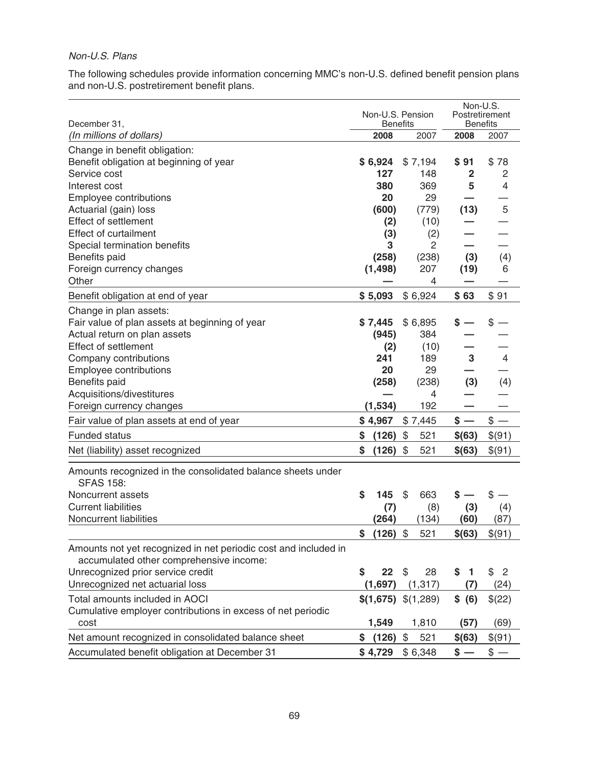*Non-U.S. Plans*

The following schedules provide information concerning MMC's non-U.S. defined benefit pension plans and non-U.S. postretirement benefit plans.

| December 31, | Non-U.S. Pension Benefits | | Non-U.S. Postretirement Benefits | |
|---|---|---|---|---|
| *(In millions of dollars)* | **2008** | 2007 | **2008** | 2007 |
| Change in benefit obligation: | | | | |
| Benefit obligation at beginning of year | **$ 6,924** | $ 7,194 | **$ 91** | $ 78 |
| Service cost | **127** | 148 | **2** | 2 |
| Interest cost | **380** | 369 | **5** | 4 |
| Employee contributions | **20** | 29 | **—** | — |
| Actuarial (gain) loss | **(600)** | (779) | **(13)** | 5 |
| Effect of settlement | **(2)** | (10) | **—** | — |
| Effect of curtailment | **(3)** | (2) | **—** | — |
| Special termination benefits | **3** | 2 | **—** | — |
| Benefits paid | **(258)** | (238) | **(3)** | (4) |
| Foreign currency changes | **(1,498)** | 207 | **(19)** | 6 |
| Other | **—** | 4 | **—** | — |
| Benefit obligation at end of year | **$ 5,093** | $ 6,924 | **$ 63** | $ 91 |
| Change in plan assets: | | | | |
| Fair value of plan assets at beginning of year | **$ 7,445** | $ 6,895 | **$ —** | $ — |
| Actual return on plan assets | **(945)** | 384 | **—** | — |
| Effect of settlement | **(2)** | (10) | **—** | — |
| Company contributions | **241** | 189 | **3** | 4 |
| Employee contributions | **20** | 29 | **—** | — |
| Benefits paid | **(258)** | (238) | **(3)** | (4) |
| Acquisitions/divestitures | **—** | 4 | **—** | — |
| Foreign currency changes | **(1,534)** | 192 | **—** | — |
| Fair value of plan assets at end of year | **$ 4,967** | $ 7,445 | **$ —** | $ — |
| Funded status | **$ (126)** | $ 521 | **$(63)** | $(91) |
| Net (liability) asset recognized | **$ (126)** | $ 521 | **$(63)** | $(91) |
| Amounts recognized in the consolidated balance sheets under SFAS 158: | | | | |
| Noncurrent assets | **$ 145** | $ 663 | **$ —** | $ — |
| Current liabilities | **(7)** | (8) | **(3)** | (4) |
| Noncurrent liabilities | **(264)** | (134) | **(60)** | (87) |
| | **$ (126)** | $ 521 | **$(63)** | $(91) |
| Amounts not yet recognized in net periodic cost and included in accumulated other comprehensive income: | | | | |
| Unrecognized prior service credit | **$ 22** | $ 28 | **$ 1** | $ 2 |
| Unrecognized net actuarial loss | **(1,697)** | (1,317) | **(7)** | (24) |
| Total amounts included in AOCI | **$(1,675)** | $(1,289) | **$ (6)** | $(22) |
| Cumulative employer contributions in excess of net periodic cost | **1,549** | 1,810 | **(57)** | (69) |
| Net amount recognized in consolidated balance sheet | **$ (126)** | $ 521 | **$(63)** | $(91) |
| Accumulated benefit obligation at December 31 | **$ 4,729** | $ 6,348 | **$ —** | $ — |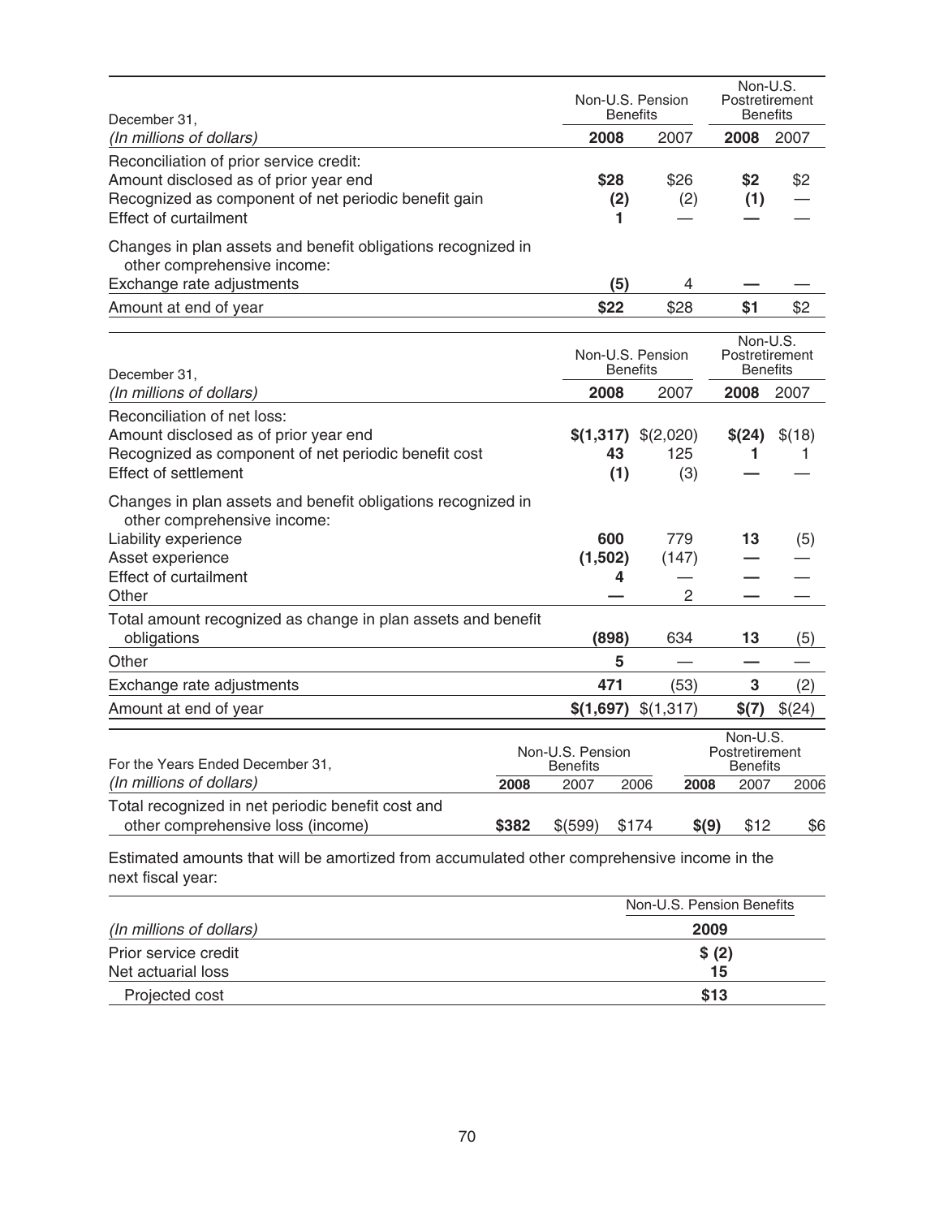| December 31, *(In millions of dollars)* | Non-U.S. Pension Benefits | | Non-U.S. Postretirement Benefits | |
|---|---|---|---|---|
| | **2008** | 2007 | **2008** | 2007 |
| Reconciliation of prior service credit: | | | | |
| Amount disclosed as of prior year end | **$28** | $26 | **$2** | $2 |
| Recognized as component of net periodic benefit gain | **(2)** | (2) | **(1)** | — |
| Effect of curtailment | **1** | — | **—** | — |
| Changes in plan assets and benefit obligations recognized in other comprehensive income: | | | | |
| Exchange rate adjustments | **(5)** | 4 | **—** | — |
| Amount at end of year | **$22** | $28 | **$1** | $2 |

| December 31, *(In millions of dollars)* | Non-U.S. Pension Benefits | | Non-U.S. Postretirement Benefits | |
|---|---|---|---|---|
| | **2008** | 2007 | **2008** | 2007 |
| Reconciliation of net loss: | | | | |
| Amount disclosed as of prior year end | **$(1,317)** | $(2,020) | **$(24)** | $(18) |
| Recognized as component of net periodic benefit cost | **43** | 125 | **1** | 1 |
| Effect of settlement | **(1)** | (3) | **—** | — |
| Changes in plan assets and benefit obligations recognized in other comprehensive income: | | | | |
| Liability experience | **600** | 779 | **13** | (5) |
| Asset experience | **(1,502)** | (147) | **—** | — |
| Effect of curtailment | **4** | — | **—** | — |
| Other | **—** | 2 | **—** | — |
| Total amount recognized as change in plan assets and benefit obligations | **(898)** | 634 | **13** | (5) |
| Other | **5** | — | **—** | — |
| Exchange rate adjustments | **471** | (53) | **3** | (2) |
| Amount at end of year | **$(1,697)** | $(1,317) | **$(7)** | $(24) |

| For the Years Ended December 31, *(In millions of dollars)* | Non-U.S. Pension Benefits | | | Non-U.S. Postretirement Benefits | | |
|---|---|---|---|---|---|---|
| | **2008** | 2007 | 2006 | **2008** | 2007 | 2006 |
| Total recognized in net periodic benefit cost and other comprehensive loss (income) | **$382** | $(599) | $174 | **$(9)** | $12 | $6 |

Estimated amounts that will be amortized from accumulated other comprehensive income in the next fiscal year:

| *(In millions of dollars)* | Non-U.S. Pension Benefits |
|---|---|
| | **2009** |
| Prior service credit | **$ (2)** |
| Net actuarial loss | **15** |
| Projected cost | **$13** |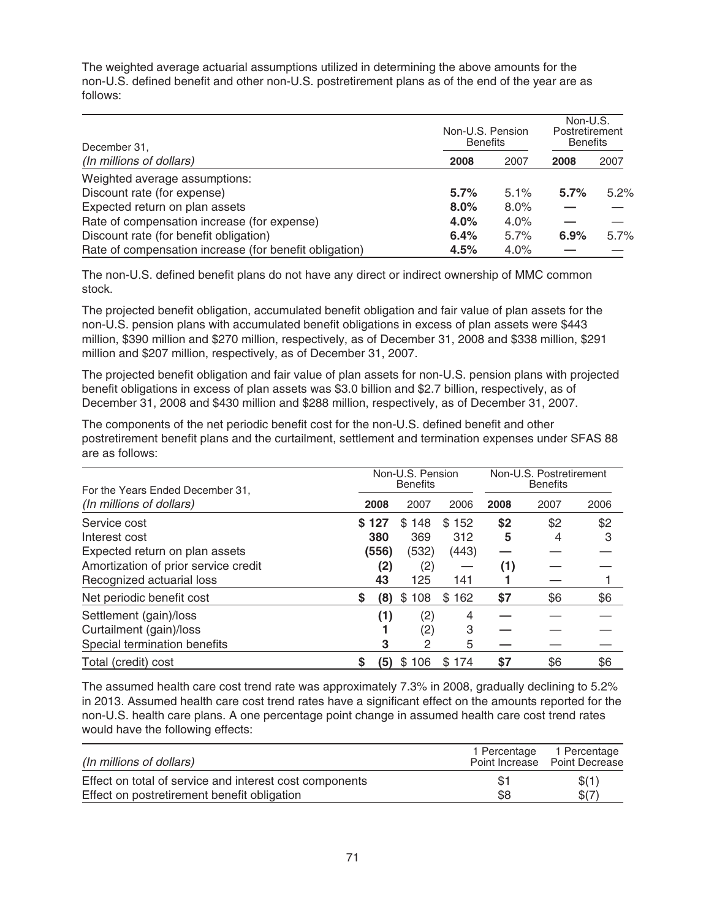The weighted average actuarial assumptions utilized in determining the above amounts for the non-U.S. defined benefit and other non-U.S. postretirement plans as of the end of the year are as follows:

| December 31, | Non-U.S. Pension Benefits | | Non-U.S. Postretirement Benefits | |
|---|---|---|---|---|
| *(In millions of dollars)* | **2008** | 2007 | **2008** | 2007 |
| Weighted average assumptions: | | | | |
| Discount rate (for expense) | **5.7%** | 5.1% | **5.7%** | 5.2% |
| Expected return on plan assets | **8.0%** | 8.0% | **—** | — |
| Rate of compensation increase (for expense) | **4.0%** | 4.0% | **—** | — |
| Discount rate (for benefit obligation) | **6.4%** | 5.7% | **6.9%** | 5.7% |
| Rate of compensation increase (for benefit obligation) | **4.5%** | 4.0% | **—** | — |

The non-U.S. defined benefit plans do not have any direct or indirect ownership of MMC common stock.

The projected benefit obligation, accumulated benefit obligation and fair value of plan assets for the non-U.S. pension plans with accumulated benefit obligations in excess of plan assets were $443 million, $390 million and $270 million, respectively, as of December 31, 2008 and $338 million, $291 million and $207 million, respectively, as of December 31, 2007.

The projected benefit obligation and fair value of plan assets for non-U.S. pension plans with projected benefit obligations in excess of plan assets was $3.0 billion and $2.7 billion, respectively, as of December 31, 2008 and $430 million and $288 million, respectively, as of December 31, 2007.

The components of the net periodic benefit cost for the non-U.S. defined benefit and other postretirement benefit plans and the curtailment, settlement and termination expenses under SFAS 88 are as follows:

| For the Years Ended December 31, | Non-U.S. Pension Benefits | | | Non-U.S. Postretirement Benefits | | |
|---|---|---|---|---|---|---|
| *(In millions of dollars)* | **2008** | 2007 | 2006 | **2008** | 2007 | 2006 |
| Service cost | **$ 127** | $ 148 | $ 152 | **$2** | $2 | $2 |
| Interest cost | **380** | 369 | 312 | **5** | 4 | 3 |
| Expected return on plan assets | **(556)** | (532) | (443) | **—** | — | — |
| Amortization of prior service credit | **(2)** | (2) | — | **(1)** | — | — |
| Recognized actuarial loss | **43** | 125 | 141 | **1** | — | 1 |
| Net periodic benefit cost | **$ (8)** | $ 108 | $ 162 | **$7** | $6 | $6 |
| Settlement (gain)/loss | **(1)** | (2) | 4 | **—** | — | — |
| Curtailment (gain)/loss | **1** | (2) | 3 | **—** | — | — |
| Special termination benefits | **3** | 2 | 5 | **—** | — | — |
| Total (credit) cost | **$ (5)** | $ 106 | $ 174 | **$7** | $6 | $6 |

The assumed health care cost trend rate was approximately 7.3% in 2008, gradually declining to 5.2% in 2013. Assumed health care cost trend rates have a significant effect on the amounts reported for the non-U.S. health care plans. A one percentage point change in assumed health care cost trend rates would have the following effects:

| *(In millions of dollars)* | 1 Percentage Point Increase | 1 Percentage Point Decrease |
|---|---|---|
| Effect on total of service and interest cost components | $1 | $(1) |
| Effect on postretirement benefit obligation | $8 | $(7) |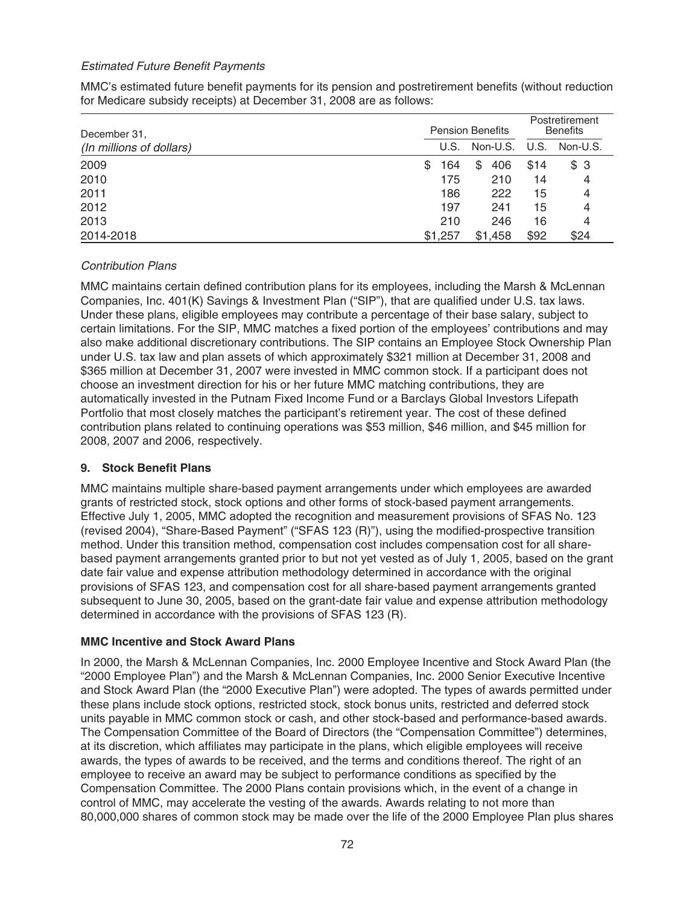*Estimated Future Benefit Payments*

MMC's estimated future benefit payments for its pension and postretirement benefits (without reduction for Medicare subsidy receipts) at December 31, 2008 are as follows:

| December 31, | Pension Benefits | | Postretirement Benefits | |
|---|---|---|---|---|
| *(In millions of dollars)* | U.S. | Non-U.S. | U.S. | Non-U.S. |
| 2009 | $ 164 | $ 406 | $14 | $ 3 |
| 2010 | 175 | 210 | 14 | 4 |
| 2011 | 186 | 222 | 15 | 4 |
| 2012 | 197 | 241 | 15 | 4 |
| 2013 | 210 | 246 | 16 | 4 |
| 2014-2018 | $1,257 | $1,458 | $92 | $24 |

*Contribution Plans*

MMC maintains certain defined contribution plans for its employees, including the Marsh & McLennan Companies, Inc. 401(K) Savings & Investment Plan ("SIP"), that are qualified under U.S. tax laws. Under these plans, eligible employees may contribute a percentage of their base salary, subject to certain limitations. For the SIP, MMC matches a fixed portion of the employees' contributions and may also make additional discretionary contributions. The SIP contains an Employee Stock Ownership Plan under U.S. tax law and plan assets of which approximately $321 million at December 31, 2008 and $365 million at December 31, 2007 were invested in MMC common stock. If a participant does not choose an investment direction for his or her future MMC matching contributions, they are automatically invested in the Putnam Fixed Income Fund or a Barclays Global Investors Lifepath Portfolio that most closely matches the participant's retirement year. The cost of these defined contribution plans related to continuing operations was $53 million, $46 million, and $45 million for 2008, 2007 and 2006, respectively.

## 9. Stock Benefit Plans

MMC maintains multiple share-based payment arrangements under which employees are awarded grants of restricted stock, stock options and other forms of stock-based payment arrangements. Effective July 1, 2005, MMC adopted the recognition and measurement provisions of SFAS No. 123 (revised 2004), "Share-Based Payment" ("SFAS 123 (R)"), using the modified-prospective transition method. Under this transition method, compensation cost includes compensation cost for all share-based payment arrangements granted prior to but not yet vested as of July 1, 2005, based on the grant date fair value and expense attribution methodology determined in accordance with the original provisions of SFAS 123, and compensation cost for all share-based payment arrangements granted subsequent to June 30, 2005, based on the grant-date fair value and expense attribution methodology determined in accordance with the provisions of SFAS 123 (R).

### MMC Incentive and Stock Award Plans

In 2000, the Marsh & McLennan Companies, Inc. 2000 Employee Incentive and Stock Award Plan (the "2000 Employee Plan") and the Marsh & McLennan Companies, Inc. 2000 Senior Executive Incentive and Stock Award Plan (the "2000 Executive Plan") were adopted. The types of awards permitted under these plans include stock options, restricted stock, stock bonus units, restricted and deferred stock units payable in MMC common stock or cash, and other stock-based and performance-based awards. The Compensation Committee of the Board of Directors (the "Compensation Committee") determines, at its discretion, which affiliates may participate in the plans, which eligible employees will receive awards, the types of awards to be received, and the terms and conditions thereof. The right of an employee to receive an award may be subject to performance conditions as specified by the Compensation Committee. The 2000 Plans contain provisions which, in the event of a change in control of MMC, may accelerate the vesting of the awards. Awards relating to not more than 80,000,000 shares of common stock may be made over the life of the 2000 Employee Plan plus shares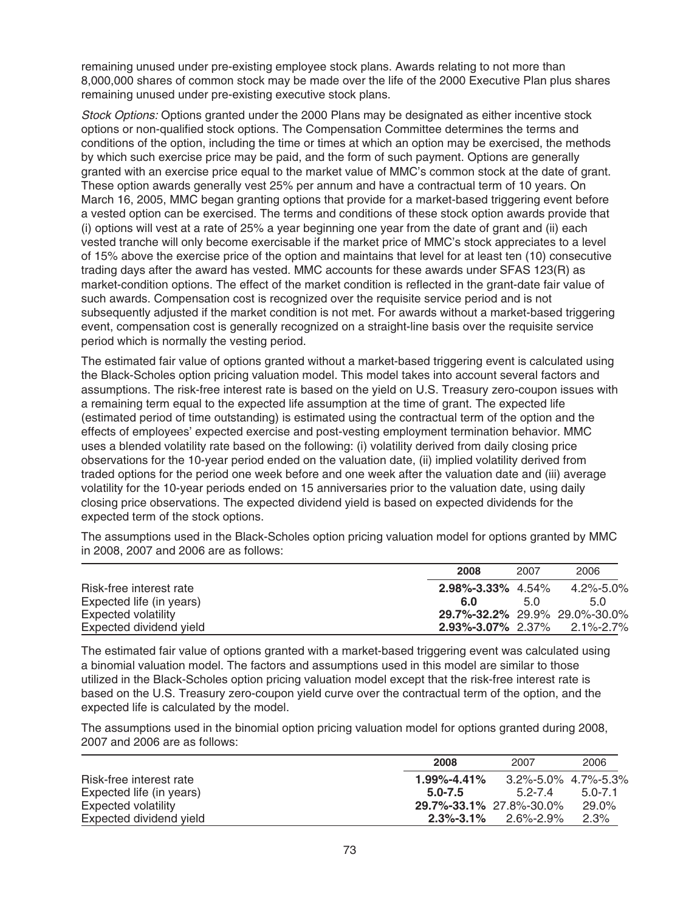remaining unused under pre-existing employee stock plans. Awards relating to not more than 8,000,000 shares of common stock may be made over the life of the 2000 Executive Plan plus shares remaining unused under pre-existing executive stock plans.

*Stock Options:* Options granted under the 2000 Plans may be designated as either incentive stock options or non-qualified stock options. The Compensation Committee determines the terms and conditions of the option, including the time or times at which an option may be exercised, the methods by which such exercise price may be paid, and the form of such payment. Options are generally granted with an exercise price equal to the market value of MMC's common stock at the date of grant. These option awards generally vest 25% per annum and have a contractual term of 10 years. On March 16, 2005, MMC began granting options that provide for a market-based triggering event before a vested option can be exercised. The terms and conditions of these stock option awards provide that (i) options will vest at a rate of 25% a year beginning one year from the date of grant and (ii) each vested tranche will only become exercisable if the market price of MMC's stock appreciates to a level of 15% above the exercise price of the option and maintains that level for at least ten (10) consecutive trading days after the award has vested. MMC accounts for these awards under SFAS 123(R) as market-condition options. The effect of the market condition is reflected in the grant-date fair value of such awards. Compensation cost is recognized over the requisite service period and is not subsequently adjusted if the market condition is not met. For awards without a market-based triggering event, compensation cost is generally recognized on a straight-line basis over the requisite service period which is normally the vesting period.

The estimated fair value of options granted without a market-based triggering event is calculated using the Black-Scholes option pricing valuation model. This model takes into account several factors and assumptions. The risk-free interest rate is based on the yield on U.S. Treasury zero-coupon issues with a remaining term equal to the expected life assumption at the time of grant. The expected life (estimated period of time outstanding) is estimated using the contractual term of the option and the effects of employees' expected exercise and post-vesting employment termination behavior. MMC uses a blended volatility rate based on the following: (i) volatility derived from daily closing price observations for the 10-year period ended on the valuation date, (ii) implied volatility derived from traded options for the period one week before and one week after the valuation date and (iii) average volatility for the 10-year periods ended on 15 anniversaries prior to the valuation date, using daily closing price observations. The expected dividend yield is based on expected dividends for the expected term of the stock options.

The assumptions used in the Black-Scholes option pricing valuation model for options granted by MMC in 2008, 2007 and 2006 are as follows:

| | **2008** | 2007 | 2006 |
|---|---|---|---|
| Risk-free interest rate | **2.98%-3.33%** | 4.54% | 4.2%-5.0% |
| Expected life (in years) | **6.0** | 5.0 | 5.0 |
| Expected volatility | **29.7%-32.2%** | 29.9% | 29.0%-30.0% |
| Expected dividend yield | **2.93%-3.07%** | 2.37% | 2.1%-2.7% |

The estimated fair value of options granted with a market-based triggering event was calculated using a binomial valuation model. The factors and assumptions used in this model are similar to those utilized in the Black-Scholes option pricing valuation model except that the risk-free interest rate is based on the U.S. Treasury zero-coupon yield curve over the contractual term of the option, and the expected life is calculated by the model.

The assumptions used in the binomial option pricing valuation model for options granted during 2008, 2007 and 2006 are as follows:

| | **2008** | 2007 | 2006 |
|---|---|---|---|
| Risk-free interest rate | **1.99%-4.41%** | 3.2%-5.0% | 4.7%-5.3% |
| Expected life (in years) | **5.0-7.5** | 5.2-7.4 | 5.0-7.1 |
| Expected volatility | **29.7%-33.1%** | 27.8%-30.0% | 29.0% |
| Expected dividend yield | **2.3%-3.1%** | 2.6%-2.9% | 2.3% |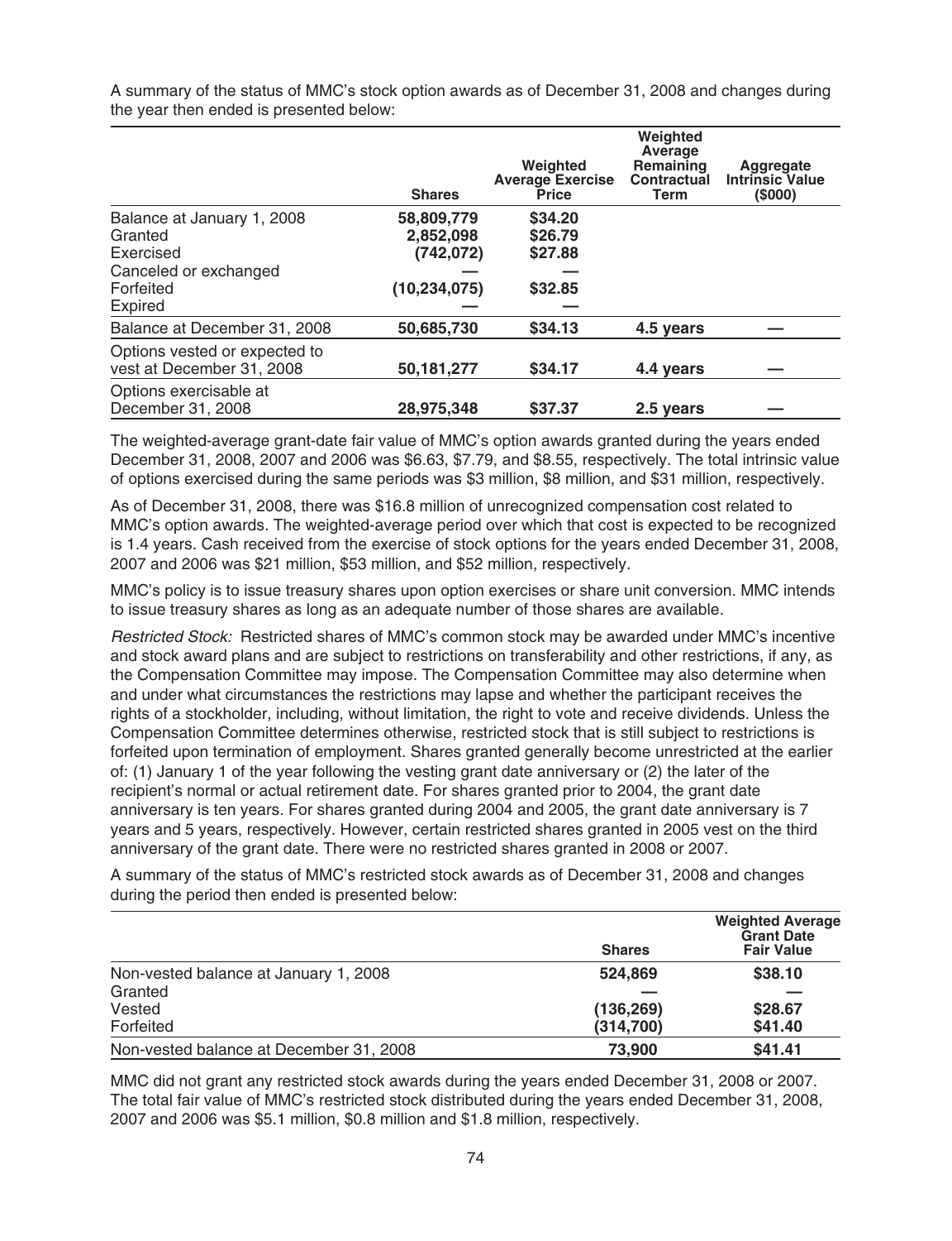A summary of the status of MMC's stock option awards as of December 31, 2008 and changes during the year then ended is presented below:

| | Shares | Weighted Average Exercise Price | Weighted Average Remaining Contractual Term | Aggregate Intrinsic Value ($000) |
|---|---|---|---|---|
| Balance at January 1, 2008 | 58,809,779 | $34.20 | | |
| Granted | 2,852,098 | $26.79 | | |
| Exercised | (742,072) | $27.88 | | |
| Canceled or exchanged | — | — | | |
| Forfeited | (10,234,075) | $32.85 | | |
| Expired | — | — | | |
| Balance at December 31, 2008 | 50,685,730 | $34.13 | 4.5 years | — |
| Options vested or expected to vest at December 31, 2008 | 50,181,277 | $34.17 | 4.4 years | — |
| Options exercisable at December 31, 2008 | 28,975,348 | $37.37 | 2.5 years | — |

The weighted-average grant-date fair value of MMC's option awards granted during the years ended December 31, 2008, 2007 and 2006 was $6.63, $7.79, and $8.55, respectively. The total intrinsic value of options exercised during the same periods was $3 million, $8 million, and $31 million, respectively.

As of December 31, 2008, there was $16.8 million of unrecognized compensation cost related to MMC's option awards. The weighted-average period over which that cost is expected to be recognized is 1.4 years. Cash received from the exercise of stock options for the years ended December 31, 2008, 2007 and 2006 was $21 million, $53 million, and $52 million, respectively.

MMC's policy is to issue treasury shares upon option exercises or share unit conversion. MMC intends to issue treasury shares as long as an adequate number of those shares are available.

*Restricted Stock:* Restricted shares of MMC's common stock may be awarded under MMC's incentive and stock award plans and are subject to restrictions on transferability and other restrictions, if any, as the Compensation Committee may impose. The Compensation Committee may also determine when and under what circumstances the restrictions may lapse and whether the participant receives the rights of a stockholder, including, without limitation, the right to vote and receive dividends. Unless the Compensation Committee determines otherwise, restricted stock that is still subject to restrictions is forfeited upon termination of employment. Shares granted generally become unrestricted at the earlier of: (1) January 1 of the year following the vesting grant date anniversary or (2) the later of the recipient's normal or actual retirement date. For shares granted prior to 2004, the grant date anniversary is ten years. For shares granted during 2004 and 2005, the grant date anniversary is 7 years and 5 years, respectively. However, certain restricted shares granted in 2005 vest on the third anniversary of the grant date. There were no restricted shares granted in 2008 or 2007.

A summary of the status of MMC's restricted stock awards as of December 31, 2008 and changes during the period then ended is presented below:

| | Shares | Weighted Average Grant Date Fair Value |
|---|---|---|
| Non-vested balance at January 1, 2008 | 524,869 | $38.10 |
| Granted | — | — |
| Vested | (136,269) | $28.67 |
| Forfeited | (314,700) | $41.40 |
| Non-vested balance at December 31, 2008 | 73,900 | $41.41 |

MMC did not grant any restricted stock awards during the years ended December 31, 2008 or 2007. The total fair value of MMC's restricted stock distributed during the years ended December 31, 2008, 2007 and 2006 was $5.1 million, $0.8 million and $1.8 million, respectively.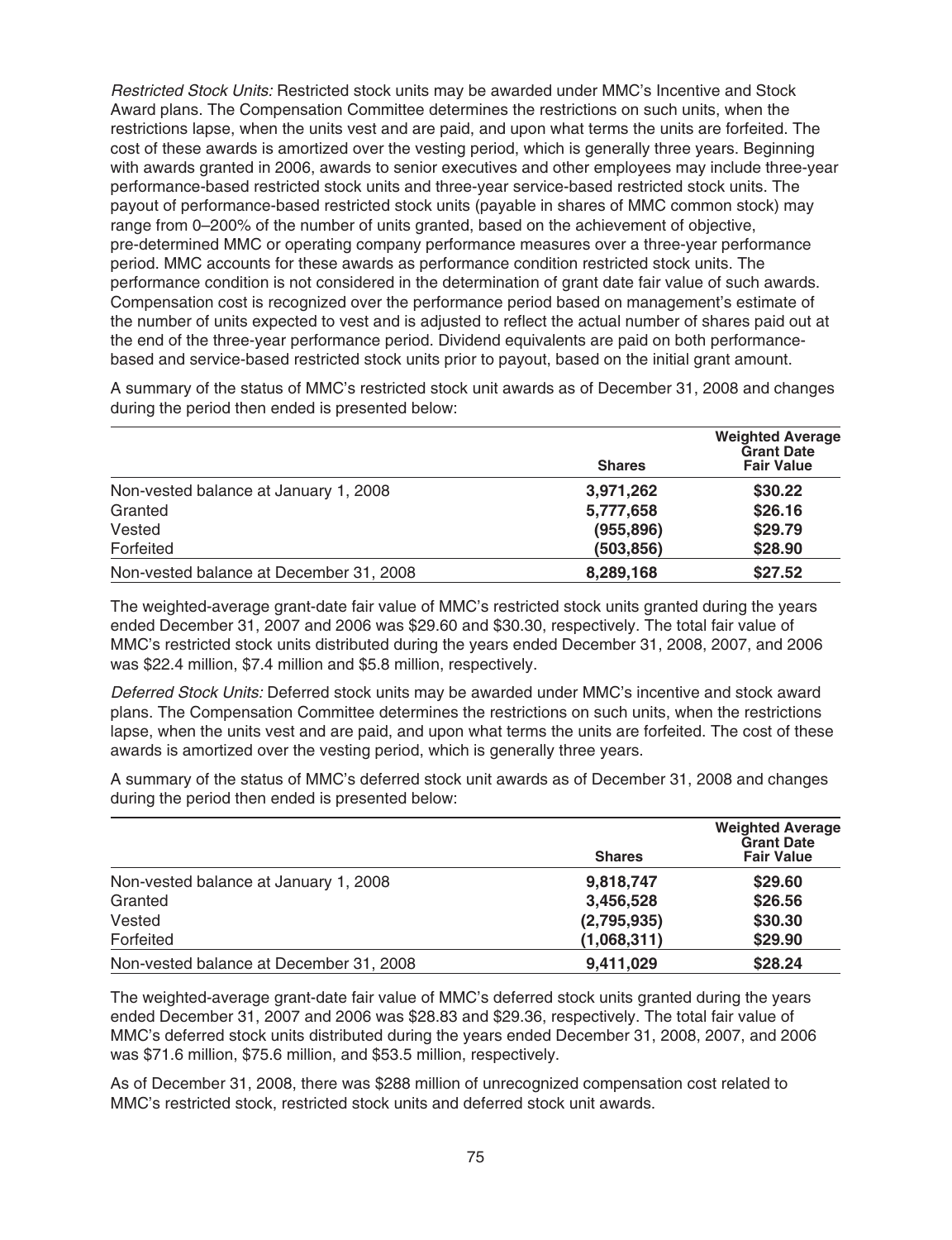*Restricted Stock Units:* Restricted stock units may be awarded under MMC's Incentive and Stock Award plans. The Compensation Committee determines the restrictions on such units, when the restrictions lapse, when the units vest and are paid, and upon what terms the units are forfeited. The cost of these awards is amortized over the vesting period, which is generally three years. Beginning with awards granted in 2006, awards to senior executives and other employees may include three-year performance-based restricted stock units and three-year service-based restricted stock units. The payout of performance-based restricted stock units (payable in shares of MMC common stock) may range from 0–200% of the number of units granted, based on the achievement of objective, pre-determined MMC or operating company performance measures over a three-year performance period. MMC accounts for these awards as performance condition restricted stock units. The performance condition is not considered in the determination of grant date fair value of such awards. Compensation cost is recognized over the performance period based on management's estimate of the number of units expected to vest and is adjusted to reflect the actual number of shares paid out at the end of the three-year performance period. Dividend equivalents are paid on both performance-based and service-based restricted stock units prior to payout, based on the initial grant amount.

A summary of the status of MMC's restricted stock unit awards as of December 31, 2008 and changes during the period then ended is presented below:

| | Shares | Weighted Average Grant Date Fair Value |
|---|---|---|
| Non-vested balance at January 1, 2008 | 3,971,262 | $30.22 |
| Granted | 5,777,658 | $26.16 |
| Vested | (955,896) | $29.79 |
| Forfeited | (503,856) | $28.90 |
| Non-vested balance at December 31, 2008 | 8,289,168 | $27.52 |

The weighted-average grant-date fair value of MMC's restricted stock units granted during the years ended December 31, 2007 and 2006 was $29.60 and $30.30, respectively. The total fair value of MMC's restricted stock units distributed during the years ended December 31, 2008, 2007, and 2006 was $22.4 million, $7.4 million and $5.8 million, respectively.

*Deferred Stock Units:* Deferred stock units may be awarded under MMC's incentive and stock award plans. The Compensation Committee determines the restrictions on such units, when the restrictions lapse, when the units vest and are paid, and upon what terms the units are forfeited. The cost of these awards is amortized over the vesting period, which is generally three years.

A summary of the status of MMC's deferred stock unit awards as of December 31, 2008 and changes during the period then ended is presented below:

| | Shares | Weighted Average Grant Date Fair Value |
|---|---|---|
| Non-vested balance at January 1, 2008 | 9,818,747 | $29.60 |
| Granted | 3,456,528 | $26.56 |
| Vested | (2,795,935) | $30.30 |
| Forfeited | (1,068,311) | $29.90 |
| Non-vested balance at December 31, 2008 | 9,411,029 | $28.24 |

The weighted-average grant-date fair value of MMC's deferred stock units granted during the years ended December 31, 2007 and 2006 was $28.83 and $29.36, respectively. The total fair value of MMC's deferred stock units distributed during the years ended December 31, 2008, 2007, and 2006 was $71.6 million, $75.6 million, and $53.5 million, respectively.

As of December 31, 2008, there was $288 million of unrecognized compensation cost related to MMC's restricted stock, restricted stock units and deferred stock unit awards.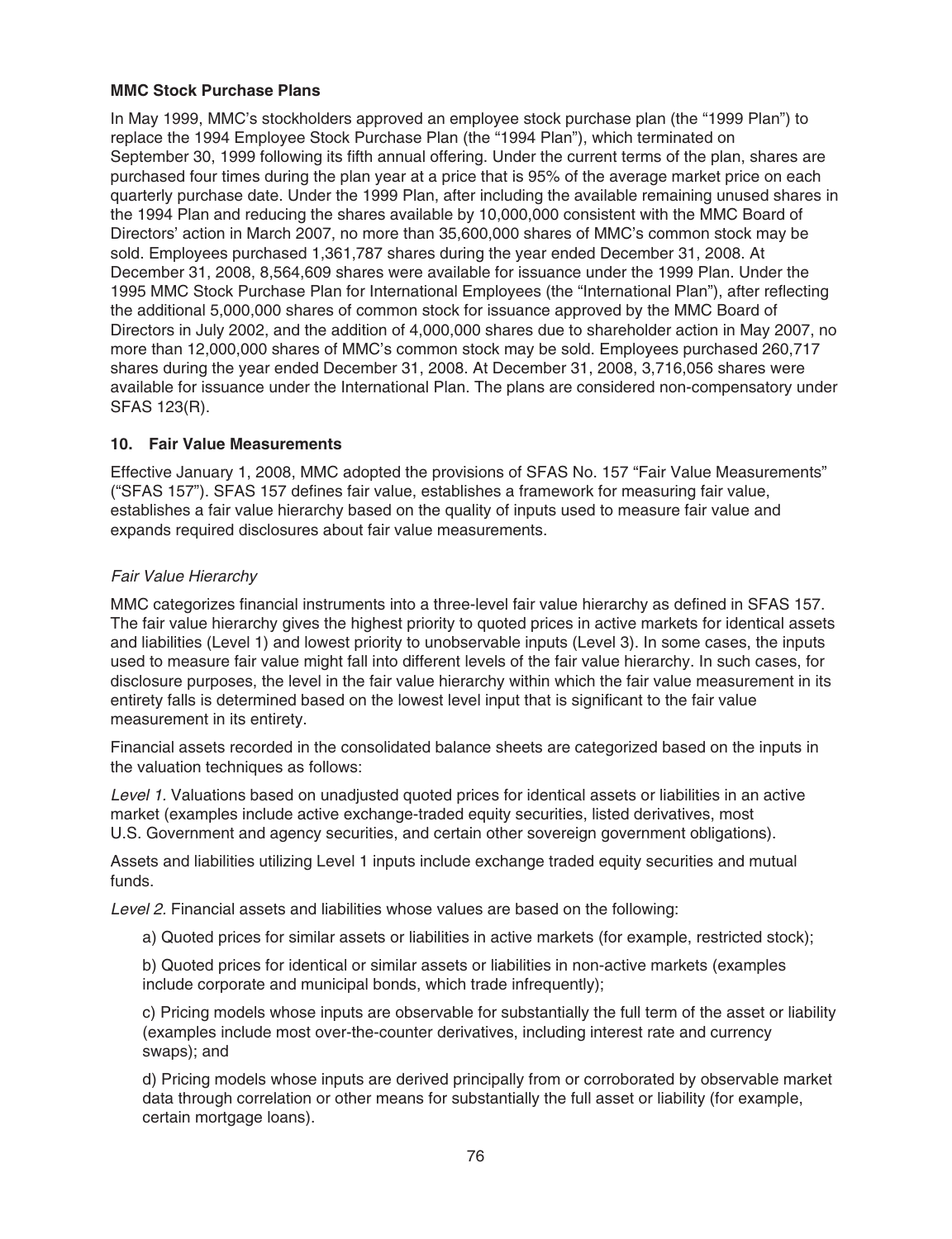**MMC Stock Purchase Plans**

In May 1999, MMC's stockholders approved an employee stock purchase plan (the "1999 Plan") to replace the 1994 Employee Stock Purchase Plan (the "1994 Plan"), which terminated on September 30, 1999 following its fifth annual offering. Under the current terms of the plan, shares are purchased four times during the plan year at a price that is 95% of the average market price on each quarterly purchase date. Under the 1999 Plan, after including the available remaining unused shares in the 1994 Plan and reducing the shares available by 10,000,000 consistent with the MMC Board of Directors' action in March 2007, no more than 35,600,000 shares of MMC's common stock may be sold. Employees purchased 1,361,787 shares during the year ended December 31, 2008. At December 31, 2008, 8,564,609 shares were available for issuance under the 1999 Plan. Under the 1995 MMC Stock Purchase Plan for International Employees (the "International Plan"), after reflecting the additional 5,000,000 shares of common stock for issuance approved by the MMC Board of Directors in July 2002, and the addition of 4,000,000 shares due to shareholder action in May 2007, no more than 12,000,000 shares of MMC's common stock may be sold. Employees purchased 260,717 shares during the year ended December 31, 2008. At December 31, 2008, 3,716,056 shares were available for issuance under the International Plan. The plans are considered non-compensatory under SFAS 123(R).

**10. Fair Value Measurements**

Effective January 1, 2008, MMC adopted the provisions of SFAS No. 157 "Fair Value Measurements" ("SFAS 157"). SFAS 157 defines fair value, establishes a framework for measuring fair value, establishes a fair value hierarchy based on the quality of inputs used to measure fair value and expands required disclosures about fair value measurements.

*Fair Value Hierarchy*

MMC categorizes financial instruments into a three-level fair value hierarchy as defined in SFAS 157. The fair value hierarchy gives the highest priority to quoted prices in active markets for identical assets and liabilities (Level 1) and lowest priority to unobservable inputs (Level 3). In some cases, the inputs used to measure fair value might fall into different levels of the fair value hierarchy. In such cases, for disclosure purposes, the level in the fair value hierarchy within which the fair value measurement in its entirety falls is determined based on the lowest level input that is significant to the fair value measurement in its entirety.

Financial assets recorded in the consolidated balance sheets are categorized based on the inputs in the valuation techniques as follows:

*Level 1.* Valuations based on unadjusted quoted prices for identical assets or liabilities in an active market (examples include active exchange-traded equity securities, listed derivatives, most U.S. Government and agency securities, and certain other sovereign government obligations).

Assets and liabilities utilizing Level 1 inputs include exchange traded equity securities and mutual funds.

*Level 2.* Financial assets and liabilities whose values are based on the following:

a) Quoted prices for similar assets or liabilities in active markets (for example, restricted stock);

b) Quoted prices for identical or similar assets or liabilities in non-active markets (examples include corporate and municipal bonds, which trade infrequently);

c) Pricing models whose inputs are observable for substantially the full term of the asset or liability (examples include most over-the-counter derivatives, including interest rate and currency swaps); and

d) Pricing models whose inputs are derived principally from or corroborated by observable market data through correlation or other means for substantially the full asset or liability (for example, certain mortgage loans).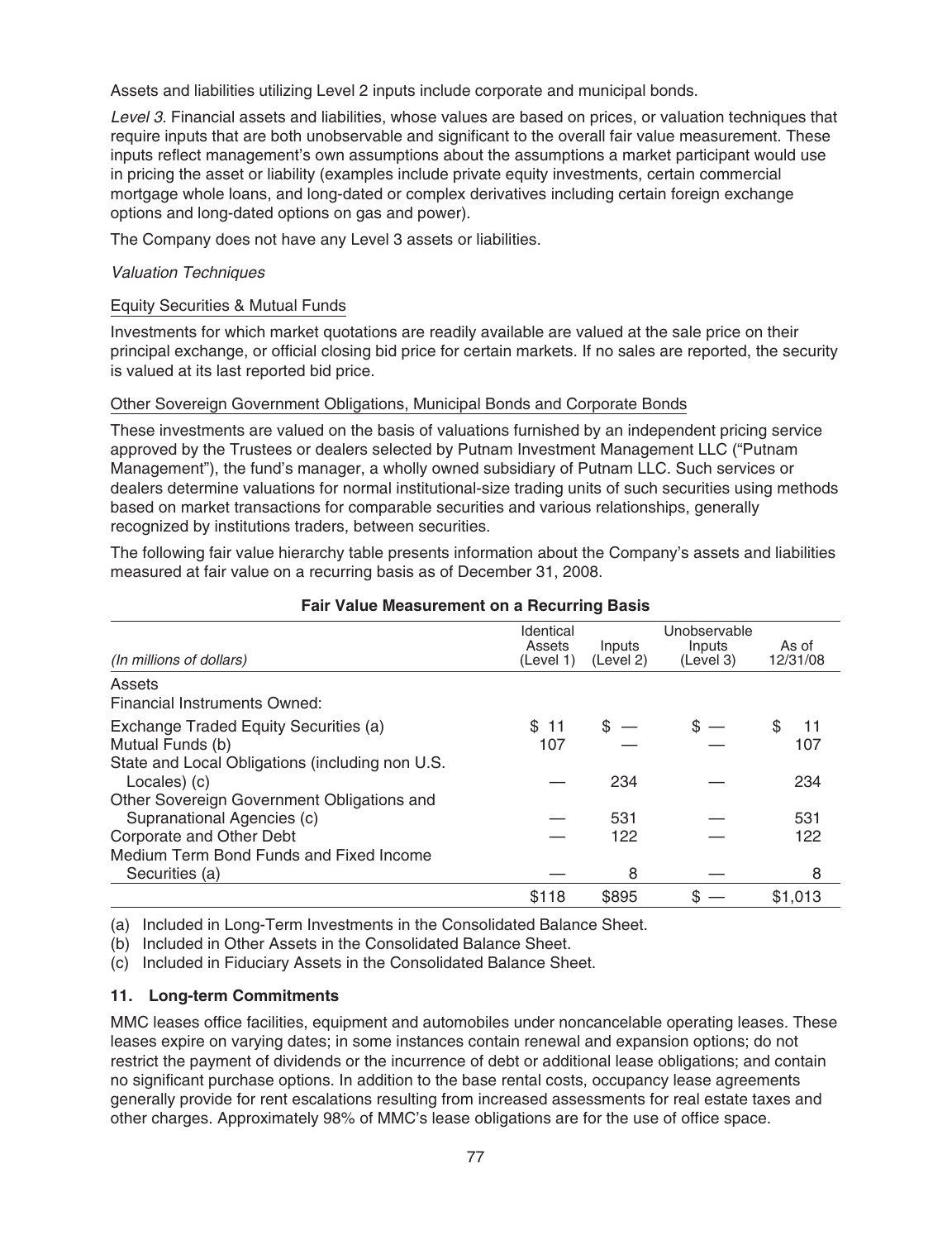Assets and liabilities utilizing Level 2 inputs include corporate and municipal bonds.

*Level 3.* Financial assets and liabilities, whose values are based on prices, or valuation techniques that require inputs that are both unobservable and significant to the overall fair value measurement. These inputs reflect management's own assumptions about the assumptions a market participant would use in pricing the asset or liability (examples include private equity investments, certain commercial mortgage whole loans, and long-dated or complex derivatives including certain foreign exchange options and long-dated options on gas and power).

The Company does not have any Level 3 assets or liabilities.

*Valuation Techniques*

Equity Securities & Mutual Funds

Investments for which market quotations are readily available are valued at the sale price on their principal exchange, or official closing bid price for certain markets. If no sales are reported, the security is valued at its last reported bid price.

Other Sovereign Government Obligations, Municipal Bonds and Corporate Bonds

These investments are valued on the basis of valuations furnished by an independent pricing service approved by the Trustees or dealers selected by Putnam Investment Management LLC ("Putnam Management"), the fund's manager, a wholly owned subsidiary of Putnam LLC. Such services or dealers determine valuations for normal institutional-size trading units of such securities using methods based on market transactions for comparable securities and various relationships, generally recognized by institutions traders, between securities.

The following fair value hierarchy table presents information about the Company's assets and liabilities measured at fair value on a recurring basis as of December 31, 2008.

**Fair Value Measurement on a Recurring Basis**

| *(In millions of dollars)* | Identical Assets (Level 1) | Inputs (Level 2) | Unobservable Inputs (Level 3) | As of 12/31/08 |
|---|---|---|---|---|
| Assets | | | | |
| Financial Instruments Owned: | | | | |
| Exchange Traded Equity Securities (a) | $ 11 | $ — | $ — | $ 11 |
| Mutual Funds (b) | 107 | — | — | 107 |
| State and Local Obligations (including non U.S. Locales) (c) | — | 234 | — | 234 |
| Other Sovereign Government Obligations and Supranational Agencies (c) | — | 531 | — | 531 |
| Corporate and Other Debt | — | 122 | — | 122 |
| Medium Term Bond Funds and Fixed Income Securities (a) | — | 8 | — | 8 |
| | $118 | $895 | $ — | $1,013 |

(a) Included in Long-Term Investments in the Consolidated Balance Sheet.

(b) Included in Other Assets in the Consolidated Balance Sheet.

(c) Included in Fiduciary Assets in the Consolidated Balance Sheet.

### 11. Long-term Commitments

MMC leases office facilities, equipment and automobiles under noncancelable operating leases. These leases expire on varying dates; in some instances contain renewal and expansion options; do not restrict the payment of dividends or the incurrence of debt or additional lease obligations; and contain no significant purchase options. In addition to the base rental costs, occupancy lease agreements generally provide for rent escalations resulting from increased assessments for real estate taxes and other charges. Approximately 98% of MMC's lease obligations are for the use of office space.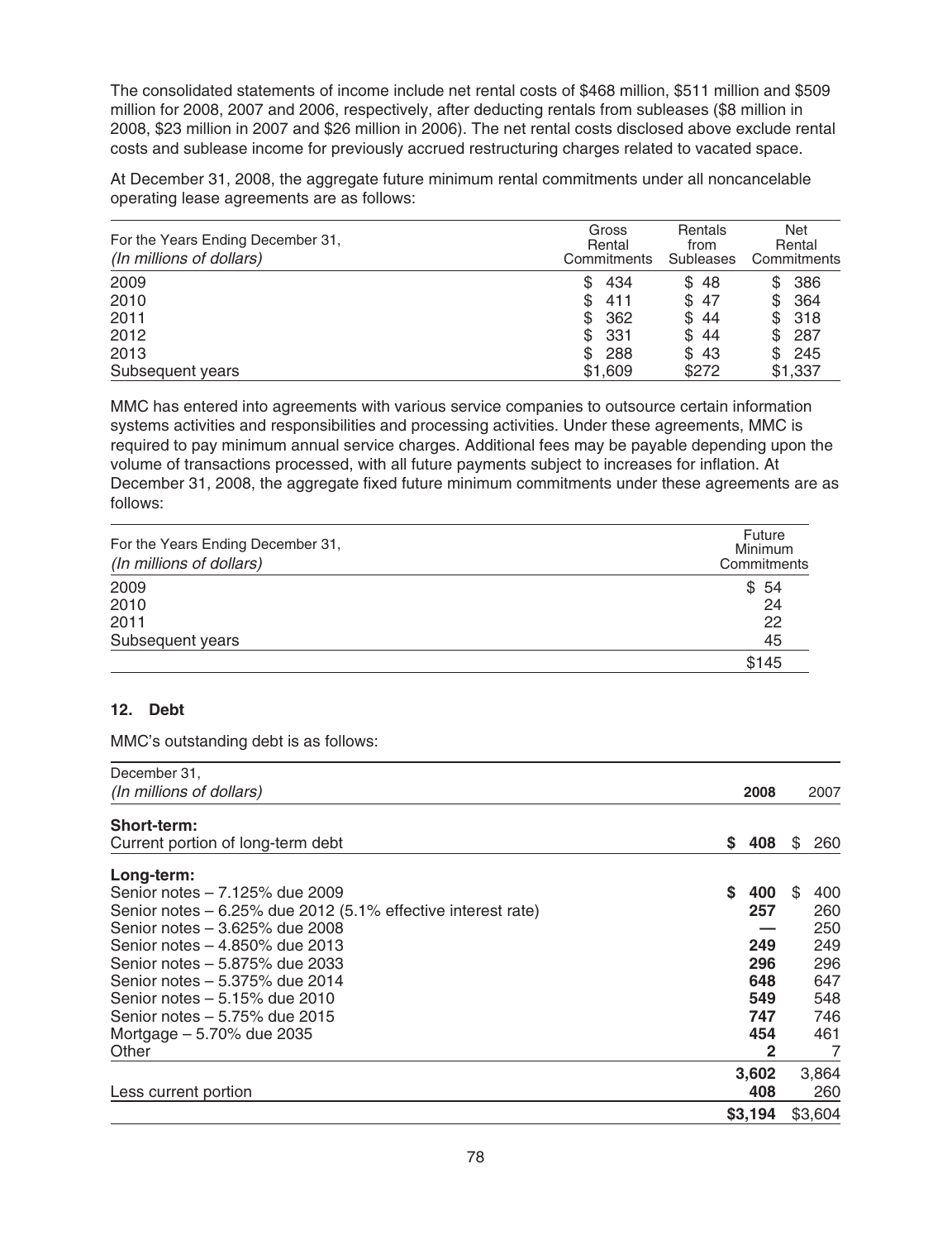The consolidated statements of income include net rental costs of $468 million, $511 million and $509 million for 2008, 2007 and 2006, respectively, after deducting rentals from subleases ($8 million in 2008, $23 million in 2007 and $26 million in 2006). The net rental costs disclosed above exclude rental costs and sublease income for previously accrued restructuring charges related to vacated space.

At December 31, 2008, the aggregate future minimum rental commitments under all noncancelable operating lease agreements are as follows:

| For the Years Ending December 31, *(In millions of dollars)* | Gross Rental Commitments | Rentals from Subleases | Net Rental Commitments |
|---|---|---|---|
| 2009 | $ 434 | $ 48 | $ 386 |
| 2010 | $ 411 | $ 47 | $ 364 |
| 2011 | $ 362 | $ 44 | $ 318 |
| 2012 | $ 331 | $ 44 | $ 287 |
| 2013 | $ 288 | $ 43 | $ 245 |
| Subsequent years | $1,609 | $272 | $1,337 |

MMC has entered into agreements with various service companies to outsource certain information systems activities and responsibilities and processing activities. Under these agreements, MMC is required to pay minimum annual service charges. Additional fees may be payable depending upon the volume of transactions processed, with all future payments subject to increases for inflation. At December 31, 2008, the aggregate fixed future minimum commitments under these agreements are as follows:

| For the Years Ending December 31, *(In millions of dollars)* | Future Minimum Commitments |
|---|---|
| 2009 | $ 54 |
| 2010 | 24 |
| 2011 | 22 |
| Subsequent years | 45 |
| | $145 |

## 12. Debt

MMC's outstanding debt is as follows:

| December 31, *(In millions of dollars)* | **2008** | 2007 |
|---|---|---|
| **Short-term:** | | |
| Current portion of long-term debt | **$ 408** | $ 260 |
| **Long-term:** | | |
| Senior notes – 7.125% due 2009 | **$ 400** | $ 400 |
| Senior notes – 6.25% due 2012 (5.1% effective interest rate) | **257** | 260 |
| Senior notes – 3.625% due 2008 | **—** | 250 |
| Senior notes – 4.850% due 2013 | **249** | 249 |
| Senior notes – 5.875% due 2033 | **296** | 296 |
| Senior notes – 5.375% due 2014 | **648** | 647 |
| Senior notes – 5.15% due 2010 | **549** | 548 |
| Senior notes – 5.75% due 2015 | **747** | 746 |
| Mortgage – 5.70% due 2035 | **454** | 461 |
| Other | **2** | 7 |
| | **3,602** | 3,864 |
| Less current portion | **408** | 260 |
| | **$3,194** | $3,604 |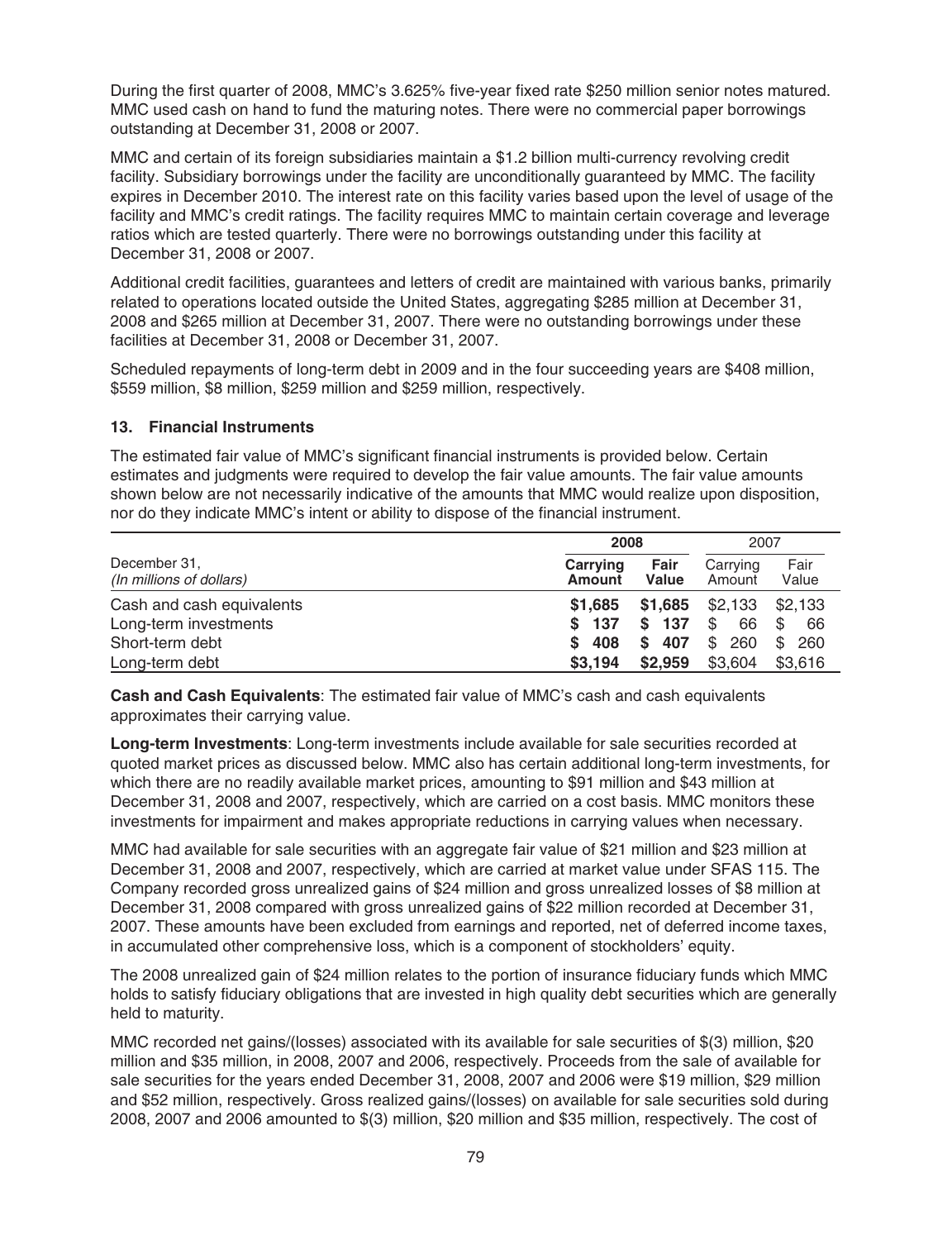During the first quarter of 2008, MMC's 3.625% five-year fixed rate $250 million senior notes matured. MMC used cash on hand to fund the maturing notes. There were no commercial paper borrowings outstanding at December 31, 2008 or 2007.

MMC and certain of its foreign subsidiaries maintain a $1.2 billion multi-currency revolving credit facility. Subsidiary borrowings under the facility are unconditionally guaranteed by MMC. The facility expires in December 2010. The interest rate on this facility varies based upon the level of usage of the facility and MMC's credit ratings. The facility requires MMC to maintain certain coverage and leverage ratios which are tested quarterly. There were no borrowings outstanding under this facility at December 31, 2008 or 2007.

Additional credit facilities, guarantees and letters of credit are maintained with various banks, primarily related to operations located outside the United States, aggregating $285 million at December 31, 2008 and $265 million at December 31, 2007. There were no outstanding borrowings under these facilities at December 31, 2008 or December 31, 2007.

Scheduled repayments of long-term debt in 2009 and in the four succeeding years are $408 million, $559 million, $8 million, $259 million and $259 million, respectively.

### 13. Financial Instruments

The estimated fair value of MMC's significant financial instruments is provided below. Certain estimates and judgments were required to develop the fair value amounts. The fair value amounts shown below are not necessarily indicative of the amounts that MMC would realize upon disposition, nor do they indicate MMC's intent or ability to dispose of the financial instrument.

| December 31, *(In millions of dollars)* | **2008** | | 2007 | |
|---|---|---|---|---|
| | **Carrying Amount** | **Fair Value** | Carrying Amount | Fair Value |
| Cash and cash equivalents | **$1,685** | **$1,685** | $2,133 | $2,133 |
| Long-term investments | **$ 137** | **$ 137** | $ 66 | $ 66 |
| Short-term debt | **$ 408** | **$ 407** | $ 260 | $ 260 |
| Long-term debt | **$3,194** | **$2,959** | $3,604 | $3,616 |

**Cash and Cash Equivalents**: The estimated fair value of MMC's cash and cash equivalents approximates their carrying value.

**Long-term Investments**: Long-term investments include available for sale securities recorded at quoted market prices as discussed below. MMC also has certain additional long-term investments, for which there are no readily available market prices, amounting to $91 million and $43 million at December 31, 2008 and 2007, respectively, which are carried on a cost basis. MMC monitors these investments for impairment and makes appropriate reductions in carrying values when necessary.

MMC had available for sale securities with an aggregate fair value of $21 million and $23 million at December 31, 2008 and 2007, respectively, which are carried at market value under SFAS 115. The Company recorded gross unrealized gains of $24 million and gross unrealized losses of $8 million at December 31, 2008 compared with gross unrealized gains of $22 million recorded at December 31, 2007. These amounts have been excluded from earnings and reported, net of deferred income taxes, in accumulated other comprehensive loss, which is a component of stockholders' equity.

The 2008 unrealized gain of $24 million relates to the portion of insurance fiduciary funds which MMC holds to satisfy fiduciary obligations that are invested in high quality debt securities which are generally held to maturity.

MMC recorded net gains/(losses) associated with its available for sale securities of $(3) million, $20 million and $35 million, in 2008, 2007 and 2006, respectively. Proceeds from the sale of available for sale securities for the years ended December 31, 2008, 2007 and 2006 were $19 million, $29 million and $52 million, respectively. Gross realized gains/(losses) on available for sale securities sold during 2008, 2007 and 2006 amounted to $(3) million, $20 million and $35 million, respectively. The cost of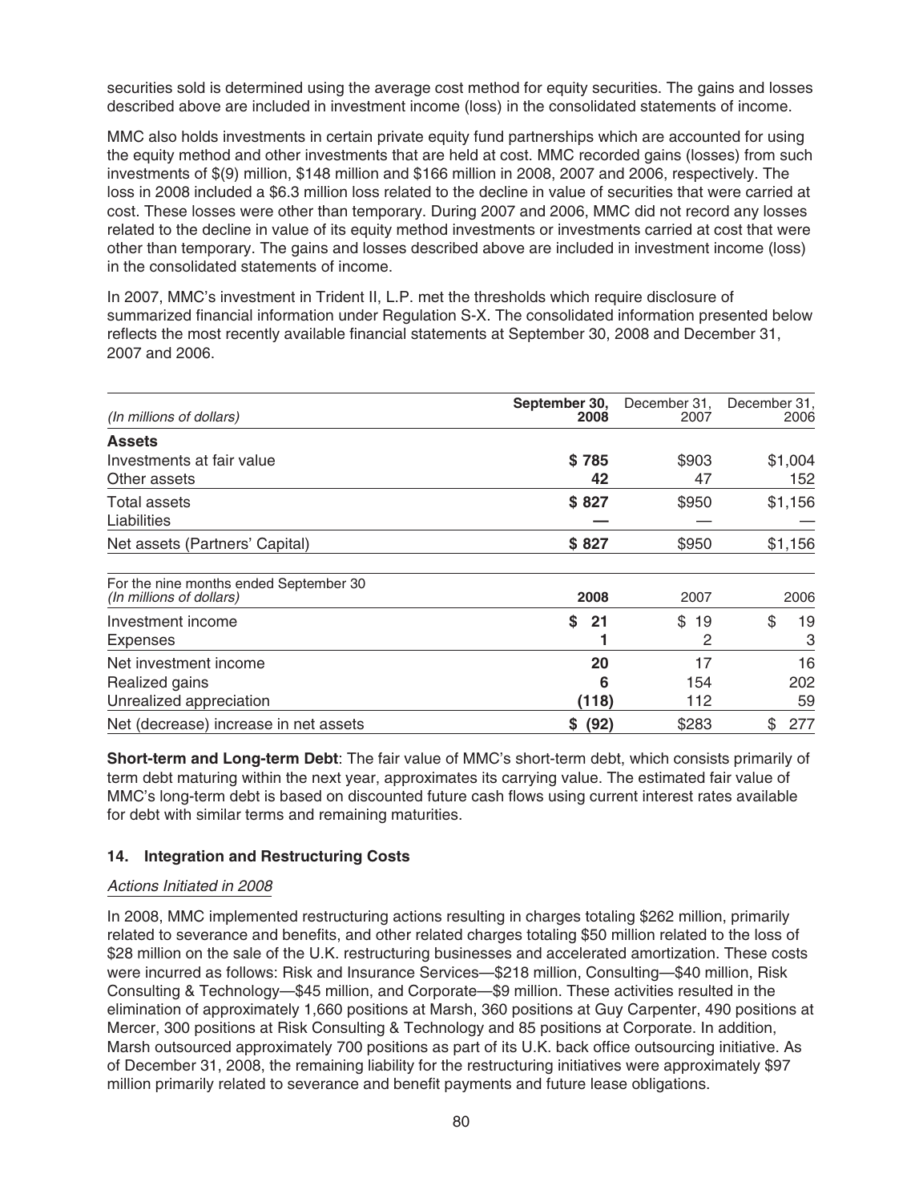securities sold is determined using the average cost method for equity securities. The gains and losses described above are included in investment income (loss) in the consolidated statements of income.

MMC also holds investments in certain private equity fund partnerships which are accounted for using the equity method and other investments that are held at cost. MMC recorded gains (losses) from such investments of $(9) million, $148 million and $166 million in 2008, 2007 and 2006, respectively. The loss in 2008 included a $6.3 million loss related to the decline in value of securities that were carried at cost. These losses were other than temporary. During 2007 and 2006, MMC did not record any losses related to the decline in value of its equity method investments or investments carried at cost that were other than temporary. The gains and losses described above are included in investment income (loss) in the consolidated statements of income.

In 2007, MMC's investment in Trident II, L.P. met the thresholds which require disclosure of summarized financial information under Regulation S-X. The consolidated information presented below reflects the most recently available financial statements at September 30, 2008 and December 31, 2007 and 2006.

| *(In millions of dollars)* | **September 30, 2008** | December 31, 2007 | December 31, 2006 |
|---|---|---|---|
| **Assets** | | | |
| Investments at fair value | **$ 785** | $903 | $1,004 |
| Other assets | **42** | 47 | 152 |
| Total assets | **$ 827** | $950 | $1,156 |
| Liabilities | **—** | — | — |
| Net assets (Partners' Capital) | **$ 827** | $950 | $1,156 |

| For the nine months ended September 30 *(In millions of dollars)* | **2008** | 2007 | 2006 |
|---|---|---|---|
| Investment income | **$ 21** | $ 19 | $ 19 |
| Expenses | **1** | 2 | 3 |
| Net investment income | **20** | 17 | 16 |
| Realized gains | **6** | 154 | 202 |
| Unrealized appreciation | **(118)** | 112 | 59 |
| Net (decrease) increase in net assets | **$ (92)** | $283 | $ 277 |

**Short-term and Long-term Debt**: The fair value of MMC's short-term debt, which consists primarily of term debt maturing within the next year, approximates its carrying value. The estimated fair value of MMC's long-term debt is based on discounted future cash flows using current interest rates available for debt with similar terms and remaining maturities.

## 14. Integration and Restructuring Costs

*Actions Initiated in 2008*

In 2008, MMC implemented restructuring actions resulting in charges totaling $262 million, primarily related to severance and benefits, and other related charges totaling $50 million related to the loss of $28 million on the sale of the U.K. restructuring businesses and accelerated amortization. These costs were incurred as follows: Risk and Insurance Services—$218 million, Consulting—$40 million, Risk Consulting & Technology—$45 million, and Corporate—$9 million. These activities resulted in the elimination of approximately 1,660 positions at Marsh, 360 positions at Guy Carpenter, 490 positions at Mercer, 300 positions at Risk Consulting & Technology and 85 positions at Corporate. In addition, Marsh outsourced approximately 700 positions as part of its U.K. back office outsourcing initiative. As of December 31, 2008, the remaining liability for the restructuring initiatives were approximately $97 million primarily related to severance and benefit payments and future lease obligations.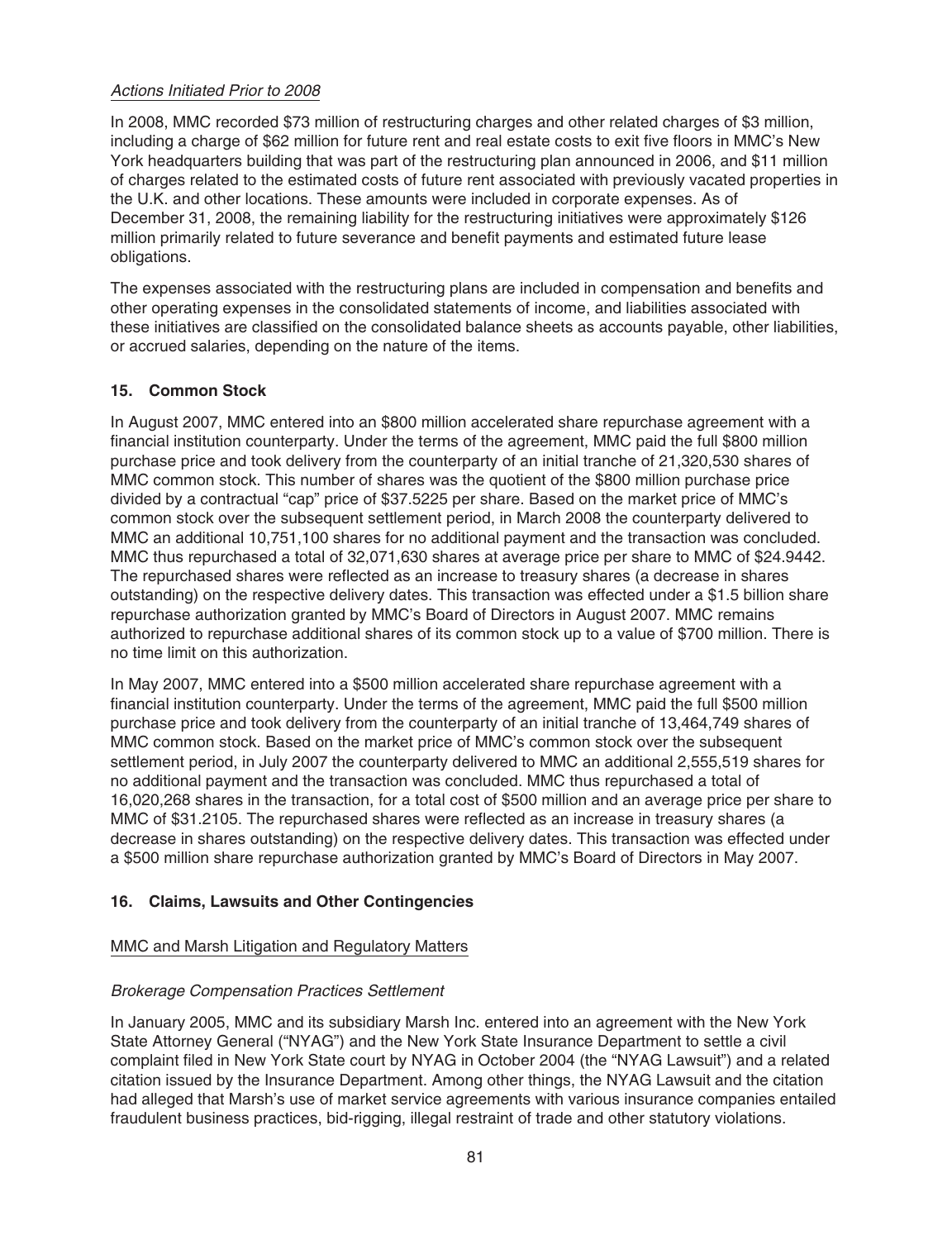*Actions Initiated Prior to 2008*

In 2008, MMC recorded $73 million of restructuring charges and other related charges of $3 million, including a charge of $62 million for future rent and real estate costs to exit five floors in MMC's New York headquarters building that was part of the restructuring plan announced in 2006, and $11 million of charges related to the estimated costs of future rent associated with previously vacated properties in the U.K. and other locations. These amounts were included in corporate expenses. As of December 31, 2008, the remaining liability for the restructuring initiatives were approximately $126 million primarily related to future severance and benefit payments and estimated future lease obligations.

The expenses associated with the restructuring plans are included in compensation and benefits and other operating expenses in the consolidated statements of income, and liabilities associated with these initiatives are classified on the consolidated balance sheets as accounts payable, other liabilities, or accrued salaries, depending on the nature of the items.

## 15. Common Stock

In August 2007, MMC entered into an $800 million accelerated share repurchase agreement with a financial institution counterparty. Under the terms of the agreement, MMC paid the full $800 million purchase price and took delivery from the counterparty of an initial tranche of 21,320,530 shares of MMC common stock. This number of shares was the quotient of the $800 million purchase price divided by a contractual "cap" price of $37.5225 per share. Based on the market price of MMC's common stock over the subsequent settlement period, in March 2008 the counterparty delivered to MMC an additional 10,751,100 shares for no additional payment and the transaction was concluded. MMC thus repurchased a total of 32,071,630 shares at average price per share to MMC of $24.9442. The repurchased shares were reflected as an increase to treasury shares (a decrease in shares outstanding) on the respective delivery dates. This transaction was effected under a $1.5 billion share repurchase authorization granted by MMC's Board of Directors in August 2007. MMC remains authorized to repurchase additional shares of its common stock up to a value of $700 million. There is no time limit on this authorization.

In May 2007, MMC entered into a $500 million accelerated share repurchase agreement with a financial institution counterparty. Under the terms of the agreement, MMC paid the full $500 million purchase price and took delivery from the counterparty of an initial tranche of 13,464,749 shares of MMC common stock. Based on the market price of MMC's common stock over the subsequent settlement period, in July 2007 the counterparty delivered to MMC an additional 2,555,519 shares for no additional payment and the transaction was concluded. MMC thus repurchased a total of 16,020,268 shares in the transaction, for a total cost of $500 million and an average price per share to MMC of $31.2105. The repurchased shares were reflected as an increase in treasury shares (a decrease in shares outstanding) on the respective delivery dates. This transaction was effected under a $500 million share repurchase authorization granted by MMC's Board of Directors in May 2007.

## 16. Claims, Lawsuits and Other Contingencies

MMC and Marsh Litigation and Regulatory Matters

*Brokerage Compensation Practices Settlement*

In January 2005, MMC and its subsidiary Marsh Inc. entered into an agreement with the New York State Attorney General ("NYAG") and the New York State Insurance Department to settle a civil complaint filed in New York State court by NYAG in October 2004 (the "NYAG Lawsuit") and a related citation issued by the Insurance Department. Among other things, the NYAG Lawsuit and the citation had alleged that Marsh's use of market service agreements with various insurance companies entailed fraudulent business practices, bid-rigging, illegal restraint of trade and other statutory violations.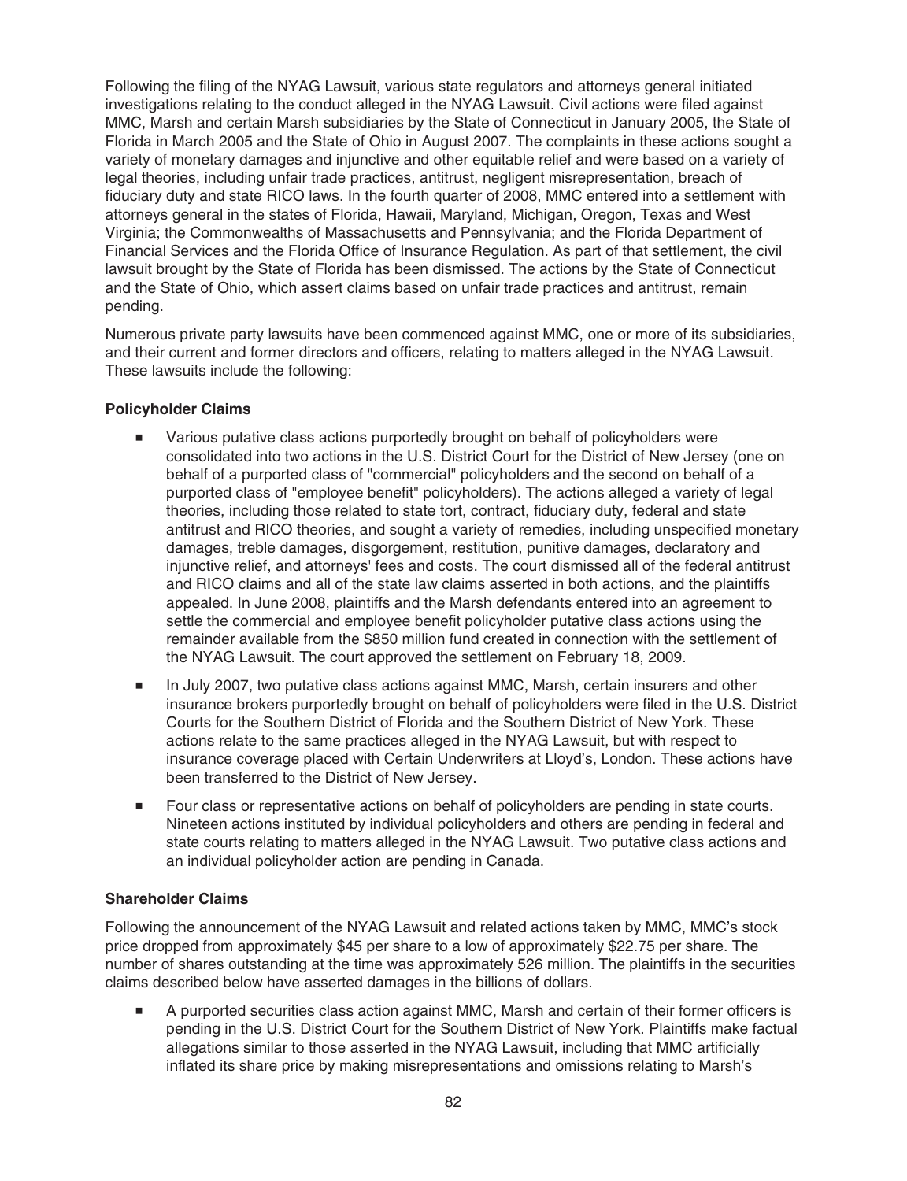Following the filing of the NYAG Lawsuit, various state regulators and attorneys general initiated investigations relating to the conduct alleged in the NYAG Lawsuit. Civil actions were filed against MMC, Marsh and certain Marsh subsidiaries by the State of Connecticut in January 2005, the State of Florida in March 2005 and the State of Ohio in August 2007. The complaints in these actions sought a variety of monetary damages and injunctive and other equitable relief and were based on a variety of legal theories, including unfair trade practices, antitrust, negligent misrepresentation, breach of fiduciary duty and state RICO laws. In the fourth quarter of 2008, MMC entered into a settlement with attorneys general in the states of Florida, Hawaii, Maryland, Michigan, Oregon, Texas and West Virginia; the Commonwealths of Massachusetts and Pennsylvania; and the Florida Department of Financial Services and the Florida Office of Insurance Regulation. As part of that settlement, the civil lawsuit brought by the State of Florida has been dismissed. The actions by the State of Connecticut and the State of Ohio, which assert claims based on unfair trade practices and antitrust, remain pending.

Numerous private party lawsuits have been commenced against MMC, one or more of its subsidiaries, and their current and former directors and officers, relating to matters alleged in the NYAG Lawsuit. These lawsuits include the following:

**Policyholder Claims**

- Various putative class actions purportedly brought on behalf of policyholders were consolidated into two actions in the U.S. District Court for the District of New Jersey (one on behalf of a purported class of "commercial" policyholders and the second on behalf of a purported class of "employee benefit" policyholders). The actions alleged a variety of legal theories, including those related to state tort, contract, fiduciary duty, federal and state antitrust and RICO theories, and sought a variety of remedies, including unspecified monetary damages, treble damages, disgorgement, restitution, punitive damages, declaratory and injunctive relief, and attorneys' fees and costs. The court dismissed all of the federal antitrust and RICO claims and all of the state law claims asserted in both actions, and the plaintiffs appealed. In June 2008, plaintiffs and the Marsh defendants entered into an agreement to settle the commercial and employee benefit policyholder putative class actions using the remainder available from the $850 million fund created in connection with the settlement of the NYAG Lawsuit. The court approved the settlement on February 18, 2009.
- In July 2007, two putative class actions against MMC, Marsh, certain insurers and other insurance brokers purportedly brought on behalf of policyholders were filed in the U.S. District Courts for the Southern District of Florida and the Southern District of New York. These actions relate to the same practices alleged in the NYAG Lawsuit, but with respect to insurance coverage placed with Certain Underwriters at Lloyd's, London. These actions have been transferred to the District of New Jersey.
- Four class or representative actions on behalf of policyholders are pending in state courts. Nineteen actions instituted by individual policyholders and others are pending in federal and state courts relating to matters alleged in the NYAG Lawsuit. Two putative class actions and an individual policyholder action are pending in Canada.

**Shareholder Claims**

Following the announcement of the NYAG Lawsuit and related actions taken by MMC, MMC's stock price dropped from approximately $45 per share to a low of approximately $22.75 per share. The number of shares outstanding at the time was approximately 526 million. The plaintiffs in the securities claims described below have asserted damages in the billions of dollars.

- A purported securities class action against MMC, Marsh and certain of their former officers is pending in the U.S. District Court for the Southern District of New York. Plaintiffs make factual allegations similar to those asserted in the NYAG Lawsuit, including that MMC artificially inflated its share price by making misrepresentations and omissions relating to Marsh's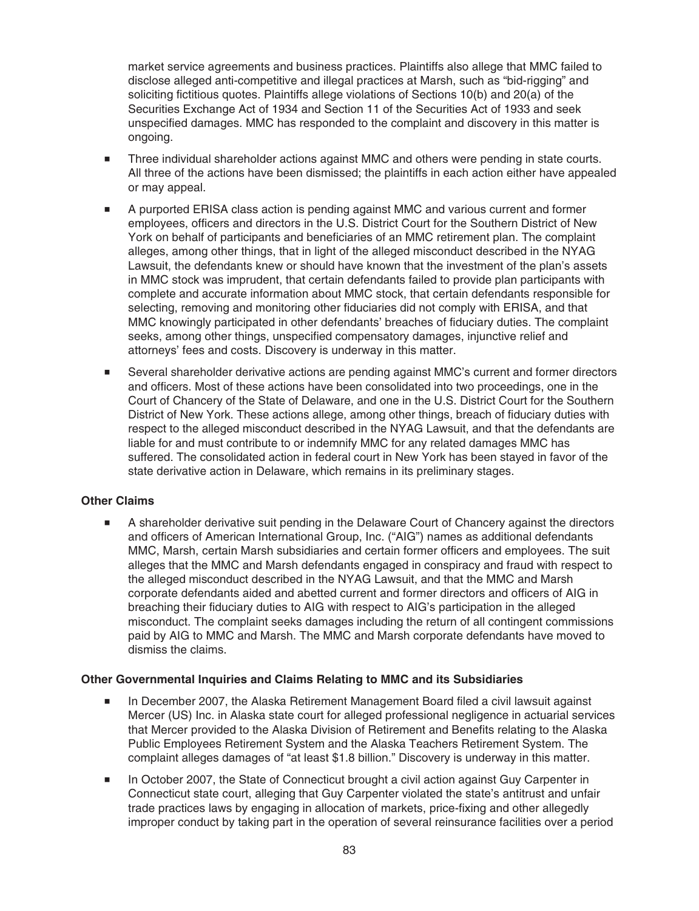market service agreements and business practices. Plaintiffs also allege that MMC failed to disclose alleged anti-competitive and illegal practices at Marsh, such as "bid-rigging" and soliciting fictitious quotes. Plaintiffs allege violations of Sections 10(b) and 20(a) of the Securities Exchange Act of 1934 and Section 11 of the Securities Act of 1933 and seek unspecified damages. MMC has responded to the complaint and discovery in this matter is ongoing.

- Three individual shareholder actions against MMC and others were pending in state courts. All three of the actions have been dismissed; the plaintiffs in each action either have appealed or may appeal.
- A purported ERISA class action is pending against MMC and various current and former employees, officers and directors in the U.S. District Court for the Southern District of New York on behalf of participants and beneficiaries of an MMC retirement plan. The complaint alleges, among other things, that in light of the alleged misconduct described in the NYAG Lawsuit, the defendants knew or should have known that the investment of the plan's assets in MMC stock was imprudent, that certain defendants failed to provide plan participants with complete and accurate information about MMC stock, that certain defendants responsible for selecting, removing and monitoring other fiduciaries did not comply with ERISA, and that MMC knowingly participated in other defendants' breaches of fiduciary duties. The complaint seeks, among other things, unspecified compensatory damages, injunctive relief and attorneys' fees and costs. Discovery is underway in this matter.
- Several shareholder derivative actions are pending against MMC's current and former directors and officers. Most of these actions have been consolidated into two proceedings, one in the Court of Chancery of the State of Delaware, and one in the U.S. District Court for the Southern District of New York. These actions allege, among other things, breach of fiduciary duties with respect to the alleged misconduct described in the NYAG Lawsuit, and that the defendants are liable for and must contribute to or indemnify MMC for any related damages MMC has suffered. The consolidated action in federal court in New York has been stayed in favor of the state derivative action in Delaware, which remains in its preliminary stages.

**Other Claims**

- A shareholder derivative suit pending in the Delaware Court of Chancery against the directors and officers of American International Group, Inc. ("AIG") names as additional defendants MMC, Marsh, certain Marsh subsidiaries and certain former officers and employees. The suit alleges that the MMC and Marsh defendants engaged in conspiracy and fraud with respect to the alleged misconduct described in the NYAG Lawsuit, and that the MMC and Marsh corporate defendants aided and abetted current and former directors and officers of AIG in breaching their fiduciary duties to AIG with respect to AIG's participation in the alleged misconduct. The complaint seeks damages including the return of all contingent commissions paid by AIG to MMC and Marsh. The MMC and Marsh corporate defendants have moved to dismiss the claims.

**Other Governmental Inquiries and Claims Relating to MMC and its Subsidiaries**

- In December 2007, the Alaska Retirement Management Board filed a civil lawsuit against Mercer (US) Inc. in Alaska state court for alleged professional negligence in actuarial services that Mercer provided to the Alaska Division of Retirement and Benefits relating to the Alaska Public Employees Retirement System and the Alaska Teachers Retirement System. The complaint alleges damages of "at least $1.8 billion." Discovery is underway in this matter.
- In October 2007, the State of Connecticut brought a civil action against Guy Carpenter in Connecticut state court, alleging that Guy Carpenter violated the state's antitrust and unfair trade practices laws by engaging in allocation of markets, price-fixing and other allegedly improper conduct by taking part in the operation of several reinsurance facilities over a period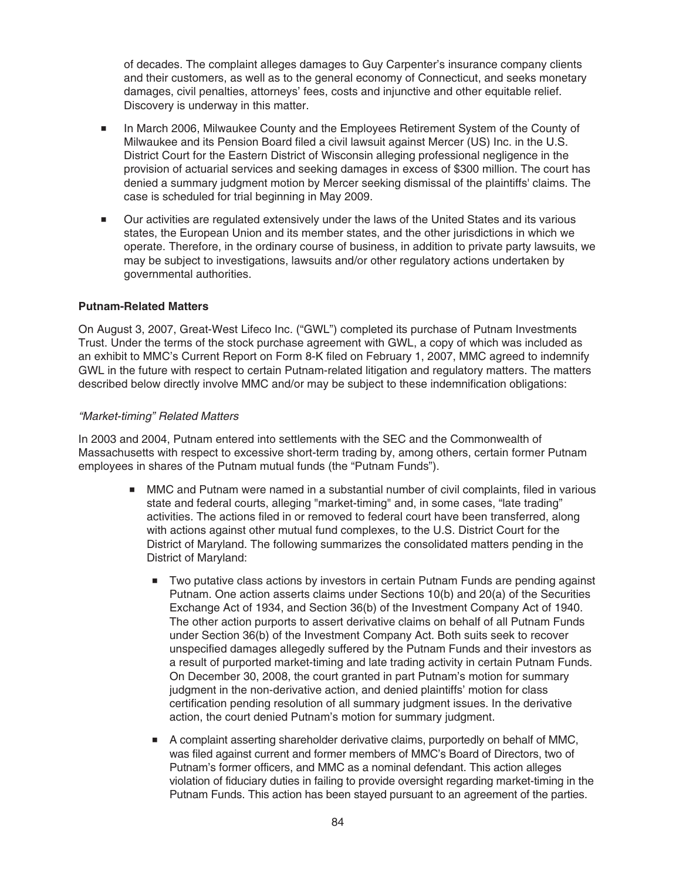of decades. The complaint alleges damages to Guy Carpenter's insurance company clients and their customers, as well as to the general economy of Connecticut, and seeks monetary damages, civil penalties, attorneys' fees, costs and injunctive and other equitable relief. Discovery is underway in this matter.

- In March 2006, Milwaukee County and the Employees Retirement System of the County of Milwaukee and its Pension Board filed a civil lawsuit against Mercer (US) Inc. in the U.S. District Court for the Eastern District of Wisconsin alleging professional negligence in the provision of actuarial services and seeking damages in excess of $300 million. The court has denied a summary judgment motion by Mercer seeking dismissal of the plaintiffs' claims. The case is scheduled for trial beginning in May 2009.
- Our activities are regulated extensively under the laws of the United States and its various states, the European Union and its member states, and the other jurisdictions in which we operate. Therefore, in the ordinary course of business, in addition to private party lawsuits, we may be subject to investigations, lawsuits and/or other regulatory actions undertaken by governmental authorities.

**Putnam-Related Matters**

On August 3, 2007, Great-West Lifeco Inc. ("GWL") completed its purchase of Putnam Investments Trust. Under the terms of the stock purchase agreement with GWL, a copy of which was included as an exhibit to MMC's Current Report on Form 8-K filed on February 1, 2007, MMC agreed to indemnify GWL in the future with respect to certain Putnam-related litigation and regulatory matters. The matters described below directly involve MMC and/or may be subject to these indemnification obligations:

*"Market-timing" Related Matters*

In 2003 and 2004, Putnam entered into settlements with the SEC and the Commonwealth of Massachusetts with respect to excessive short-term trading by, among others, certain former Putnam employees in shares of the Putnam mutual funds (the "Putnam Funds").

- MMC and Putnam were named in a substantial number of civil complaints, filed in various state and federal courts, alleging "market-timing" and, in some cases, "late trading" activities. The actions filed in or removed to federal court have been transferred, along with actions against other mutual fund complexes, to the U.S. District Court for the District of Maryland. The following summarizes the consolidated matters pending in the District of Maryland:
  - Two putative class actions by investors in certain Putnam Funds are pending against Putnam. One action asserts claims under Sections 10(b) and 20(a) of the Securities Exchange Act of 1934, and Section 36(b) of the Investment Company Act of 1940. The other action purports to assert derivative claims on behalf of all Putnam Funds under Section 36(b) of the Investment Company Act. Both suits seek to recover unspecified damages allegedly suffered by the Putnam Funds and their investors as a result of purported market-timing and late trading activity in certain Putnam Funds. On December 30, 2008, the court granted in part Putnam's motion for summary judgment in the non-derivative action, and denied plaintiffs' motion for class certification pending resolution of all summary judgment issues. In the derivative action, the court denied Putnam's motion for summary judgment.
  - A complaint asserting shareholder derivative claims, purportedly on behalf of MMC, was filed against current and former members of MMC's Board of Directors, two of Putnam's former officers, and MMC as a nominal defendant. This action alleges violation of fiduciary duties in failing to provide oversight regarding market-timing in the Putnam Funds. This action has been stayed pursuant to an agreement of the parties.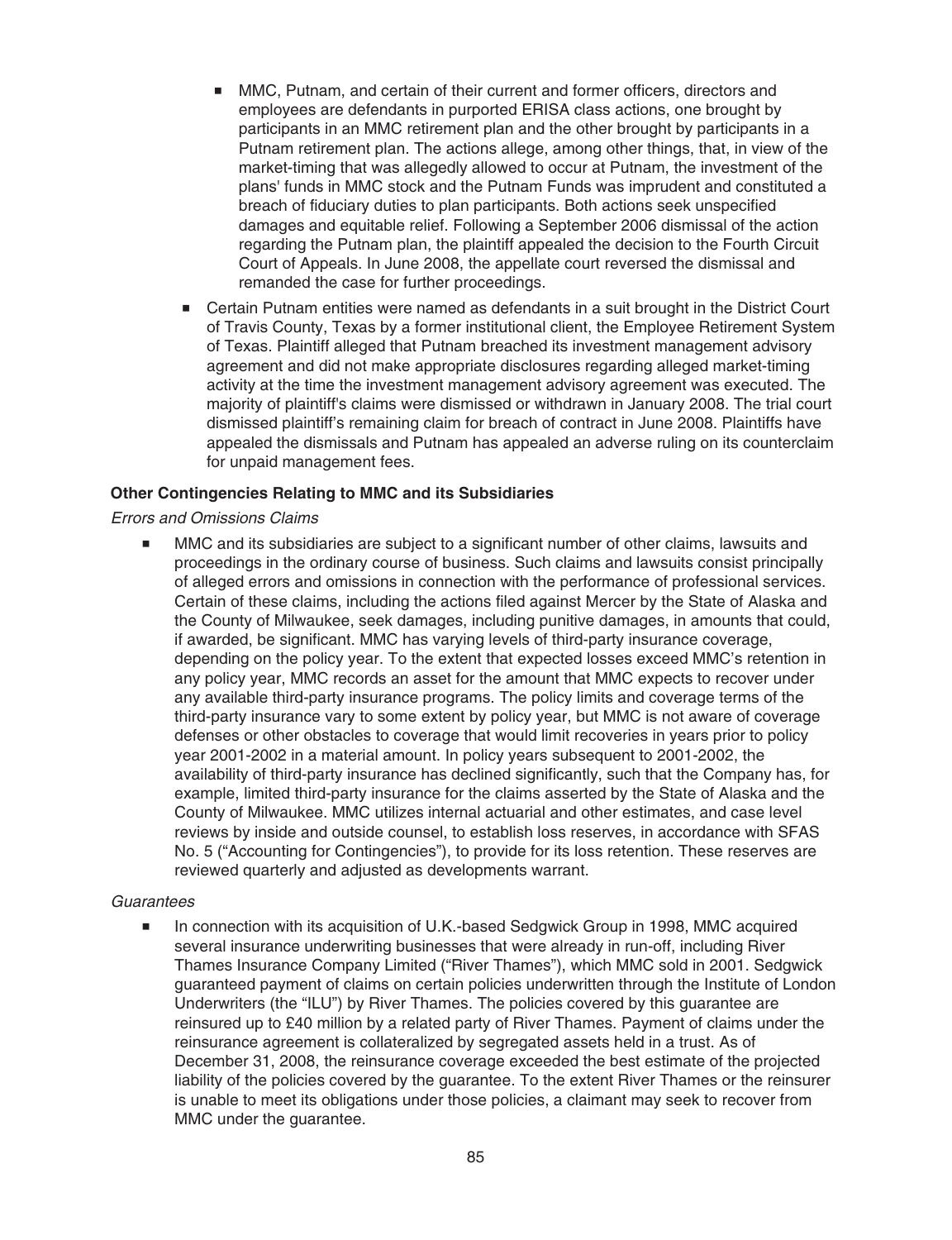- MMC, Putnam, and certain of their current and former officers, directors and employees are defendants in purported ERISA class actions, one brought by participants in an MMC retirement plan and the other brought by participants in a Putnam retirement plan. The actions allege, among other things, that, in view of the market-timing that was allegedly allowed to occur at Putnam, the investment of the plans' funds in MMC stock and the Putnam Funds was imprudent and constituted a breach of fiduciary duties to plan participants. Both actions seek unspecified damages and equitable relief. Following a September 2006 dismissal of the action regarding the Putnam plan, the plaintiff appealed the decision to the Fourth Circuit Court of Appeals. In June 2008, the appellate court reversed the dismissal and remanded the case for further proceedings.
- Certain Putnam entities were named as defendants in a suit brought in the District Court of Travis County, Texas by a former institutional client, the Employee Retirement System of Texas. Plaintiff alleged that Putnam breached its investment management advisory agreement and did not make appropriate disclosures regarding alleged market-timing activity at the time the investment management advisory agreement was executed. The majority of plaintiff's claims were dismissed or withdrawn in January 2008. The trial court dismissed plaintiff's remaining claim for breach of contract in June 2008. Plaintiffs have appealed the dismissals and Putnam has appealed an adverse ruling on its counterclaim for unpaid management fees.

**Other Contingencies Relating to MMC and its Subsidiaries**

*Errors and Omissions Claims*

- MMC and its subsidiaries are subject to a significant number of other claims, lawsuits and proceedings in the ordinary course of business. Such claims and lawsuits consist principally of alleged errors and omissions in connection with the performance of professional services. Certain of these claims, including the actions filed against Mercer by the State of Alaska and the County of Milwaukee, seek damages, including punitive damages, in amounts that could, if awarded, be significant. MMC has varying levels of third-party insurance coverage, depending on the policy year. To the extent that expected losses exceed MMC's retention in any policy year, MMC records an asset for the amount that MMC expects to recover under any available third-party insurance programs. The policy limits and coverage terms of the third-party insurance vary to some extent by policy year, but MMC is not aware of coverage defenses or other obstacles to coverage that would limit recoveries in years prior to policy year 2001-2002 in a material amount. In policy years subsequent to 2001-2002, the availability of third-party insurance has declined significantly, such that the Company has, for example, limited third-party insurance for the claims asserted by the State of Alaska and the County of Milwaukee. MMC utilizes internal actuarial and other estimates, and case level reviews by inside and outside counsel, to establish loss reserves, in accordance with SFAS No. 5 ("Accounting for Contingencies"), to provide for its loss retention. These reserves are reviewed quarterly and adjusted as developments warrant.

*Guarantees*

- In connection with its acquisition of U.K.-based Sedgwick Group in 1998, MMC acquired several insurance underwriting businesses that were already in run-off, including River Thames Insurance Company Limited ("River Thames"), which MMC sold in 2001. Sedgwick guaranteed payment of claims on certain policies underwritten through the Institute of London Underwriters (the "ILU") by River Thames. The policies covered by this guarantee are reinsured up to £40 million by a related party of River Thames. Payment of claims under the reinsurance agreement is collateralized by segregated assets held in a trust. As of December 31, 2008, the reinsurance coverage exceeded the best estimate of the projected liability of the policies covered by the guarantee. To the extent River Thames or the reinsurer is unable to meet its obligations under those policies, a claimant may seek to recover from MMC under the guarantee.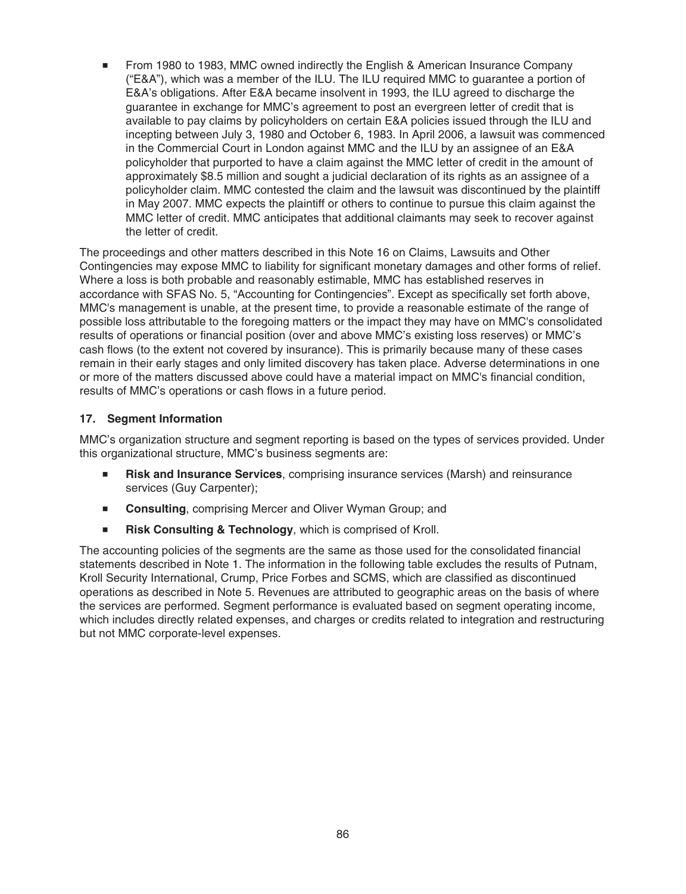- From 1980 to 1983, MMC owned indirectly the English & American Insurance Company ("E&A"), which was a member of the ILU. The ILU required MMC to guarantee a portion of E&A's obligations. After E&A became insolvent in 1993, the ILU agreed to discharge the guarantee in exchange for MMC's agreement to post an evergreen letter of credit that is available to pay claims by policyholders on certain E&A policies issued through the ILU and incepting between July 3, 1980 and October 6, 1983. In April 2006, a lawsuit was commenced in the Commercial Court in London against MMC and the ILU by an assignee of an E&A policyholder that purported to have a claim against the MMC letter of credit in the amount of approximately $8.5 million and sought a judicial declaration of its rights as an assignee of a policyholder claim. MMC contested the claim and the lawsuit was discontinued by the plaintiff in May 2007. MMC expects the plaintiff or others to continue to pursue this claim against the MMC letter of credit. MMC anticipates that additional claimants may seek to recover against the letter of credit.

The proceedings and other matters described in this Note 16 on Claims, Lawsuits and Other Contingencies may expose MMC to liability for significant monetary damages and other forms of relief. Where a loss is both probable and reasonably estimable, MMC has established reserves in accordance with SFAS No. 5, "Accounting for Contingencies". Except as specifically set forth above, MMC's management is unable, at the present time, to provide a reasonable estimate of the range of possible loss attributable to the foregoing matters or the impact they may have on MMC's consolidated results of operations or financial position (over and above MMC's existing loss reserves) or MMC's cash flows (to the extent not covered by insurance). This is primarily because many of these cases remain in their early stages and only limited discovery has taken place. Adverse determinations in one or more of the matters discussed above could have a material impact on MMC's financial condition, results of MMC's operations or cash flows in a future period.

## 17. Segment Information

MMC's organization structure and segment reporting is based on the types of services provided. Under this organizational structure, MMC's business segments are:

- **Risk and Insurance Services**, comprising insurance services (Marsh) and reinsurance services (Guy Carpenter);
- **Consulting**, comprising Mercer and Oliver Wyman Group; and
- **Risk Consulting & Technology**, which is comprised of Kroll.

The accounting policies of the segments are the same as those used for the consolidated financial statements described in Note 1. The information in the following table excludes the results of Putnam, Kroll Security International, Crump, Price Forbes and SCMS, which are classified as discontinued operations as described in Note 5. Revenues are attributed to geographic areas on the basis of where the services are performed. Segment performance is evaluated based on segment operating income, which includes directly related expenses, and charges or credits related to integration and restructuring but not MMC corporate-level expenses.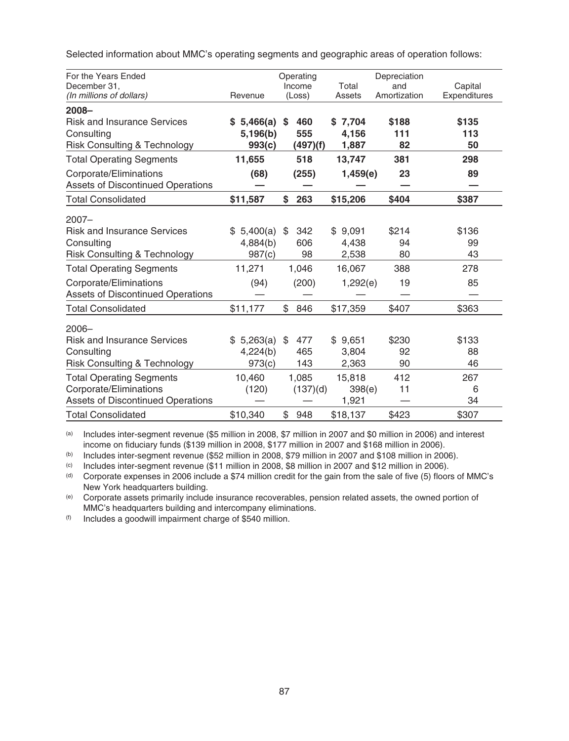Selected information about MMC's operating segments and geographic areas of operation follows:

| For the Years Ended December 31, *(In millions of dollars)* | Revenue | Operating Income (Loss) | Total Assets | Depreciation and Amortization | Capital Expenditures |
|---|---|---|---|---|---|
| **2008–** | | | | | |
| **Risk and Insurance Services** | **$ 5,466(a)** | **$ 460** | **$ 7,704** | **$188** | **$135** |
| **Consulting** | **5,196(b)** | **555** | **4,156** | **111** | **113** |
| **Risk Consulting & Technology** | **993(c)** | **(497)(f)** | **1,887** | **82** | **50** |
| **Total Operating Segments** | **11,655** | **518** | **13,747** | **381** | **298** |
| **Corporate/Eliminations** | **(68)** | **(255)** | **1,459(e)** | **23** | **89** |
| **Assets of Discontinued Operations** | **—** | **—** | **—** | **—** | **—** |
| **Total Consolidated** | **$11,587** | **$ 263** | **$15,206** | **$404** | **$387** |
| 2007– | | | | | |
| Risk and Insurance Services | $ 5,400(a) | $ 342 | $ 9,091 | $214 | $136 |
| Consulting | 4,884(b) | 606 | 4,438 | 94 | 99 |
| Risk Consulting & Technology | 987(c) | 98 | 2,538 | 80 | 43 |
| Total Operating Segments | 11,271 | 1,046 | 16,067 | 388 | 278 |
| Corporate/Eliminations | (94) | (200) | 1,292(e) | 19 | 85 |
| Assets of Discontinued Operations | — | — | — | — | — |
| Total Consolidated | $11,177 | $ 846 | $17,359 | $407 | $363 |
| 2006– | | | | | |
| Risk and Insurance Services | $ 5,263(a) | $ 477 | $ 9,651 | $230 | $133 |
| Consulting | 4,224(b) | 465 | 3,804 | 92 | 88 |
| Risk Consulting & Technology | 973(c) | 143 | 2,363 | 90 | 46 |
| Total Operating Segments | 10,460 | 1,085 | 15,818 | 412 | 267 |
| Corporate/Eliminations | (120) | (137)(d) | 398(e) | 11 | 6 |
| Assets of Discontinued Operations | — | — | 1,921 | — | 34 |
| Total Consolidated | $10,340 | $ 948 | $18,137 | $423 | $307 |

(a) Includes inter-segment revenue ($5 million in 2008, $7 million in 2007 and $0 million in 2006) and interest income on fiduciary funds ($139 million in 2008, $177 million in 2007 and $168 million in 2006).

(b) Includes inter-segment revenue ($52 million in 2008, $79 million in 2007 and $108 million in 2006).

(c) Includes inter-segment revenue ($11 million in 2008, $8 million in 2007 and $12 million in 2006).

(d) Corporate expenses in 2006 include a $74 million credit for the gain from the sale of five (5) floors of MMC's New York headquarters building.

(e) Corporate assets primarily include insurance recoverables, pension related assets, the owned portion of MMC's headquarters building and intercompany eliminations.

(f) Includes a goodwill impairment charge of $540 million.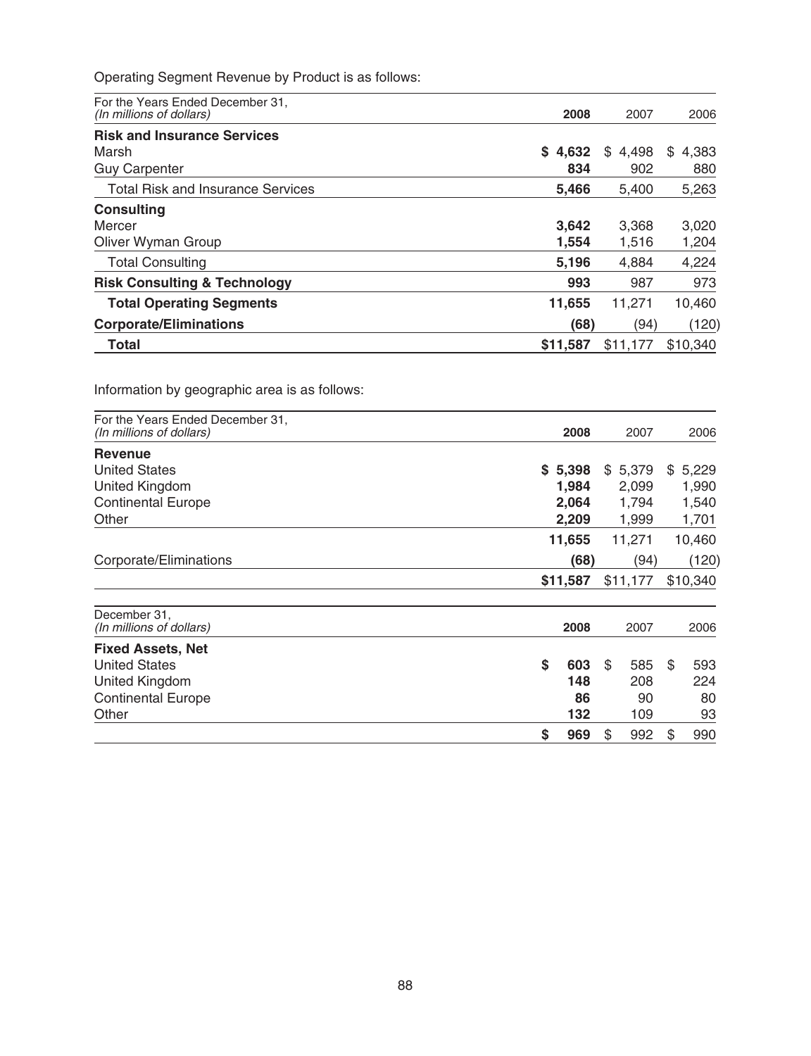Operating Segment Revenue by Product is as follows:

| For the Years Ended December 31, *(In millions of dollars)* | 2008 | 2007 | 2006 |
|---|---|---|---|
| **Risk and Insurance Services** | | | |
| Marsh | **$ 4,632** | $ 4,498 | $ 4,383 |
| Guy Carpenter | **834** | 902 | 880 |
| Total Risk and Insurance Services | **5,466** | 5,400 | 5,263 |
| **Consulting** | | | |
| Mercer | **3,642** | 3,368 | 3,020 |
| Oliver Wyman Group | **1,554** | 1,516 | 1,204 |
| Total Consulting | **5,196** | 4,884 | 4,224 |
| **Risk Consulting & Technology** | **993** | 987 | 973 |
| **Total Operating Segments** | **11,655** | 11,271 | 10,460 |
| **Corporate/Eliminations** | **(68)** | (94) | (120) |
| **Total** | **$11,587** | $11,177 | $10,340 |

Information by geographic area is as follows:

| For the Years Ended December 31, *(In millions of dollars)* | 2008 | 2007 | 2006 |
|---|---|---|---|
| **Revenue** | | | |
| United States | **$ 5,398** | $ 5,379 | $ 5,229 |
| United Kingdom | **1,984** | 2,099 | 1,990 |
| Continental Europe | **2,064** | 1,794 | 1,540 |
| Other | **2,209** | 1,999 | 1,701 |
| | **11,655** | 11,271 | 10,460 |
| Corporate/Eliminations | **(68)** | (94) | (120) |
| | **$11,587** | $11,177 | $10,340 |

| December 31, *(In millions of dollars)* | 2008 | 2007 | 2006 |
|---|---|---|---|
| **Fixed Assets, Net** | | | |
| United States | **$ 603** | $ 585 | $ 593 |
| United Kingdom | **148** | 208 | 224 |
| Continental Europe | **86** | 90 | 80 |
| Other | **132** | 109 | 93 |
| | **$ 969** | $ 992 | $ 990 |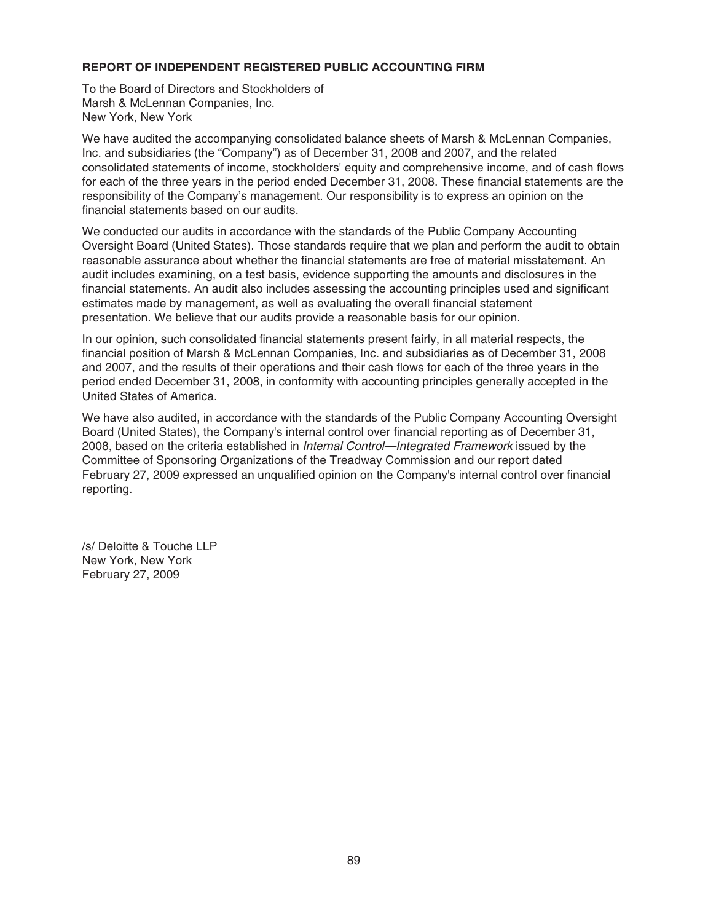## REPORT OF INDEPENDENT REGISTERED PUBLIC ACCOUNTING FIRM

To the Board of Directors and Stockholders of
Marsh & McLennan Companies, Inc.
New York, New York

We have audited the accompanying consolidated balance sheets of Marsh & McLennan Companies, Inc. and subsidiaries (the "Company") as of December 31, 2008 and 2007, and the related consolidated statements of income, stockholders' equity and comprehensive income, and of cash flows for each of the three years in the period ended December 31, 2008. These financial statements are the responsibility of the Company's management. Our responsibility is to express an opinion on the financial statements based on our audits.

We conducted our audits in accordance with the standards of the Public Company Accounting Oversight Board (United States). Those standards require that we plan and perform the audit to obtain reasonable assurance about whether the financial statements are free of material misstatement. An audit includes examining, on a test basis, evidence supporting the amounts and disclosures in the financial statements. An audit also includes assessing the accounting principles used and significant estimates made by management, as well as evaluating the overall financial statement presentation. We believe that our audits provide a reasonable basis for our opinion.

In our opinion, such consolidated financial statements present fairly, in all material respects, the financial position of Marsh & McLennan Companies, Inc. and subsidiaries as of December 31, 2008 and 2007, and the results of their operations and their cash flows for each of the three years in the period ended December 31, 2008, in conformity with accounting principles generally accepted in the United States of America.

We have also audited, in accordance with the standards of the Public Company Accounting Oversight Board (United States), the Company's internal control over financial reporting as of December 31, 2008, based on the criteria established in *Internal Control—Integrated Framework* issued by the Committee of Sponsoring Organizations of the Treadway Commission and our report dated February 27, 2009 expressed an unqualified opinion on the Company's internal control over financial reporting.

/s/ Deloitte & Touche LLP
New York, New York
February 27, 2009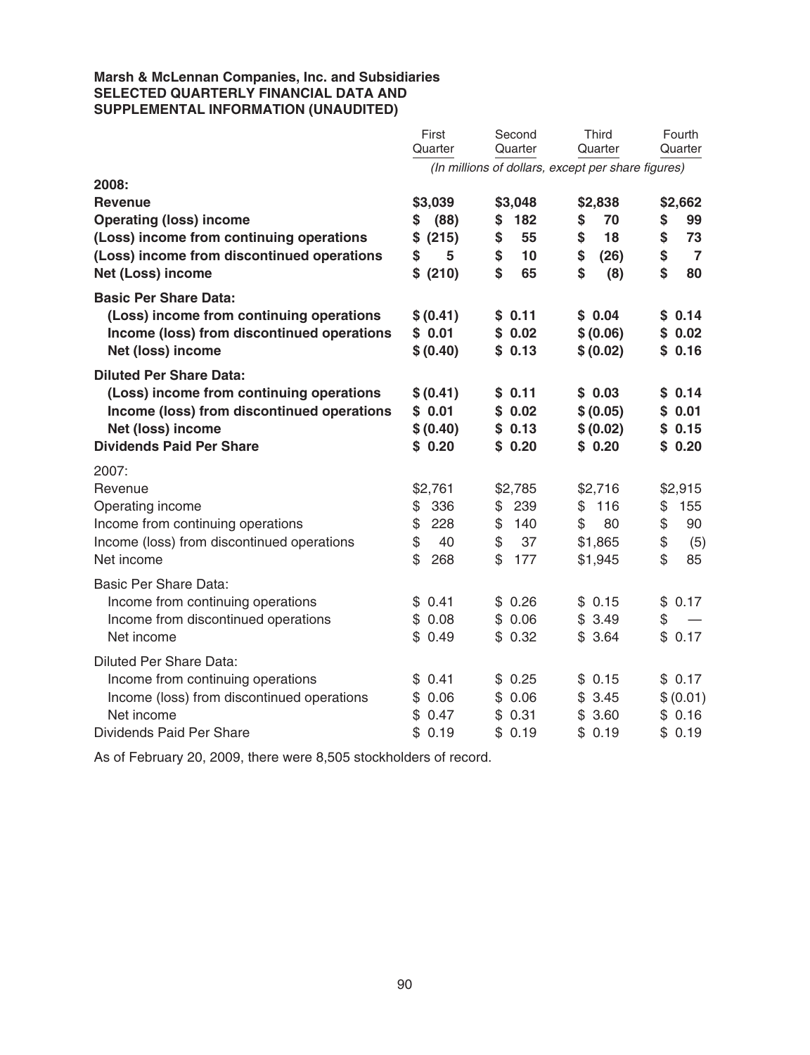**Marsh & McLennan Companies, Inc. and Subsidiaries**
**SELECTED QUARTERLY FINANCIAL DATA AND SUPPLEMENTAL INFORMATION (UNAUDITED)**

| | First Quarter | Second Quarter | Third Quarter | Fourth Quarter |
|---|---|---|---|---|
| | *(In millions of dollars, except per share figures)* | | | |
| **2008:** | | | | |
| **Revenue** | **$3,039** | **$3,048** | **$2,838** | **$2,662** |
| **Operating (loss) income** | **$ (88)** | **$ 182** | **$ 70** | **$ 99** |
| **(Loss) income from continuing operations** | **$ (215)** | **$ 55** | **$ 18** | **$ 73** |
| **(Loss) income from discontinued operations** | **$ 5** | **$ 10** | **$ (26)** | **$ 7** |
| **Net (Loss) income** | **$ (210)** | **$ 65** | **$ (8)** | **$ 80** |
| **Basic Per Share Data:** | | | | |
| **(Loss) income from continuing operations** | **$ (0.41)** | **$ 0.11** | **$ 0.04** | **$ 0.14** |
| **Income (loss) from discontinued operations** | **$ 0.01** | **$ 0.02** | **$ (0.06)** | **$ 0.02** |
| **Net (loss) income** | **$ (0.40)** | **$ 0.13** | **$ (0.02)** | **$ 0.16** |
| **Diluted Per Share Data:** | | | | |
| **(Loss) income from continuing operations** | **$ (0.41)** | **$ 0.11** | **$ 0.03** | **$ 0.14** |
| **Income (loss) from discontinued operations** | **$ 0.01** | **$ 0.02** | **$ (0.05)** | **$ 0.01** |
| **Net (loss) income** | **$ (0.40)** | **$ 0.13** | **$ (0.02)** | **$ 0.15** |
| **Dividends Paid Per Share** | **$ 0.20** | **$ 0.20** | **$ 0.20** | **$ 0.20** |
| 2007: | | | | |
| Revenue | $2,761 | $2,785 | $2,716 | $2,915 |
| Operating income | $ 336 | $ 239 | $ 116 | $ 155 |
| Income from continuing operations | $ 228 | $ 140 | $ 80 | $ 90 |
| Income (loss) from discontinued operations | $ 40 | $ 37 | $1,865 | $ (5) |
| Net income | $ 268 | $ 177 | $1,945 | $ 85 |
| Basic Per Share Data: | | | | |
| Income from continuing operations | $ 0.41 | $ 0.26 | $ 0.15 | $ 0.17 |
| Income from discontinued operations | $ 0.08 | $ 0.06 | $ 3.49 | $ — |
| Net income | $ 0.49 | $ 0.32 | $ 3.64 | $ 0.17 |
| Diluted Per Share Data: | | | | |
| Income from continuing operations | $ 0.41 | $ 0.25 | $ 0.15 | $ 0.17 |
| Income (loss) from discontinued operations | $ 0.06 | $ 0.06 | $ 3.45 | $ (0.01) |
| Net income | $ 0.47 | $ 0.31 | $ 3.60 | $ 0.16 |
| Dividends Paid Per Share | $ 0.19 | $ 0.19 | $ 0.19 | $ 0.19 |

As of February 20, 2009, there were 8,505 stockholders of record.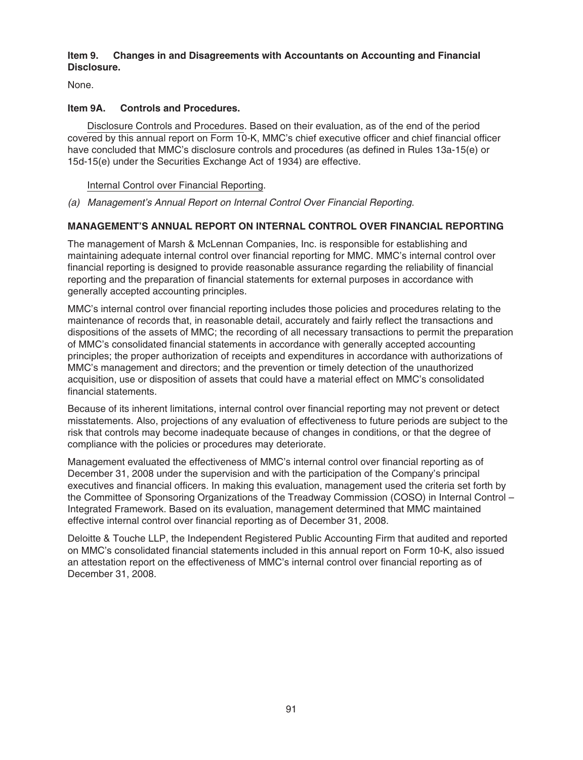**Item 9. Changes in and Disagreements with Accountants on Accounting and Financial Disclosure.**

None.

**Item 9A. Controls and Procedures.**

Disclosure Controls and Procedures. Based on their evaluation, as of the end of the period covered by this annual report on Form 10-K, MMC's chief executive officer and chief financial officer have concluded that MMC's disclosure controls and procedures (as defined in Rules 13a-15(e) or 15d-15(e) under the Securities Exchange Act of 1934) are effective.

Internal Control over Financial Reporting.

*(a) Management's Annual Report on Internal Control Over Financial Reporting.*

**MANAGEMENT'S ANNUAL REPORT ON INTERNAL CONTROL OVER FINANCIAL REPORTING**

The management of Marsh & McLennan Companies, Inc. is responsible for establishing and maintaining adequate internal control over financial reporting for MMC. MMC's internal control over financial reporting is designed to provide reasonable assurance regarding the reliability of financial reporting and the preparation of financial statements for external purposes in accordance with generally accepted accounting principles.

MMC's internal control over financial reporting includes those policies and procedures relating to the maintenance of records that, in reasonable detail, accurately and fairly reflect the transactions and dispositions of the assets of MMC; the recording of all necessary transactions to permit the preparation of MMC's consolidated financial statements in accordance with generally accepted accounting principles; the proper authorization of receipts and expenditures in accordance with authorizations of MMC's management and directors; and the prevention or timely detection of the unauthorized acquisition, use or disposition of assets that could have a material effect on MMC's consolidated financial statements.

Because of its inherent limitations, internal control over financial reporting may not prevent or detect misstatements. Also, projections of any evaluation of effectiveness to future periods are subject to the risk that controls may become inadequate because of changes in conditions, or that the degree of compliance with the policies or procedures may deteriorate.

Management evaluated the effectiveness of MMC's internal control over financial reporting as of December 31, 2008 under the supervision and with the participation of the Company's principal executives and financial officers. In making this evaluation, management used the criteria set forth by the Committee of Sponsoring Organizations of the Treadway Commission (COSO) in Internal Control – Integrated Framework. Based on its evaluation, management determined that MMC maintained effective internal control over financial reporting as of December 31, 2008.

Deloitte & Touche LLP, the Independent Registered Public Accounting Firm that audited and reported on MMC's consolidated financial statements included in this annual report on Form 10-K, also issued an attestation report on the effectiveness of MMC's internal control over financial reporting as of December 31, 2008.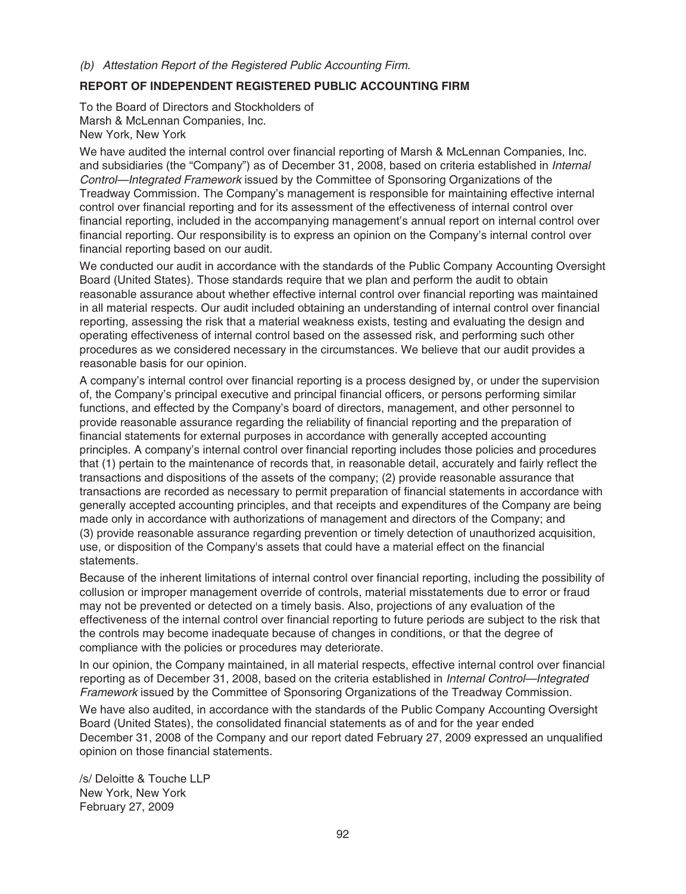*(b) Attestation Report of the Registered Public Accounting Firm.*

## REPORT OF INDEPENDENT REGISTERED PUBLIC ACCOUNTING FIRM

To the Board of Directors and Stockholders of
Marsh & McLennan Companies, Inc.
New York, New York

We have audited the internal control over financial reporting of Marsh & McLennan Companies, Inc. and subsidiaries (the "Company") as of December 31, 2008, based on criteria established in *Internal Control—Integrated Framework* issued by the Committee of Sponsoring Organizations of the Treadway Commission. The Company's management is responsible for maintaining effective internal control over financial reporting and for its assessment of the effectiveness of internal control over financial reporting, included in the accompanying management's annual report on internal control over financial reporting. Our responsibility is to express an opinion on the Company's internal control over financial reporting based on our audit.

We conducted our audit in accordance with the standards of the Public Company Accounting Oversight Board (United States). Those standards require that we plan and perform the audit to obtain reasonable assurance about whether effective internal control over financial reporting was maintained in all material respects. Our audit included obtaining an understanding of internal control over financial reporting, assessing the risk that a material weakness exists, testing and evaluating the design and operating effectiveness of internal control based on the assessed risk, and performing such other procedures as we considered necessary in the circumstances. We believe that our audit provides a reasonable basis for our opinion.

A company's internal control over financial reporting is a process designed by, or under the supervision of, the Company's principal executive and principal financial officers, or persons performing similar functions, and effected by the Company's board of directors, management, and other personnel to provide reasonable assurance regarding the reliability of financial reporting and the preparation of financial statements for external purposes in accordance with generally accepted accounting principles. A company's internal control over financial reporting includes those policies and procedures that (1) pertain to the maintenance of records that, in reasonable detail, accurately and fairly reflect the transactions and dispositions of the assets of the company; (2) provide reasonable assurance that transactions are recorded as necessary to permit preparation of financial statements in accordance with generally accepted accounting principles, and that receipts and expenditures of the Company are being made only in accordance with authorizations of management and directors of the Company; and (3) provide reasonable assurance regarding prevention or timely detection of unauthorized acquisition, use, or disposition of the Company's assets that could have a material effect on the financial statements.

Because of the inherent limitations of internal control over financial reporting, including the possibility of collusion or improper management override of controls, material misstatements due to error or fraud may not be prevented or detected on a timely basis. Also, projections of any evaluation of the effectiveness of the internal control over financial reporting to future periods are subject to the risk that the controls may become inadequate because of changes in conditions, or that the degree of compliance with the policies or procedures may deteriorate.

In our opinion, the Company maintained, in all material respects, effective internal control over financial reporting as of December 31, 2008, based on the criteria established in *Internal Control—Integrated Framework* issued by the Committee of Sponsoring Organizations of the Treadway Commission.

We have also audited, in accordance with the standards of the Public Company Accounting Oversight Board (United States), the consolidated financial statements as of and for the year ended December 31, 2008 of the Company and our report dated February 27, 2009 expressed an unqualified opinion on those financial statements.

/s/ Deloitte & Touche LLP
New York, New York
February 27, 2009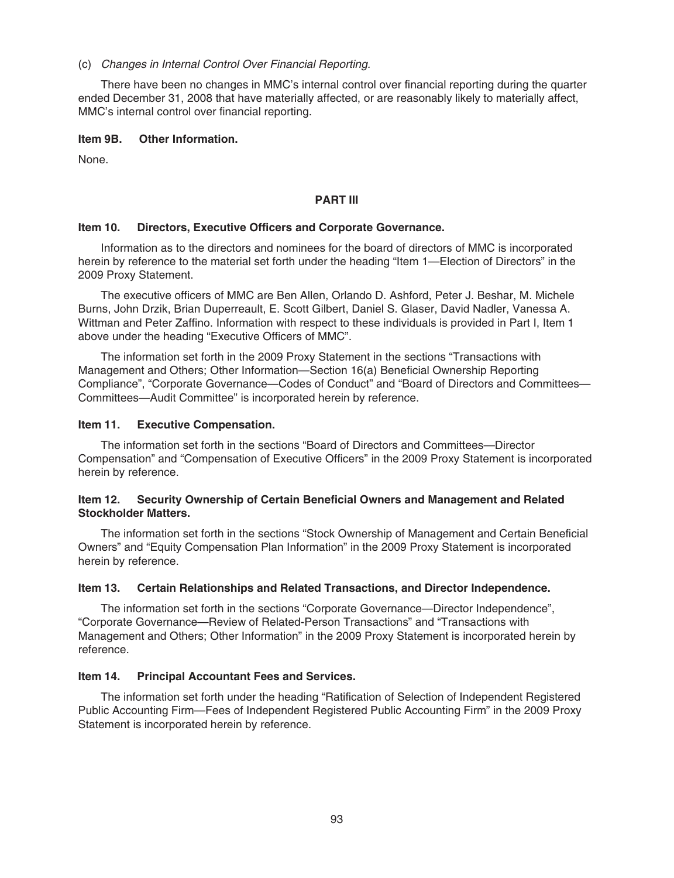(c) *Changes in Internal Control Over Financial Reporting.*

There have been no changes in MMC's internal control over financial reporting during the quarter ended December 31, 2008 that have materially affected, or are reasonably likely to materially affect, MMC's internal control over financial reporting.

**Item 9B. Other Information.**

None.

## PART III

**Item 10. Directors, Executive Officers and Corporate Governance.**

Information as to the directors and nominees for the board of directors of MMC is incorporated herein by reference to the material set forth under the heading "Item 1—Election of Directors" in the 2009 Proxy Statement.

The executive officers of MMC are Ben Allen, Orlando D. Ashford, Peter J. Beshar, M. Michele Burns, John Drzik, Brian Duperreault, E. Scott Gilbert, Daniel S. Glaser, David Nadler, Vanessa A. Wittman and Peter Zaffino. Information with respect to these individuals is provided in Part I, Item 1 above under the heading "Executive Officers of MMC".

The information set forth in the 2009 Proxy Statement in the sections "Transactions with Management and Others; Other Information—Section 16(a) Beneficial Ownership Reporting Compliance", "Corporate Governance—Codes of Conduct" and "Board of Directors and Committees—Committees—Audit Committee" is incorporated herein by reference.

**Item 11. Executive Compensation.**

The information set forth in the sections "Board of Directors and Committees—Director Compensation" and "Compensation of Executive Officers" in the 2009 Proxy Statement is incorporated herein by reference.

**Item 12. Security Ownership of Certain Beneficial Owners and Management and Related Stockholder Matters.**

The information set forth in the sections "Stock Ownership of Management and Certain Beneficial Owners" and "Equity Compensation Plan Information" in the 2009 Proxy Statement is incorporated herein by reference.

**Item 13. Certain Relationships and Related Transactions, and Director Independence.**

The information set forth in the sections "Corporate Governance—Director Independence", "Corporate Governance—Review of Related-Person Transactions" and "Transactions with Management and Others; Other Information" in the 2009 Proxy Statement is incorporated herein by reference.

**Item 14. Principal Accountant Fees and Services.**

The information set forth under the heading "Ratification of Selection of Independent Registered Public Accounting Firm—Fees of Independent Registered Public Accounting Firm" in the 2009 Proxy Statement is incorporated herein by reference.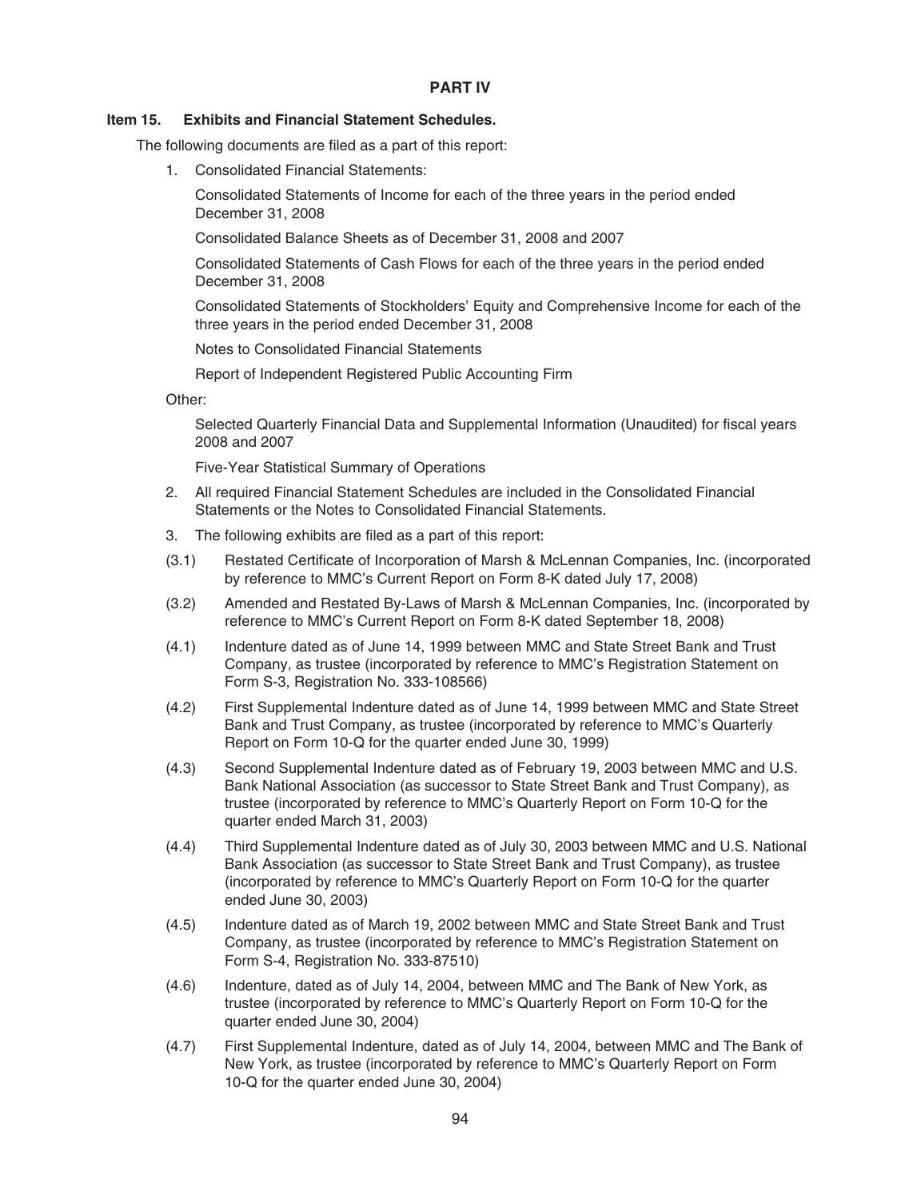## PART IV

### Item 15. Exhibits and Financial Statement Schedules.

The following documents are filed as a part of this report:

1. Consolidated Financial Statements:

   Consolidated Statements of Income for each of the three years in the period ended December 31, 2008

   Consolidated Balance Sheets as of December 31, 2008 and 2007

   Consolidated Statements of Cash Flows for each of the three years in the period ended December 31, 2008

   Consolidated Statements of Stockholders' Equity and Comprehensive Income for each of the three years in the period ended December 31, 2008

   Notes to Consolidated Financial Statements

   Report of Independent Registered Public Accounting Firm

   Other:

   Selected Quarterly Financial Data and Supplemental Information (Unaudited) for fiscal years 2008 and 2007

   Five-Year Statistical Summary of Operations

2. All required Financial Statement Schedules are included in the Consolidated Financial Statements or the Notes to Consolidated Financial Statements.

3. The following exhibits are filed as a part of this report:

(3.1) Restated Certificate of Incorporation of Marsh & McLennan Companies, Inc. (incorporated by reference to MMC's Current Report on Form 8-K dated July 17, 2008)

(3.2) Amended and Restated By-Laws of Marsh & McLennan Companies, Inc. (incorporated by reference to MMC's Current Report on Form 8-K dated September 18, 2008)

(4.1) Indenture dated as of June 14, 1999 between MMC and State Street Bank and Trust Company, as trustee (incorporated by reference to MMC's Registration Statement on Form S-3, Registration No. 333-108566)

(4.2) First Supplemental Indenture dated as of June 14, 1999 between MMC and State Street Bank and Trust Company, as trustee (incorporated by reference to MMC's Quarterly Report on Form 10-Q for the quarter ended June 30, 1999)

(4.3) Second Supplemental Indenture dated as of February 19, 2003 between MMC and U.S. Bank National Association (as successor to State Street Bank and Trust Company), as trustee (incorporated by reference to MMC's Quarterly Report on Form 10-Q for the quarter ended March 31, 2003)

(4.4) Third Supplemental Indenture dated as of July 30, 2003 between MMC and U.S. National Bank Association (as successor to State Street Bank and Trust Company), as trustee (incorporated by reference to MMC's Quarterly Report on Form 10-Q for the quarter ended June 30, 2003)

(4.5) Indenture dated as of March 19, 2002 between MMC and State Street Bank and Trust Company, as trustee (incorporated by reference to MMC's Registration Statement on Form S-4, Registration No. 333-87510)

(4.6) Indenture, dated as of July 14, 2004, between MMC and The Bank of New York, as trustee (incorporated by reference to MMC's Quarterly Report on Form 10-Q for the quarter ended June 30, 2004)

(4.7) First Supplemental Indenture, dated as of July 14, 2004, between MMC and The Bank of New York, as trustee (incorporated by reference to MMC's Quarterly Report on Form 10-Q for the quarter ended June 30, 2004)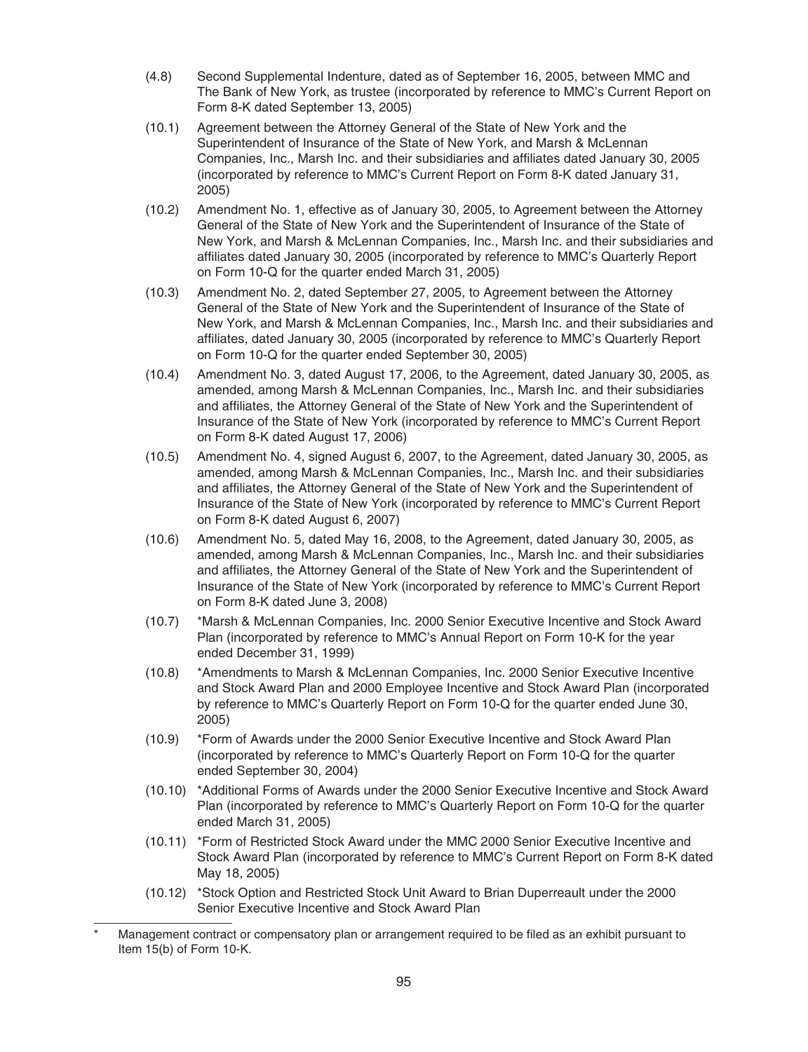(4.8) Second Supplemental Indenture, dated as of September 16, 2005, between MMC and The Bank of New York, as trustee (incorporated by reference to MMC's Current Report on Form 8-K dated September 13, 2005)

(10.1) Agreement between the Attorney General of the State of New York and the Superintendent of Insurance of the State of New York, and Marsh & McLennan Companies, Inc., Marsh Inc. and their subsidiaries and affiliates dated January 30, 2005 (incorporated by reference to MMC's Current Report on Form 8-K dated January 31, 2005)

(10.2) Amendment No. 1, effective as of January 30, 2005, to Agreement between the Attorney General of the State of New York and the Superintendent of Insurance of the State of New York, and Marsh & McLennan Companies, Inc., Marsh Inc. and their subsidiaries and affiliates dated January 30, 2005 (incorporated by reference to MMC's Quarterly Report on Form 10-Q for the quarter ended March 31, 2005)

(10.3) Amendment No. 2, dated September 27, 2005, to Agreement between the Attorney General of the State of New York and the Superintendent of Insurance of the State of New York, and Marsh & McLennan Companies, Inc., Marsh Inc. and their subsidiaries and affiliates, dated January 30, 2005 (incorporated by reference to MMC's Quarterly Report on Form 10-Q for the quarter ended September 30, 2005)

(10.4) Amendment No. 3, dated August 17, 2006, to the Agreement, dated January 30, 2005, as amended, among Marsh & McLennan Companies, Inc., Marsh Inc. and their subsidiaries and affiliates, the Attorney General of the State of New York and the Superintendent of Insurance of the State of New York (incorporated by reference to MMC's Current Report on Form 8-K dated August 17, 2006)

(10.5) Amendment No. 4, signed August 6, 2007, to the Agreement, dated January 30, 2005, as amended, among Marsh & McLennan Companies, Inc., Marsh Inc. and their subsidiaries and affiliates, the Attorney General of the State of New York and the Superintendent of Insurance of the State of New York (incorporated by reference to MMC's Current Report on Form 8-K dated August 6, 2007)

(10.6) Amendment No. 5, dated May 16, 2008, to the Agreement, dated January 30, 2005, as amended, among Marsh & McLennan Companies, Inc., Marsh Inc. and their subsidiaries and affiliates, the Attorney General of the State of New York and the Superintendent of Insurance of the State of New York (incorporated by reference to MMC's Current Report on Form 8-K dated June 3, 2008)

(10.7) *Marsh & McLennan Companies, Inc. 2000 Senior Executive Incentive and Stock Award Plan (incorporated by reference to MMC's Annual Report on Form 10-K for the year ended December 31, 1999)

(10.8) *Amendments to Marsh & McLennan Companies, Inc. 2000 Senior Executive Incentive and Stock Award Plan and 2000 Employee Incentive and Stock Award Plan (incorporated by reference to MMC's Quarterly Report on Form 10-Q for the quarter ended June 30, 2005)

(10.9) *Form of Awards under the 2000 Senior Executive Incentive and Stock Award Plan (incorporated by reference to MMC's Quarterly Report on Form 10-Q for the quarter ended September 30, 2004)

(10.10) *Additional Forms of Awards under the 2000 Senior Executive Incentive and Stock Award Plan (incorporated by reference to MMC's Quarterly Report on Form 10-Q for the quarter ended March 31, 2005)

(10.11) *Form of Restricted Stock Award under the MMC 2000 Senior Executive Incentive and Stock Award Plan (incorporated by reference to MMC's Current Report on Form 8-K dated May 18, 2005)

(10.12) *Stock Option and Restricted Stock Unit Award to Brian Duperreault under the 2000 Senior Executive Incentive and Stock Award Plan

---

\* Management contract or compensatory plan or arrangement required to be filed as an exhibit pursuant to Item 15(b) of Form 10-K.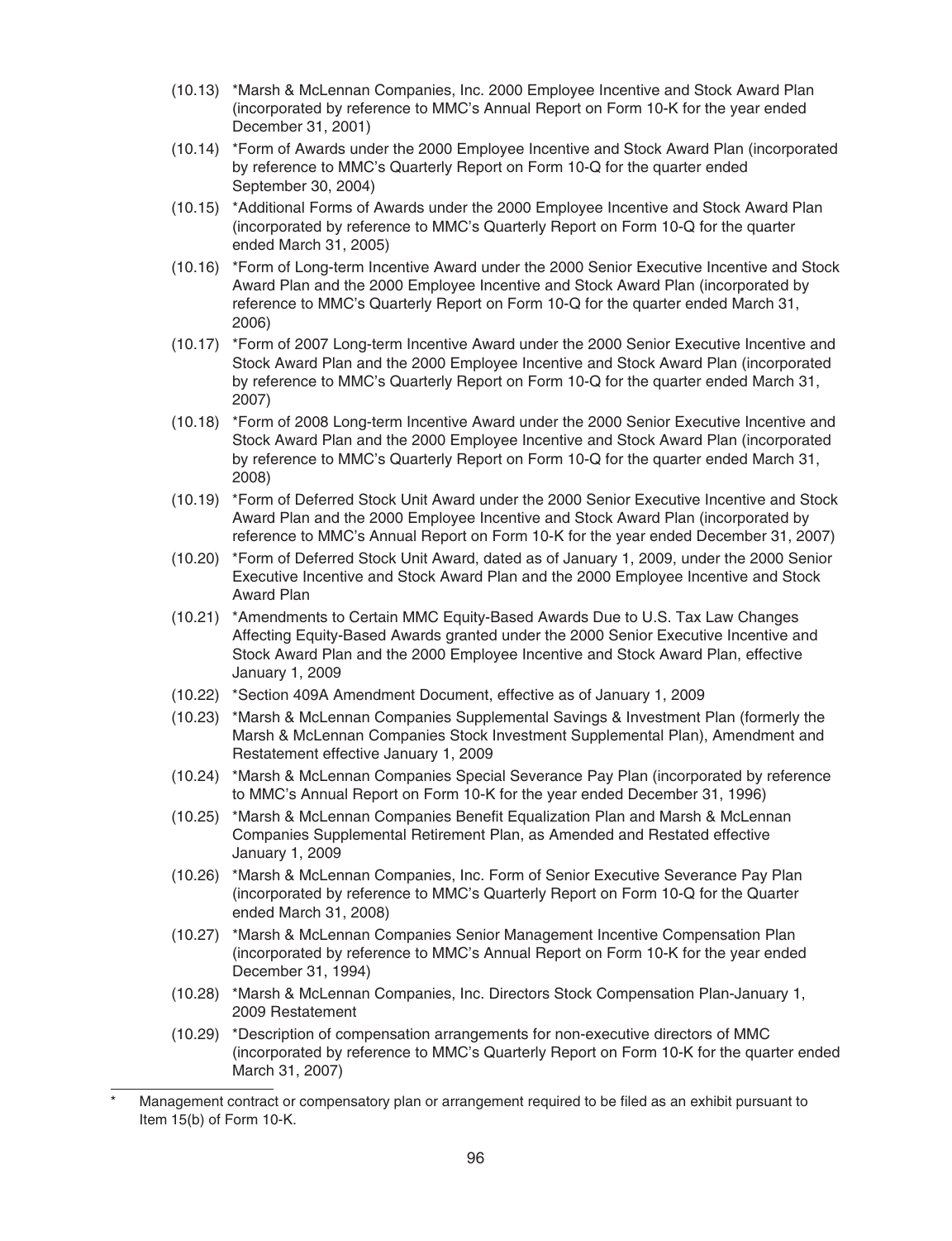(10.13) *Marsh & McLennan Companies, Inc. 2000 Employee Incentive and Stock Award Plan (incorporated by reference to MMC's Annual Report on Form 10-K for the year ended December 31, 2001)

(10.14) *Form of Awards under the 2000 Employee Incentive and Stock Award Plan (incorporated by reference to MMC's Quarterly Report on Form 10-Q for the quarter ended September 30, 2004)

(10.15) *Additional Forms of Awards under the 2000 Employee Incentive and Stock Award Plan (incorporated by reference to MMC's Quarterly Report on Form 10-Q for the quarter ended March 31, 2005)

(10.16) *Form of Long-term Incentive Award under the 2000 Senior Executive Incentive and Stock Award Plan and the 2000 Employee Incentive and Stock Award Plan (incorporated by reference to MMC's Quarterly Report on Form 10-Q for the quarter ended March 31, 2006)

(10.17) *Form of 2007 Long-term Incentive Award under the 2000 Senior Executive Incentive and Stock Award Plan and the 2000 Employee Incentive and Stock Award Plan (incorporated by reference to MMC's Quarterly Report on Form 10-Q for the quarter ended March 31, 2007)

(10.18) *Form of 2008 Long-term Incentive Award under the 2000 Senior Executive Incentive and Stock Award Plan and the 2000 Employee Incentive and Stock Award Plan (incorporated by reference to MMC's Quarterly Report on Form 10-Q for the quarter ended March 31, 2008)

(10.19) *Form of Deferred Stock Unit Award under the 2000 Senior Executive Incentive and Stock Award Plan and the 2000 Employee Incentive and Stock Award Plan (incorporated by reference to MMC's Annual Report on Form 10-K for the year ended December 31, 2007)

(10.20) *Form of Deferred Stock Unit Award, dated as of January 1, 2009, under the 2000 Senior Executive Incentive and Stock Award Plan and the 2000 Employee Incentive and Stock Award Plan

(10.21) *Amendments to Certain MMC Equity-Based Awards Due to U.S. Tax Law Changes Affecting Equity-Based Awards granted under the 2000 Senior Executive Incentive and Stock Award Plan and the 2000 Employee Incentive and Stock Award Plan, effective January 1, 2009

(10.22) *Section 409A Amendment Document, effective as of January 1, 2009

(10.23) *Marsh & McLennan Companies Supplemental Savings & Investment Plan (formerly the Marsh & McLennan Companies Stock Investment Supplemental Plan), Amendment and Restatement effective January 1, 2009

(10.24) *Marsh & McLennan Companies Special Severance Pay Plan (incorporated by reference to MMC's Annual Report on Form 10-K for the year ended December 31, 1996)

(10.25) *Marsh & McLennan Companies Benefit Equalization Plan and Marsh & McLennan Companies Supplemental Retirement Plan, as Amended and Restated effective January 1, 2009

(10.26) *Marsh & McLennan Companies, Inc. Form of Senior Executive Severance Pay Plan (incorporated by reference to MMC's Quarterly Report on Form 10-Q for the Quarter ended March 31, 2008)

(10.27) *Marsh & McLennan Companies Senior Management Incentive Compensation Plan (incorporated by reference to MMC's Annual Report on Form 10-K for the year ended December 31, 1994)

(10.28) *Marsh & McLennan Companies, Inc. Directors Stock Compensation Plan-January 1, 2009 Restatement

(10.29) *Description of compensation arrangements for non-executive directors of MMC (incorporated by reference to MMC's Quarterly Report on Form 10-K for the quarter ended March 31, 2007)

---

\* Management contract or compensatory plan or arrangement required to be filed as an exhibit pursuant to Item 15(b) of Form 10-K.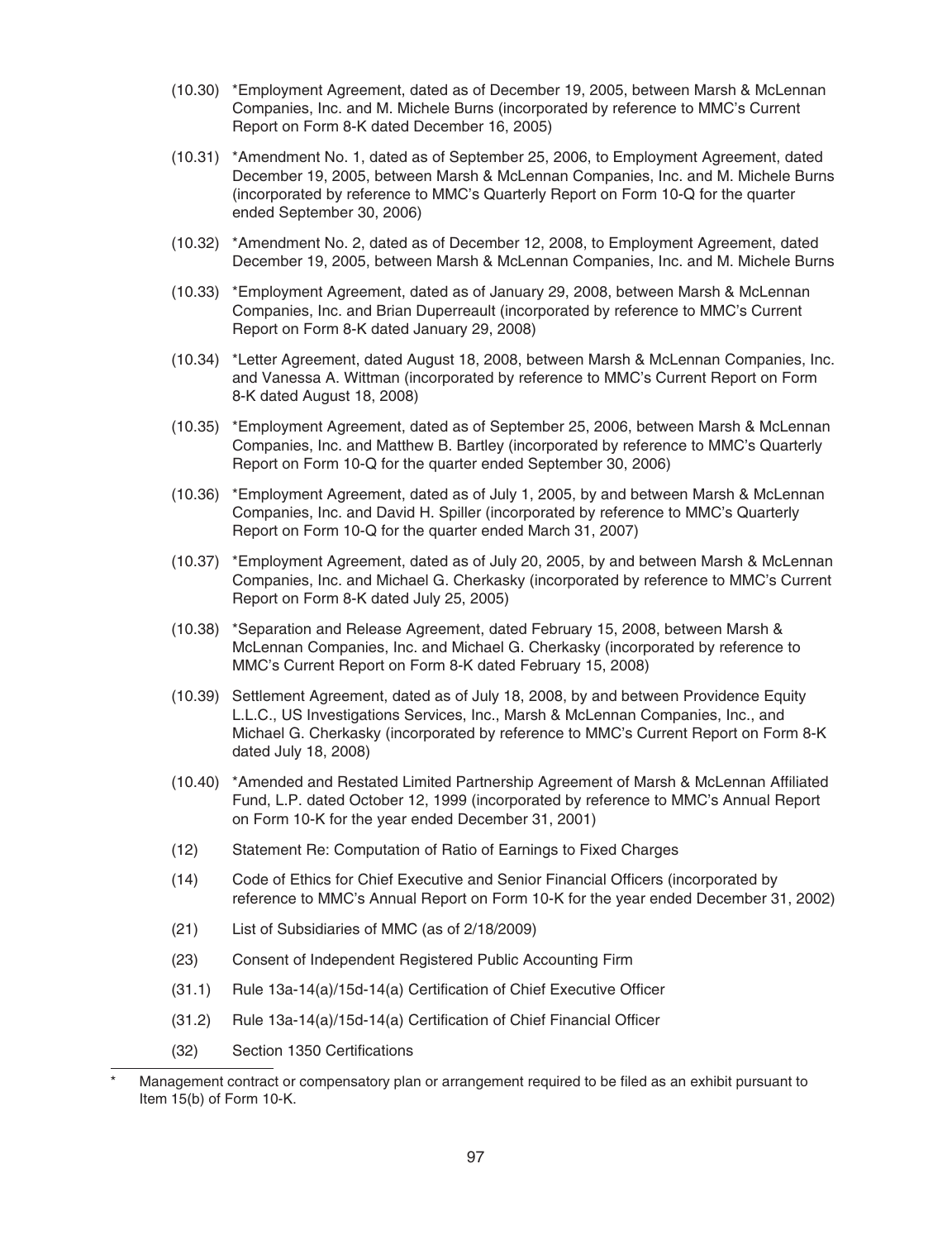(10.30) *Employment Agreement, dated as of December 19, 2005, between Marsh & McLennan Companies, Inc. and M. Michele Burns (incorporated by reference to MMC's Current Report on Form 8-K dated December 16, 2005)

(10.31) *Amendment No. 1, dated as of September 25, 2006, to Employment Agreement, dated December 19, 2005, between Marsh & McLennan Companies, Inc. and M. Michele Burns (incorporated by reference to MMC's Quarterly Report on Form 10-Q for the quarter ended September 30, 2006)

(10.32) *Amendment No. 2, dated as of December 12, 2008, to Employment Agreement, dated December 19, 2005, between Marsh & McLennan Companies, Inc. and M. Michele Burns

(10.33) *Employment Agreement, dated as of January 29, 2008, between Marsh & McLennan Companies, Inc. and Brian Duperreault (incorporated by reference to MMC's Current Report on Form 8-K dated January 29, 2008)

(10.34) *Letter Agreement, dated August 18, 2008, between Marsh & McLennan Companies, Inc. and Vanessa A. Wittman (incorporated by reference to MMC's Current Report on Form 8-K dated August 18, 2008)

(10.35) *Employment Agreement, dated as of September 25, 2006, between Marsh & McLennan Companies, Inc. and Matthew B. Bartley (incorporated by reference to MMC's Quarterly Report on Form 10-Q for the quarter ended September 30, 2006)

(10.36) *Employment Agreement, dated as of July 1, 2005, by and between Marsh & McLennan Companies, Inc. and David H. Spiller (incorporated by reference to MMC's Quarterly Report on Form 10-Q for the quarter ended March 31, 2007)

(10.37) *Employment Agreement, dated as of July 20, 2005, by and between Marsh & McLennan Companies, Inc. and Michael G. Cherkasky (incorporated by reference to MMC's Current Report on Form 8-K dated July 25, 2005)

(10.38) *Separation and Release Agreement, dated February 15, 2008, between Marsh & McLennan Companies, Inc. and Michael G. Cherkasky (incorporated by reference to MMC's Current Report on Form 8-K dated February 15, 2008)

(10.39) Settlement Agreement, dated as of July 18, 2008, by and between Providence Equity L.L.C., US Investigations Services, Inc., Marsh & McLennan Companies, Inc., and Michael G. Cherkasky (incorporated by reference to MMC's Current Report on Form 8-K dated July 18, 2008)

(10.40) *Amended and Restated Limited Partnership Agreement of Marsh & McLennan Affiliated Fund, L.P. dated October 12, 1999 (incorporated by reference to MMC's Annual Report on Form 10-K for the year ended December 31, 2001)

(12) Statement Re: Computation of Ratio of Earnings to Fixed Charges

(14) Code of Ethics for Chief Executive and Senior Financial Officers (incorporated by reference to MMC's Annual Report on Form 10-K for the year ended December 31, 2002)

(21) List of Subsidiaries of MMC (as of 2/18/2009)

(23) Consent of Independent Registered Public Accounting Firm

(31.1) Rule 13a-14(a)/15d-14(a) Certification of Chief Executive Officer

(31.2) Rule 13a-14(a)/15d-14(a) Certification of Chief Financial Officer

(32) Section 1350 Certifications

---

* Management contract or compensatory plan or arrangement required to be filed as an exhibit pursuant to Item 15(b) of Form 10-K.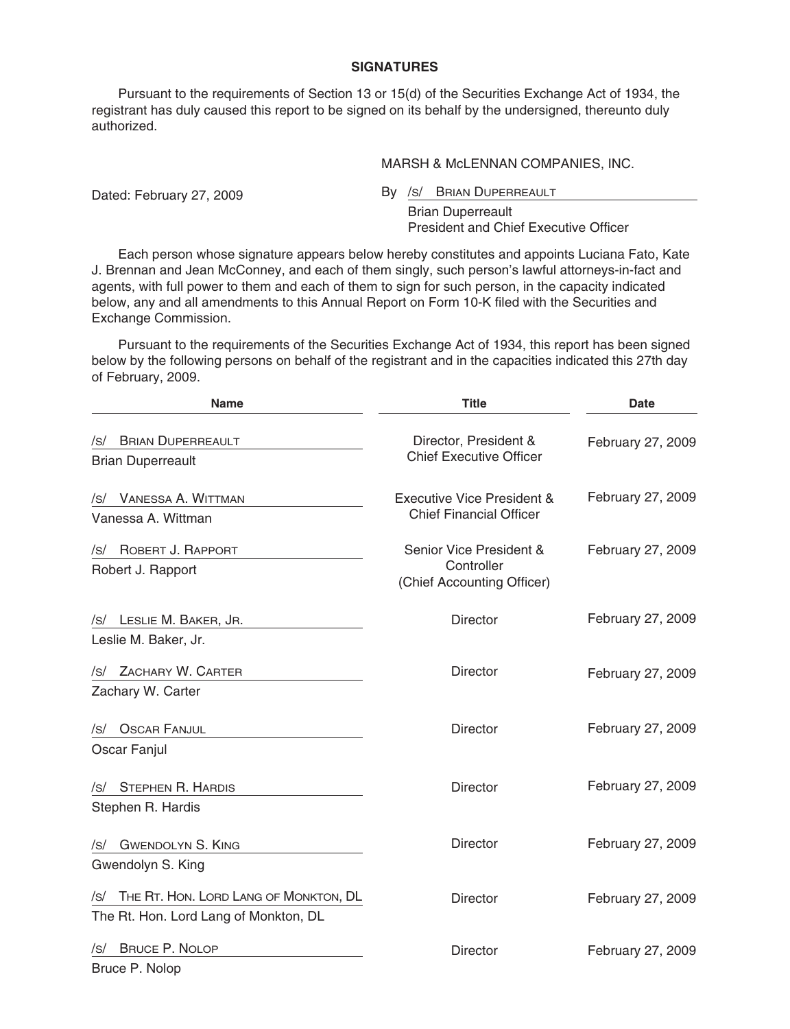## SIGNATURES

Pursuant to the requirements of Section 13 or 15(d) of the Securities Exchange Act of 1934, the registrant has duly caused this report to be signed on its behalf by the undersigned, thereunto duly authorized.

MARSH & McLENNAN COMPANIES, INC.

Dated: February 27, 2009

By /s/ BRIAN DUPERREAULT
Brian Duperreault
President and Chief Executive Officer

Each person whose signature appears below hereby constitutes and appoints Luciana Fato, Kate J. Brennan and Jean McConney, and each of them singly, such person's lawful attorneys-in-fact and agents, with full power to them and each of them to sign for such person, in the capacity indicated below, any and all amendments to this Annual Report on Form 10-K filed with the Securities and Exchange Commission.

Pursuant to the requirements of the Securities Exchange Act of 1934, this report has been signed below by the following persons on behalf of the registrant and in the capacities indicated this 27th day of February, 2009.

| Name | Title | Date |
|---|---|---|
| /s/ BRIAN DUPERREAULT<br>Brian Duperreault | Director, President & Chief Executive Officer | February 27, 2009 |
| /s/ VANESSA A. WITTMAN<br>Vanessa A. Wittman | Executive Vice President & Chief Financial Officer | February 27, 2009 |
| /s/ ROBERT J. RAPPORT<br>Robert J. Rapport | Senior Vice President & Controller (Chief Accounting Officer) | February 27, 2009 |
| /s/ LESLIE M. BAKER, JR.<br>Leslie M. Baker, Jr. | Director | February 27, 2009 |
| /s/ ZACHARY W. CARTER<br>Zachary W. Carter | Director | February 27, 2009 |
| /s/ OSCAR FANJUL<br>Oscar Fanjul | Director | February 27, 2009 |
| /s/ STEPHEN R. HARDIS<br>Stephen R. Hardis | Director | February 27, 2009 |
| /s/ GWENDOLYN S. KING<br>Gwendolyn S. King | Director | February 27, 2009 |
| /s/ THE RT. HON. LORD LANG OF MONKTON, DL<br>The Rt. Hon. Lord Lang of Monkton, DL | Director | February 27, 2009 |
| /s/ BRUCE P. NOLOP<br>Bruce P. Nolop | Director | February 27, 2009 |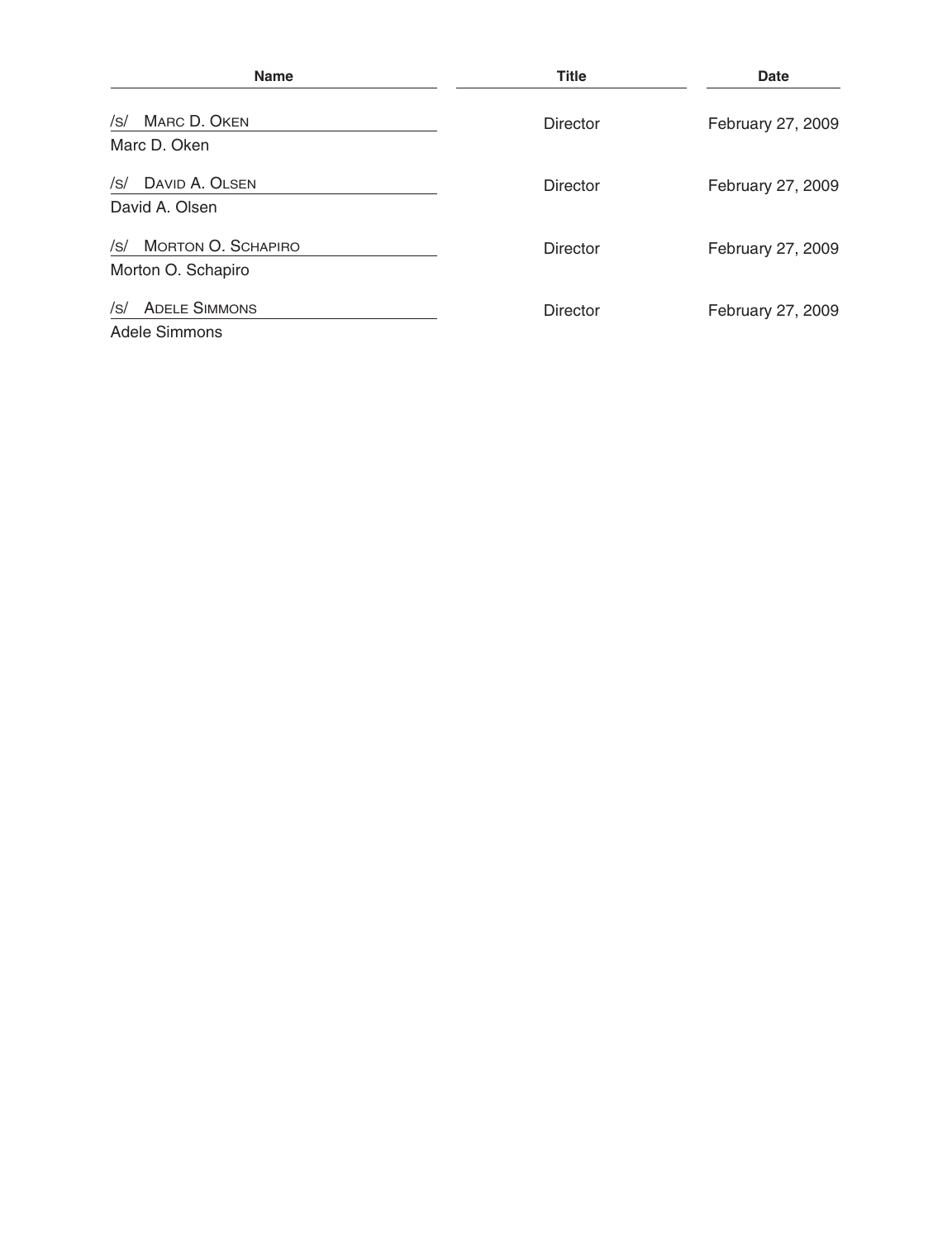| Name | Title | Date |
| --- | --- | --- |
| /s/ MARC D. OKEN<br>Marc D. Oken | Director | February 27, 2009 |
| /s/ DAVID A. OLSEN<br>David A. Olsen | Director | February 27, 2009 |
| /s/ MORTON O. SCHAPIRO<br>Morton O. Schapiro | Director | February 27, 2009 |
| /s/ ADELE SIMMONS<br>Adele Simmons | Director | February 27, 2009 |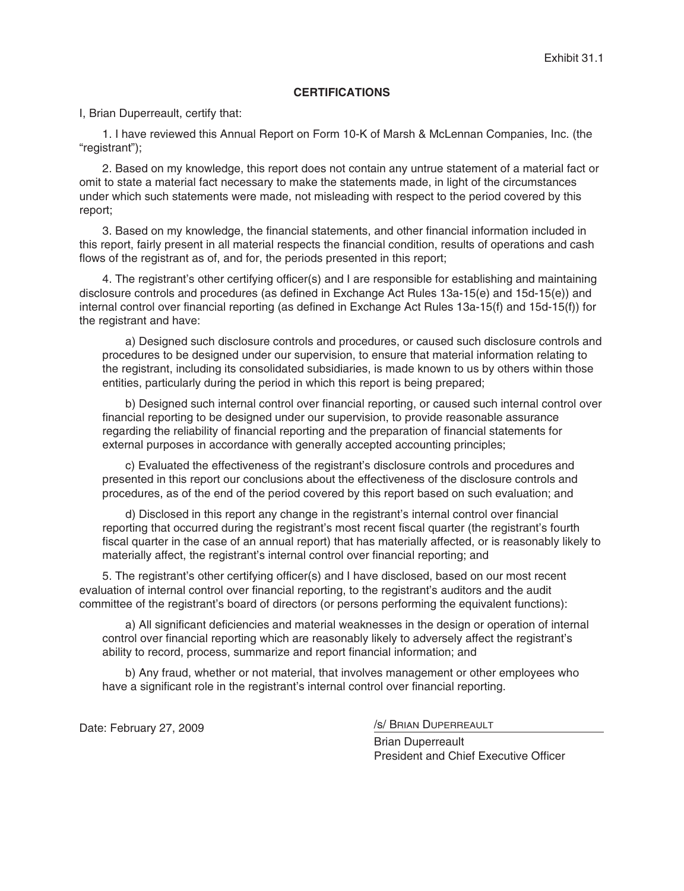Exhibit 31.1

**CERTIFICATIONS**

I, Brian Duperreault, certify that:

1. I have reviewed this Annual Report on Form 10-K of Marsh & McLennan Companies, Inc. (the “registrant”);

2. Based on my knowledge, this report does not contain any untrue statement of a material fact or omit to state a material fact necessary to make the statements made, in light of the circumstances under which such statements were made, not misleading with respect to the period covered by this report;

3. Based on my knowledge, the financial statements, and other financial information included in this report, fairly present in all material respects the financial condition, results of operations and cash flows of the registrant as of, and for, the periods presented in this report;

4. The registrant’s other certifying officer(s) and I are responsible for establishing and maintaining disclosure controls and procedures (as defined in Exchange Act Rules 13a-15(e) and 15d-15(e)) and internal control over financial reporting (as defined in Exchange Act Rules 13a-15(f) and 15d-15(f)) for the registrant and have:

a) Designed such disclosure controls and procedures, or caused such disclosure controls and procedures to be designed under our supervision, to ensure that material information relating to the registrant, including its consolidated subsidiaries, is made known to us by others within those entities, particularly during the period in which this report is being prepared;

b) Designed such internal control over financial reporting, or caused such internal control over financial reporting to be designed under our supervision, to provide reasonable assurance regarding the reliability of financial reporting and the preparation of financial statements for external purposes in accordance with generally accepted accounting principles;

c) Evaluated the effectiveness of the registrant’s disclosure controls and procedures and presented in this report our conclusions about the effectiveness of the disclosure controls and procedures, as of the end of the period covered by this report based on such evaluation; and

d) Disclosed in this report any change in the registrant’s internal control over financial reporting that occurred during the registrant’s most recent fiscal quarter (the registrant’s fourth fiscal quarter in the case of an annual report) that has materially affected, or is reasonably likely to materially affect, the registrant’s internal control over financial reporting; and

5. The registrant’s other certifying officer(s) and I have disclosed, based on our most recent evaluation of internal control over financial reporting, to the registrant’s auditors and the audit committee of the registrant’s board of directors (or persons performing the equivalent functions):

a) All significant deficiencies and material weaknesses in the design or operation of internal control over financial reporting which are reasonably likely to adversely affect the registrant’s ability to record, process, summarize and report financial information; and

b) Any fraud, whether or not material, that involves management or other employees who have a significant role in the registrant’s internal control over financial reporting.

Date: February 27, 2009

/s/ BRIAN DUPERREAULT

Brian Duperreault
President and Chief Executive Officer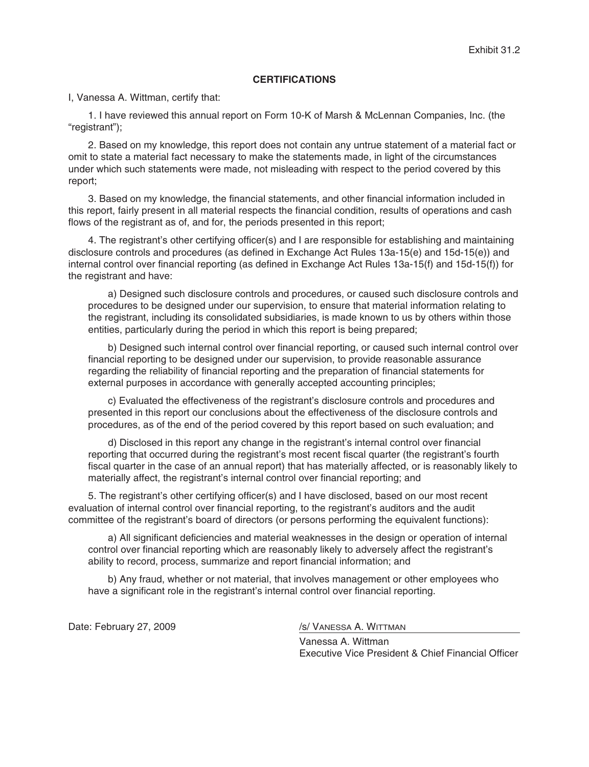Exhibit 31.2

## CERTIFICATIONS

I, Vanessa A. Wittman, certify that:

1. I have reviewed this annual report on Form 10-K of Marsh & McLennan Companies, Inc. (the "registrant");

2. Based on my knowledge, this report does not contain any untrue statement of a material fact or omit to state a material fact necessary to make the statements made, in light of the circumstances under which such statements were made, not misleading with respect to the period covered by this report;

3. Based on my knowledge, the financial statements, and other financial information included in this report, fairly present in all material respects the financial condition, results of operations and cash flows of the registrant as of, and for, the periods presented in this report;

4. The registrant's other certifying officer(s) and I are responsible for establishing and maintaining disclosure controls and procedures (as defined in Exchange Act Rules 13a-15(e) and 15d-15(e)) and internal control over financial reporting (as defined in Exchange Act Rules 13a-15(f) and 15d-15(f)) for the registrant and have:

   a) Designed such disclosure controls and procedures, or caused such disclosure controls and procedures to be designed under our supervision, to ensure that material information relating to the registrant, including its consolidated subsidiaries, is made known to us by others within those entities, particularly during the period in which this report is being prepared;

   b) Designed such internal control over financial reporting, or caused such internal control over financial reporting to be designed under our supervision, to provide reasonable assurance regarding the reliability of financial reporting and the preparation of financial statements for external purposes in accordance with generally accepted accounting principles;

   c) Evaluated the effectiveness of the registrant's disclosure controls and procedures and presented in this report our conclusions about the effectiveness of the disclosure controls and procedures, as of the end of the period covered by this report based on such evaluation; and

   d) Disclosed in this report any change in the registrant's internal control over financial reporting that occurred during the registrant's most recent fiscal quarter (the registrant's fourth fiscal quarter in the case of an annual report) that has materially affected, or is reasonably likely to materially affect, the registrant's internal control over financial reporting; and

5. The registrant's other certifying officer(s) and I have disclosed, based on our most recent evaluation of internal control over financial reporting, to the registrant's auditors and the audit committee of the registrant's board of directors (or persons performing the equivalent functions):

   a) All significant deficiencies and material weaknesses in the design or operation of internal control over financial reporting which are reasonably likely to adversely affect the registrant's ability to record, process, summarize and report financial information; and

   b) Any fraud, whether or not material, that involves management or other employees who have a significant role in the registrant's internal control over financial reporting.

Date: February 27, 2009

/s/ VANESSA A. WITTMAN

Vanessa A. Wittman
Executive Vice President & Chief Financial Officer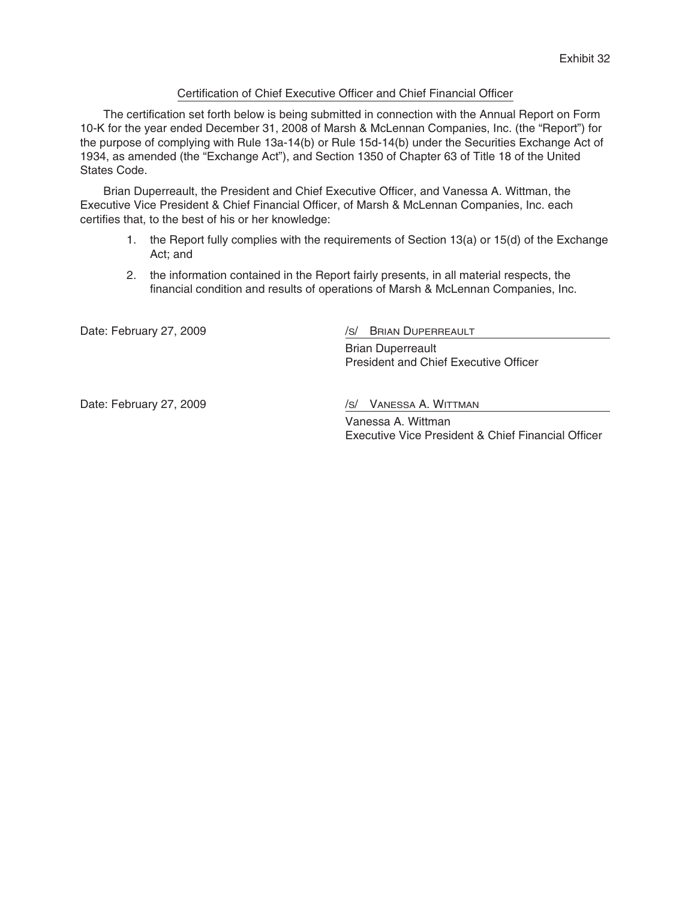Exhibit 32

Certification of Chief Executive Officer and Chief Financial Officer

The certification set forth below is being submitted in connection with the Annual Report on Form 10-K for the year ended December 31, 2008 of Marsh & McLennan Companies, Inc. (the "Report") for the purpose of complying with Rule 13a-14(b) or Rule 15d-14(b) under the Securities Exchange Act of 1934, as amended (the "Exchange Act"), and Section 1350 of Chapter 63 of Title 18 of the United States Code.

Brian Duperreault, the President and Chief Executive Officer, and Vanessa A. Wittman, the Executive Vice President & Chief Financial Officer, of Marsh & McLennan Companies, Inc. each certifies that, to the best of his or her knowledge:

1. the Report fully complies with the requirements of Section 13(a) or 15(d) of the Exchange Act; and
2. the information contained in the Report fairly presents, in all material respects, the financial condition and results of operations of Marsh & McLennan Companies, Inc.

Date: February 27, 2009

/s/ BRIAN DUPERREAULT

Brian Duperreault
President and Chief Executive Officer

Date: February 27, 2009

/s/ VANESSA A. WITTMAN

Vanessa A. Wittman
Executive Vice President & Chief Financial Officer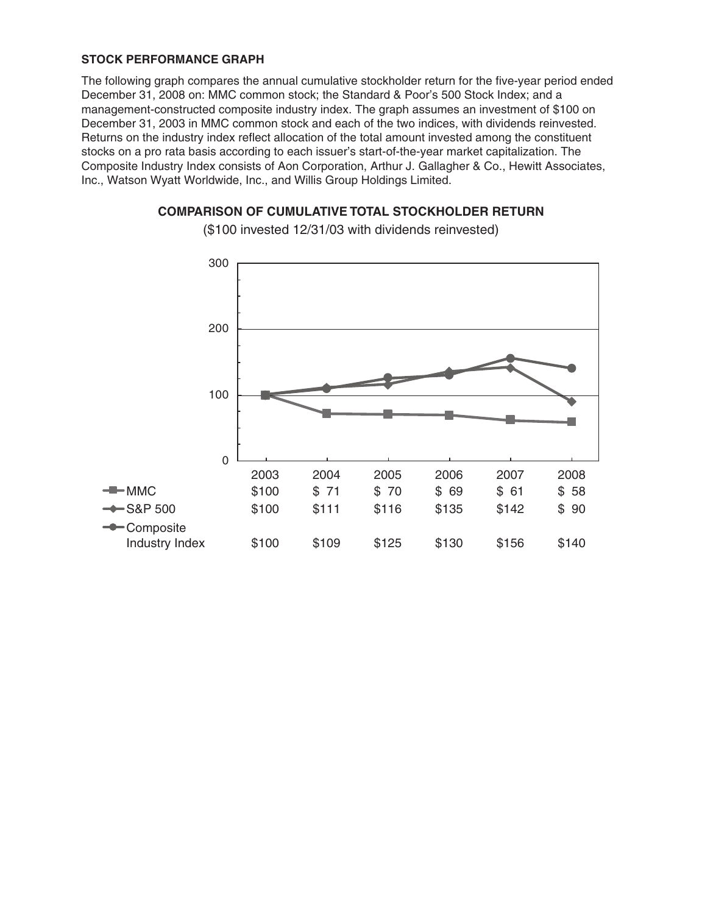**STOCK PERFORMANCE GRAPH**

The following graph compares the annual cumulative stockholder return for the five-year period ended December 31, 2008 on: MMC common stock; the Standard & Poor's 500 Stock Index; and a management-constructed composite industry index. The graph assumes an investment of $100 on December 31, 2003 in MMC common stock and each of the two indices, with dividends reinvested. Returns on the industry index reflect allocation of the total amount invested among the constituent stocks on a pro rata basis according to each issuer's start-of-the-year market capitalization. The Composite Industry Index consists of Aon Corporation, Arthur J. Gallagher & Co., Hewitt Associates, Inc., Watson Wyatt Worldwide, Inc., and Willis Group Holdings Limited.

**COMPARISON OF CUMULATIVE TOTAL STOCKHOLDER RETURN**

($100 invested 12/31/03 with dividends reinvested)

| | 2003 | 2004 | 2005 | 2006 | 2007 | 2008 |
|---|---|---|---|---|---|---|
| MMC | $100 | $ 71 | $ 70 | $ 69 | $ 61 | $ 58 |
| S&P 500 | $100 | $111 | $116 | $135 | $142 | $ 90 |
| Composite Industry Index | $100 | $109 | $125 | $130 | $156 | $140 |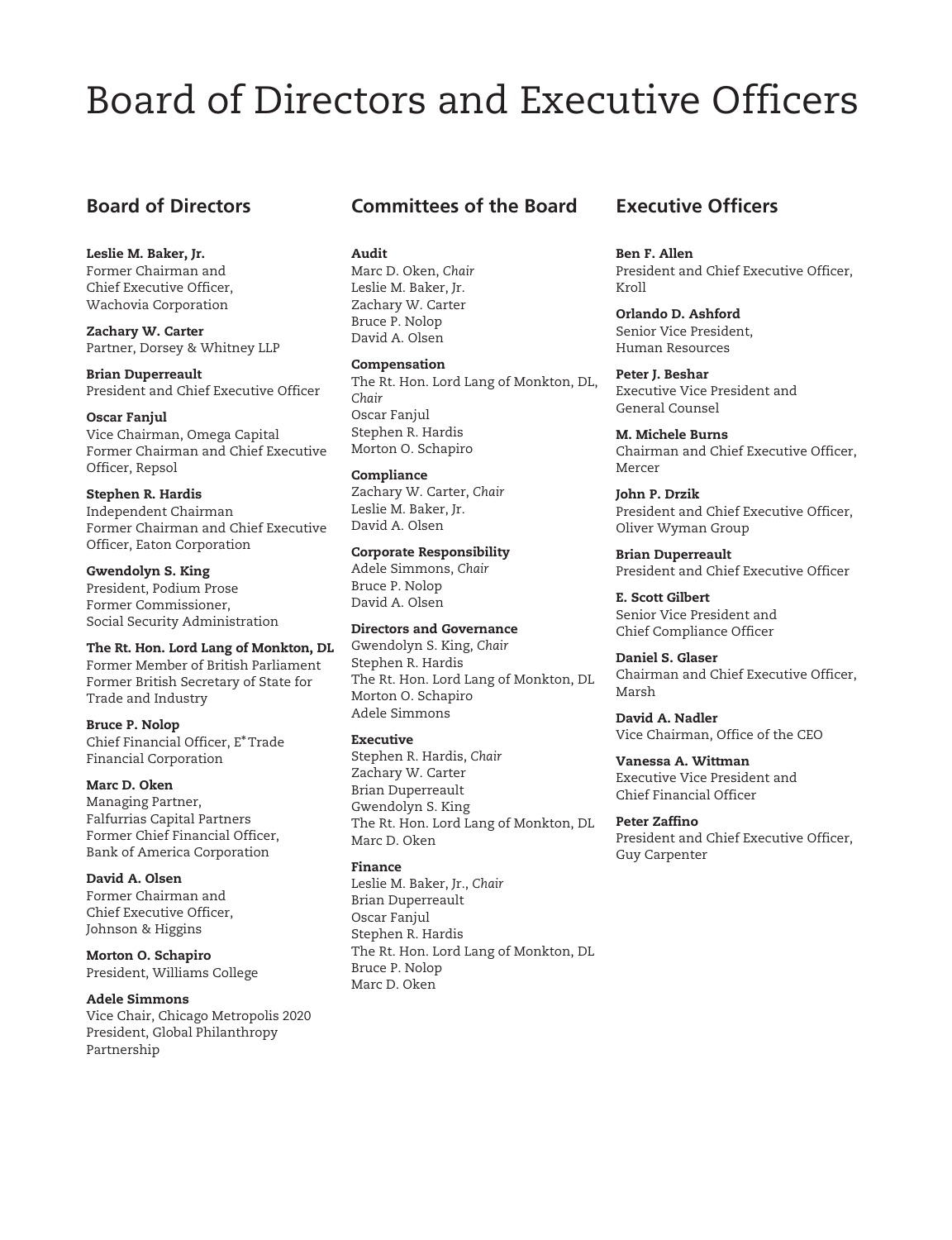# Board of Directors and Executive Officers

## Board of Directors

**Leslie M. Baker, Jr.**
Former Chairman and
Chief Executive Officer,
Wachovia Corporation

**Zachary W. Carter**
Partner, Dorsey & Whitney LLP

**Brian Duperreault**
President and Chief Executive Officer

**Oscar Fanjul**
Vice Chairman, Omega Capital
Former Chairman and Chief Executive Officer, Repsol

**Stephen R. Hardis**
Independent Chairman
Former Chairman and Chief Executive Officer, Eaton Corporation

**Gwendolyn S. King**
President, Podium Prose
Former Commissioner,
Social Security Administration

**The Rt. Hon. Lord Lang of Monkton, DL**
Former Member of British Parliament
Former British Secretary of State for Trade and Industry

**Bruce P. Nolop**
Chief Financial Officer, E*Trade Financial Corporation

**Marc D. Oken**
Managing Partner,
Falfurrias Capital Partners
Former Chief Financial Officer,
Bank of America Corporation

**David A. Olsen**
Former Chairman and
Chief Executive Officer,
Johnson & Higgins

**Morton O. Schapiro**
President, Williams College

**Adele Simmons**
Vice Chair, Chicago Metropolis 2020
President, Global Philanthropy Partnership

## Committees of the Board

**Audit**
Marc D. Oken, *Chair*
Leslie M. Baker, Jr.
Zachary W. Carter
Bruce P. Nolop
David A. Olsen

**Compensation**
The Rt. Hon. Lord Lang of Monkton, DL, *Chair*
Oscar Fanjul
Stephen R. Hardis
Morton O. Schapiro

**Compliance**
Zachary W. Carter, *Chair*
Leslie M. Baker, Jr.
David A. Olsen

**Corporate Responsibility**
Adele Simmons, *Chair*
Bruce P. Nolop
David A. Olsen

**Directors and Governance**
Gwendolyn S. King, *Chair*
Stephen R. Hardis
The Rt. Hon. Lord Lang of Monkton, DL
Morton O. Schapiro
Adele Simmons

**Executive**
Stephen R. Hardis, *Chair*
Zachary W. Carter
Brian Duperreault
Gwendolyn S. King
The Rt. Hon. Lord Lang of Monkton, DL
Marc D. Oken

**Finance**
Leslie M. Baker, Jr., *Chair*
Brian Duperreault
Oscar Fanjul
Stephen R. Hardis
The Rt. Hon. Lord Lang of Monkton, DL
Bruce P. Nolop
Marc D. Oken

## Executive Officers

**Ben F. Allen**
President and Chief Executive Officer,
Kroll

**Orlando D. Ashford**
Senior Vice President,
Human Resources

**Peter J. Beshar**
Executive Vice President and
General Counsel

**M. Michele Burns**
Chairman and Chief Executive Officer,
Mercer

**John P. Drzik**
President and Chief Executive Officer,
Oliver Wyman Group

**Brian Duperreault**
President and Chief Executive Officer

**E. Scott Gilbert**
Senior Vice President and
Chief Compliance Officer

**Daniel S. Glaser**
Chairman and Chief Executive Officer,
Marsh

**David A. Nadler**
Vice Chairman, Office of the CEO

**Vanessa A. Wittman**
Executive Vice President and
Chief Financial Officer

**Peter Zaffino**
President and Chief Executive Officer,
Guy Carpenter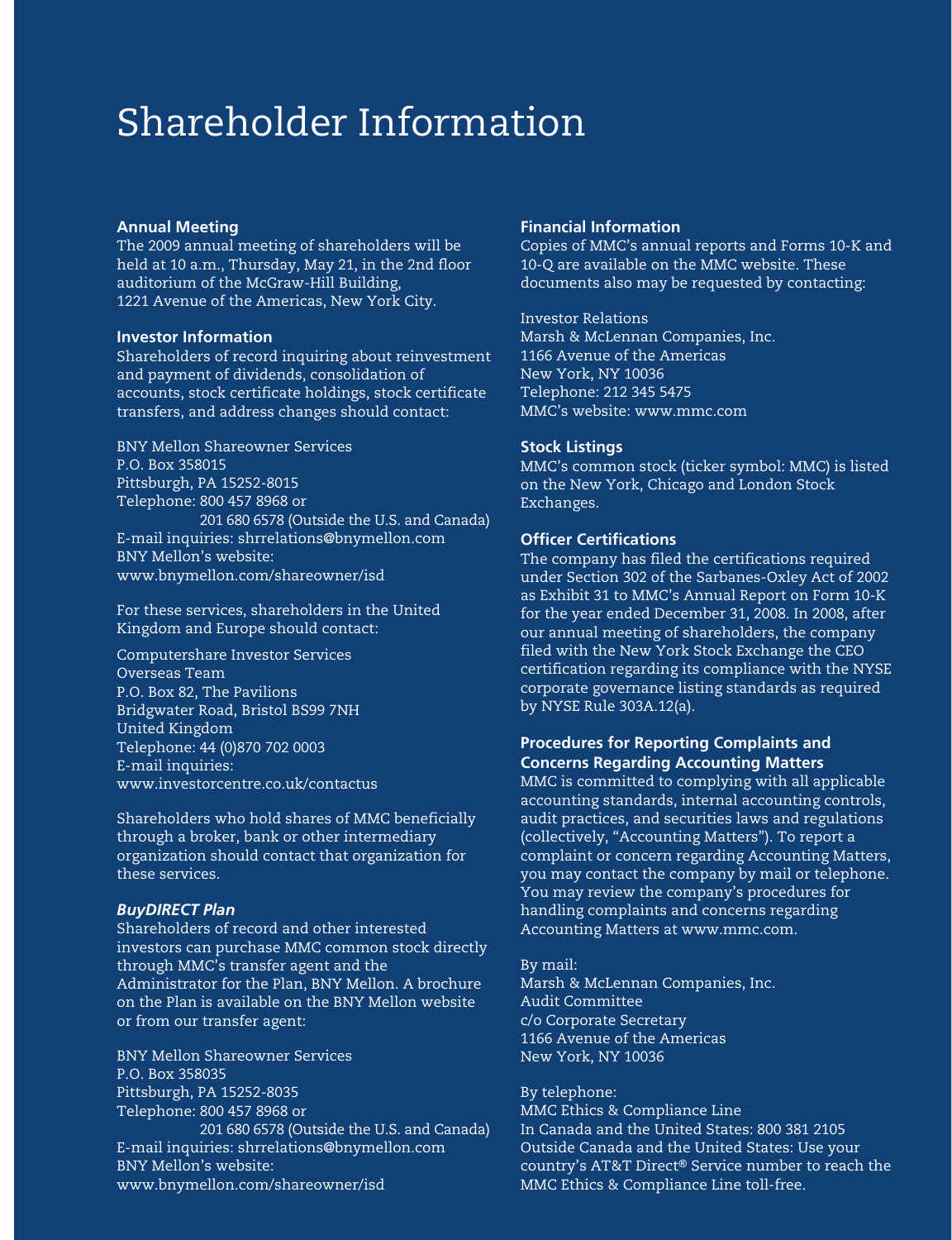# Shareholder Information

**Annual Meeting**

The 2009 annual meeting of shareholders will be held at 10 a.m., Thursday, May 21, in the 2nd floor auditorium of the McGraw-Hill Building, 1221 Avenue of the Americas, New York City.

**Investor Information**

Shareholders of record inquiring about reinvestment and payment of dividends, consolidation of accounts, stock certificate holdings, stock certificate transfers, and address changes should contact:

BNY Mellon Shareowner Services
P.O. Box 358015
Pittsburgh, PA 15252-8015
Telephone: 800 457 8968 or
201 680 6578 (Outside the U.S. and Canada)
E-mail inquiries: shrrelations@bnymellon.com
BNY Mellon's website:
www.bnymellon.com/shareowner/isd

For these services, shareholders in the United Kingdom and Europe should contact:

Computershare Investor Services
Overseas Team
P.O. Box 82, The Pavilions
Bridgwater Road, Bristol BS99 7NH
United Kingdom
Telephone: 44 (0)870 702 0003
E-mail inquiries:
www.investorcentre.co.uk/contactus

Shareholders who hold shares of MMC beneficially through a broker, bank or other intermediary organization should contact that organization for these services.

***BuyDIRECT Plan***

Shareholders of record and other interested investors can purchase MMC common stock directly through MMC's transfer agent and the Administrator for the Plan, BNY Mellon. A brochure on the Plan is available on the BNY Mellon website or from our transfer agent:

BNY Mellon Shareowner Services
P.O. Box 358035
Pittsburgh, PA 15252-8035
Telephone: 800 457 8968 or
201 680 6578 (Outside the U.S. and Canada)
E-mail inquiries: shrrelations@bnymellon.com
BNY Mellon's website:
www.bnymellon.com/shareowner/isd

**Financial Information**

Copies of MMC's annual reports and Forms 10-K and 10-Q are available on the MMC website. These documents also may be requested by contacting:

Investor Relations
Marsh & McLennan Companies, Inc.
1166 Avenue of the Americas
New York, NY 10036
Telephone: 212 345 5475
MMC's website: www.mmc.com

**Stock Listings**

MMC's common stock (ticker symbol: MMC) is listed on the New York, Chicago and London Stock Exchanges.

**Officer Certifications**

The company has filed the certifications required under Section 302 of the Sarbanes-Oxley Act of 2002 as Exhibit 31 to MMC's Annual Report on Form 10-K for the year ended December 31, 2008. In 2008, after our annual meeting of shareholders, the company filed with the New York Stock Exchange the CEO certification regarding its compliance with the NYSE corporate governance listing standards as required by NYSE Rule 303A.12(a).

**Procedures for Reporting Complaints and Concerns Regarding Accounting Matters**

MMC is committed to complying with all applicable accounting standards, internal accounting controls, audit practices, and securities laws and regulations (collectively, "Accounting Matters"). To report a complaint or concern regarding Accounting Matters, you may contact the company by mail or telephone. You may review the company's procedures for handling complaints and concerns regarding Accounting Matters at www.mmc.com.

By mail:
Marsh & McLennan Companies, Inc.
Audit Committee
c/o Corporate Secretary
1166 Avenue of the Americas
New York, NY 10036

By telephone:
MMC Ethics & Compliance Line
In Canada and the United States: 800 381 2105
Outside Canada and the United States: Use your country's AT&T Direct® Service number to reach the MMC Ethics & Compliance Line toll-free.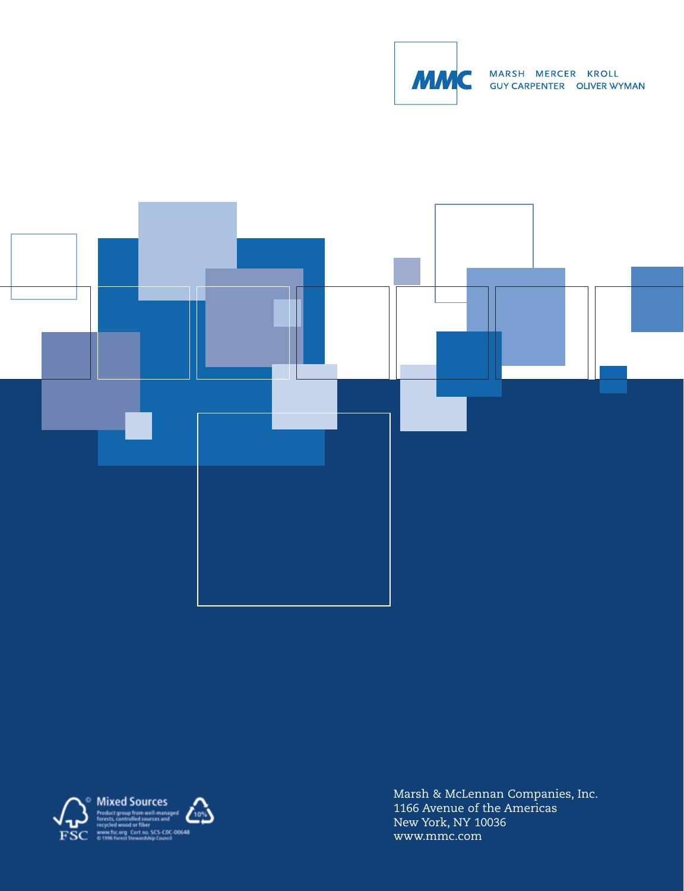MMC

MARSH MERCER KROLL
GUY CARPENTER OLIVER WYMAN

Mixed Sources
Product group from well-managed forests, controlled sources and recycled wood or fiber
www.fsc.org Cert no. SCS-COC-00648
© 1996 Forest Stewardship Council
FSC

Marsh & McLennan Companies, Inc.
1166 Avenue of the Americas
New York, NY 10036
www.mmc.com